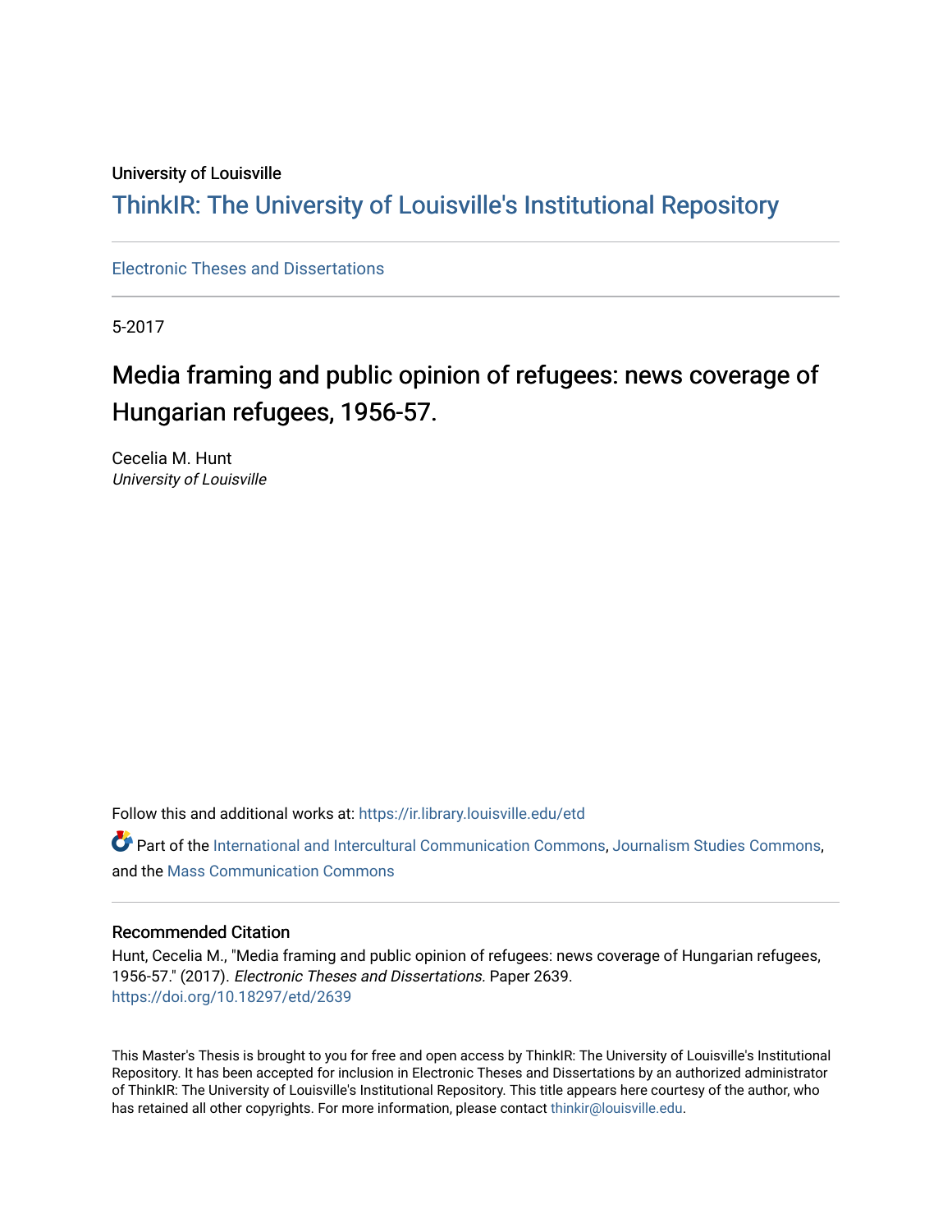University of Louisville

# ThinkIR: The University of Louisville's Institutional Repository

Electronic Theses and Dissertations

5-2017

## Media framing and public opinion of refugees: news coverage of Hungarian refugees, 1956-57.

Cecelia M. Hunt
*University of Louisville*

Follow this and additional works at: https://ir.library.louisville.edu/etd

Part of the International and Intercultural Communication Commons, Journalism Studies Commons, and the Mass Communication Commons

### Recommended Citation

Hunt, Cecelia M., "Media framing and public opinion of refugees: news coverage of Hungarian refugees, 1956-57." (2017). *Electronic Theses and Dissertations.* Paper 2639.
https://doi.org/10.18297/etd/2639

This Master's Thesis is brought to you for free and open access by ThinkIR: The University of Louisville's Institutional Repository. It has been accepted for inclusion in Electronic Theses and Dissertations by an authorized administrator of ThinkIR: The University of Louisville's Institutional Repository. This title appears here courtesy of the author, who has retained all other copyrights. For more information, please contact thinkir@louisville.edu.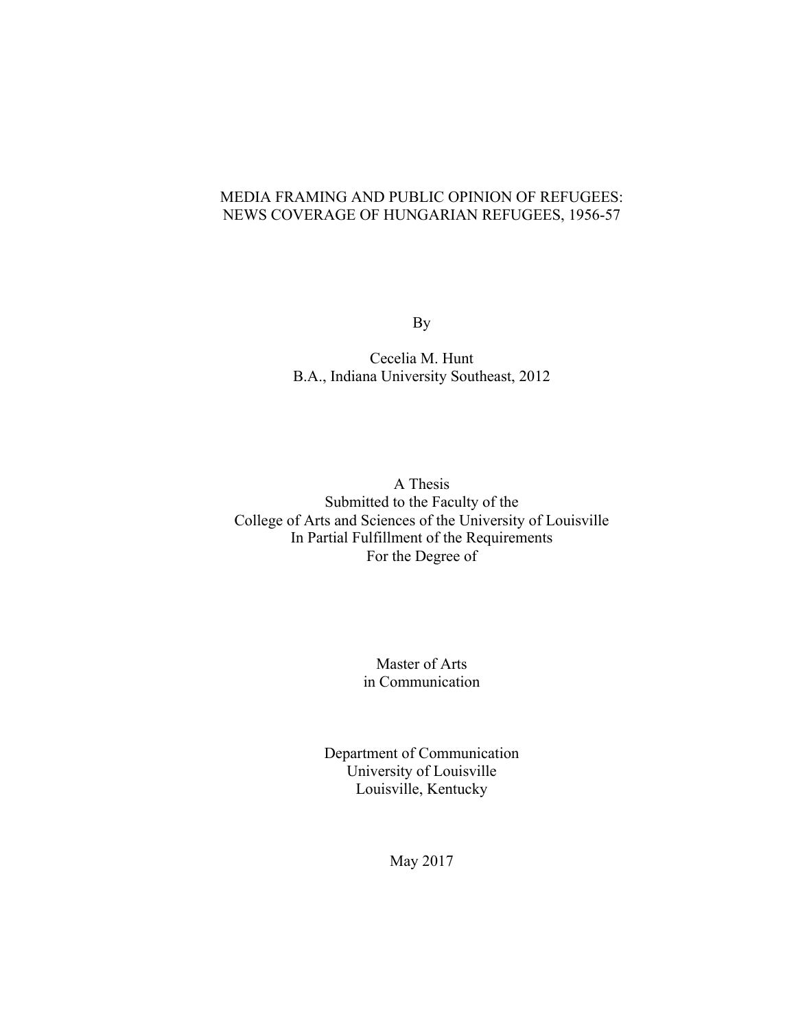# MEDIA FRAMING AND PUBLIC OPINION OF REFUGEES: NEWS COVERAGE OF HUNGARIAN REFUGEES, 1956-57

By

Cecelia M. Hunt
B.A., Indiana University Southeast, 2012

A Thesis
Submitted to the Faculty of the
College of Arts and Sciences of the University of Louisville
In Partial Fulfillment of the Requirements
For the Degree of

Master of Arts
in Communication

Department of Communication
University of Louisville
Louisville, Kentucky

May 2017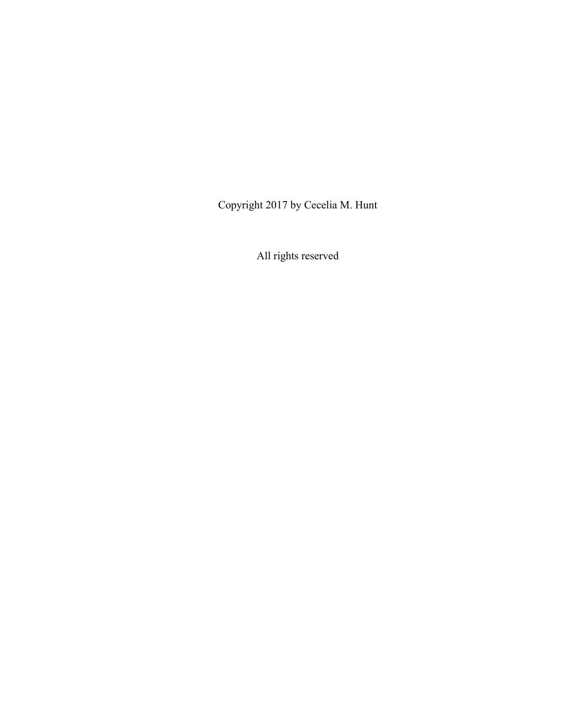Copyright 2017 by Cecelia M. Hunt

All rights reserved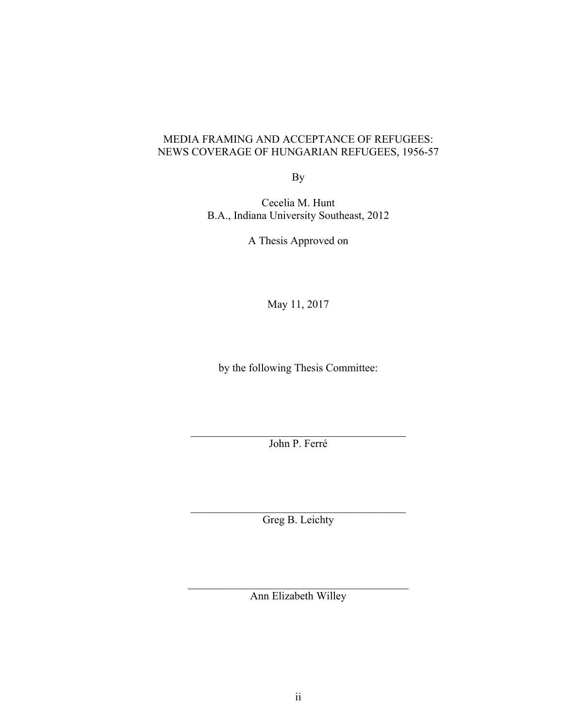MEDIA FRAMING AND ACCEPTANCE OF REFUGEES:
NEWS COVERAGE OF HUNGARIAN REFUGEES, 1956-57

By

Cecelia M. Hunt
B.A., Indiana University Southeast, 2012

A Thesis Approved on

May 11, 2017

by the following Thesis Committee:

John P. Ferré

Greg B. Leichty

Ann Elizabeth Willey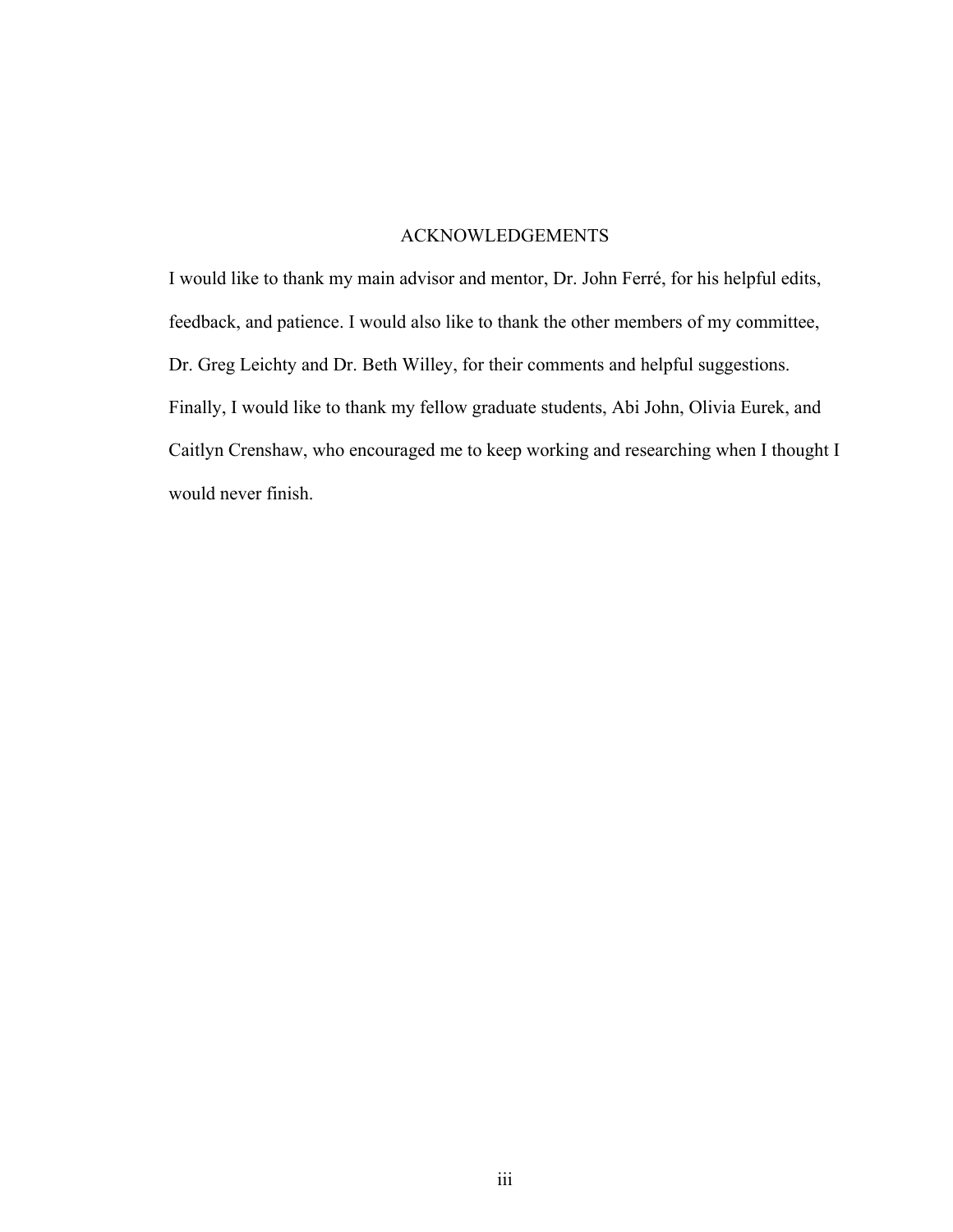# ACKNOWLEDGEMENTS

I would like to thank my main advisor and mentor, Dr. John Ferré, for his helpful edits, feedback, and patience. I would also like to thank the other members of my committee, Dr. Greg Leichty and Dr. Beth Willey, for their comments and helpful suggestions. Finally, I would like to thank my fellow graduate students, Abi John, Olivia Eurek, and Caitlyn Crenshaw, who encouraged me to keep working and researching when I thought I would never finish.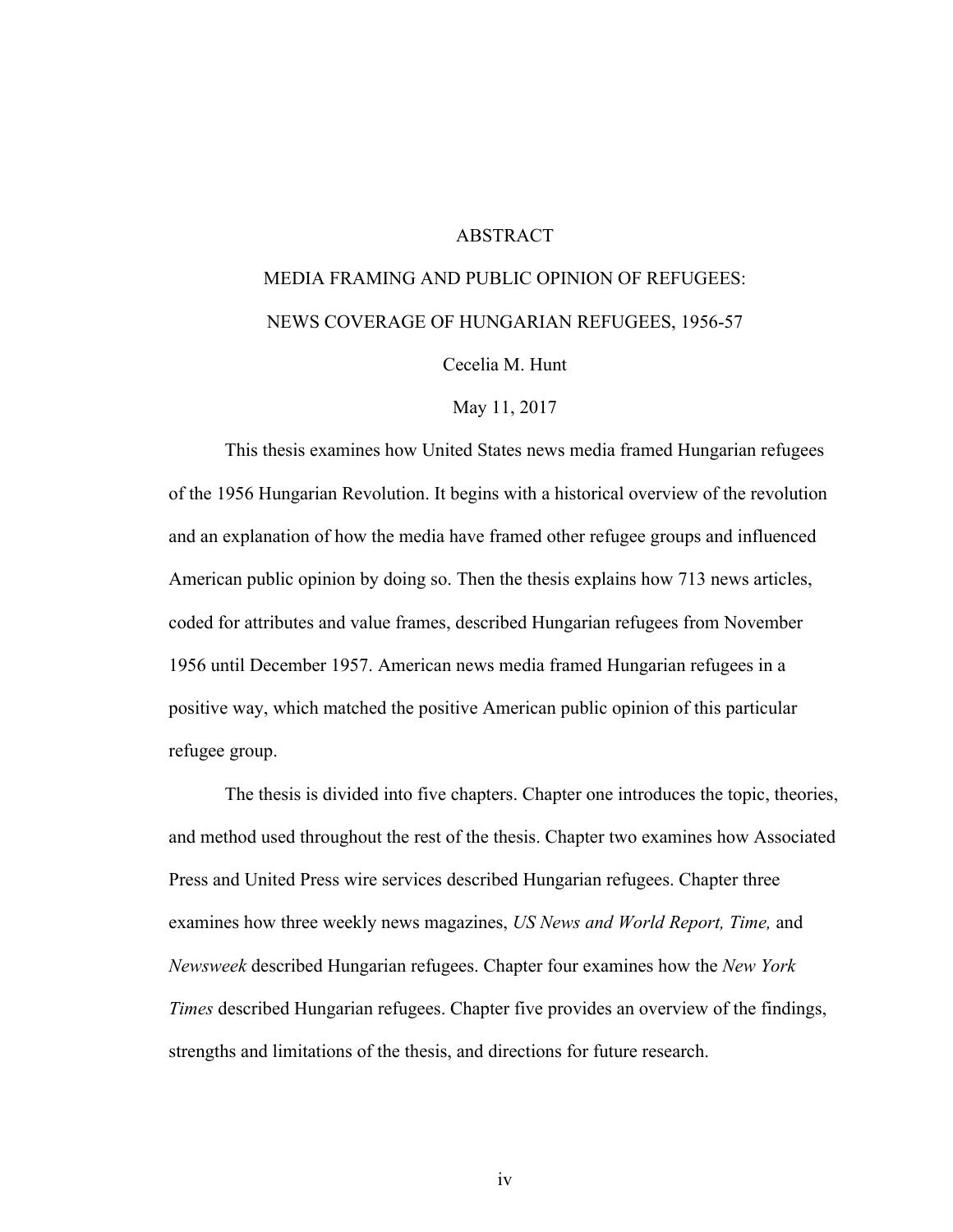# ABSTRACT

## MEDIA FRAMING AND PUBLIC OPINION OF REFUGEES: NEWS COVERAGE OF HUNGARIAN REFUGEES, 1956-57

Cecelia M. Hunt

May 11, 2017

This thesis examines how United States news media framed Hungarian refugees of the 1956 Hungarian Revolution. It begins with a historical overview of the revolution and an explanation of how the media have framed other refugee groups and influenced American public opinion by doing so. Then the thesis explains how 713 news articles, coded for attributes and value frames, described Hungarian refugees from November 1956 until December 1957. American news media framed Hungarian refugees in a positive way, which matched the positive American public opinion of this particular refugee group.

The thesis is divided into five chapters. Chapter one introduces the topic, theories, and method used throughout the rest of the thesis. Chapter two examines how Associated Press and United Press wire services described Hungarian refugees. Chapter three examines how three weekly news magazines, *US News and World Report, Time,* and *Newsweek* described Hungarian refugees. Chapter four examines how the *New York Times* described Hungarian refugees. Chapter five provides an overview of the findings, strengths and limitations of the thesis, and directions for future research.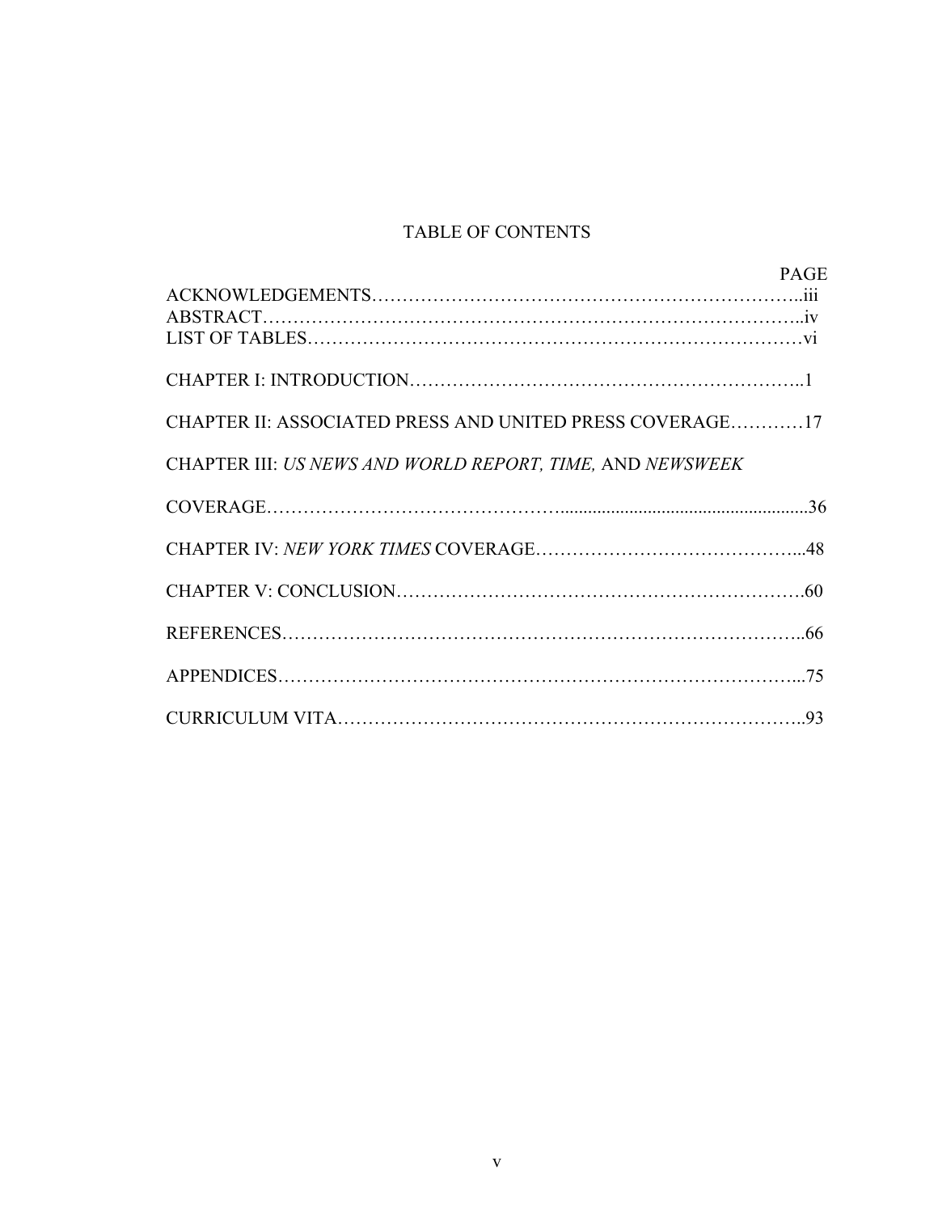# TABLE OF CONTENTS

| | PAGE |
|---|---|
| ACKNOWLEDGEMENTS | iii |
| ABSTRACT | iv |
| LIST OF TABLES | vi |
| CHAPTER I: INTRODUCTION | 1 |
| CHAPTER II: ASSOCIATED PRESS AND UNITED PRESS COVERAGE | 17 |
| CHAPTER III: *US NEWS AND WORLD REPORT, TIME,* AND *NEWSWEEK* COVERAGE | 36 |
| CHAPTER IV: *NEW YORK TIMES* COVERAGE | 48 |
| CHAPTER V: CONCLUSION | 60 |
| REFERENCES | 66 |
| APPENDICES | 75 |
| CURRICULUM VITA | 93 |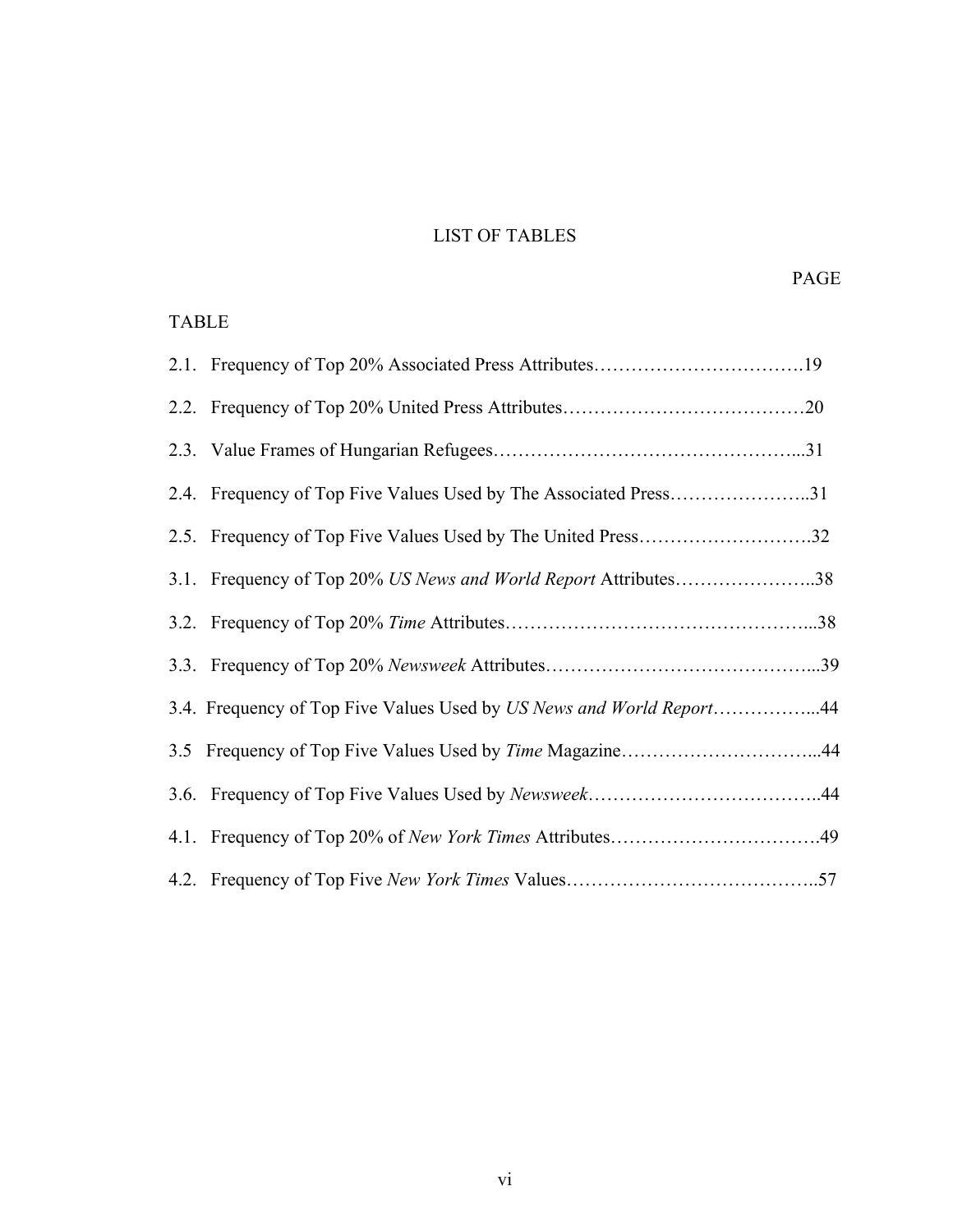# LIST OF TABLES

PAGE

TABLE

2.1. Frequency of Top 20% Associated Press Attributes……………………………19

2.2. Frequency of Top 20% United Press Attributes…………………………………20

2.3. Value Frames of Hungarian Refugees…………………………………………...31

2.4. Frequency of Top Five Values Used by The Associated Press…………………..31

2.5. Frequency of Top Five Values Used by The United Press……………………….32

3.1. Frequency of Top 20% *US News and World Report* Attributes…………………..38

3.2. Frequency of Top 20% *Time* Attributes…………………………………………...38

3.3. Frequency of Top 20% *Newsweek* Attributes……………………………………...39

3.4. Frequency of Top Five Values Used by *US News and World Report*……………...44

3.5 Frequency of Top Five Values Used by *Time* Magazine…………………………...44

3.6. Frequency of Top Five Values Used by *Newsweek*………………………………..44

4.1. Frequency of Top 20% of *New York Times* Attributes…………………………….49

4.2. Frequency of Top Five *New York Times* Values…………………………………..57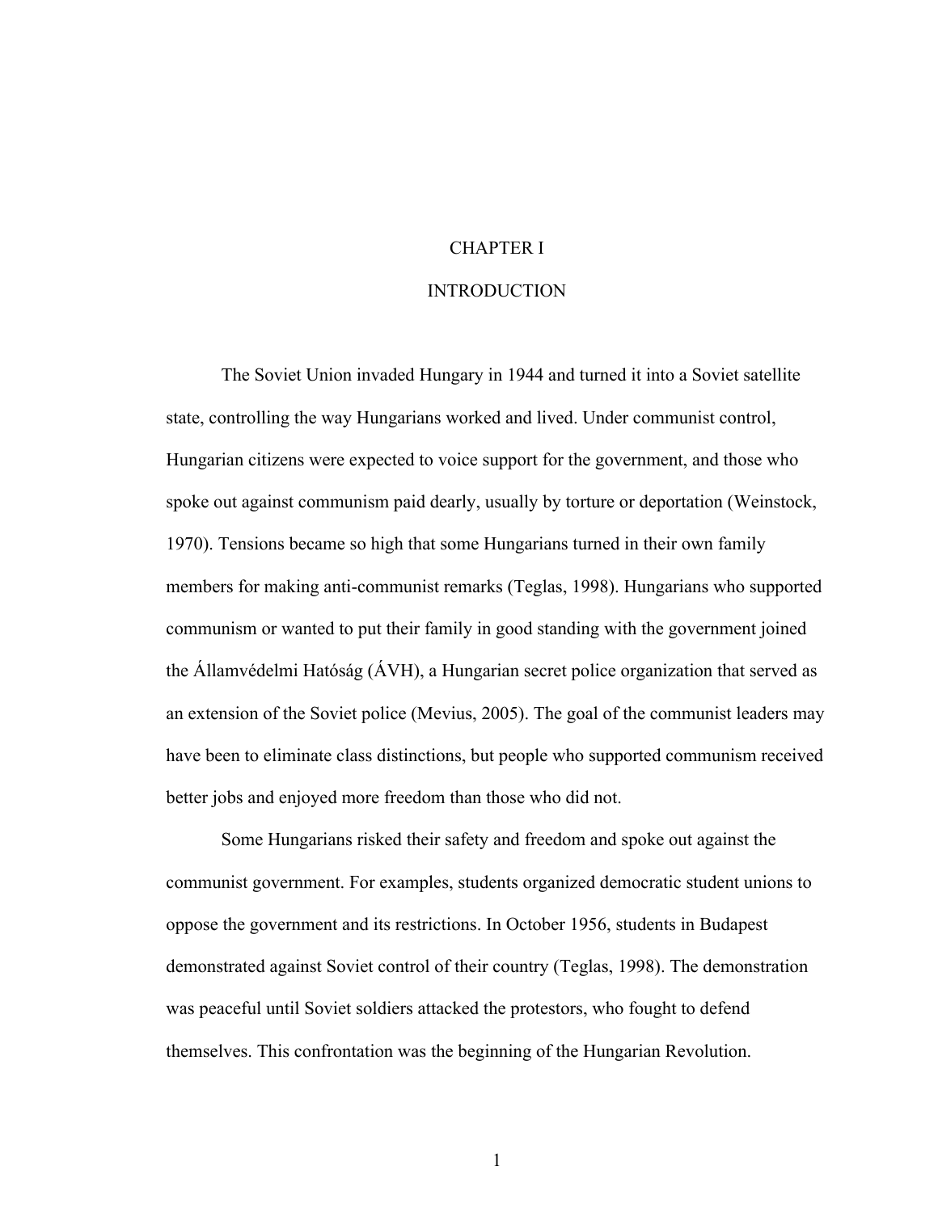# CHAPTER I

# INTRODUCTION

The Soviet Union invaded Hungary in 1944 and turned it into a Soviet satellite state, controlling the way Hungarians worked and lived. Under communist control, Hungarian citizens were expected to voice support for the government, and those who spoke out against communism paid dearly, usually by torture or deportation (Weinstock, 1970). Tensions became so high that some Hungarians turned in their own family members for making anti-communist remarks (Teglas, 1998). Hungarians who supported communism or wanted to put their family in good standing with the government joined the Államvédelmi Hatóság (ÁVH), a Hungarian secret police organization that served as an extension of the Soviet police (Mevius, 2005). The goal of the communist leaders may have been to eliminate class distinctions, but people who supported communism received better jobs and enjoyed more freedom than those who did not.

Some Hungarians risked their safety and freedom and spoke out against the communist government. For examples, students organized democratic student unions to oppose the government and its restrictions. In October 1956, students in Budapest demonstrated against Soviet control of their country (Teglas, 1998). The demonstration was peaceful until Soviet soldiers attacked the protestors, who fought to defend themselves. This confrontation was the beginning of the Hungarian Revolution.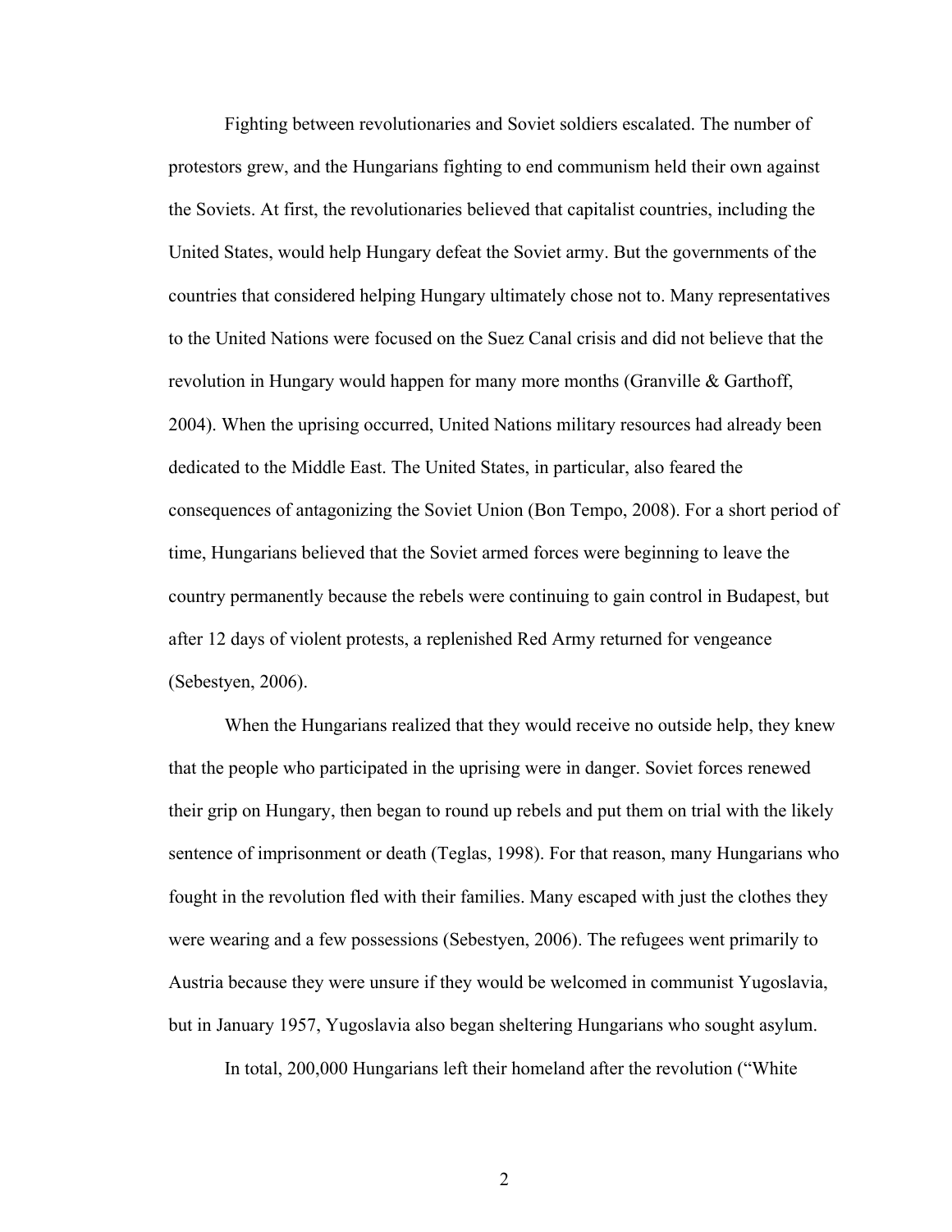Fighting between revolutionaries and Soviet soldiers escalated. The number of protestors grew, and the Hungarians fighting to end communism held their own against the Soviets. At first, the revolutionaries believed that capitalist countries, including the United States, would help Hungary defeat the Soviet army. But the governments of the countries that considered helping Hungary ultimately chose not to. Many representatives to the United Nations were focused on the Suez Canal crisis and did not believe that the revolution in Hungary would happen for many more months (Granville & Garthoff, 2004). When the uprising occurred, United Nations military resources had already been dedicated to the Middle East. The United States, in particular, also feared the consequences of antagonizing the Soviet Union (Bon Tempo, 2008). For a short period of time, Hungarians believed that the Soviet armed forces were beginning to leave the country permanently because the rebels were continuing to gain control in Budapest, but after 12 days of violent protests, a replenished Red Army returned for vengeance (Sebestyen, 2006).

When the Hungarians realized that they would receive no outside help, they knew that the people who participated in the uprising were in danger. Soviet forces renewed their grip on Hungary, then began to round up rebels and put them on trial with the likely sentence of imprisonment or death (Teglas, 1998). For that reason, many Hungarians who fought in the revolution fled with their families. Many escaped with just the clothes they were wearing and a few possessions (Sebestyen, 2006). The refugees went primarily to Austria because they were unsure if they would be welcomed in communist Yugoslavia, but in January 1957, Yugoslavia also began sheltering Hungarians who sought asylum.

In total, 200,000 Hungarians left their homeland after the revolution ("White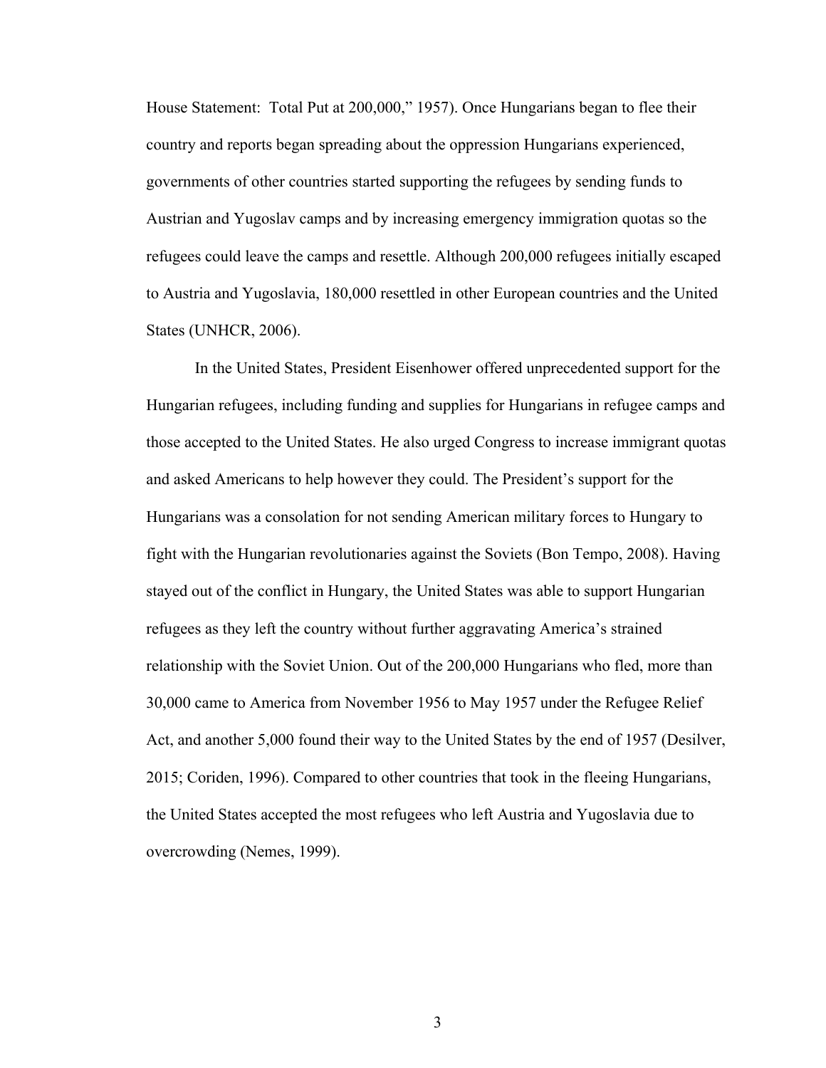House Statement:  Total Put at 200,000," 1957). Once Hungarians began to flee their country and reports began spreading about the oppression Hungarians experienced, governments of other countries started supporting the refugees by sending funds to Austrian and Yugoslav camps and by increasing emergency immigration quotas so the refugees could leave the camps and resettle. Although 200,000 refugees initially escaped to Austria and Yugoslavia, 180,000 resettled in other European countries and the United States (UNHCR, 2006).

In the United States, President Eisenhower offered unprecedented support for the Hungarian refugees, including funding and supplies for Hungarians in refugee camps and those accepted to the United States. He also urged Congress to increase immigrant quotas and asked Americans to help however they could. The President's support for the Hungarians was a consolation for not sending American military forces to Hungary to fight with the Hungarian revolutionaries against the Soviets (Bon Tempo, 2008). Having stayed out of the conflict in Hungary, the United States was able to support Hungarian refugees as they left the country without further aggravating America's strained relationship with the Soviet Union. Out of the 200,000 Hungarians who fled, more than 30,000 came to America from November 1956 to May 1957 under the Refugee Relief Act, and another 5,000 found their way to the United States by the end of 1957 (Desilver, 2015; Coriden, 1996). Compared to other countries that took in the fleeing Hungarians, the United States accepted the most refugees who left Austria and Yugoslavia due to overcrowding (Nemes, 1999).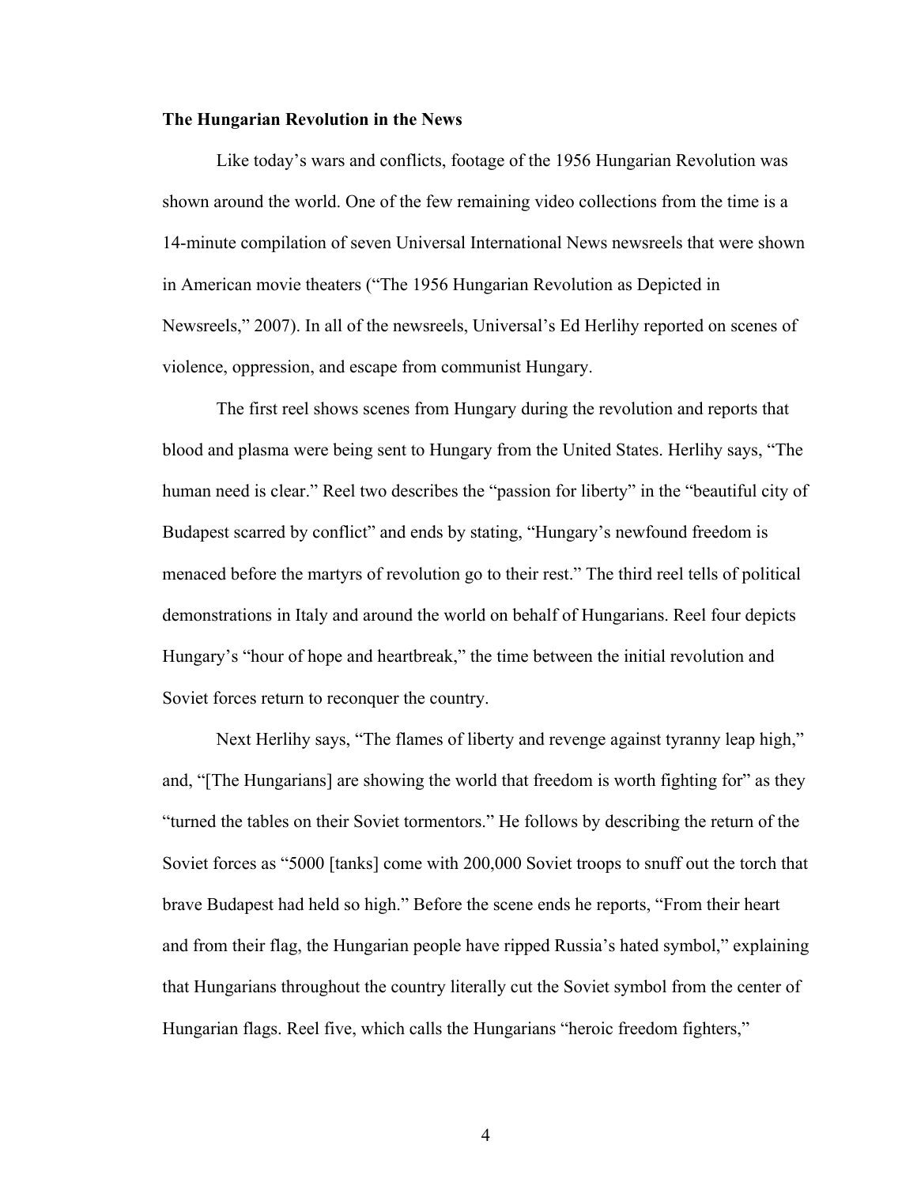**The Hungarian Revolution in the News**

Like today's wars and conflicts, footage of the 1956 Hungarian Revolution was shown around the world. One of the few remaining video collections from the time is a 14-minute compilation of seven Universal International News newsreels that were shown in American movie theaters ("The 1956 Hungarian Revolution as Depicted in Newsreels," 2007). In all of the newsreels, Universal's Ed Herlihy reported on scenes of violence, oppression, and escape from communist Hungary.

The first reel shows scenes from Hungary during the revolution and reports that blood and plasma were being sent to Hungary from the United States. Herlihy says, "The human need is clear." Reel two describes the "passion for liberty" in the "beautiful city of Budapest scarred by conflict" and ends by stating, "Hungary's newfound freedom is menaced before the martyrs of revolution go to their rest." The third reel tells of political demonstrations in Italy and around the world on behalf of Hungarians. Reel four depicts Hungary's "hour of hope and heartbreak," the time between the initial revolution and Soviet forces return to reconquer the country.

Next Herlihy says, "The flames of liberty and revenge against tyranny leap high," and, "[The Hungarians] are showing the world that freedom is worth fighting for" as they "turned the tables on their Soviet tormentors." He follows by describing the return of the Soviet forces as "5000 [tanks] come with 200,000 Soviet troops to snuff out the torch that brave Budapest had held so high." Before the scene ends he reports, "From their heart and from their flag, the Hungarian people have ripped Russia's hated symbol," explaining that Hungarians throughout the country literally cut the Soviet symbol from the center of Hungarian flags. Reel five, which calls the Hungarians "heroic freedom fighters,"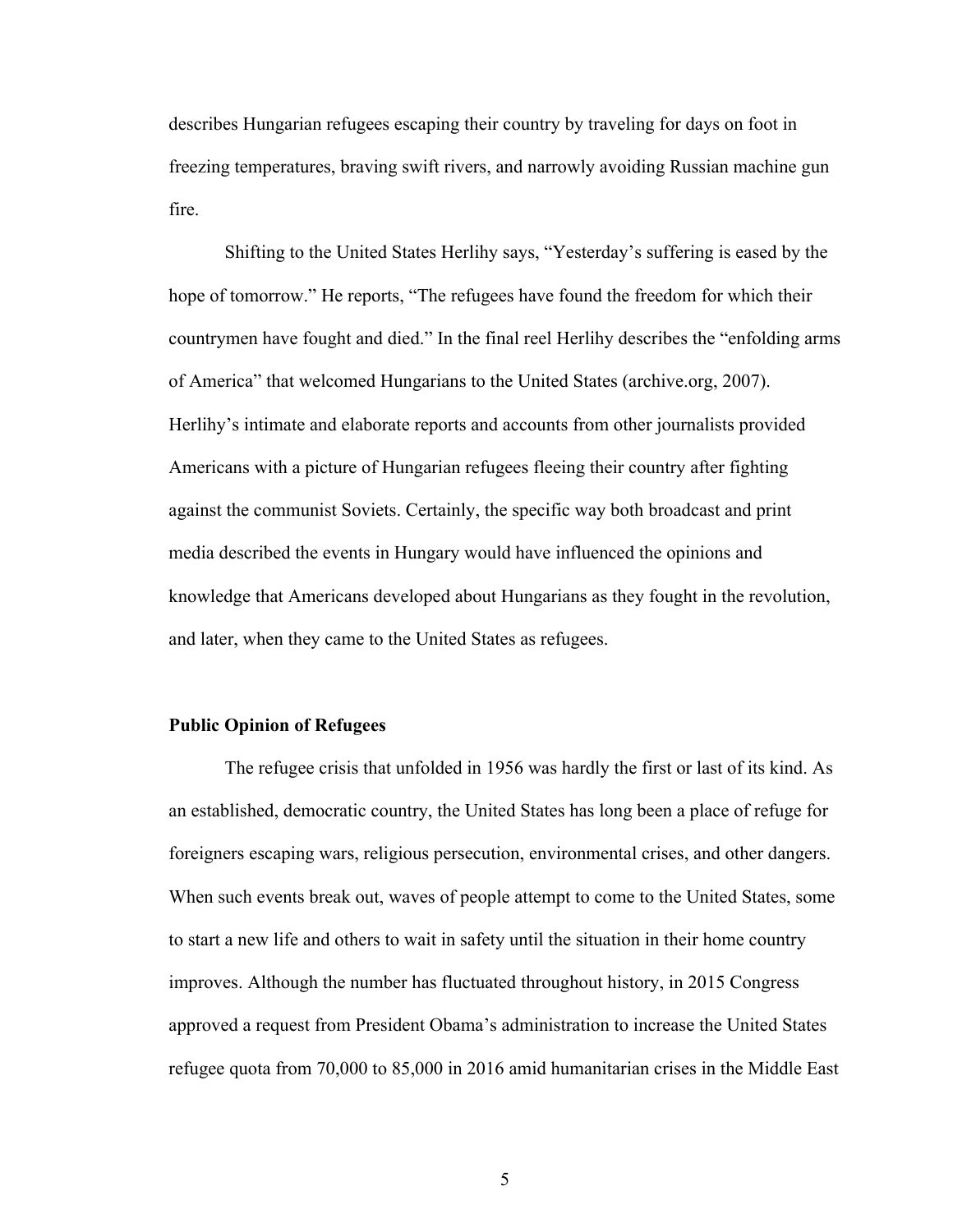describes Hungarian refugees escaping their country by traveling for days on foot in freezing temperatures, braving swift rivers, and narrowly avoiding Russian machine gun fire.

Shifting to the United States Herlihy says, "Yesterday's suffering is eased by the hope of tomorrow." He reports, "The refugees have found the freedom for which their countrymen have fought and died." In the final reel Herlihy describes the "enfolding arms of America" that welcomed Hungarians to the United States (archive.org, 2007). Herlihy's intimate and elaborate reports and accounts from other journalists provided Americans with a picture of Hungarian refugees fleeing their country after fighting against the communist Soviets. Certainly, the specific way both broadcast and print media described the events in Hungary would have influenced the opinions and knowledge that Americans developed about Hungarians as they fought in the revolution, and later, when they came to the United States as refugees.

**Public Opinion of Refugees**

The refugee crisis that unfolded in 1956 was hardly the first or last of its kind. As an established, democratic country, the United States has long been a place of refuge for foreigners escaping wars, religious persecution, environmental crises, and other dangers. When such events break out, waves of people attempt to come to the United States, some to start a new life and others to wait in safety until the situation in their home country improves. Although the number has fluctuated throughout history, in 2015 Congress approved a request from President Obama's administration to increase the United States refugee quota from 70,000 to 85,000 in 2016 amid humanitarian crises in the Middle East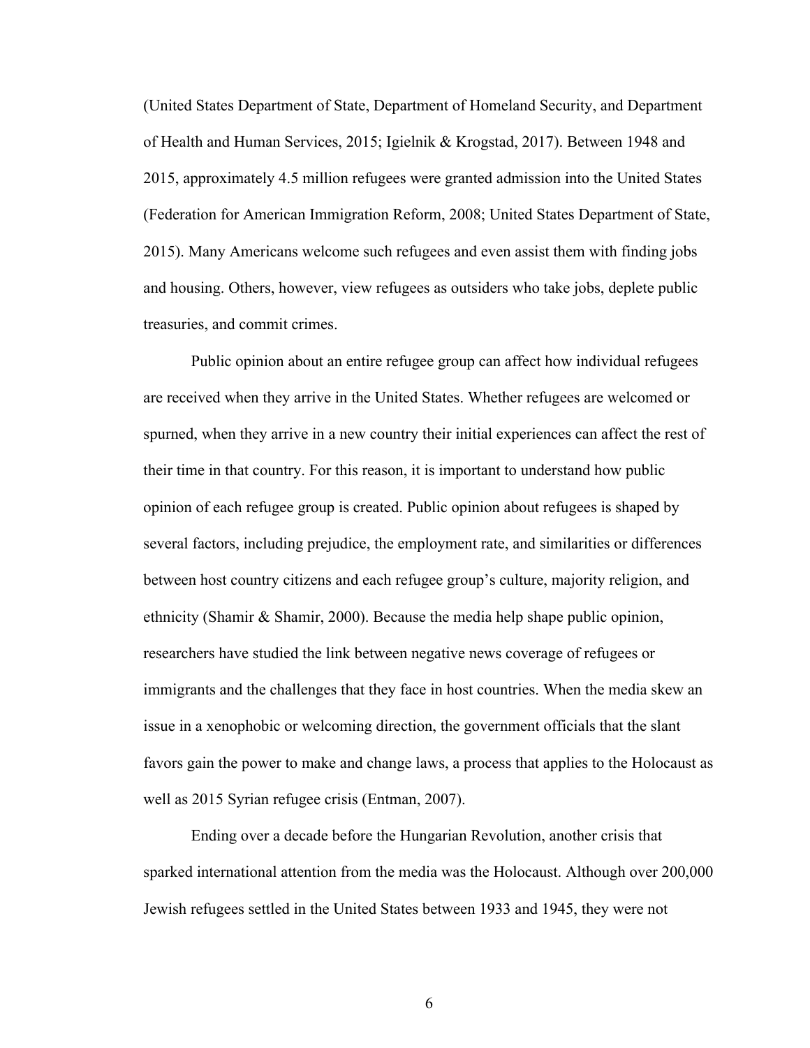(United States Department of State, Department of Homeland Security, and Department of Health and Human Services, 2015; Igielnik & Krogstad, 2017). Between 1948 and 2015, approximately 4.5 million refugees were granted admission into the United States (Federation for American Immigration Reform, 2008; United States Department of State, 2015). Many Americans welcome such refugees and even assist them with finding jobs and housing. Others, however, view refugees as outsiders who take jobs, deplete public treasuries, and commit crimes.

Public opinion about an entire refugee group can affect how individual refugees are received when they arrive in the United States. Whether refugees are welcomed or spurned, when they arrive in a new country their initial experiences can affect the rest of their time in that country. For this reason, it is important to understand how public opinion of each refugee group is created. Public opinion about refugees is shaped by several factors, including prejudice, the employment rate, and similarities or differences between host country citizens and each refugee group's culture, majority religion, and ethnicity (Shamir & Shamir, 2000). Because the media help shape public opinion, researchers have studied the link between negative news coverage of refugees or immigrants and the challenges that they face in host countries. When the media skew an issue in a xenophobic or welcoming direction, the government officials that the slant favors gain the power to make and change laws, a process that applies to the Holocaust as well as 2015 Syrian refugee crisis (Entman, 2007).

Ending over a decade before the Hungarian Revolution, another crisis that sparked international attention from the media was the Holocaust. Although over 200,000 Jewish refugees settled in the United States between 1933 and 1945, they were not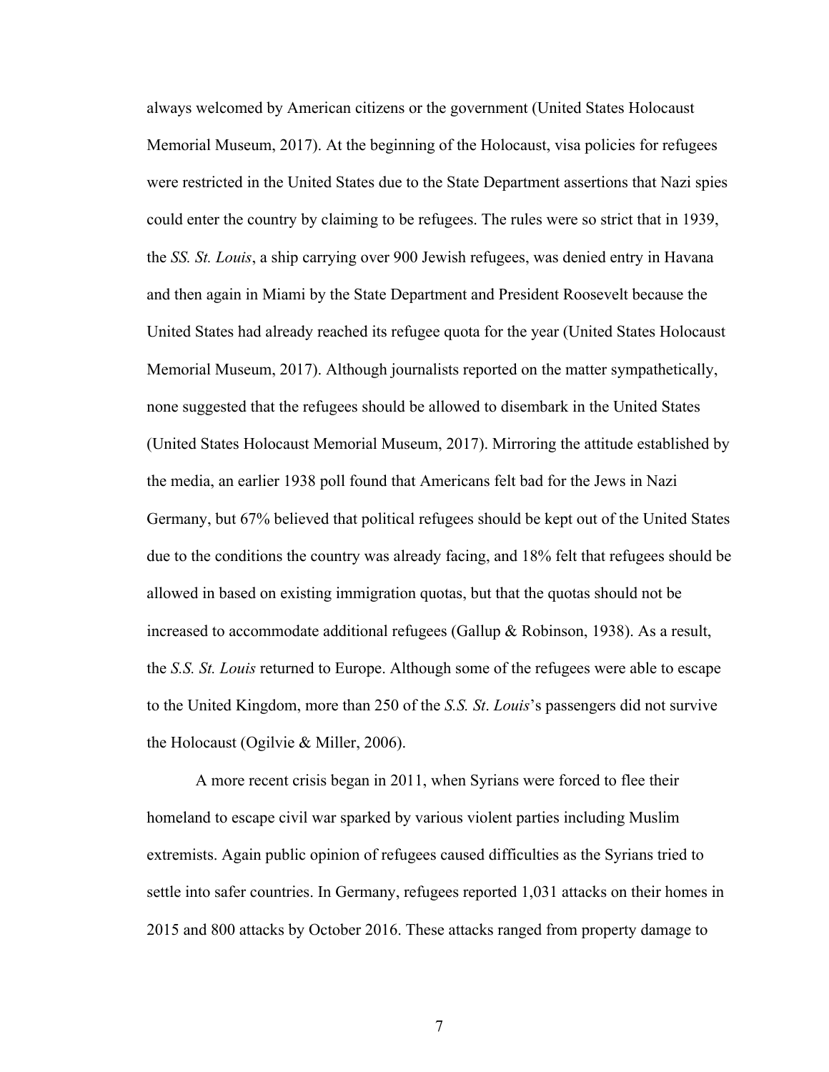always welcomed by American citizens or the government (United States Holocaust Memorial Museum, 2017). At the beginning of the Holocaust, visa policies for refugees were restricted in the United States due to the State Department assertions that Nazi spies could enter the country by claiming to be refugees. The rules were so strict that in 1939, the *SS. St. Louis*, a ship carrying over 900 Jewish refugees, was denied entry in Havana and then again in Miami by the State Department and President Roosevelt because the United States had already reached its refugee quota for the year (United States Holocaust Memorial Museum, 2017). Although journalists reported on the matter sympathetically, none suggested that the refugees should be allowed to disembark in the United States (United States Holocaust Memorial Museum, 2017). Mirroring the attitude established by the media, an earlier 1938 poll found that Americans felt bad for the Jews in Nazi Germany, but 67% believed that political refugees should be kept out of the United States due to the conditions the country was already facing, and 18% felt that refugees should be allowed in based on existing immigration quotas, but that the quotas should not be increased to accommodate additional refugees (Gallup & Robinson, 1938). As a result, the *S.S. St. Louis* returned to Europe. Although some of the refugees were able to escape to the United Kingdom, more than 250 of the *S.S. St. Louis*'s passengers did not survive the Holocaust (Ogilvie & Miller, 2006).

A more recent crisis began in 2011, when Syrians were forced to flee their homeland to escape civil war sparked by various violent parties including Muslim extremists. Again public opinion of refugees caused difficulties as the Syrians tried to settle into safer countries. In Germany, refugees reported 1,031 attacks on their homes in 2015 and 800 attacks by October 2016. These attacks ranged from property damage to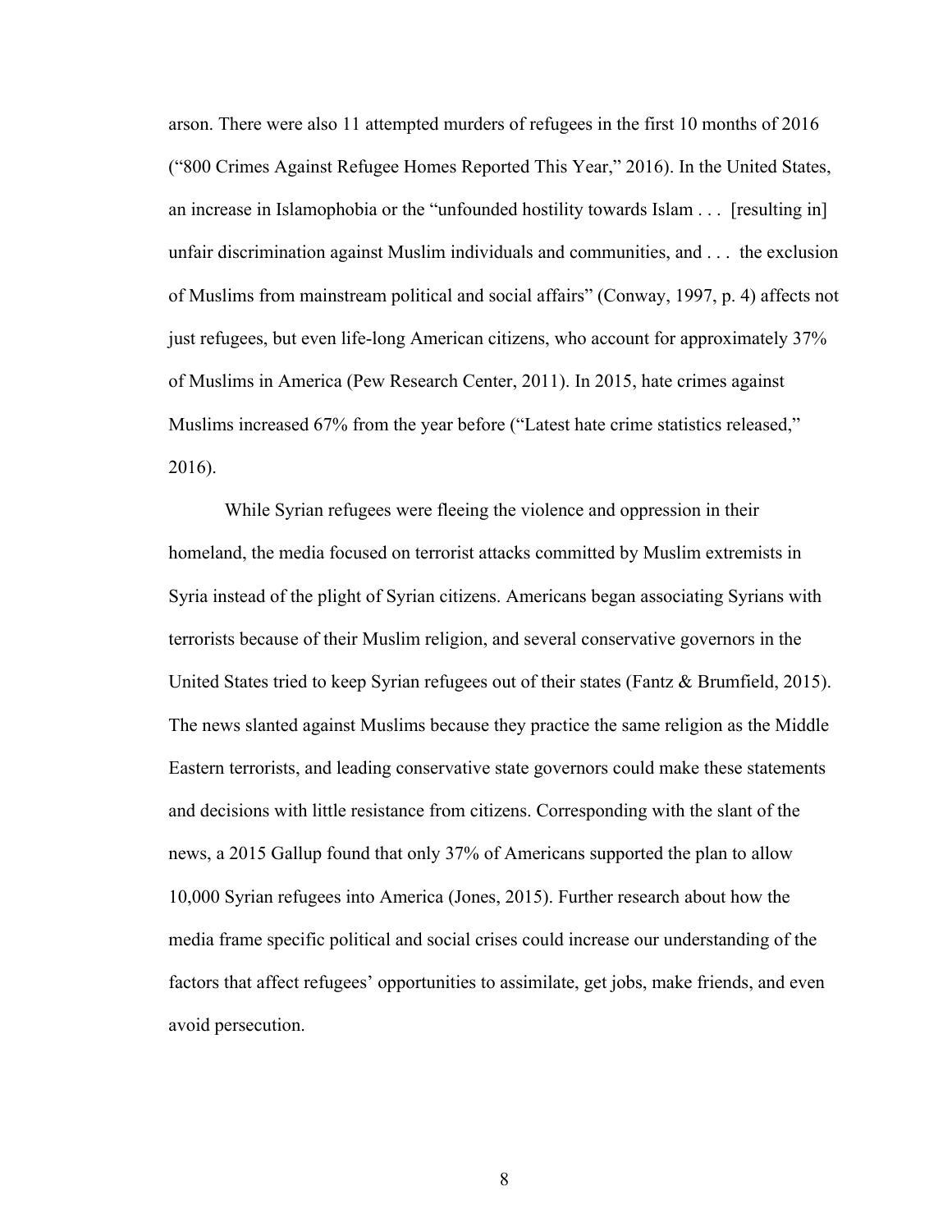arson. There were also 11 attempted murders of refugees in the first 10 months of 2016 ("800 Crimes Against Refugee Homes Reported This Year," 2016). In the United States, an increase in Islamophobia or the "unfounded hostility towards Islam . . . [resulting in] unfair discrimination against Muslim individuals and communities, and . . . the exclusion of Muslims from mainstream political and social affairs" (Conway, 1997, p. 4) affects not just refugees, but even life-long American citizens, who account for approximately 37% of Muslims in America (Pew Research Center, 2011). In 2015, hate crimes against Muslims increased 67% from the year before ("Latest hate crime statistics released," 2016).

While Syrian refugees were fleeing the violence and oppression in their homeland, the media focused on terrorist attacks committed by Muslim extremists in Syria instead of the plight of Syrian citizens. Americans began associating Syrians with terrorists because of their Muslim religion, and several conservative governors in the United States tried to keep Syrian refugees out of their states (Fantz & Brumfield, 2015). The news slanted against Muslims because they practice the same religion as the Middle Eastern terrorists, and leading conservative state governors could make these statements and decisions with little resistance from citizens. Corresponding with the slant of the news, a 2015 Gallup found that only 37% of Americans supported the plan to allow 10,000 Syrian refugees into America (Jones, 2015). Further research about how the media frame specific political and social crises could increase our understanding of the factors that affect refugees' opportunities to assimilate, get jobs, make friends, and even avoid persecution.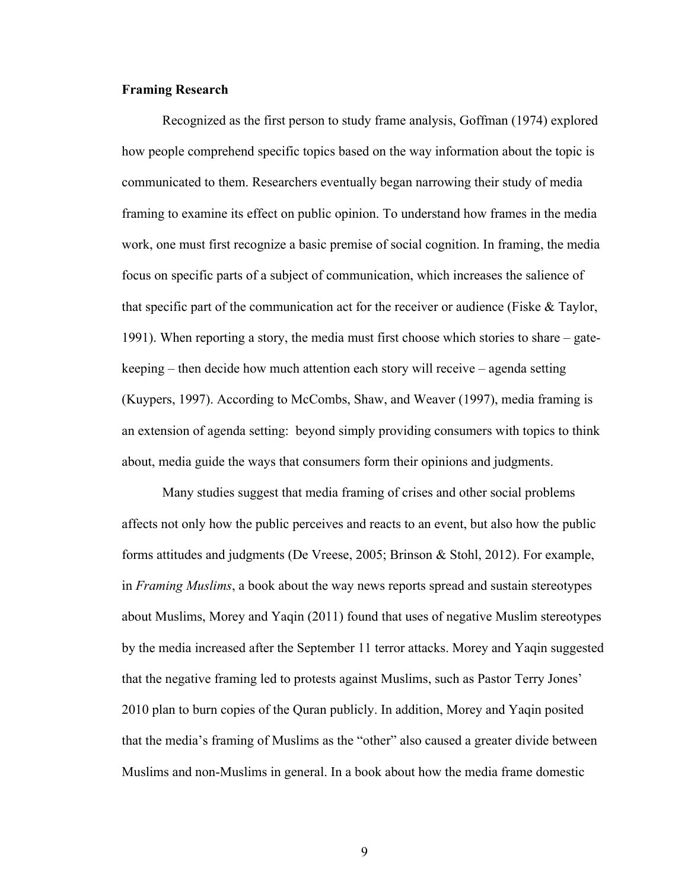**Framing Research**

Recognized as the first person to study frame analysis, Goffman (1974) explored how people comprehend specific topics based on the way information about the topic is communicated to them. Researchers eventually began narrowing their study of media framing to examine its effect on public opinion. To understand how frames in the media work, one must first recognize a basic premise of social cognition. In framing, the media focus on specific parts of a subject of communication, which increases the salience of that specific part of the communication act for the receiver or audience (Fiske & Taylor, 1991). When reporting a story, the media must first choose which stories to share – gate-keeping – then decide how much attention each story will receive – agenda setting (Kuypers, 1997). According to McCombs, Shaw, and Weaver (1997), media framing is an extension of agenda setting: beyond simply providing consumers with topics to think about, media guide the ways that consumers form their opinions and judgments.

Many studies suggest that media framing of crises and other social problems affects not only how the public perceives and reacts to an event, but also how the public forms attitudes and judgments (De Vreese, 2005; Brinson & Stohl, 2012). For example, in *Framing Muslims*, a book about the way news reports spread and sustain stereotypes about Muslims, Morey and Yaqin (2011) found that uses of negative Muslim stereotypes by the media increased after the September 11 terror attacks. Morey and Yaqin suggested that the negative framing led to protests against Muslims, such as Pastor Terry Jones' 2010 plan to burn copies of the Quran publicly. In addition, Morey and Yaqin posited that the media's framing of Muslims as the "other" also caused a greater divide between Muslims and non-Muslims in general. In a book about how the media frame domestic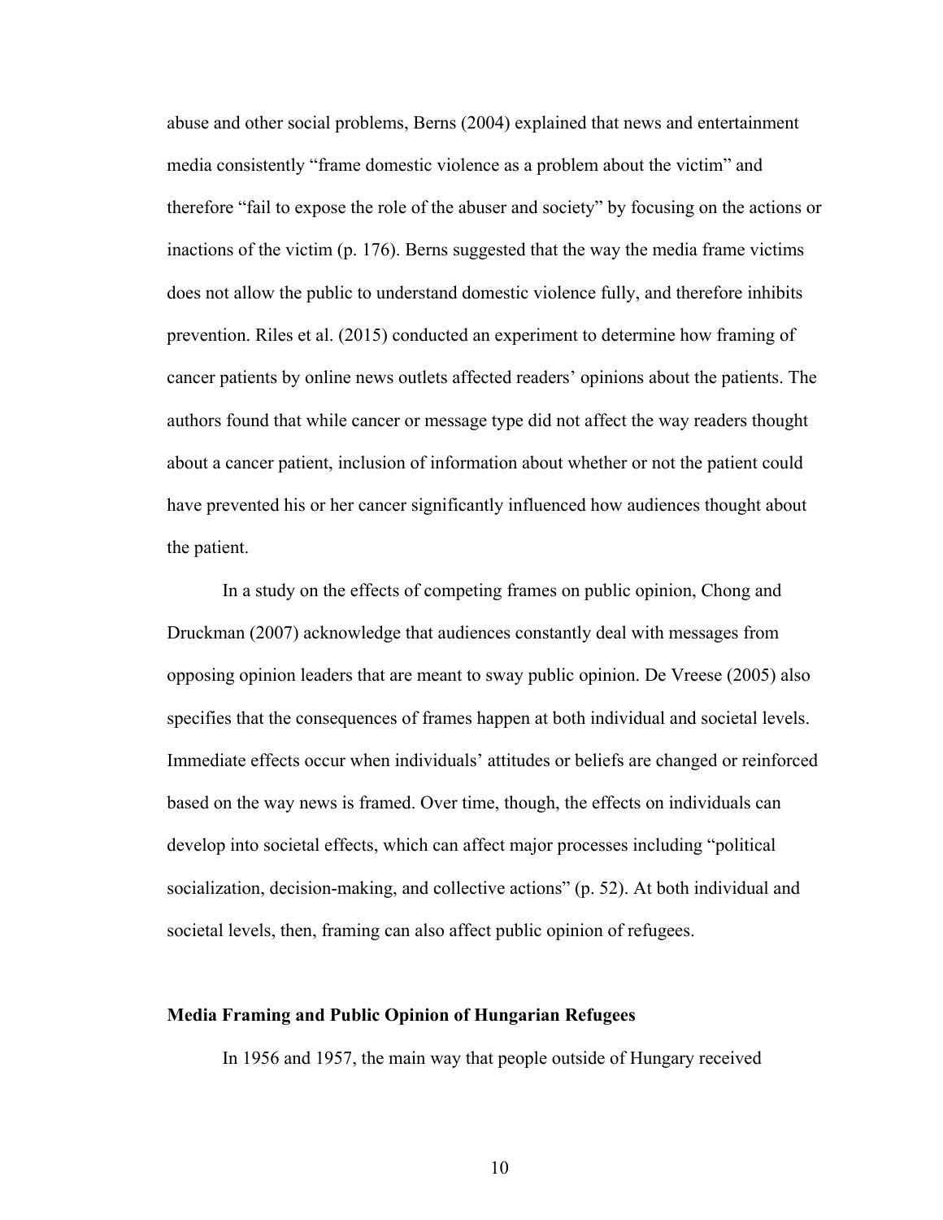abuse and other social problems, Berns (2004) explained that news and entertainment media consistently "frame domestic violence as a problem about the victim" and therefore "fail to expose the role of the abuser and society" by focusing on the actions or inactions of the victim (p. 176). Berns suggested that the way the media frame victims does not allow the public to understand domestic violence fully, and therefore inhibits prevention. Riles et al. (2015) conducted an experiment to determine how framing of cancer patients by online news outlets affected readers' opinions about the patients. The authors found that while cancer or message type did not affect the way readers thought about a cancer patient, inclusion of information about whether or not the patient could have prevented his or her cancer significantly influenced how audiences thought about the patient.

In a study on the effects of competing frames on public opinion, Chong and Druckman (2007) acknowledge that audiences constantly deal with messages from opposing opinion leaders that are meant to sway public opinion. De Vreese (2005) also specifies that the consequences of frames happen at both individual and societal levels. Immediate effects occur when individuals' attitudes or beliefs are changed or reinforced based on the way news is framed. Over time, though, the effects on individuals can develop into societal effects, which can affect major processes including "political socialization, decision-making, and collective actions" (p. 52). At both individual and societal levels, then, framing can also affect public opinion of refugees.

**Media Framing and Public Opinion of Hungarian Refugees**

In 1956 and 1957, the main way that people outside of Hungary received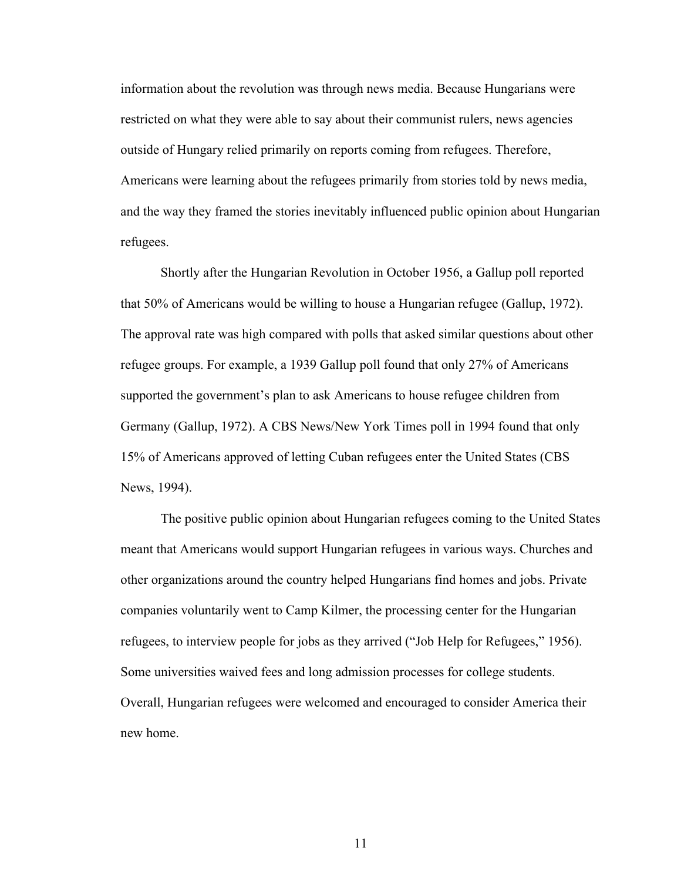information about the revolution was through news media. Because Hungarians were restricted on what they were able to say about their communist rulers, news agencies outside of Hungary relied primarily on reports coming from refugees. Therefore, Americans were learning about the refugees primarily from stories told by news media, and the way they framed the stories inevitably influenced public opinion about Hungarian refugees.

Shortly after the Hungarian Revolution in October 1956, a Gallup poll reported that 50% of Americans would be willing to house a Hungarian refugee (Gallup, 1972). The approval rate was high compared with polls that asked similar questions about other refugee groups. For example, a 1939 Gallup poll found that only 27% of Americans supported the government's plan to ask Americans to house refugee children from Germany (Gallup, 1972). A CBS News/New York Times poll in 1994 found that only 15% of Americans approved of letting Cuban refugees enter the United States (CBS News, 1994).

The positive public opinion about Hungarian refugees coming to the United States meant that Americans would support Hungarian refugees in various ways. Churches and other organizations around the country helped Hungarians find homes and jobs. Private companies voluntarily went to Camp Kilmer, the processing center for the Hungarian refugees, to interview people for jobs as they arrived ("Job Help for Refugees," 1956). Some universities waived fees and long admission processes for college students. Overall, Hungarian refugees were welcomed and encouraged to consider America their new home.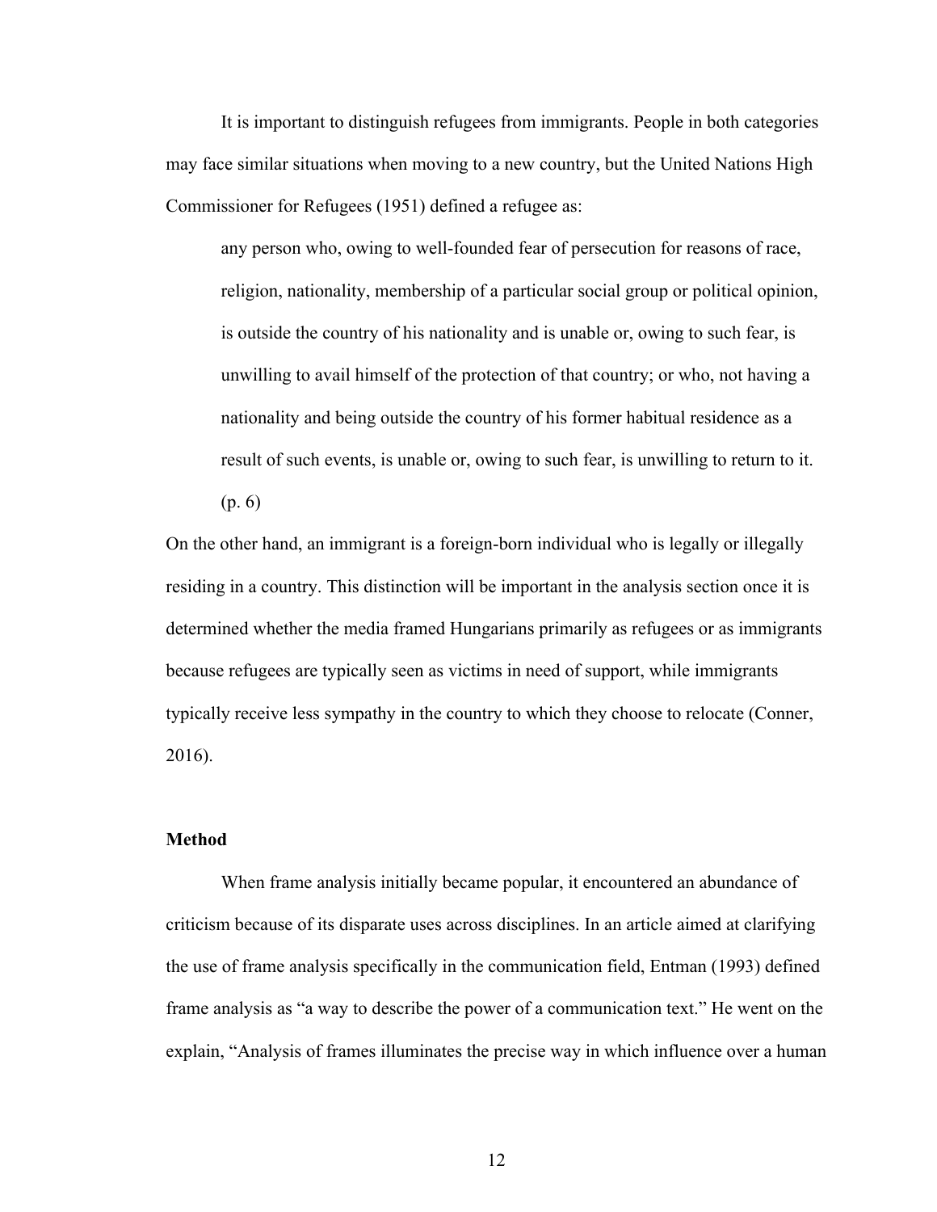It is important to distinguish refugees from immigrants. People in both categories may face similar situations when moving to a new country, but the United Nations High Commissioner for Refugees (1951) defined a refugee as:

> any person who, owing to well-founded fear of persecution for reasons of race, religion, nationality, membership of a particular social group or political opinion, is outside the country of his nationality and is unable or, owing to such fear, is unwilling to avail himself of the protection of that country; or who, not having a nationality and being outside the country of his former habitual residence as a result of such events, is unable or, owing to such fear, is unwilling to return to it. (p. 6)

On the other hand, an immigrant is a foreign-born individual who is legally or illegally residing in a country. This distinction will be important in the analysis section once it is determined whether the media framed Hungarians primarily as refugees or as immigrants because refugees are typically seen as victims in need of support, while immigrants typically receive less sympathy in the country to which they choose to relocate (Conner, 2016).

**Method**

When frame analysis initially became popular, it encountered an abundance of criticism because of its disparate uses across disciplines. In an article aimed at clarifying the use of frame analysis specifically in the communication field, Entman (1993) defined frame analysis as "a way to describe the power of a communication text." He went on the explain, "Analysis of frames illuminates the precise way in which influence over a human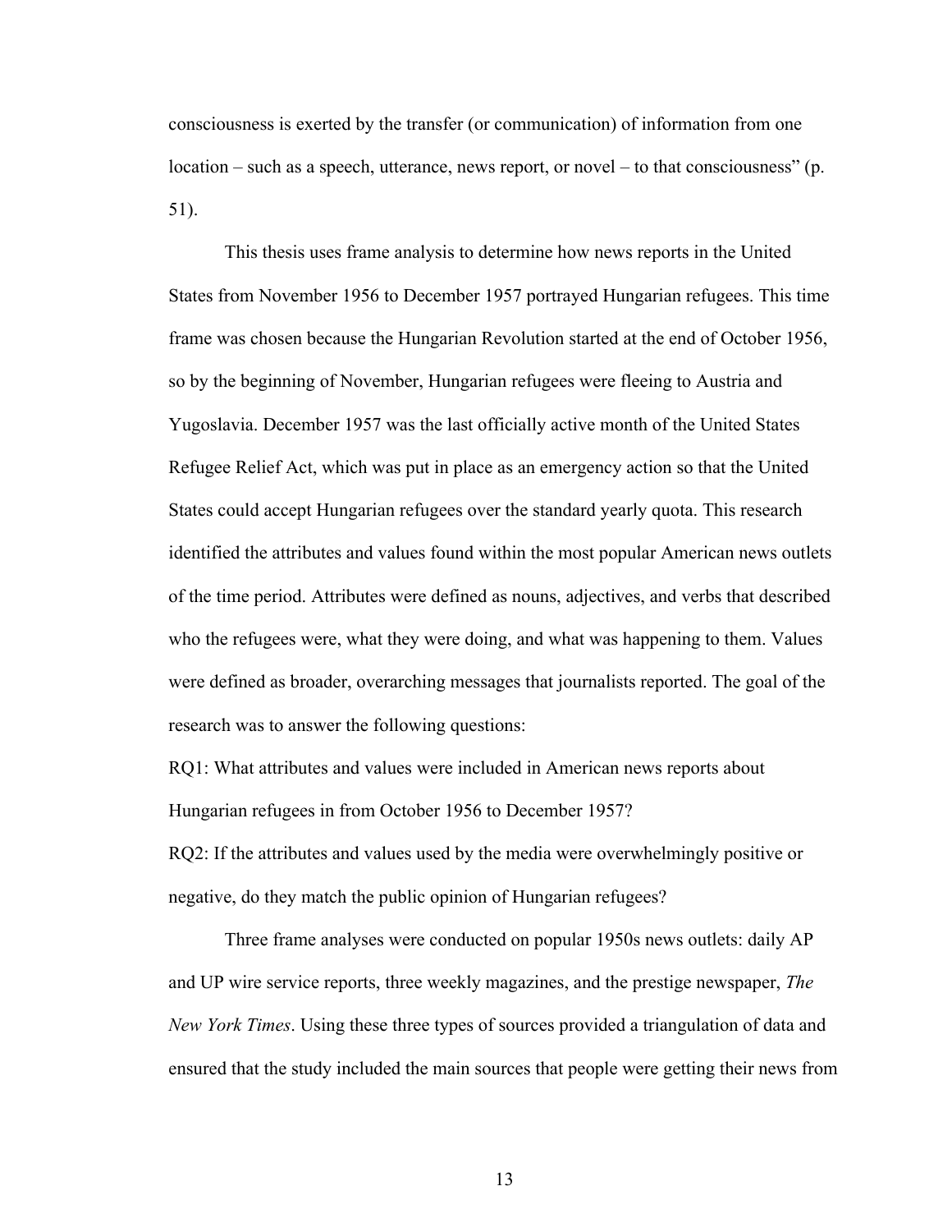consciousness is exerted by the transfer (or communication) of information from one location – such as a speech, utterance, news report, or novel – to that consciousness" (p. 51).

This thesis uses frame analysis to determine how news reports in the United States from November 1956 to December 1957 portrayed Hungarian refugees. This time frame was chosen because the Hungarian Revolution started at the end of October 1956, so by the beginning of November, Hungarian refugees were fleeing to Austria and Yugoslavia. December 1957 was the last officially active month of the United States Refugee Relief Act, which was put in place as an emergency action so that the United States could accept Hungarian refugees over the standard yearly quota. This research identified the attributes and values found within the most popular American news outlets of the time period. Attributes were defined as nouns, adjectives, and verbs that described who the refugees were, what they were doing, and what was happening to them. Values were defined as broader, overarching messages that journalists reported. The goal of the research was to answer the following questions:

RQ1: What attributes and values were included in American news reports about Hungarian refugees in from October 1956 to December 1957?

RQ2: If the attributes and values used by the media were overwhelmingly positive or negative, do they match the public opinion of Hungarian refugees?

Three frame analyses were conducted on popular 1950s news outlets: daily AP and UP wire service reports, three weekly magazines, and the prestige newspaper, *The New York Times*. Using these three types of sources provided a triangulation of data and ensured that the study included the main sources that people were getting their news from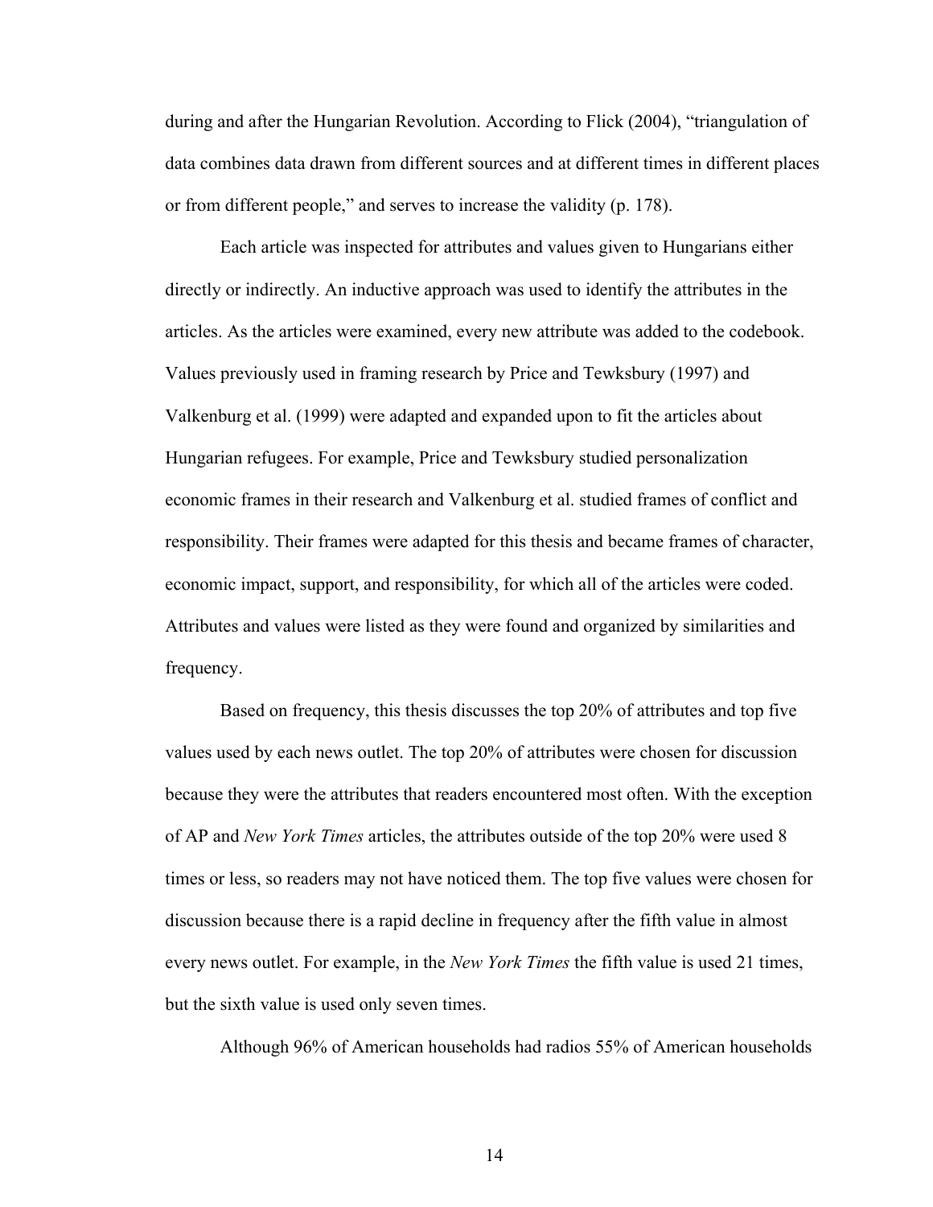during and after the Hungarian Revolution. According to Flick (2004), "triangulation of data combines data drawn from different sources and at different times in different places or from different people," and serves to increase the validity (p. 178).

Each article was inspected for attributes and values given to Hungarians either directly or indirectly. An inductive approach was used to identify the attributes in the articles. As the articles were examined, every new attribute was added to the codebook. Values previously used in framing research by Price and Tewksbury (1997) and Valkenburg et al. (1999) were adapted and expanded upon to fit the articles about Hungarian refugees. For example, Price and Tewksbury studied personalization economic frames in their research and Valkenburg et al. studied frames of conflict and responsibility. Their frames were adapted for this thesis and became frames of character, economic impact, support, and responsibility, for which all of the articles were coded. Attributes and values were listed as they were found and organized by similarities and frequency.

Based on frequency, this thesis discusses the top 20% of attributes and top five values used by each news outlet. The top 20% of attributes were chosen for discussion because they were the attributes that readers encountered most often. With the exception of AP and *New York Times* articles, the attributes outside of the top 20% were used 8 times or less, so readers may not have noticed them. The top five values were chosen for discussion because there is a rapid decline in frequency after the fifth value in almost every news outlet. For example, in the *New York Times* the fifth value is used 21 times, but the sixth value is used only seven times.

Although 96% of American households had radios 55% of American households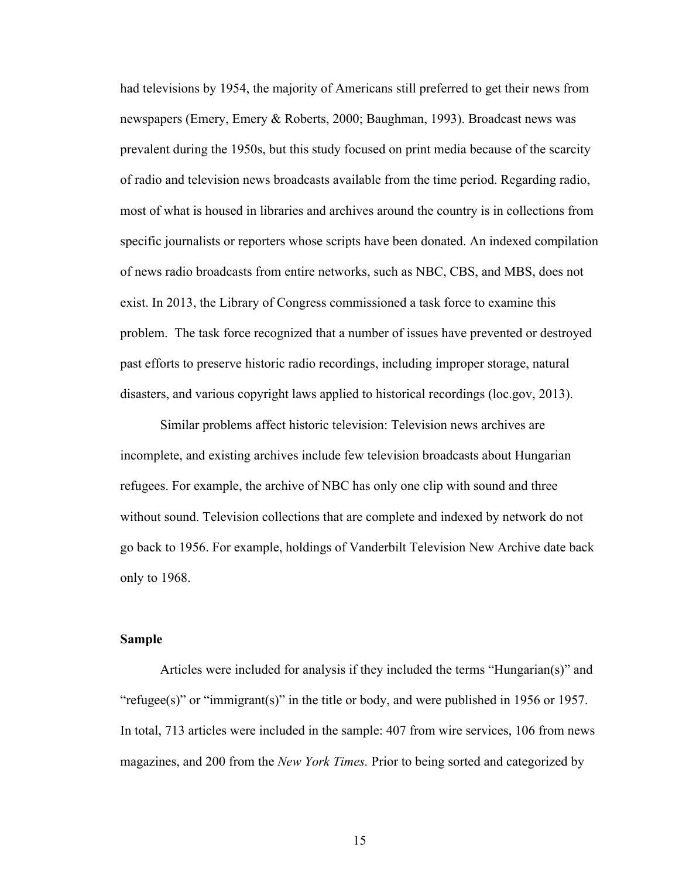had televisions by 1954, the majority of Americans still preferred to get their news from newspapers (Emery, Emery & Roberts, 2000; Baughman, 1993). Broadcast news was prevalent during the 1950s, but this study focused on print media because of the scarcity of radio and television news broadcasts available from the time period. Regarding radio, most of what is housed in libraries and archives around the country is in collections from specific journalists or reporters whose scripts have been donated. An indexed compilation of news radio broadcasts from entire networks, such as NBC, CBS, and MBS, does not exist. In 2013, the Library of Congress commissioned a task force to examine this problem. The task force recognized that a number of issues have prevented or destroyed past efforts to preserve historic radio recordings, including improper storage, natural disasters, and various copyright laws applied to historical recordings (loc.gov, 2013).

Similar problems affect historic television: Television news archives are incomplete, and existing archives include few television broadcasts about Hungarian refugees. For example, the archive of NBC has only one clip with sound and three without sound. Television collections that are complete and indexed by network do not go back to 1956. For example, holdings of Vanderbilt Television New Archive date back only to 1968.

**Sample**

Articles were included for analysis if they included the terms "Hungarian(s)" and "refugee(s)" or "immigrant(s)" in the title or body, and were published in 1956 or 1957. In total, 713 articles were included in the sample: 407 from wire services, 106 from news magazines, and 200 from the *New York Times.* Prior to being sorted and categorized by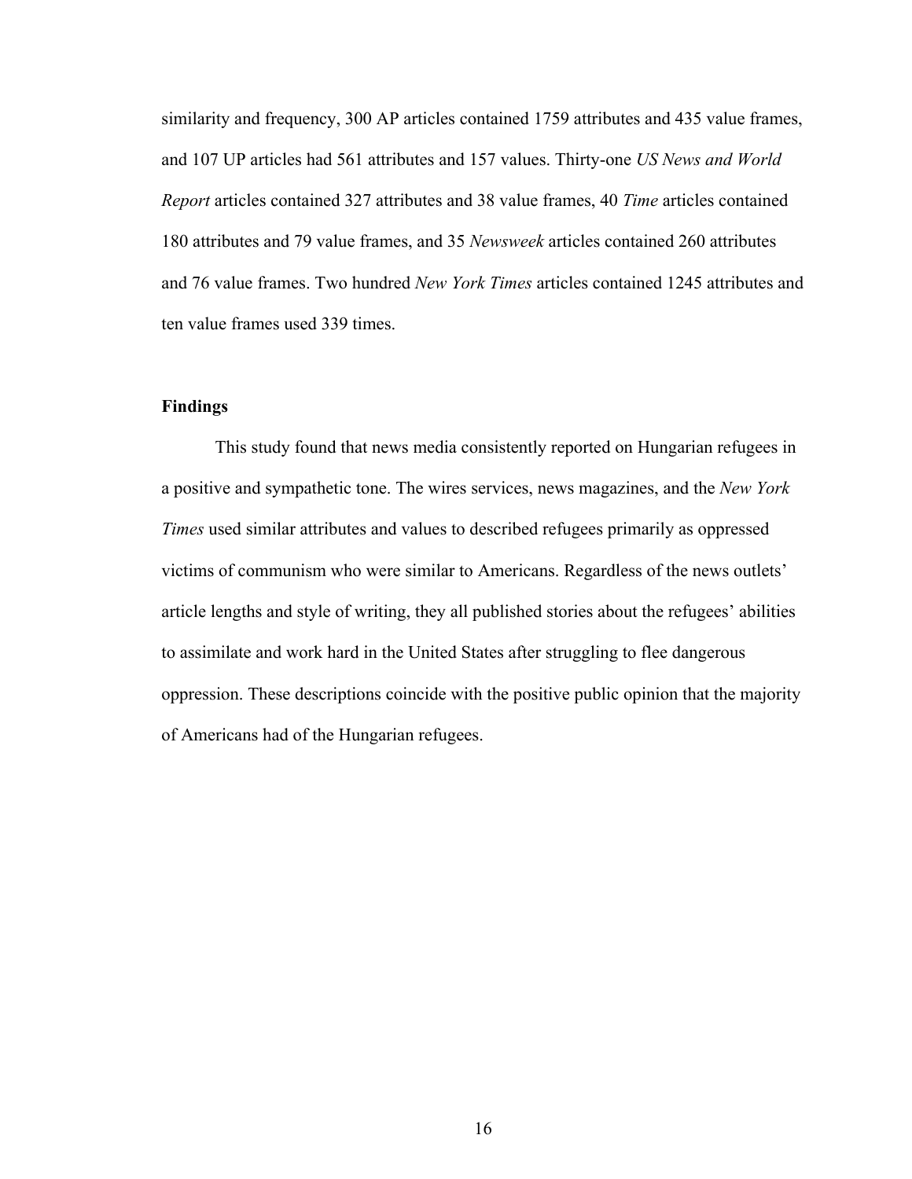similarity and frequency, 300 AP articles contained 1759 attributes and 435 value frames, and 107 UP articles had 561 attributes and 157 values. Thirty-one *US News and World Report* articles contained 327 attributes and 38 value frames, 40 *Time* articles contained 180 attributes and 79 value frames, and 35 *Newsweek* articles contained 260 attributes and 76 value frames. Two hundred *New York Times* articles contained 1245 attributes and ten value frames used 339 times.

**Findings**

This study found that news media consistently reported on Hungarian refugees in a positive and sympathetic tone. The wires services, news magazines, and the *New York Times* used similar attributes and values to described refugees primarily as oppressed victims of communism who were similar to Americans. Regardless of the news outlets' article lengths and style of writing, they all published stories about the refugees' abilities to assimilate and work hard in the United States after struggling to flee dangerous oppression. These descriptions coincide with the positive public opinion that the majority of Americans had of the Hungarian refugees.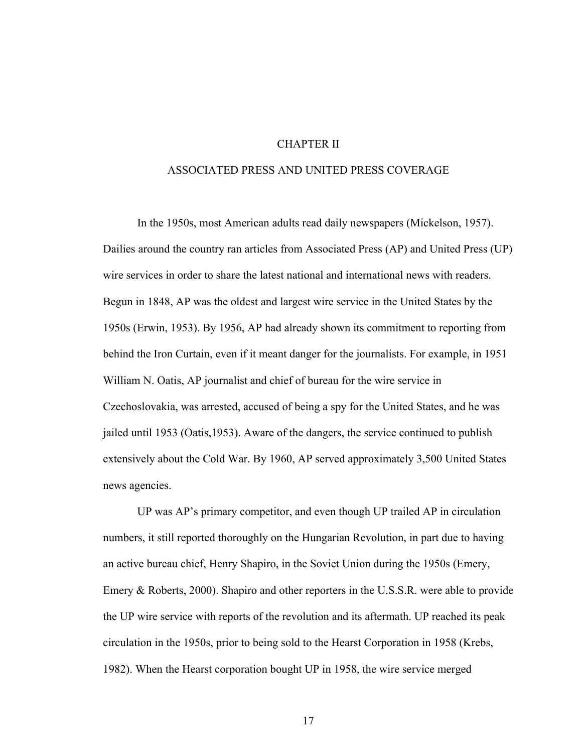# CHAPTER II

## ASSOCIATED PRESS AND UNITED PRESS COVERAGE

In the 1950s, most American adults read daily newspapers (Mickelson, 1957). Dailies around the country ran articles from Associated Press (AP) and United Press (UP) wire services in order to share the latest national and international news with readers. Begun in 1848, AP was the oldest and largest wire service in the United States by the 1950s (Erwin, 1953). By 1956, AP had already shown its commitment to reporting from behind the Iron Curtain, even if it meant danger for the journalists. For example, in 1951 William N. Oatis, AP journalist and chief of bureau for the wire service in Czechoslovakia, was arrested, accused of being a spy for the United States, and he was jailed until 1953 (Oatis,1953). Aware of the dangers, the service continued to publish extensively about the Cold War. By 1960, AP served approximately 3,500 United States news agencies.

UP was AP's primary competitor, and even though UP trailed AP in circulation numbers, it still reported thoroughly on the Hungarian Revolution, in part due to having an active bureau chief, Henry Shapiro, in the Soviet Union during the 1950s (Emery, Emery & Roberts, 2000). Shapiro and other reporters in the U.S.S.R. were able to provide the UP wire service with reports of the revolution and its aftermath. UP reached its peak circulation in the 1950s, prior to being sold to the Hearst Corporation in 1958 (Krebs, 1982). When the Hearst corporation bought UP in 1958, the wire service merged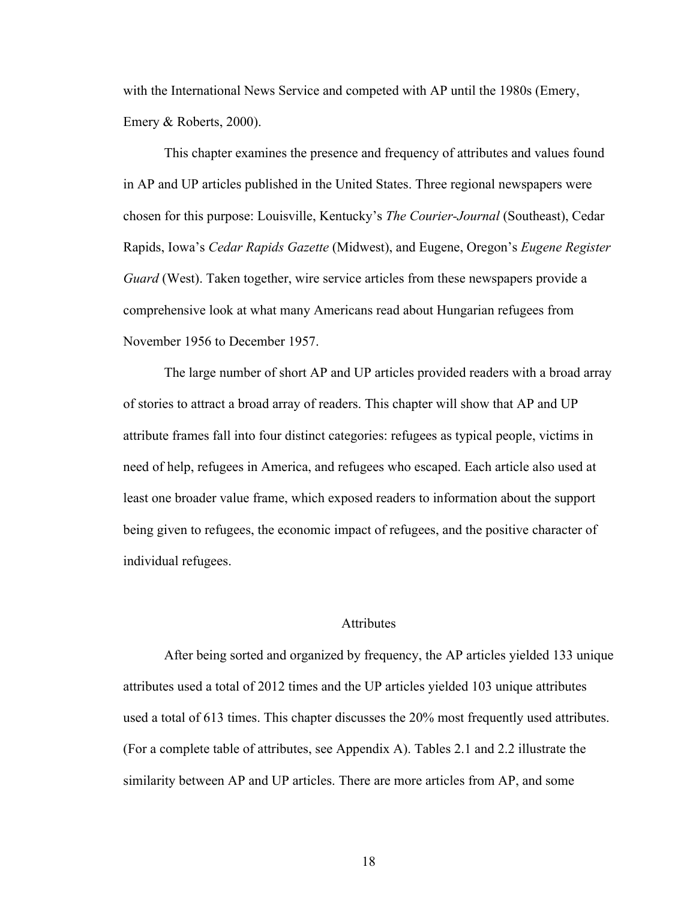with the International News Service and competed with AP until the 1980s (Emery, Emery & Roberts, 2000).

This chapter examines the presence and frequency of attributes and values found in AP and UP articles published in the United States. Three regional newspapers were chosen for this purpose: Louisville, Kentucky's *The Courier-Journal* (Southeast), Cedar Rapids, Iowa's *Cedar Rapids Gazette* (Midwest), and Eugene, Oregon's *Eugene Register Guard* (West). Taken together, wire service articles from these newspapers provide a comprehensive look at what many Americans read about Hungarian refugees from November 1956 to December 1957.

The large number of short AP and UP articles provided readers with a broad array of stories to attract a broad array of readers. This chapter will show that AP and UP attribute frames fall into four distinct categories: refugees as typical people, victims in need of help, refugees in America, and refugees who escaped. Each article also used at least one broader value frame, which exposed readers to information about the support being given to refugees, the economic impact of refugees, and the positive character of individual refugees.

## Attributes

After being sorted and organized by frequency, the AP articles yielded 133 unique attributes used a total of 2012 times and the UP articles yielded 103 unique attributes used a total of 613 times. This chapter discusses the 20% most frequently used attributes. (For a complete table of attributes, see Appendix A). Tables 2.1 and 2.2 illustrate the similarity between AP and UP articles. There are more articles from AP, and some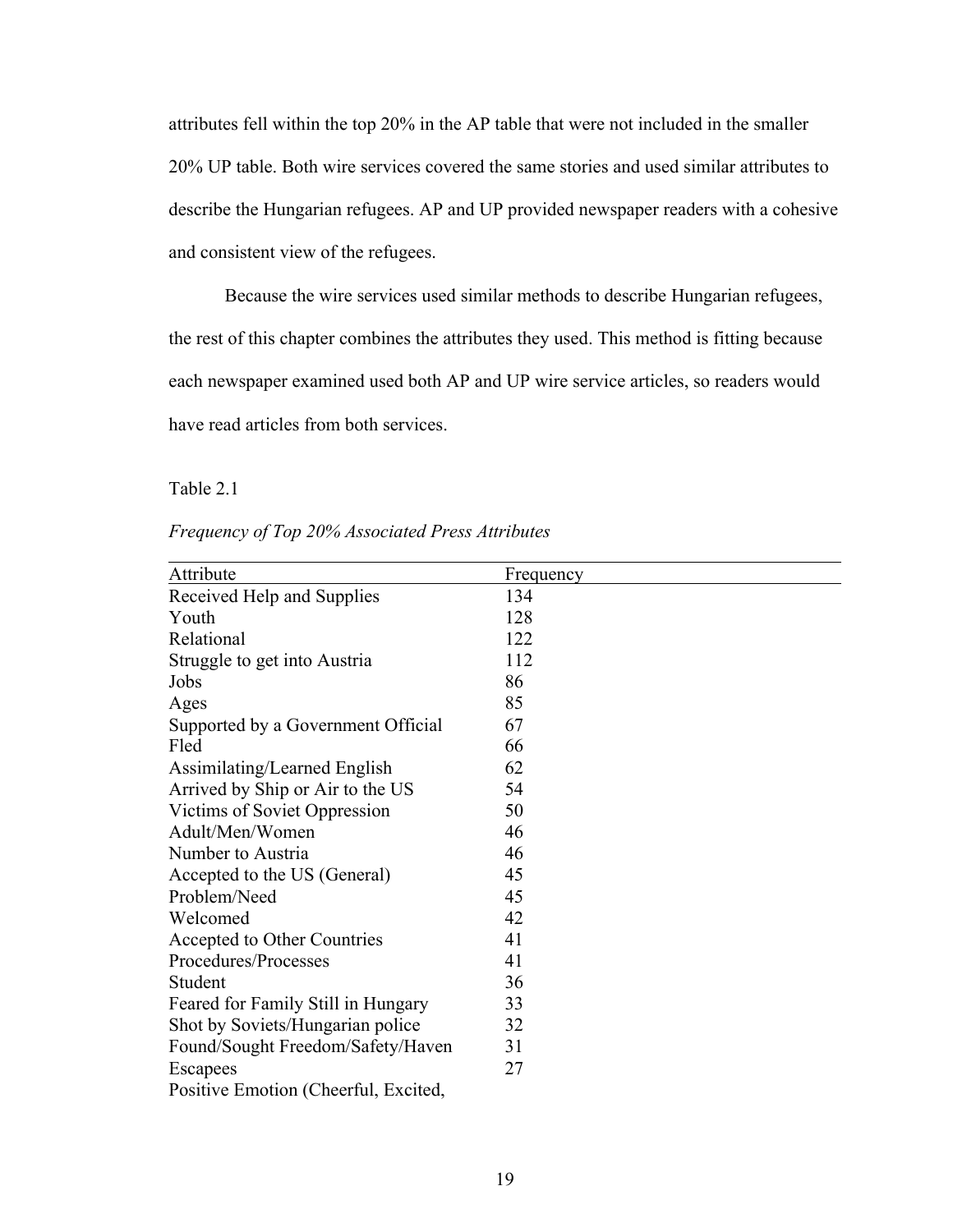attributes fell within the top 20% in the AP table that were not included in the smaller 20% UP table. Both wire services covered the same stories and used similar attributes to describe the Hungarian refugees. AP and UP provided newspaper readers with a cohesive and consistent view of the refugees.

Because the wire services used similar methods to describe Hungarian refugees, the rest of this chapter combines the attributes they used. This method is fitting because each newspaper examined used both AP and UP wire service articles, so readers would have read articles from both services.

Table 2.1

*Frequency of Top 20% Associated Press Attributes*

| Attribute | Frequency |
|---|---|
| Received Help and Supplies | 134 |
| Youth | 128 |
| Relational | 122 |
| Struggle to get into Austria | 112 |
| Jobs | 86 |
| Ages | 85 |
| Supported by a Government Official | 67 |
| Fled | 66 |
| Assimilating/Learned English | 62 |
| Arrived by Ship or Air to the US | 54 |
| Victims of Soviet Oppression | 50 |
| Adult/Men/Women | 46 |
| Number to Austria | 46 |
| Accepted to the US (General) | 45 |
| Problem/Need | 45 |
| Welcomed | 42 |
| Accepted to Other Countries | 41 |
| Procedures/Processes | 41 |
| Student | 36 |
| Feared for Family Still in Hungary | 33 |
| Shot by Soviets/Hungarian police | 32 |
| Found/Sought Freedom/Safety/Haven | 31 |
| Escapees | 27 |
| Positive Emotion (Cheerful, Excited, | |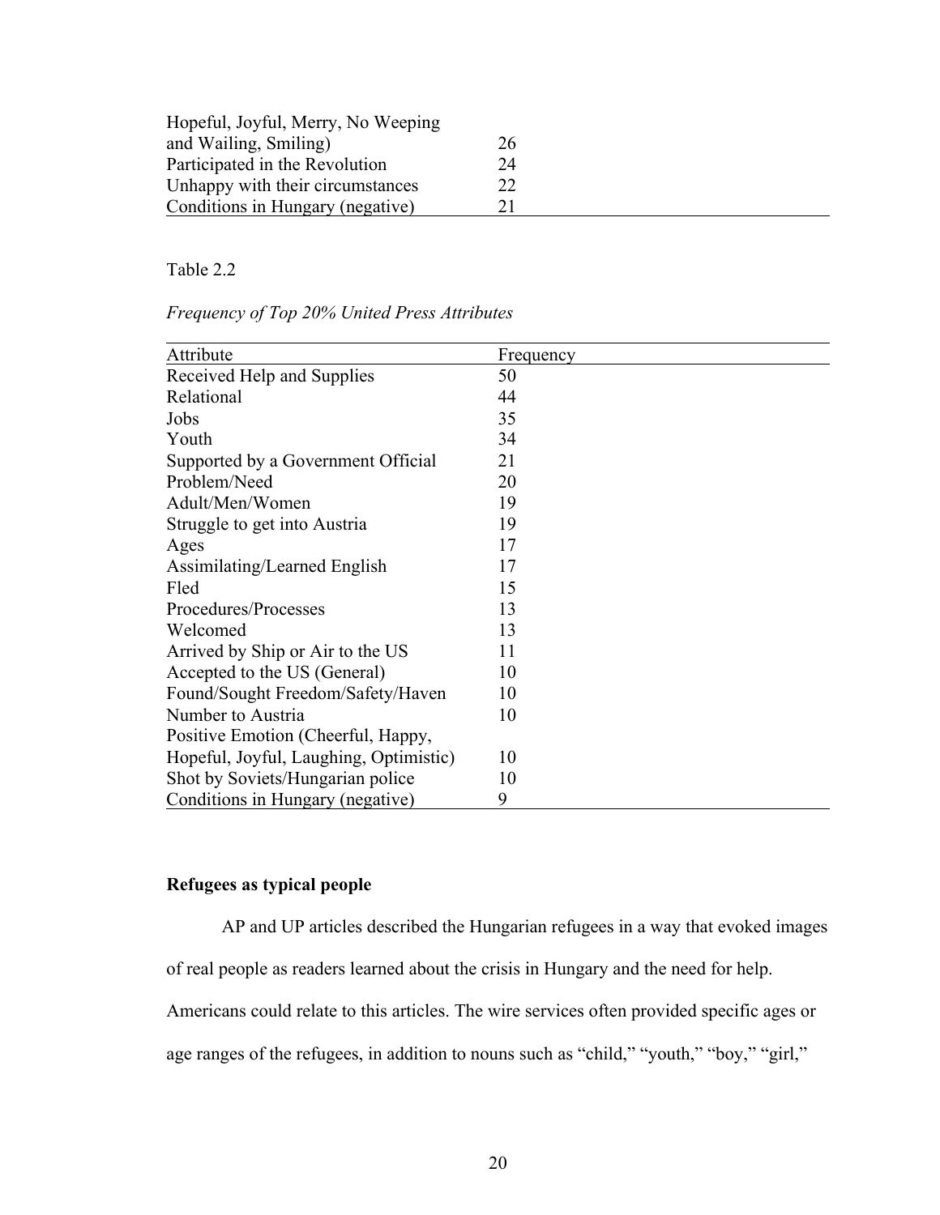| | |
|---|---|
| Hopeful, Joyful, Merry, No Weeping and Wailing, Smiling) | 26 |
| Participated in the Revolution | 24 |
| Unhappy with their circumstances | 22 |
| Conditions in Hungary (negative) | 21 |

Table 2.2

*Frequency of Top 20% United Press Attributes*

| Attribute | Frequency |
|---|---|
| Received Help and Supplies | 50 |
| Relational | 44 |
| Jobs | 35 |
| Youth | 34 |
| Supported by a Government Official | 21 |
| Problem/Need | 20 |
| Adult/Men/Women | 19 |
| Struggle to get into Austria | 19 |
| Ages | 17 |
| Assimilating/Learned English | 17 |
| Fled | 15 |
| Procedures/Processes | 13 |
| Welcomed | 13 |
| Arrived by Ship or Air to the US | 11 |
| Accepted to the US (General) | 10 |
| Found/Sought Freedom/Safety/Haven | 10 |
| Number to Austria | 10 |
| Positive Emotion (Cheerful, Happy, Hopeful, Joyful, Laughing, Optimistic) | 10 |
| Shot by Soviets/Hungarian police | 10 |
| Conditions in Hungary (negative) | 9 |

**Refugees as typical people**

AP and UP articles described the Hungarian refugees in a way that evoked images of real people as readers learned about the crisis in Hungary and the need for help. Americans could relate to this articles. The wire services often provided specific ages or age ranges of the refugees, in addition to nouns such as "child," "youth," "boy," "girl,"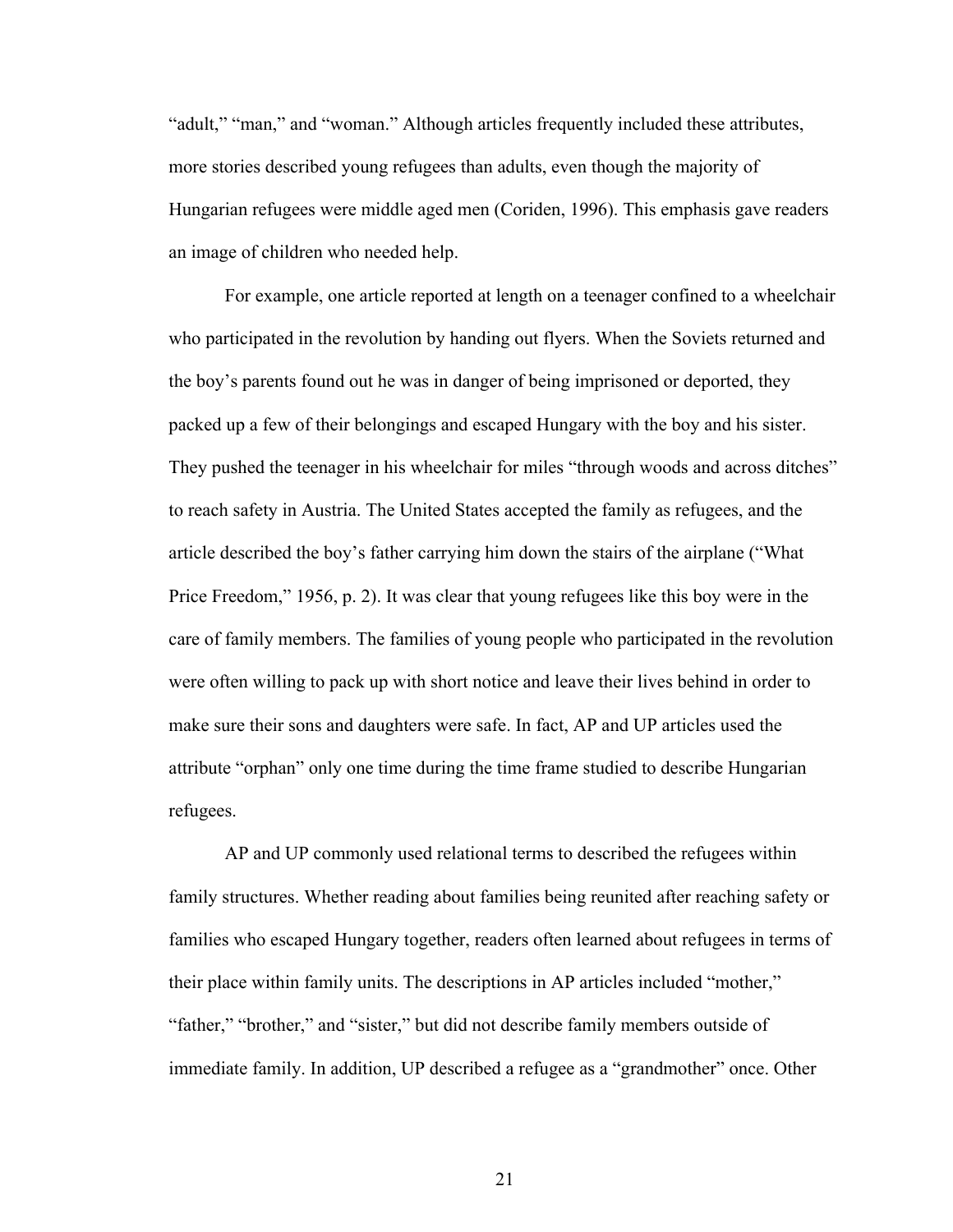"adult," "man," and "woman." Although articles frequently included these attributes, more stories described young refugees than adults, even though the majority of Hungarian refugees were middle aged men (Coriden, 1996). This emphasis gave readers an image of children who needed help.

For example, one article reported at length on a teenager confined to a wheelchair who participated in the revolution by handing out flyers. When the Soviets returned and the boy's parents found out he was in danger of being imprisoned or deported, they packed up a few of their belongings and escaped Hungary with the boy and his sister. They pushed the teenager in his wheelchair for miles "through woods and across ditches" to reach safety in Austria. The United States accepted the family as refugees, and the article described the boy's father carrying him down the stairs of the airplane ("What Price Freedom," 1956, p. 2). It was clear that young refugees like this boy were in the care of family members. The families of young people who participated in the revolution were often willing to pack up with short notice and leave their lives behind in order to make sure their sons and daughters were safe. In fact, AP and UP articles used the attribute "orphan" only one time during the time frame studied to describe Hungarian refugees.

AP and UP commonly used relational terms to described the refugees within family structures. Whether reading about families being reunited after reaching safety or families who escaped Hungary together, readers often learned about refugees in terms of their place within family units. The descriptions in AP articles included "mother," "father," "brother," and "sister," but did not describe family members outside of immediate family. In addition, UP described a refugee as a "grandmother" once. Other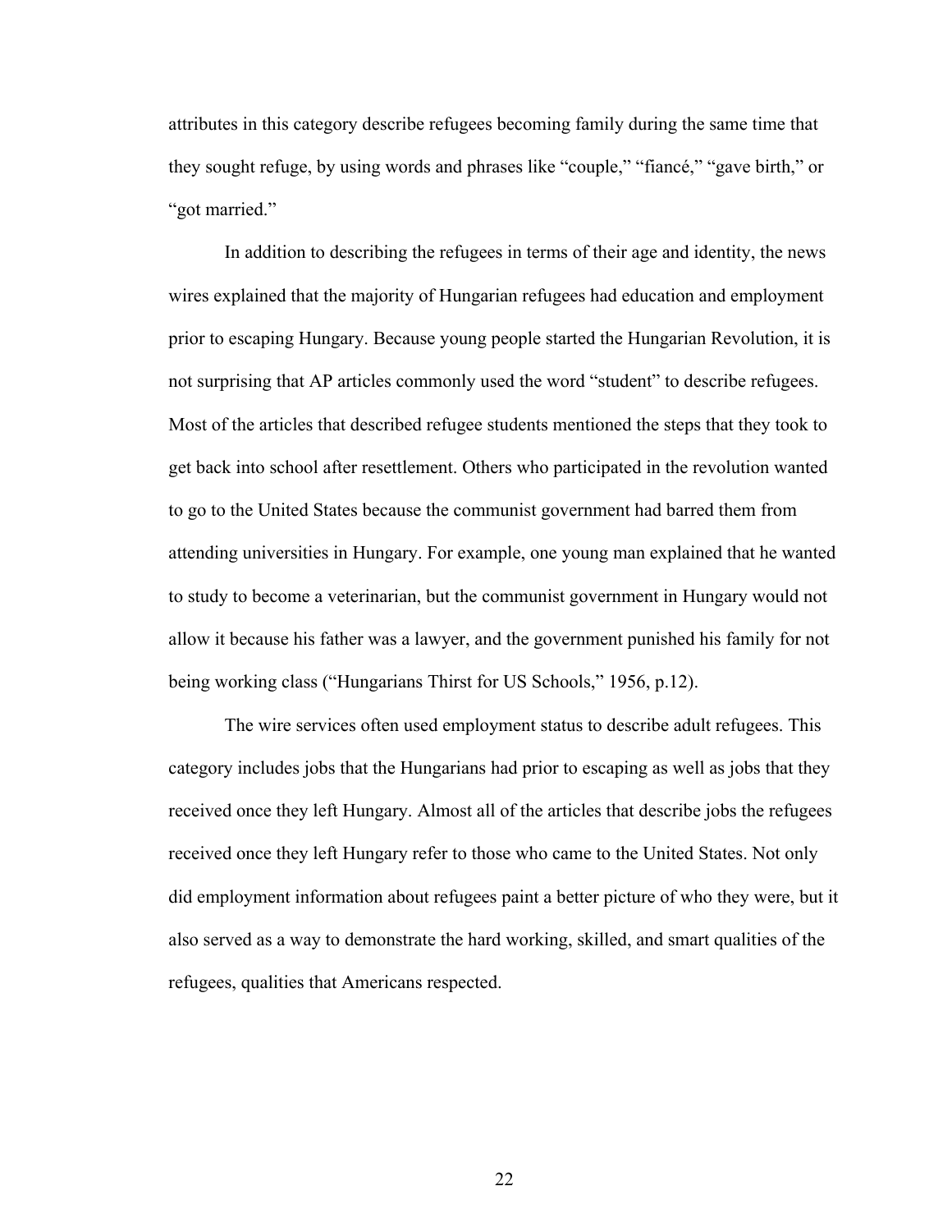attributes in this category describe refugees becoming family during the same time that they sought refuge, by using words and phrases like "couple," "fiancé," "gave birth," or "got married."

In addition to describing the refugees in terms of their age and identity, the news wires explained that the majority of Hungarian refugees had education and employment prior to escaping Hungary. Because young people started the Hungarian Revolution, it is not surprising that AP articles commonly used the word "student" to describe refugees. Most of the articles that described refugee students mentioned the steps that they took to get back into school after resettlement. Others who participated in the revolution wanted to go to the United States because the communist government had barred them from attending universities in Hungary. For example, one young man explained that he wanted to study to become a veterinarian, but the communist government in Hungary would not allow it because his father was a lawyer, and the government punished his family for not being working class ("Hungarians Thirst for US Schools," 1956, p.12).

The wire services often used employment status to describe adult refugees. This category includes jobs that the Hungarians had prior to escaping as well as jobs that they received once they left Hungary. Almost all of the articles that describe jobs the refugees received once they left Hungary refer to those who came to the United States. Not only did employment information about refugees paint a better picture of who they were, but it also served as a way to demonstrate the hard working, skilled, and smart qualities of the refugees, qualities that Americans respected.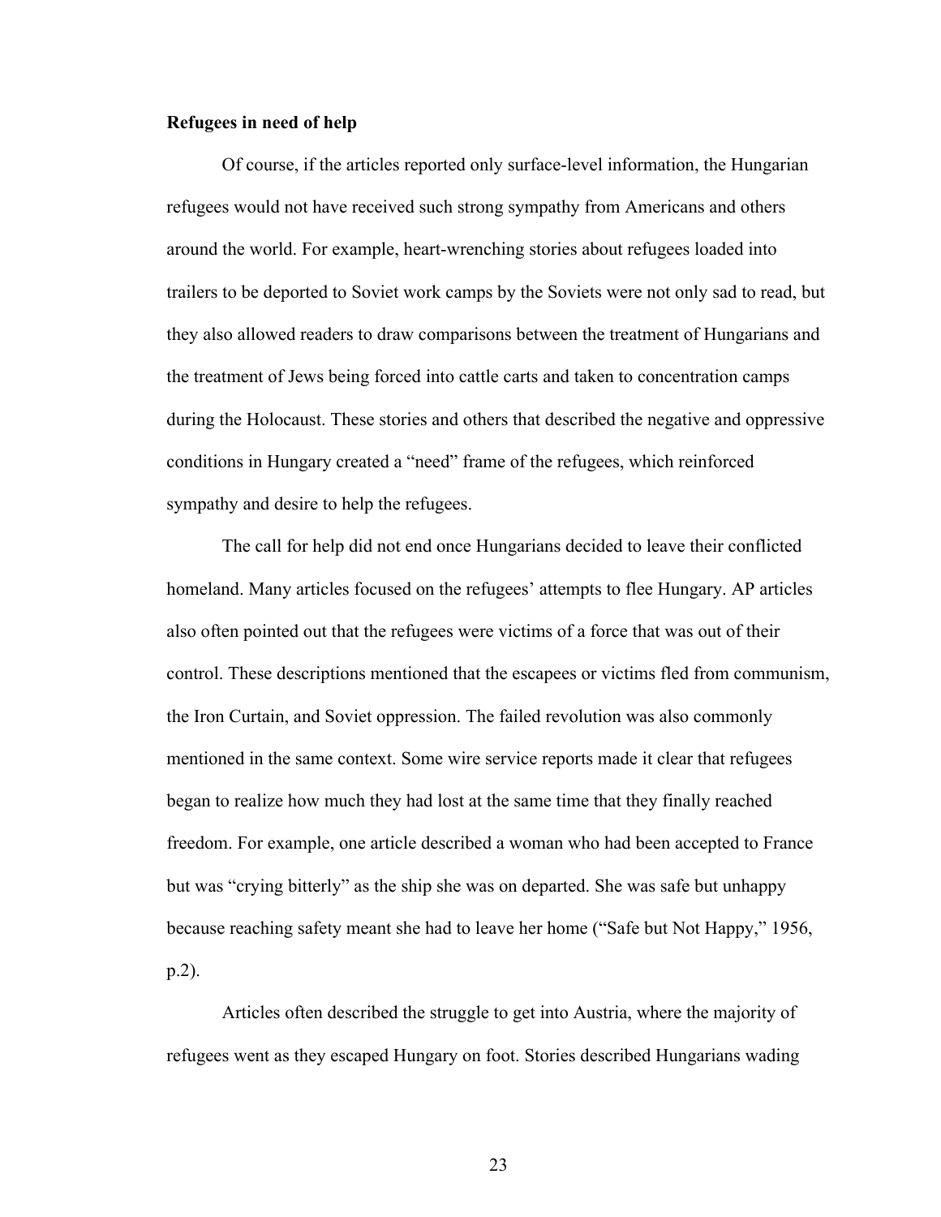**Refugees in need of help**

Of course, if the articles reported only surface-level information, the Hungarian refugees would not have received such strong sympathy from Americans and others around the world. For example, heart-wrenching stories about refugees loaded into trailers to be deported to Soviet work camps by the Soviets were not only sad to read, but they also allowed readers to draw comparisons between the treatment of Hungarians and the treatment of Jews being forced into cattle carts and taken to concentration camps during the Holocaust. These stories and others that described the negative and oppressive conditions in Hungary created a "need" frame of the refugees, which reinforced sympathy and desire to help the refugees.

The call for help did not end once Hungarians decided to leave their conflicted homeland. Many articles focused on the refugees' attempts to flee Hungary. AP articles also often pointed out that the refugees were victims of a force that was out of their control. These descriptions mentioned that the escapees or victims fled from communism, the Iron Curtain, and Soviet oppression. The failed revolution was also commonly mentioned in the same context. Some wire service reports made it clear that refugees began to realize how much they had lost at the same time that they finally reached freedom. For example, one article described a woman who had been accepted to France but was "crying bitterly" as the ship she was on departed. She was safe but unhappy because reaching safety meant she had to leave her home ("Safe but Not Happy," 1956, p.2).

Articles often described the struggle to get into Austria, where the majority of refugees went as they escaped Hungary on foot. Stories described Hungarians wading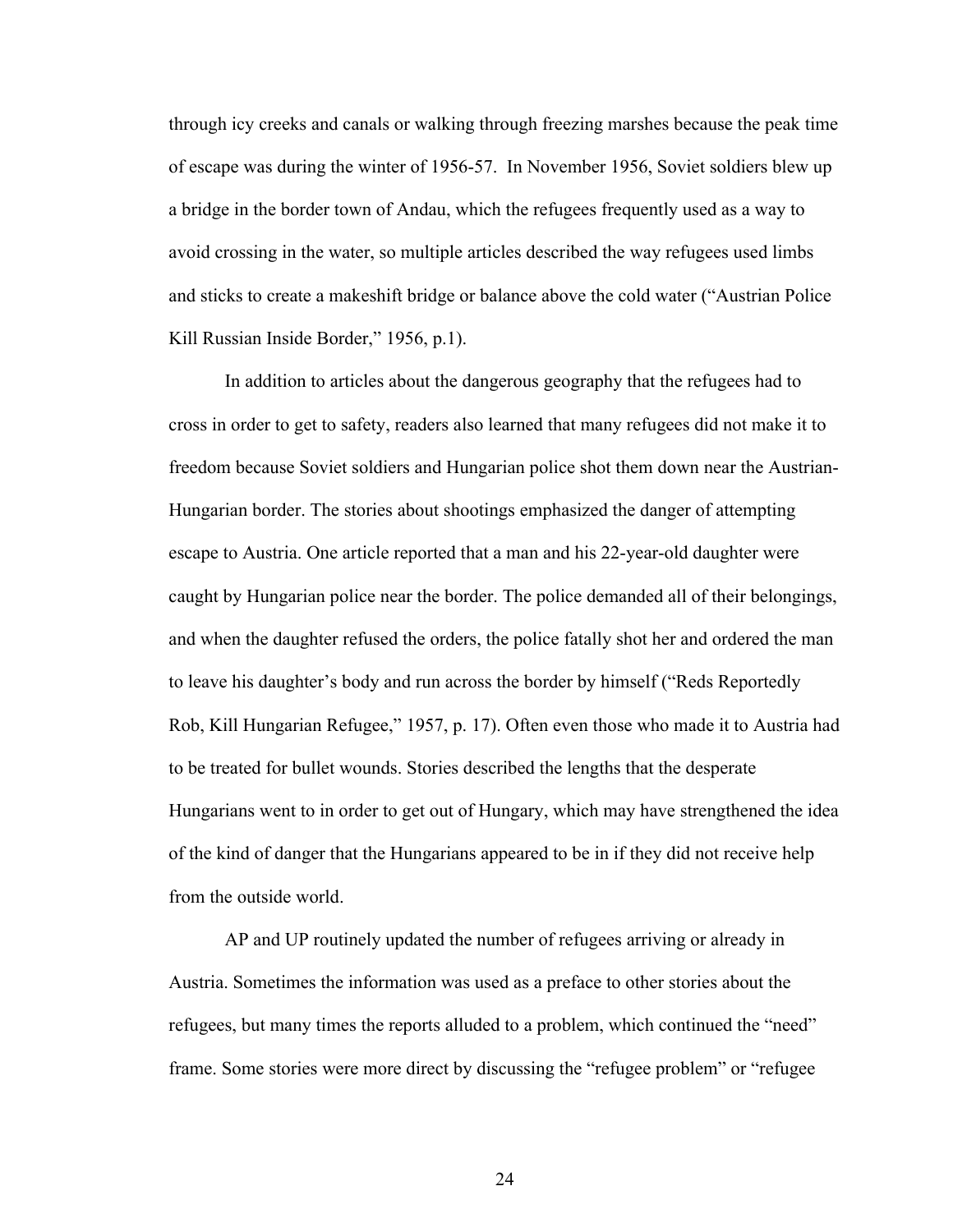through icy creeks and canals or walking through freezing marshes because the peak time of escape was during the winter of 1956-57. In November 1956, Soviet soldiers blew up a bridge in the border town of Andau, which the refugees frequently used as a way to avoid crossing in the water, so multiple articles described the way refugees used limbs and sticks to create a makeshift bridge or balance above the cold water ("Austrian Police Kill Russian Inside Border," 1956, p.1).

In addition to articles about the dangerous geography that the refugees had to cross in order to get to safety, readers also learned that many refugees did not make it to freedom because Soviet soldiers and Hungarian police shot them down near the Austrian-Hungarian border. The stories about shootings emphasized the danger of attempting escape to Austria. One article reported that a man and his 22-year-old daughter were caught by Hungarian police near the border. The police demanded all of their belongings, and when the daughter refused the orders, the police fatally shot her and ordered the man to leave his daughter's body and run across the border by himself ("Reds Reportedly Rob, Kill Hungarian Refugee," 1957, p. 17). Often even those who made it to Austria had to be treated for bullet wounds. Stories described the lengths that the desperate Hungarians went to in order to get out of Hungary, which may have strengthened the idea of the kind of danger that the Hungarians appeared to be in if they did not receive help from the outside world.

AP and UP routinely updated the number of refugees arriving or already in Austria. Sometimes the information was used as a preface to other stories about the refugees, but many times the reports alluded to a problem, which continued the "need" frame. Some stories were more direct by discussing the "refugee problem" or "refugee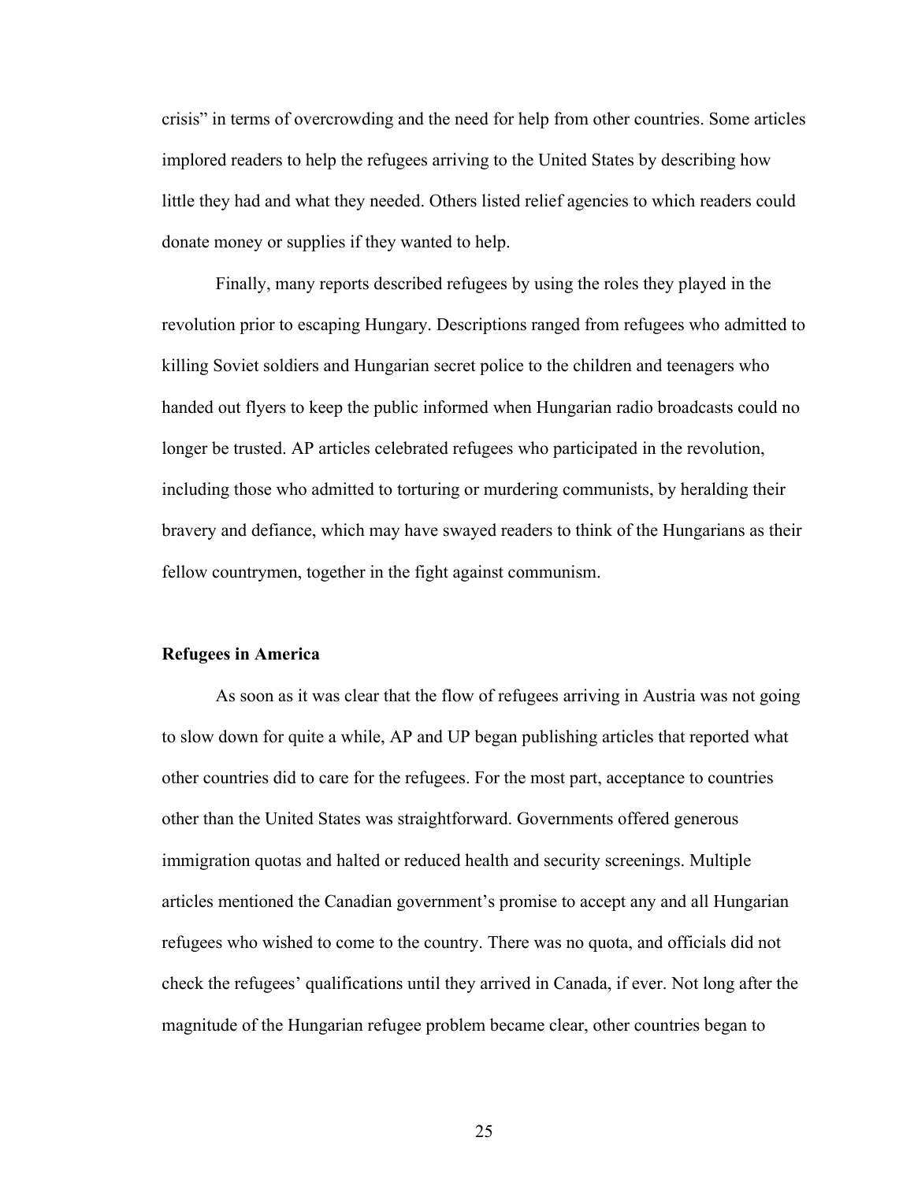crisis" in terms of overcrowding and the need for help from other countries. Some articles implored readers to help the refugees arriving to the United States by describing how little they had and what they needed. Others listed relief agencies to which readers could donate money or supplies if they wanted to help.

Finally, many reports described refugees by using the roles they played in the revolution prior to escaping Hungary. Descriptions ranged from refugees who admitted to killing Soviet soldiers and Hungarian secret police to the children and teenagers who handed out flyers to keep the public informed when Hungarian radio broadcasts could no longer be trusted. AP articles celebrated refugees who participated in the revolution, including those who admitted to torturing or murdering communists, by heralding their bravery and defiance, which may have swayed readers to think of the Hungarians as their fellow countrymen, together in the fight against communism.

**Refugees in America**

As soon as it was clear that the flow of refugees arriving in Austria was not going to slow down for quite a while, AP and UP began publishing articles that reported what other countries did to care for the refugees. For the most part, acceptance to countries other than the United States was straightforward. Governments offered generous immigration quotas and halted or reduced health and security screenings. Multiple articles mentioned the Canadian government's promise to accept any and all Hungarian refugees who wished to come to the country. There was no quota, and officials did not check the refugees' qualifications until they arrived in Canada, if ever. Not long after the magnitude of the Hungarian refugee problem became clear, other countries began to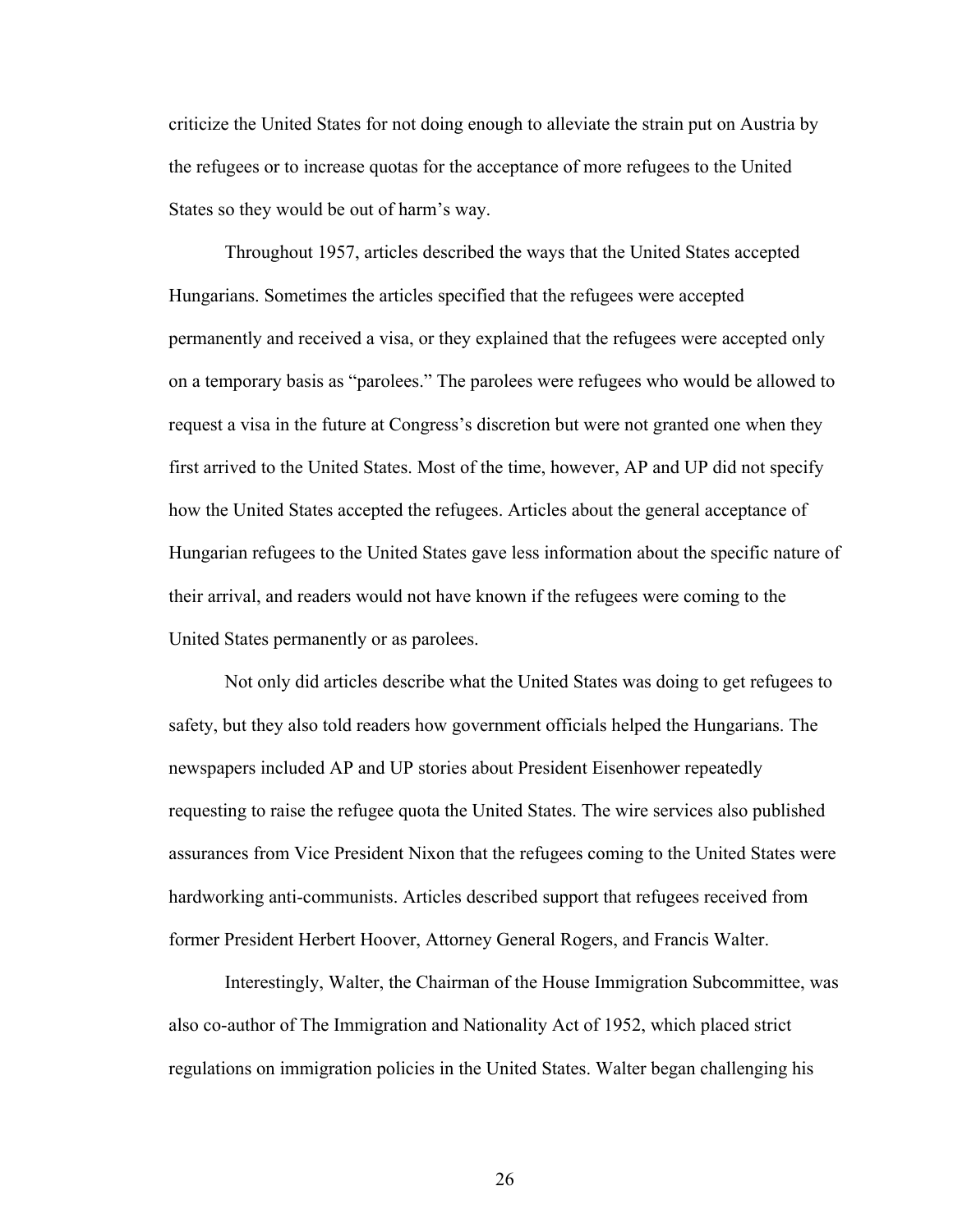criticize the United States for not doing enough to alleviate the strain put on Austria by the refugees or to increase quotas for the acceptance of more refugees to the United States so they would be out of harm's way.

Throughout 1957, articles described the ways that the United States accepted Hungarians. Sometimes the articles specified that the refugees were accepted permanently and received a visa, or they explained that the refugees were accepted only on a temporary basis as "parolees." The parolees were refugees who would be allowed to request a visa in the future at Congress's discretion but were not granted one when they first arrived to the United States. Most of the time, however, AP and UP did not specify how the United States accepted the refugees. Articles about the general acceptance of Hungarian refugees to the United States gave less information about the specific nature of their arrival, and readers would not have known if the refugees were coming to the United States permanently or as parolees.

Not only did articles describe what the United States was doing to get refugees to safety, but they also told readers how government officials helped the Hungarians. The newspapers included AP and UP stories about President Eisenhower repeatedly requesting to raise the refugee quota the United States. The wire services also published assurances from Vice President Nixon that the refugees coming to the United States were hardworking anti-communists. Articles described support that refugees received from former President Herbert Hoover, Attorney General Rogers, and Francis Walter.

Interestingly, Walter, the Chairman of the House Immigration Subcommittee, was also co-author of The Immigration and Nationality Act of 1952, which placed strict regulations on immigration policies in the United States. Walter began challenging his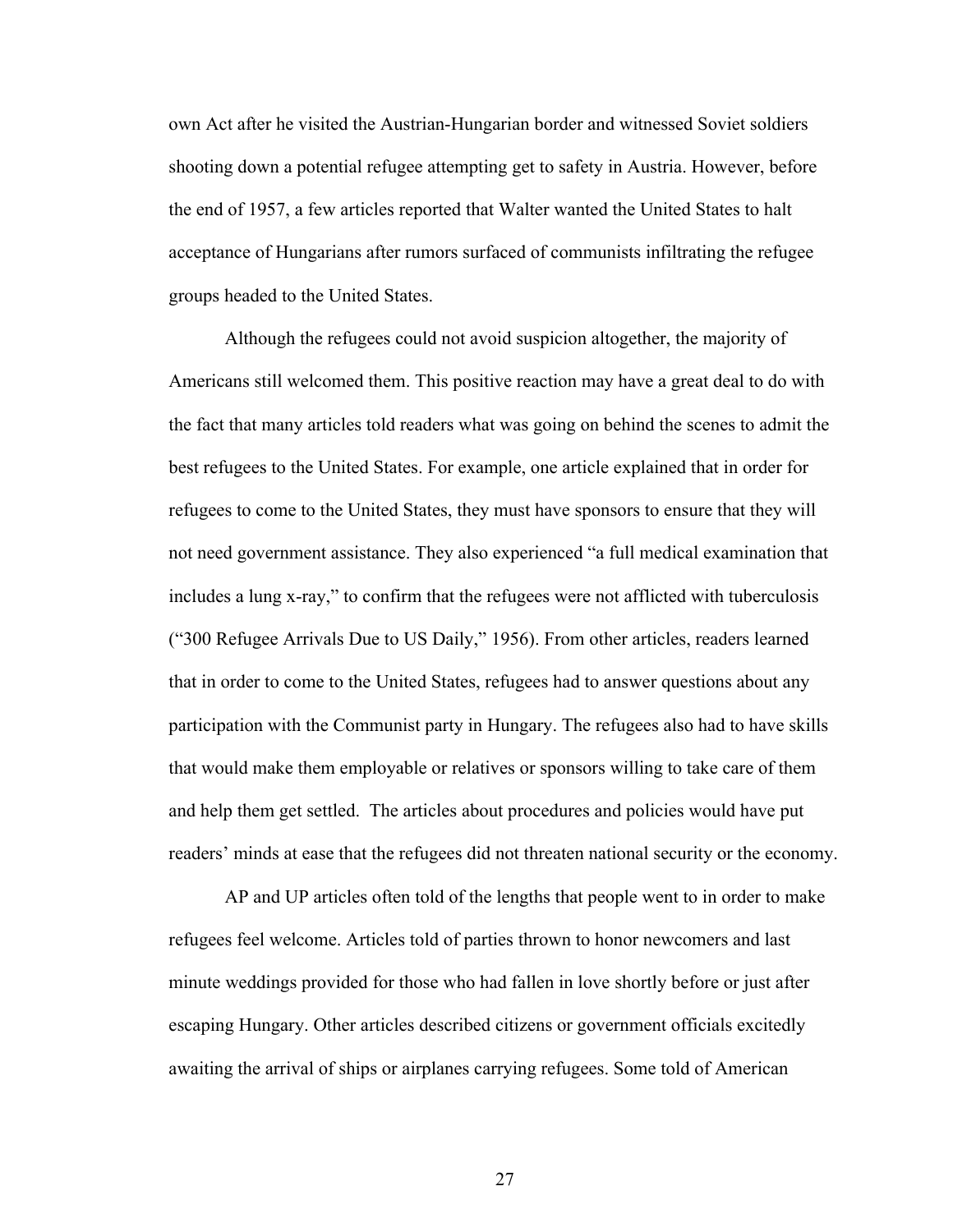own Act after he visited the Austrian-Hungarian border and witnessed Soviet soldiers shooting down a potential refugee attempting get to safety in Austria. However, before the end of 1957, a few articles reported that Walter wanted the United States to halt acceptance of Hungarians after rumors surfaced of communists infiltrating the refugee groups headed to the United States.

Although the refugees could not avoid suspicion altogether, the majority of Americans still welcomed them. This positive reaction may have a great deal to do with the fact that many articles told readers what was going on behind the scenes to admit the best refugees to the United States. For example, one article explained that in order for refugees to come to the United States, they must have sponsors to ensure that they will not need government assistance. They also experienced "a full medical examination that includes a lung x-ray," to confirm that the refugees were not afflicted with tuberculosis ("300 Refugee Arrivals Due to US Daily," 1956). From other articles, readers learned that in order to come to the United States, refugees had to answer questions about any participation with the Communist party in Hungary. The refugees also had to have skills that would make them employable or relatives or sponsors willing to take care of them and help them get settled. The articles about procedures and policies would have put readers' minds at ease that the refugees did not threaten national security or the economy.

AP and UP articles often told of the lengths that people went to in order to make refugees feel welcome. Articles told of parties thrown to honor newcomers and last minute weddings provided for those who had fallen in love shortly before or just after escaping Hungary. Other articles described citizens or government officials excitedly awaiting the arrival of ships or airplanes carrying refugees. Some told of American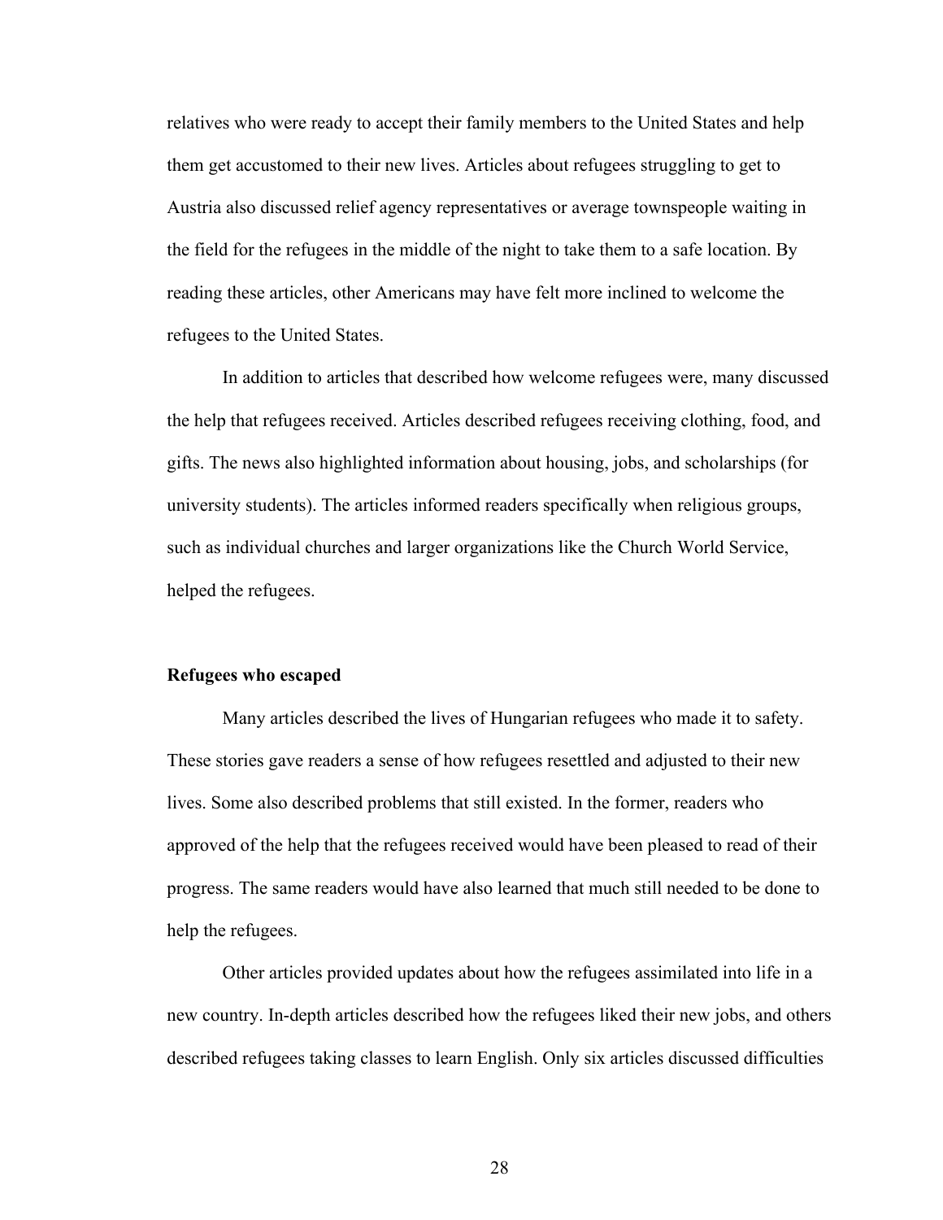relatives who were ready to accept their family members to the United States and help them get accustomed to their new lives. Articles about refugees struggling to get to Austria also discussed relief agency representatives or average townspeople waiting in the field for the refugees in the middle of the night to take them to a safe location. By reading these articles, other Americans may have felt more inclined to welcome the refugees to the United States.

In addition to articles that described how welcome refugees were, many discussed the help that refugees received. Articles described refugees receiving clothing, food, and gifts. The news also highlighted information about housing, jobs, and scholarships (for university students). The articles informed readers specifically when religious groups, such as individual churches and larger organizations like the Church World Service, helped the refugees.

**Refugees who escaped**

Many articles described the lives of Hungarian refugees who made it to safety. These stories gave readers a sense of how refugees resettled and adjusted to their new lives. Some also described problems that still existed. In the former, readers who approved of the help that the refugees received would have been pleased to read of their progress. The same readers would have also learned that much still needed to be done to help the refugees.

Other articles provided updates about how the refugees assimilated into life in a new country. In-depth articles described how the refugees liked their new jobs, and others described refugees taking classes to learn English. Only six articles discussed difficulties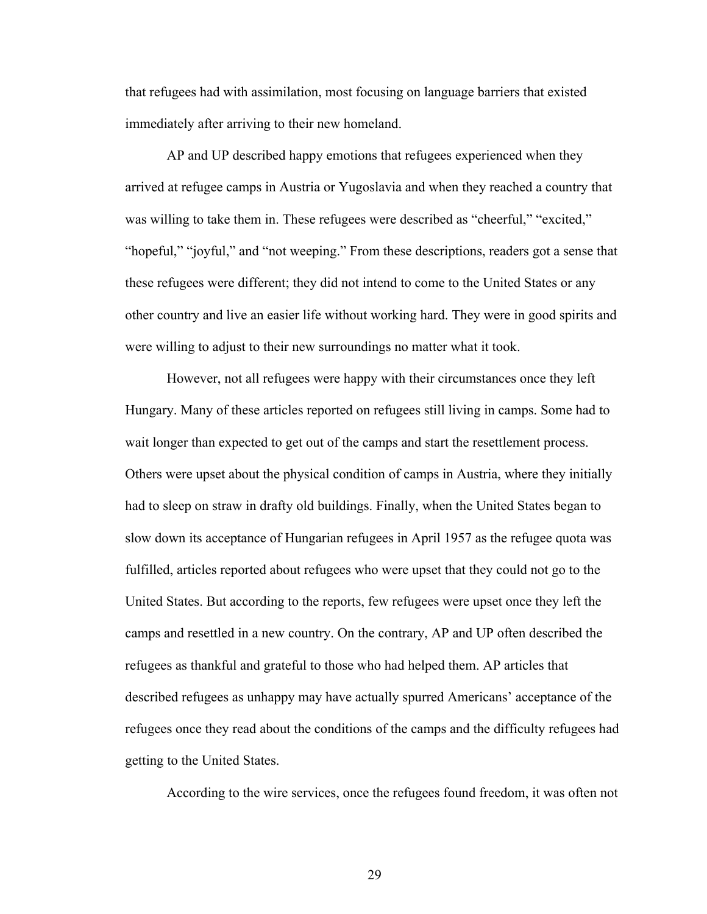that refugees had with assimilation, most focusing on language barriers that existed immediately after arriving to their new homeland.

AP and UP described happy emotions that refugees experienced when they arrived at refugee camps in Austria or Yugoslavia and when they reached a country that was willing to take them in. These refugees were described as "cheerful," "excited," "hopeful," "joyful," and "not weeping." From these descriptions, readers got a sense that these refugees were different; they did not intend to come to the United States or any other country and live an easier life without working hard. They were in good spirits and were willing to adjust to their new surroundings no matter what it took.

However, not all refugees were happy with their circumstances once they left Hungary. Many of these articles reported on refugees still living in camps. Some had to wait longer than expected to get out of the camps and start the resettlement process. Others were upset about the physical condition of camps in Austria, where they initially had to sleep on straw in drafty old buildings. Finally, when the United States began to slow down its acceptance of Hungarian refugees in April 1957 as the refugee quota was fulfilled, articles reported about refugees who were upset that they could not go to the United States. But according to the reports, few refugees were upset once they left the camps and resettled in a new country. On the contrary, AP and UP often described the refugees as thankful and grateful to those who had helped them. AP articles that described refugees as unhappy may have actually spurred Americans' acceptance of the refugees once they read about the conditions of the camps and the difficulty refugees had getting to the United States.

According to the wire services, once the refugees found freedom, it was often not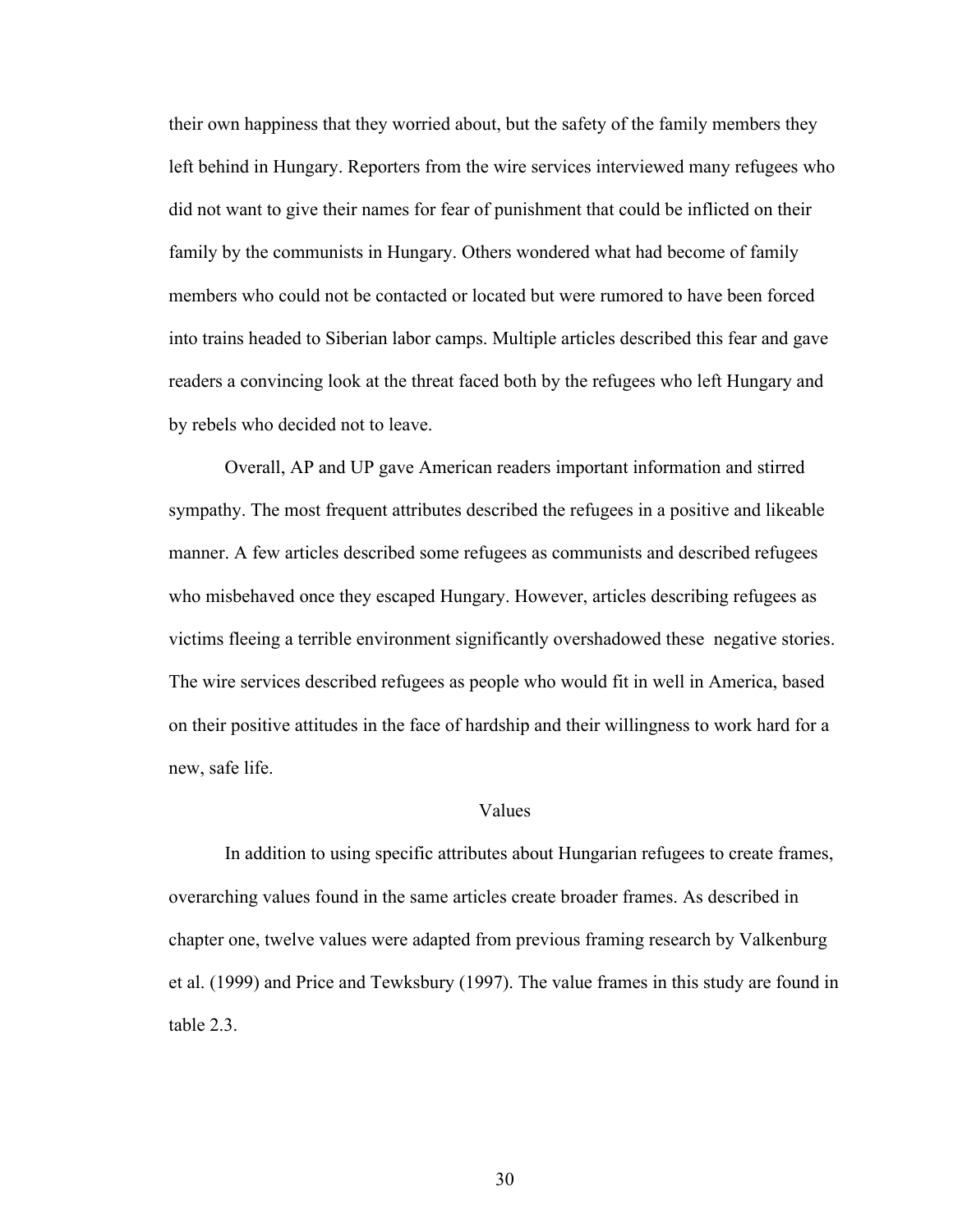their own happiness that they worried about, but the safety of the family members they left behind in Hungary. Reporters from the wire services interviewed many refugees who did not want to give their names for fear of punishment that could be inflicted on their family by the communists in Hungary. Others wondered what had become of family members who could not be contacted or located but were rumored to have been forced into trains headed to Siberian labor camps. Multiple articles described this fear and gave readers a convincing look at the threat faced both by the refugees who left Hungary and by rebels who decided not to leave.

Overall, AP and UP gave American readers important information and stirred sympathy. The most frequent attributes described the refugees in a positive and likeable manner. A few articles described some refugees as communists and described refugees who misbehaved once they escaped Hungary. However, articles describing refugees as victims fleeing a terrible environment significantly overshadowed these negative stories. The wire services described refugees as people who would fit in well in America, based on their positive attitudes in the face of hardship and their willingness to work hard for a new, safe life.

## Values

In addition to using specific attributes about Hungarian refugees to create frames, overarching values found in the same articles create broader frames. As described in chapter one, twelve values were adapted from previous framing research by Valkenburg et al. (1999) and Price and Tewksbury (1997). The value frames in this study are found in table 2.3.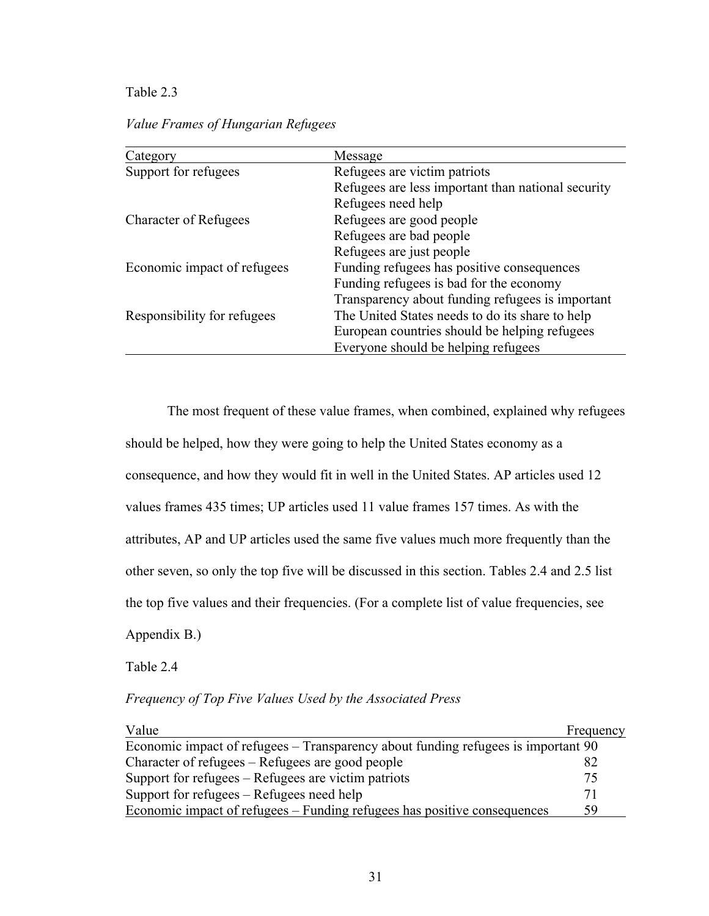Table 2.3

*Value Frames of Hungarian Refugees*

| Category | Message |
|---|---|
| Support for refugees | Refugees are victim patriots |
| | Refugees are less important than national security |
| | Refugees need help |
| Character of Refugees | Refugees are good people |
| | Refugees are bad people |
| | Refugees are just people |
| Economic impact of refugees | Funding refugees has positive consequences |
| | Funding refugees is bad for the economy |
| | Transparency about funding refugees is important |
| Responsibility for refugees | The United States needs to do its share to help |
| | European countries should be helping refugees |
| | Everyone should be helping refugees |

The most frequent of these value frames, when combined, explained why refugees should be helped, how they were going to help the United States economy as a consequence, and how they would fit in well in the United States. AP articles used 12 values frames 435 times; UP articles used 11 value frames 157 times. As with the attributes, AP and UP articles used the same five values much more frequently than the other seven, so only the top five will be discussed in this section. Tables 2.4 and 2.5 list the top five values and their frequencies. (For a complete list of value frequencies, see Appendix B.)

Table 2.4

*Frequency of Top Five Values Used by the Associated Press*

| Value | Frequency |
|---|---|
| Economic impact of refugees – Transparency about funding refugees is important | 90 |
| Character of refugees – Refugees are good people | 82 |
| Support for refugees – Refugees are victim patriots | 75 |
| Support for refugees – Refugees need help | 71 |
| Economic impact of refugees – Funding refugees has positive consequences | 59 |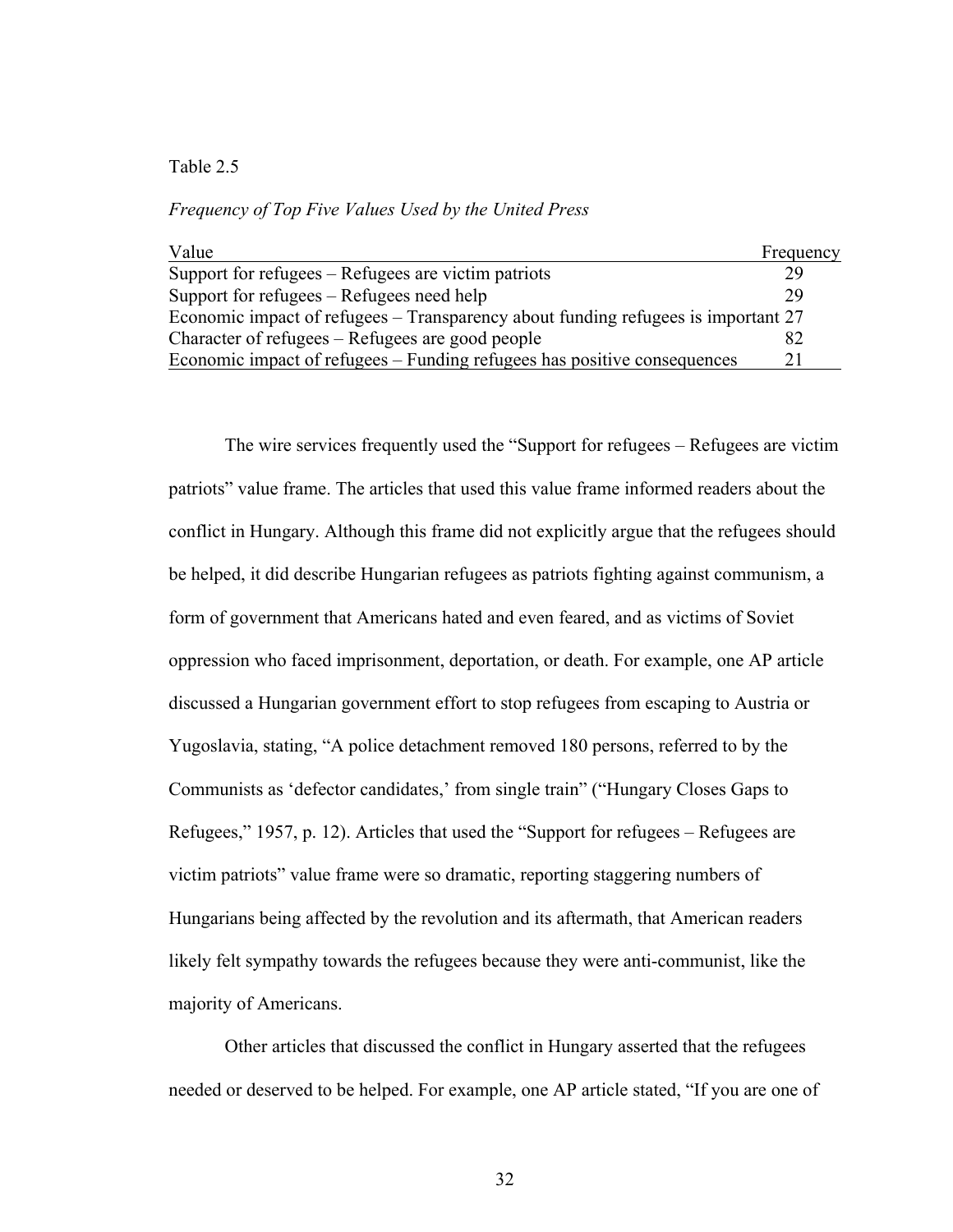Table 2.5

*Frequency of Top Five Values Used by the United Press*

| Value | Frequency |
|---|---|
| Support for refugees – Refugees are victim patriots | 29 |
| Support for refugees – Refugees need help | 29 |
| Economic impact of refugees – Transparency about funding refugees is important | 27 |
| Character of refugees – Refugees are good people | 82 |
| Economic impact of refugees – Funding refugees has positive consequences | 21 |

The wire services frequently used the "Support for refugees – Refugees are victim patriots" value frame. The articles that used this value frame informed readers about the conflict in Hungary. Although this frame did not explicitly argue that the refugees should be helped, it did describe Hungarian refugees as patriots fighting against communism, a form of government that Americans hated and even feared, and as victims of Soviet oppression who faced imprisonment, deportation, or death. For example, one AP article discussed a Hungarian government effort to stop refugees from escaping to Austria or Yugoslavia, stating, "A police detachment removed 180 persons, referred to by the Communists as 'defector candidates,' from single train" ("Hungary Closes Gaps to Refugees," 1957, p. 12). Articles that used the "Support for refugees – Refugees are victim patriots" value frame were so dramatic, reporting staggering numbers of Hungarians being affected by the revolution and its aftermath, that American readers likely felt sympathy towards the refugees because they were anti-communist, like the majority of Americans.

Other articles that discussed the conflict in Hungary asserted that the refugees needed or deserved to be helped. For example, one AP article stated, "If you are one of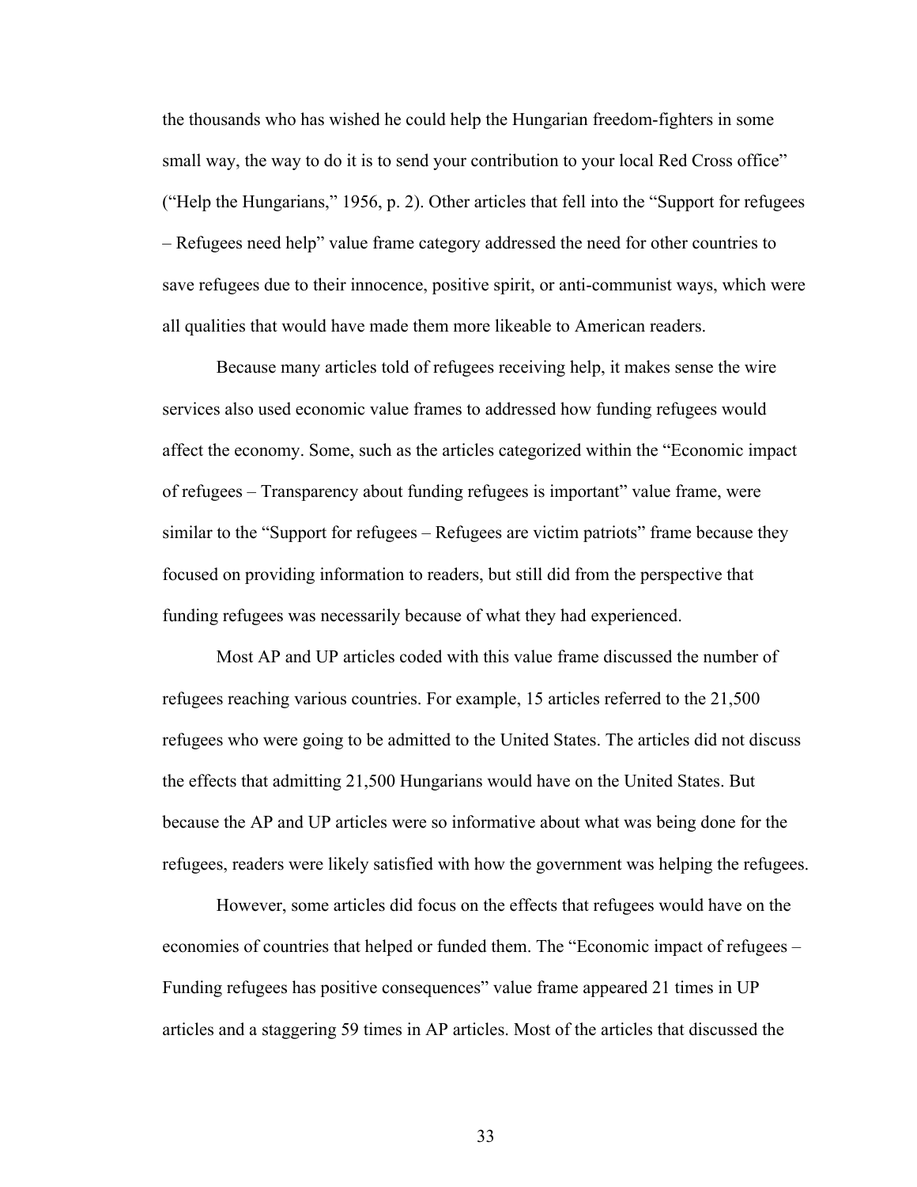the thousands who has wished he could help the Hungarian freedom-fighters in some small way, the way to do it is to send your contribution to your local Red Cross office" ("Help the Hungarians," 1956, p. 2). Other articles that fell into the "Support for refugees – Refugees need help" value frame category addressed the need for other countries to save refugees due to their innocence, positive spirit, or anti-communist ways, which were all qualities that would have made them more likeable to American readers.

Because many articles told of refugees receiving help, it makes sense the wire services also used economic value frames to addressed how funding refugees would affect the economy. Some, such as the articles categorized within the "Economic impact of refugees – Transparency about funding refugees is important" value frame, were similar to the "Support for refugees – Refugees are victim patriots" frame because they focused on providing information to readers, but still did from the perspective that funding refugees was necessarily because of what they had experienced.

Most AP and UP articles coded with this value frame discussed the number of refugees reaching various countries. For example, 15 articles referred to the 21,500 refugees who were going to be admitted to the United States. The articles did not discuss the effects that admitting 21,500 Hungarians would have on the United States. But because the AP and UP articles were so informative about what was being done for the refugees, readers were likely satisfied with how the government was helping the refugees.

However, some articles did focus on the effects that refugees would have on the economies of countries that helped or funded them. The "Economic impact of refugees – Funding refugees has positive consequences" value frame appeared 21 times in UP articles and a staggering 59 times in AP articles. Most of the articles that discussed the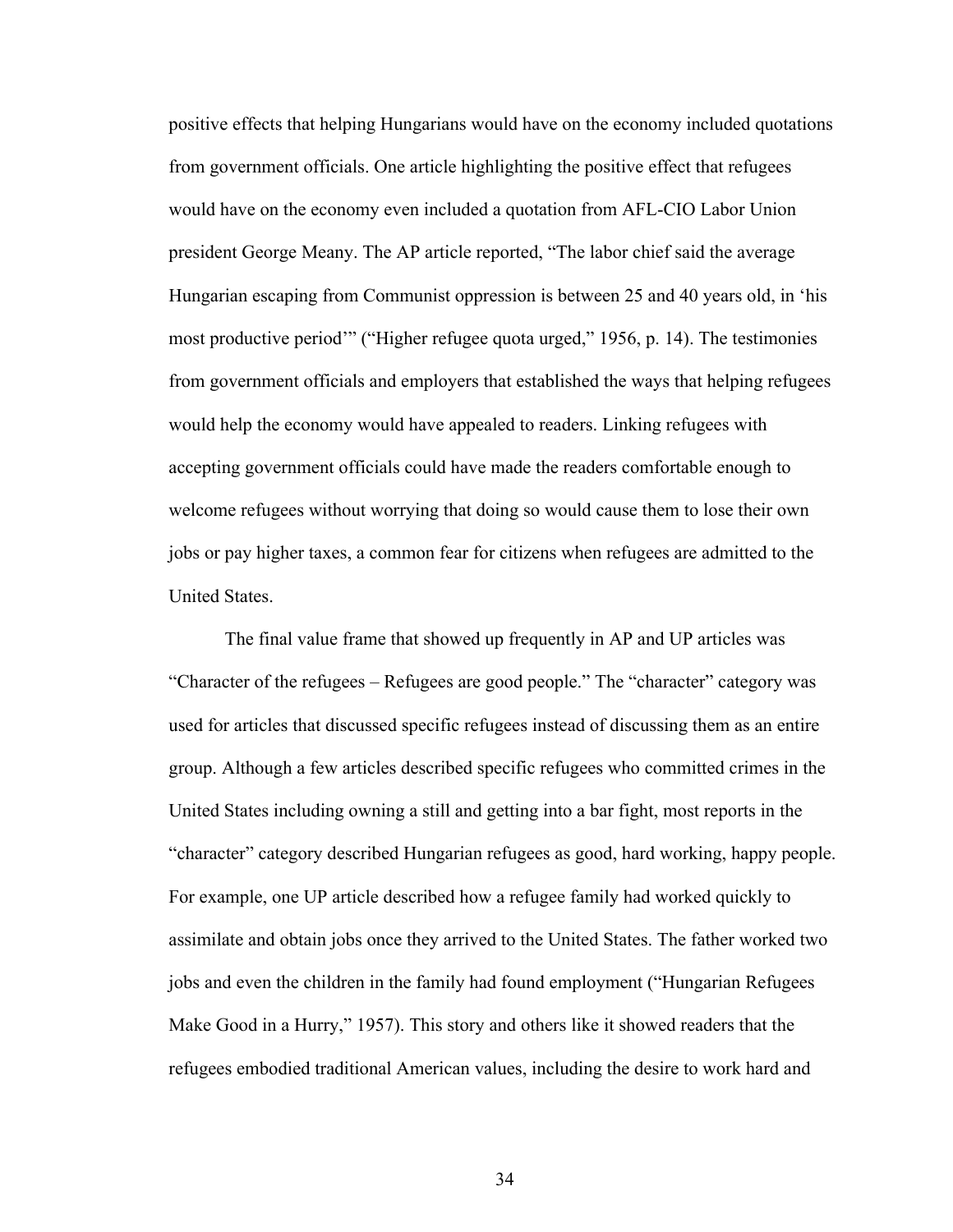positive effects that helping Hungarians would have on the economy included quotations from government officials. One article highlighting the positive effect that refugees would have on the economy even included a quotation from AFL-CIO Labor Union president George Meany. The AP article reported, "The labor chief said the average Hungarian escaping from Communist oppression is between 25 and 40 years old, in 'his most productive period'" ("Higher refugee quota urged," 1956, p. 14). The testimonies from government officials and employers that established the ways that helping refugees would help the economy would have appealed to readers. Linking refugees with accepting government officials could have made the readers comfortable enough to welcome refugees without worrying that doing so would cause them to lose their own jobs or pay higher taxes, a common fear for citizens when refugees are admitted to the United States.

The final value frame that showed up frequently in AP and UP articles was "Character of the refugees – Refugees are good people." The "character" category was used for articles that discussed specific refugees instead of discussing them as an entire group. Although a few articles described specific refugees who committed crimes in the United States including owning a still and getting into a bar fight, most reports in the "character" category described Hungarian refugees as good, hard working, happy people. For example, one UP article described how a refugee family had worked quickly to assimilate and obtain jobs once they arrived to the United States. The father worked two jobs and even the children in the family had found employment ("Hungarian Refugees Make Good in a Hurry," 1957). This story and others like it showed readers that the refugees embodied traditional American values, including the desire to work hard and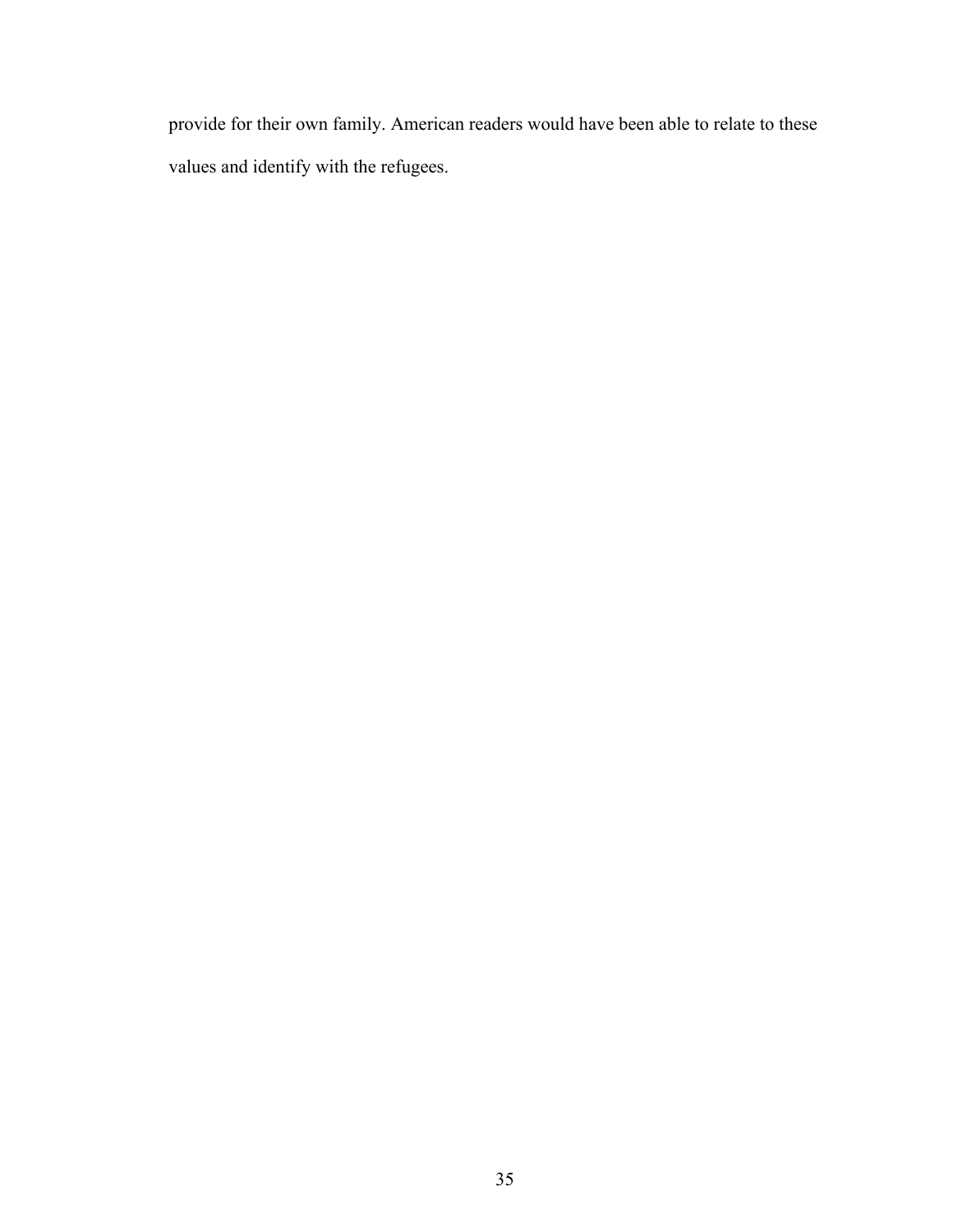provide for their own family. American readers would have been able to relate to these values and identify with the refugees.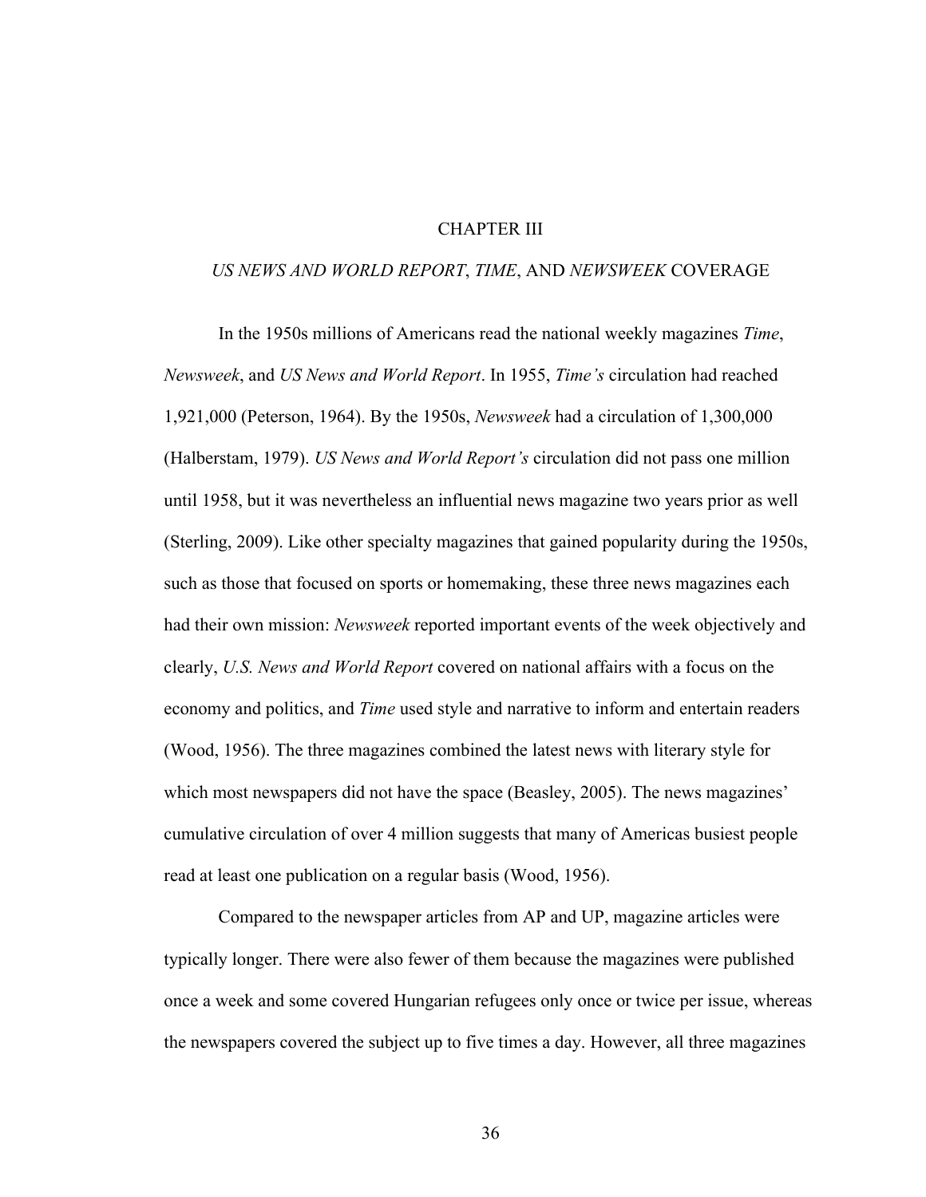# CHAPTER III

## *US NEWS AND WORLD REPORT*, *TIME*, AND *NEWSWEEK* COVERAGE

In the 1950s millions of Americans read the national weekly magazines *Time*, *Newsweek*, and *US News and World Report*. In 1955, *Time's* circulation had reached 1,921,000 (Peterson, 1964). By the 1950s, *Newsweek* had a circulation of 1,300,000 (Halberstam, 1979). *US News and World Report's* circulation did not pass one million until 1958, but it was nevertheless an influential news magazine two years prior as well (Sterling, 2009). Like other specialty magazines that gained popularity during the 1950s, such as those that focused on sports or homemaking, these three news magazines each had their own mission: *Newsweek* reported important events of the week objectively and clearly, *U.S. News and World Report* covered on national affairs with a focus on the economy and politics, and *Time* used style and narrative to inform and entertain readers (Wood, 1956). The three magazines combined the latest news with literary style for which most newspapers did not have the space (Beasley, 2005). The news magazines' cumulative circulation of over 4 million suggests that many of Americas busiest people read at least one publication on a regular basis (Wood, 1956).

Compared to the newspaper articles from AP and UP, magazine articles were typically longer. There were also fewer of them because the magazines were published once a week and some covered Hungarian refugees only once or twice per issue, whereas the newspapers covered the subject up to five times a day. However, all three magazines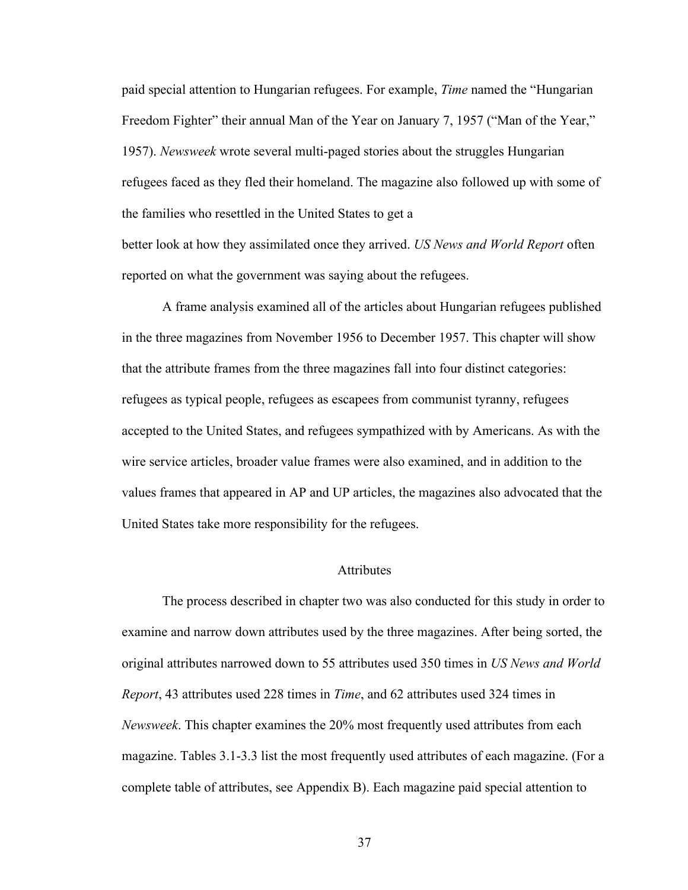paid special attention to Hungarian refugees. For example, *Time* named the "Hungarian Freedom Fighter" their annual Man of the Year on January 7, 1957 ("Man of the Year," 1957). *Newsweek* wrote several multi-paged stories about the struggles Hungarian refugees faced as they fled their homeland. The magazine also followed up with some of the families who resettled in the United States to get a better look at how they assimilated once they arrived. *US News and World Report* often reported on what the government was saying about the refugees.

A frame analysis examined all of the articles about Hungarian refugees published in the three magazines from November 1956 to December 1957. This chapter will show that the attribute frames from the three magazines fall into four distinct categories: refugees as typical people, refugees as escapees from communist tyranny, refugees accepted to the United States, and refugees sympathized with by Americans. As with the wire service articles, broader value frames were also examined, and in addition to the values frames that appeared in AP and UP articles, the magazines also advocated that the United States take more responsibility for the refugees.

## Attributes

The process described in chapter two was also conducted for this study in order to examine and narrow down attributes used by the three magazines. After being sorted, the original attributes narrowed down to 55 attributes used 350 times in *US News and World Report*, 43 attributes used 228 times in *Time*, and 62 attributes used 324 times in *Newsweek*. This chapter examines the 20% most frequently used attributes from each magazine. Tables 3.1-3.3 list the most frequently used attributes of each magazine. (For a complete table of attributes, see Appendix B). Each magazine paid special attention to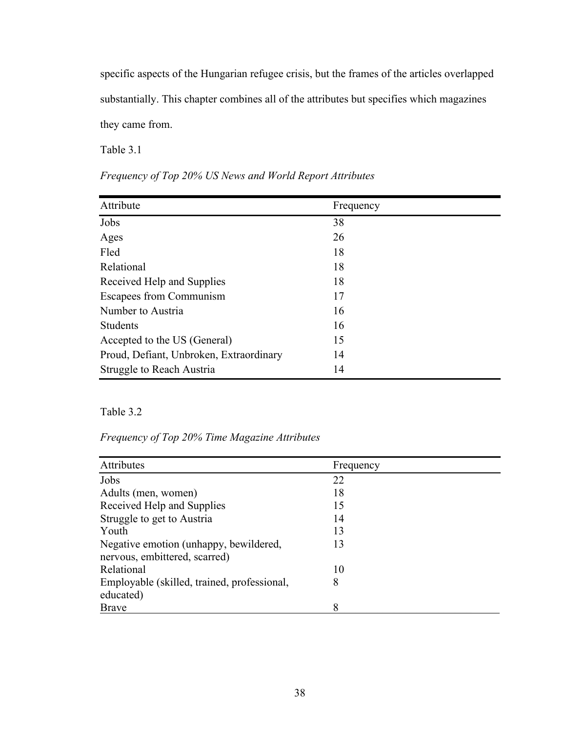specific aspects of the Hungarian refugee crisis, but the frames of the articles overlapped substantially. This chapter combines all of the attributes but specifies which magazines they came from.

Table 3.1

*Frequency of Top 20% US News and World Report Attributes*

| Attribute | Frequency |
|---|---|
| Jobs | 38 |
| Ages | 26 |
| Fled | 18 |
| Relational | 18 |
| Received Help and Supplies | 18 |
| Escapees from Communism | 17 |
| Number to Austria | 16 |
| Students | 16 |
| Accepted to the US (General) | 15 |
| Proud, Defiant, Unbroken, Extraordinary | 14 |
| Struggle to Reach Austria | 14 |

Table 3.2

*Frequency of Top 20% Time Magazine Attributes*

| Attributes | Frequency |
|---|---|
| Jobs | 22 |
| Adults (men, women) | 18 |
| Received Help and Supplies | 15 |
| Struggle to get to Austria | 14 |
| Youth | 13 |
| Negative emotion (unhappy, bewildered, nervous, embittered, scarred) | 13 |
| Relational | 10 |
| Employable (skilled, trained, professional, educated) | 8 |
| Brave | 8 |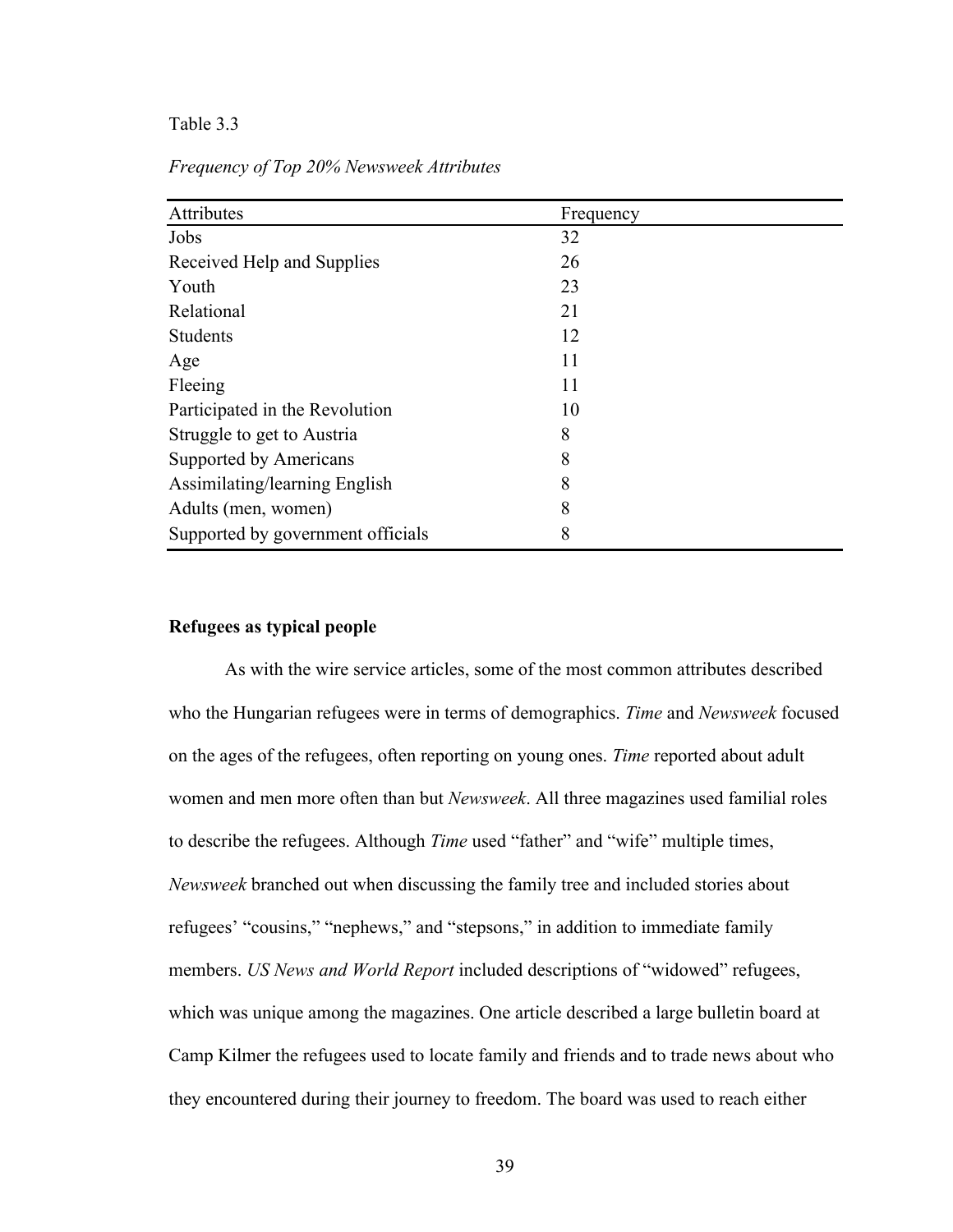Table 3.3

*Frequency of Top 20% Newsweek Attributes*

| Attributes | Frequency |
|---|---|
| Jobs | 32 |
| Received Help and Supplies | 26 |
| Youth | 23 |
| Relational | 21 |
| Students | 12 |
| Age | 11 |
| Fleeing | 11 |
| Participated in the Revolution | 10 |
| Struggle to get to Austria | 8 |
| Supported by Americans | 8 |
| Assimilating/learning English | 8 |
| Adults (men, women) | 8 |
| Supported by government officials | 8 |

**Refugees as typical people**

As with the wire service articles, some of the most common attributes described who the Hungarian refugees were in terms of demographics. *Time* and *Newsweek* focused on the ages of the refugees, often reporting on young ones. *Time* reported about adult women and men more often than but *Newsweek*. All three magazines used familial roles to describe the refugees. Although *Time* used "father" and "wife" multiple times, *Newsweek* branched out when discussing the family tree and included stories about refugees' "cousins," "nephews," and "stepsons," in addition to immediate family members. *US News and World Report* included descriptions of "widowed" refugees, which was unique among the magazines. One article described a large bulletin board at Camp Kilmer the refugees used to locate family and friends and to trade news about who they encountered during their journey to freedom. The board was used to reach either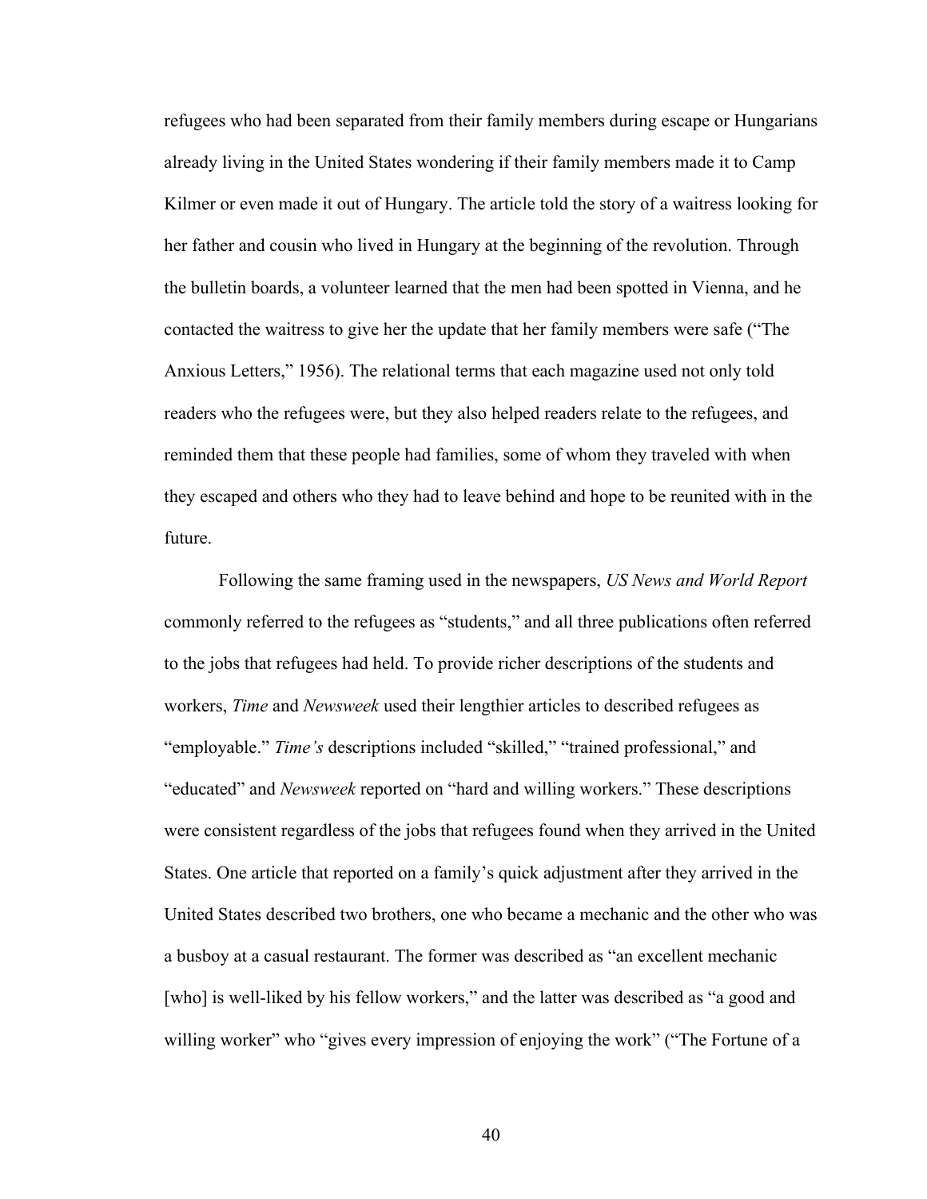refugees who had been separated from their family members during escape or Hungarians already living in the United States wondering if their family members made it to Camp Kilmer or even made it out of Hungary. The article told the story of a waitress looking for her father and cousin who lived in Hungary at the beginning of the revolution. Through the bulletin boards, a volunteer learned that the men had been spotted in Vienna, and he contacted the waitress to give her the update that her family members were safe ("The Anxious Letters," 1956). The relational terms that each magazine used not only told readers who the refugees were, but they also helped readers relate to the refugees, and reminded them that these people had families, some of whom they traveled with when they escaped and others who they had to leave behind and hope to be reunited with in the future.

Following the same framing used in the newspapers, *US News and World Report* commonly referred to the refugees as "students," and all three publications often referred to the jobs that refugees had held. To provide richer descriptions of the students and workers, *Time* and *Newsweek* used their lengthier articles to described refugees as "employable." *Time's* descriptions included "skilled," "trained professional," and "educated" and *Newsweek* reported on "hard and willing workers." These descriptions were consistent regardless of the jobs that refugees found when they arrived in the United States. One article that reported on a family's quick adjustment after they arrived in the United States described two brothers, one who became a mechanic and the other who was a busboy at a casual restaurant. The former was described as "an excellent mechanic [who] is well-liked by his fellow workers," and the latter was described as "a good and willing worker" who "gives every impression of enjoying the work" ("The Fortune of a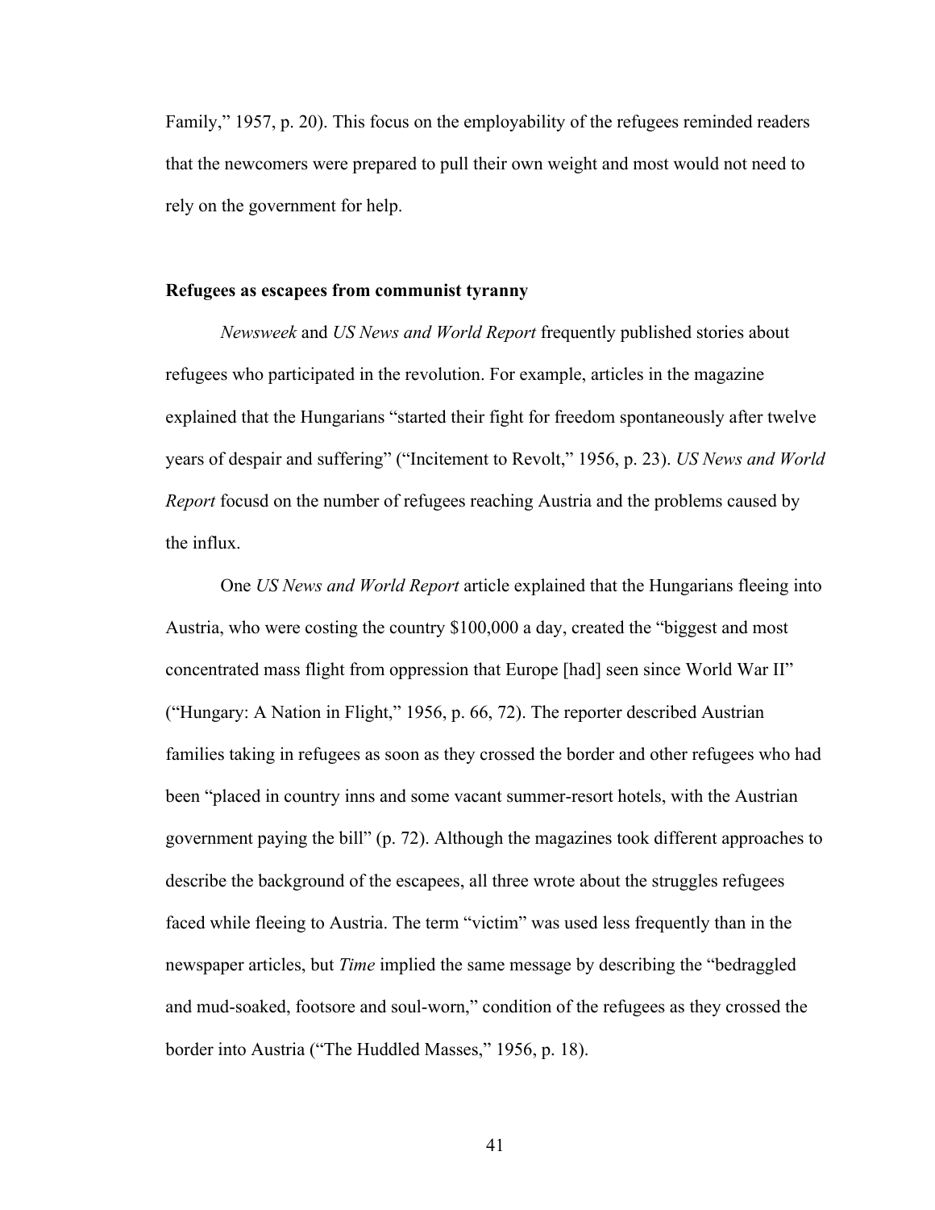Family," 1957, p. 20). This focus on the employability of the refugees reminded readers that the newcomers were prepared to pull their own weight and most would not need to rely on the government for help.

**Refugees as escapees from communist tyranny**

*Newsweek* and *US News and World Report* frequently published stories about refugees who participated in the revolution. For example, articles in the magazine explained that the Hungarians "started their fight for freedom spontaneously after twelve years of despair and suffering" ("Incitement to Revolt," 1956, p. 23). *US News and World Report* focusd on the number of refugees reaching Austria and the problems caused by the influx.

One *US News and World Report* article explained that the Hungarians fleeing into Austria, who were costing the country $100,000 a day, created the "biggest and most concentrated mass flight from oppression that Europe [had] seen since World War II" ("Hungary: A Nation in Flight," 1956, p. 66, 72). The reporter described Austrian families taking in refugees as soon as they crossed the border and other refugees who had been "placed in country inns and some vacant summer-resort hotels, with the Austrian government paying the bill" (p. 72). Although the magazines took different approaches to describe the background of the escapees, all three wrote about the struggles refugees faced while fleeing to Austria. The term "victim" was used less frequently than in the newspaper articles, but *Time* implied the same message by describing the "bedraggled and mud-soaked, footsore and soul-worn," condition of the refugees as they crossed the border into Austria ("The Huddled Masses," 1956, p. 18).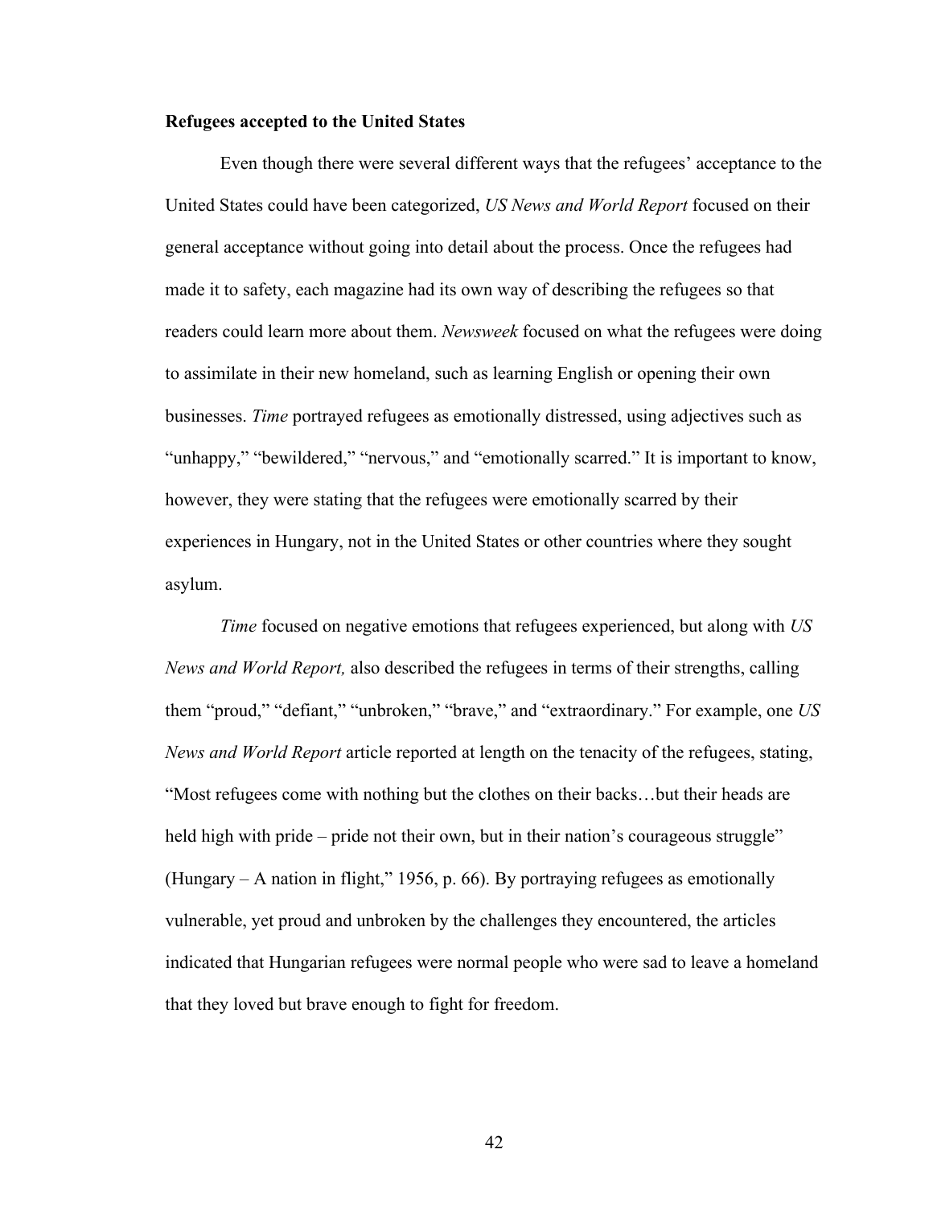**Refugees accepted to the United States**

Even though there were several different ways that the refugees' acceptance to the United States could have been categorized, *US News and World Report* focused on their general acceptance without going into detail about the process. Once the refugees had made it to safety, each magazine had its own way of describing the refugees so that readers could learn more about them. *Newsweek* focused on what the refugees were doing to assimilate in their new homeland, such as learning English or opening their own businesses. *Time* portrayed refugees as emotionally distressed, using adjectives such as "unhappy," "bewildered," "nervous," and "emotionally scarred." It is important to know, however, they were stating that the refugees were emotionally scarred by their experiences in Hungary, not in the United States or other countries where they sought asylum.

*Time* focused on negative emotions that refugees experienced, but along with *US News and World Report,* also described the refugees in terms of their strengths, calling them "proud," "defiant," "unbroken," "brave," and "extraordinary." For example, one *US News and World Report* article reported at length on the tenacity of the refugees, stating, "Most refugees come with nothing but the clothes on their backs…but their heads are held high with pride – pride not their own, but in their nation's courageous struggle" (Hungary – A nation in flight," 1956, p. 66). By portraying refugees as emotionally vulnerable, yet proud and unbroken by the challenges they encountered, the articles indicated that Hungarian refugees were normal people who were sad to leave a homeland that they loved but brave enough to fight for freedom.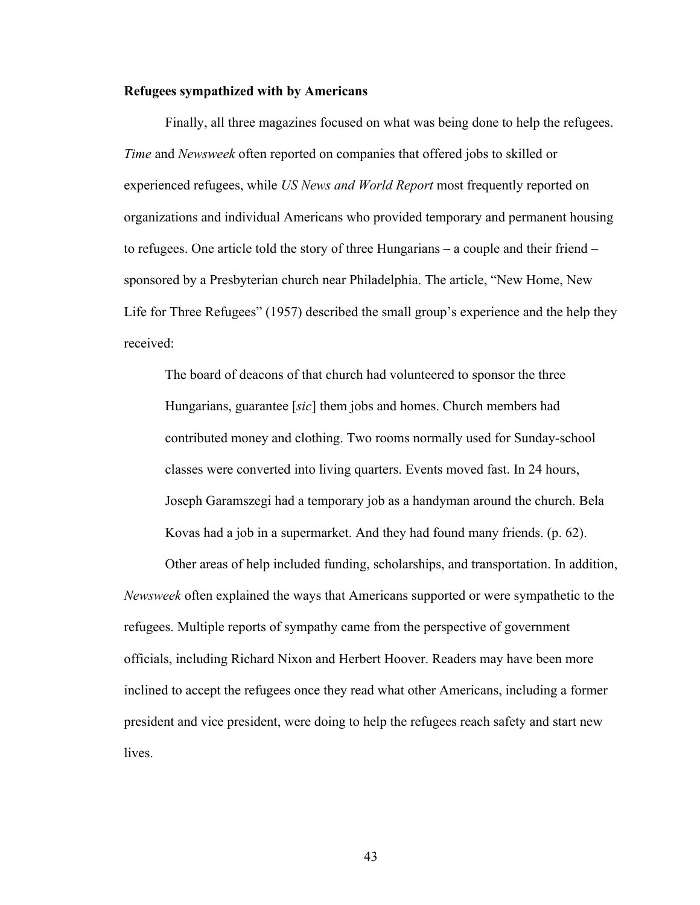**Refugees sympathized with by Americans**

Finally, all three magazines focused on what was being done to help the refugees. *Time* and *Newsweek* often reported on companies that offered jobs to skilled or experienced refugees, while *US News and World Report* most frequently reported on organizations and individual Americans who provided temporary and permanent housing to refugees. One article told the story of three Hungarians – a couple and their friend – sponsored by a Presbyterian church near Philadelphia. The article, "New Home, New Life for Three Refugees" (1957) described the small group's experience and the help they received:

> The board of deacons of that church had volunteered to sponsor the three Hungarians, guarantee [*sic*] them jobs and homes. Church members had contributed money and clothing. Two rooms normally used for Sunday-school classes were converted into living quarters. Events moved fast. In 24 hours, Joseph Garamszegi had a temporary job as a handyman around the church. Bela Kovas had a job in a supermarket. And they had found many friends. (p. 62).

Other areas of help included funding, scholarships, and transportation. In addition, *Newsweek* often explained the ways that Americans supported or were sympathetic to the refugees. Multiple reports of sympathy came from the perspective of government officials, including Richard Nixon and Herbert Hoover. Readers may have been more inclined to accept the refugees once they read what other Americans, including a former president and vice president, were doing to help the refugees reach safety and start new lives.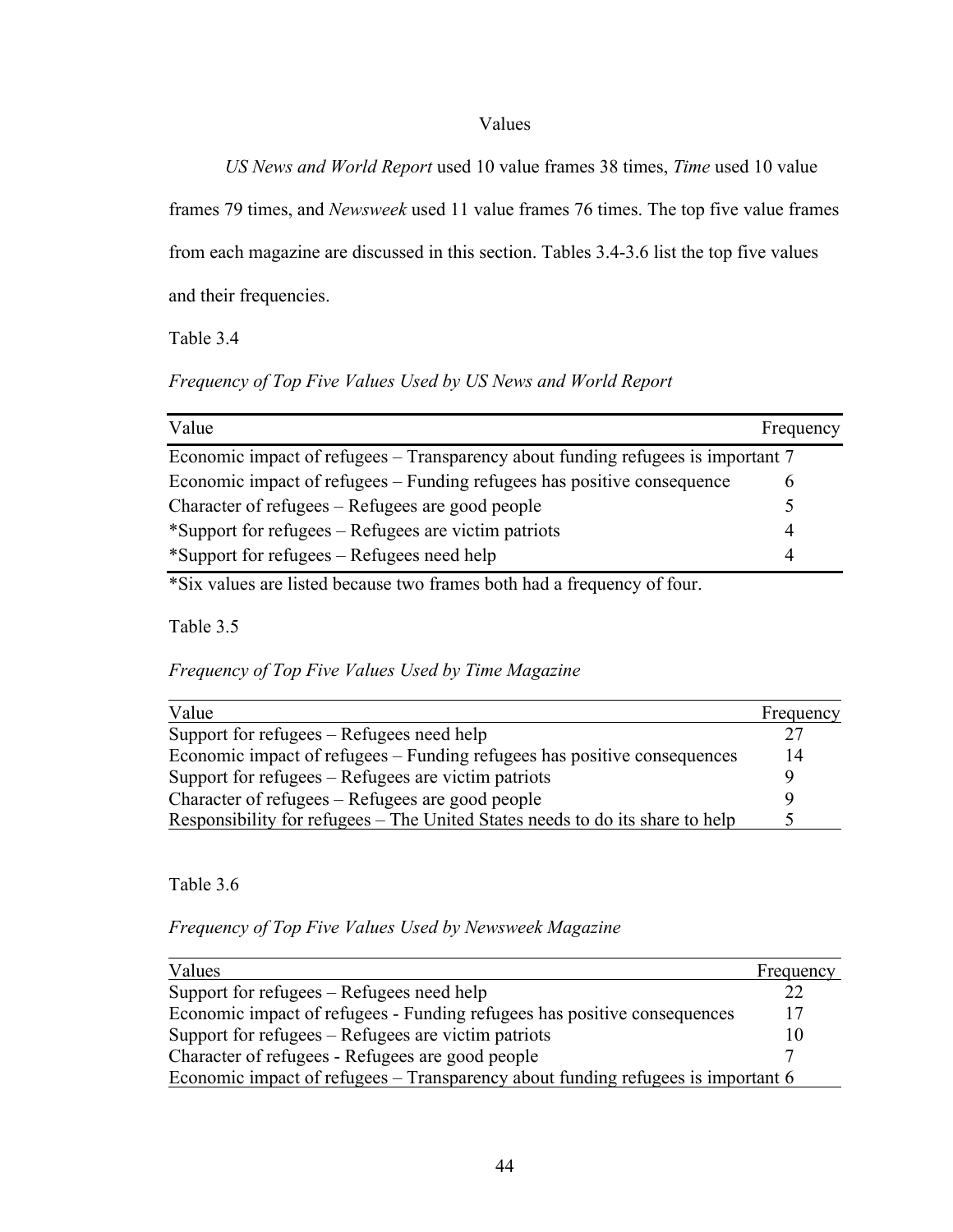## Values

*US News and World Report* used 10 value frames 38 times, *Time* used 10 value frames 79 times, and *Newsweek* used 11 value frames 76 times. The top five value frames from each magazine are discussed in this section. Tables 3.4-3.6 list the top five values and their frequencies.

Table 3.4

*Frequency of Top Five Values Used by US News and World Report*

| Value | Frequency |
|---|---|
| Economic impact of refugees – Transparency about funding refugees is important | 7 |
| Economic impact of refugees – Funding refugees has positive consequence | 6 |
| Character of refugees – Refugees are good people | 5 |
| *Support for refugees – Refugees are victim patriots | 4 |
| *Support for refugees – Refugees need help | 4 |

*Six values are listed because two frames both had a frequency of four.

Table 3.5

*Frequency of Top Five Values Used by Time Magazine*

| Value | Frequency |
|---|---|
| Support for refugees – Refugees need help | 27 |
| Economic impact of refugees – Funding refugees has positive consequences | 14 |
| Support for refugees – Refugees are victim patriots | 9 |
| Character of refugees – Refugees are good people | 9 |
| Responsibility for refugees – The United States needs to do its share to help | 5 |

Table 3.6

*Frequency of Top Five Values Used by Newsweek Magazine*

| Values | Frequency |
|---|---|
| Support for refugees – Refugees need help | 22 |
| Economic impact of refugees - Funding refugees has positive consequences | 17 |
| Support for refugees – Refugees are victim patriots | 10 |
| Character of refugees - Refugees are good people | 7 |
| Economic impact of refugees – Transparency about funding refugees is important | 6 |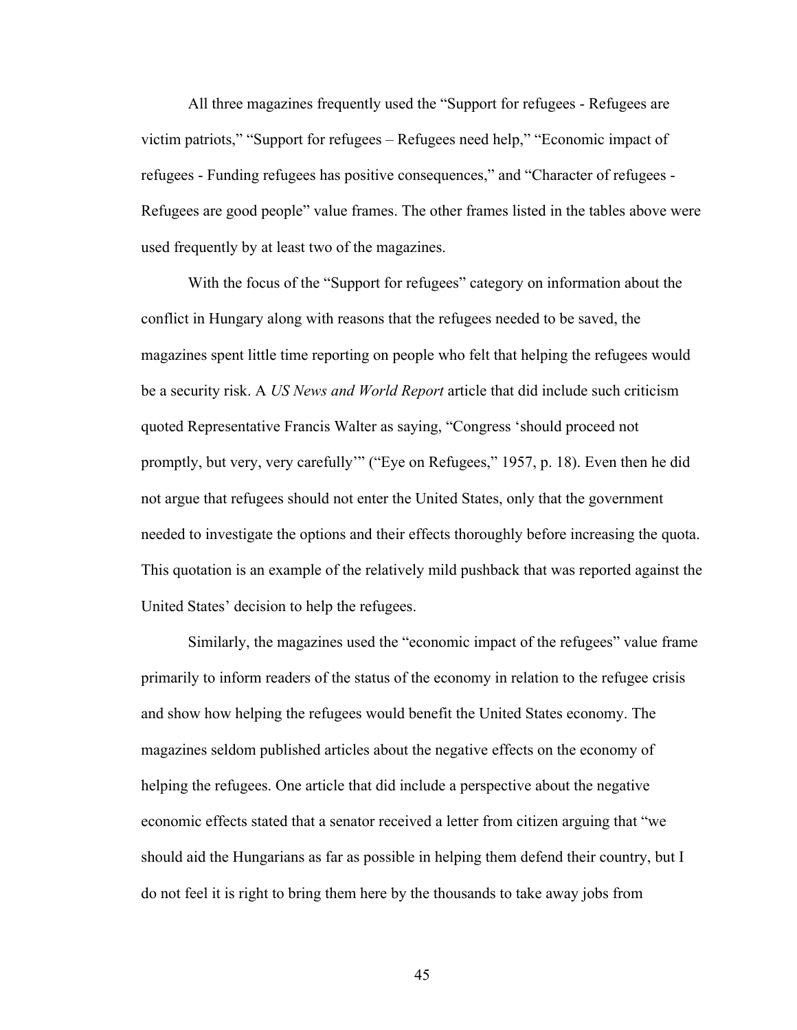All three magazines frequently used the "Support for refugees - Refugees are victim patriots," "Support for refugees – Refugees need help," "Economic impact of refugees - Funding refugees has positive consequences," and "Character of refugees - Refugees are good people" value frames. The other frames listed in the tables above were used frequently by at least two of the magazines.

With the focus of the "Support for refugees" category on information about the conflict in Hungary along with reasons that the refugees needed to be saved, the magazines spent little time reporting on people who felt that helping the refugees would be a security risk. A *US News and World Report* article that did include such criticism quoted Representative Francis Walter as saying, "Congress 'should proceed not promptly, but very, very carefully'" ("Eye on Refugees," 1957, p. 18). Even then he did not argue that refugees should not enter the United States, only that the government needed to investigate the options and their effects thoroughly before increasing the quota. This quotation is an example of the relatively mild pushback that was reported against the United States' decision to help the refugees.

Similarly, the magazines used the "economic impact of the refugees" value frame primarily to inform readers of the status of the economy in relation to the refugee crisis and show how helping the refugees would benefit the United States economy. The magazines seldom published articles about the negative effects on the economy of helping the refugees. One article that did include a perspective about the negative economic effects stated that a senator received a letter from citizen arguing that "we should aid the Hungarians as far as possible in helping them defend their country, but I do not feel it is right to bring them here by the thousands to take away jobs from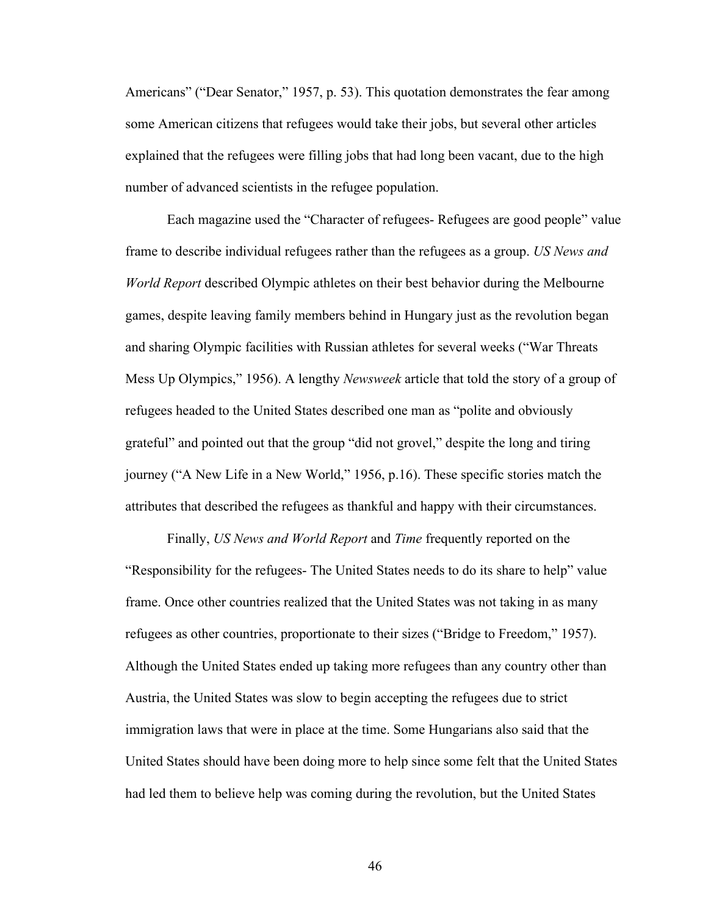Americans" ("Dear Senator," 1957, p. 53). This quotation demonstrates the fear among some American citizens that refugees would take their jobs, but several other articles explained that the refugees were filling jobs that had long been vacant, due to the high number of advanced scientists in the refugee population.

Each magazine used the "Character of refugees- Refugees are good people" value frame to describe individual refugees rather than the refugees as a group. *US News and World Report* described Olympic athletes on their best behavior during the Melbourne games, despite leaving family members behind in Hungary just as the revolution began and sharing Olympic facilities with Russian athletes for several weeks ("War Threats Mess Up Olympics," 1956). A lengthy *Newsweek* article that told the story of a group of refugees headed to the United States described one man as "polite and obviously grateful" and pointed out that the group "did not grovel," despite the long and tiring journey ("A New Life in a New World," 1956, p.16). These specific stories match the attributes that described the refugees as thankful and happy with their circumstances.

Finally, *US News and World Report* and *Time* frequently reported on the "Responsibility for the refugees- The United States needs to do its share to help" value frame. Once other countries realized that the United States was not taking in as many refugees as other countries, proportionate to their sizes ("Bridge to Freedom," 1957). Although the United States ended up taking more refugees than any country other than Austria, the United States was slow to begin accepting the refugees due to strict immigration laws that were in place at the time. Some Hungarians also said that the United States should have been doing more to help since some felt that the United States had led them to believe help was coming during the revolution, but the United States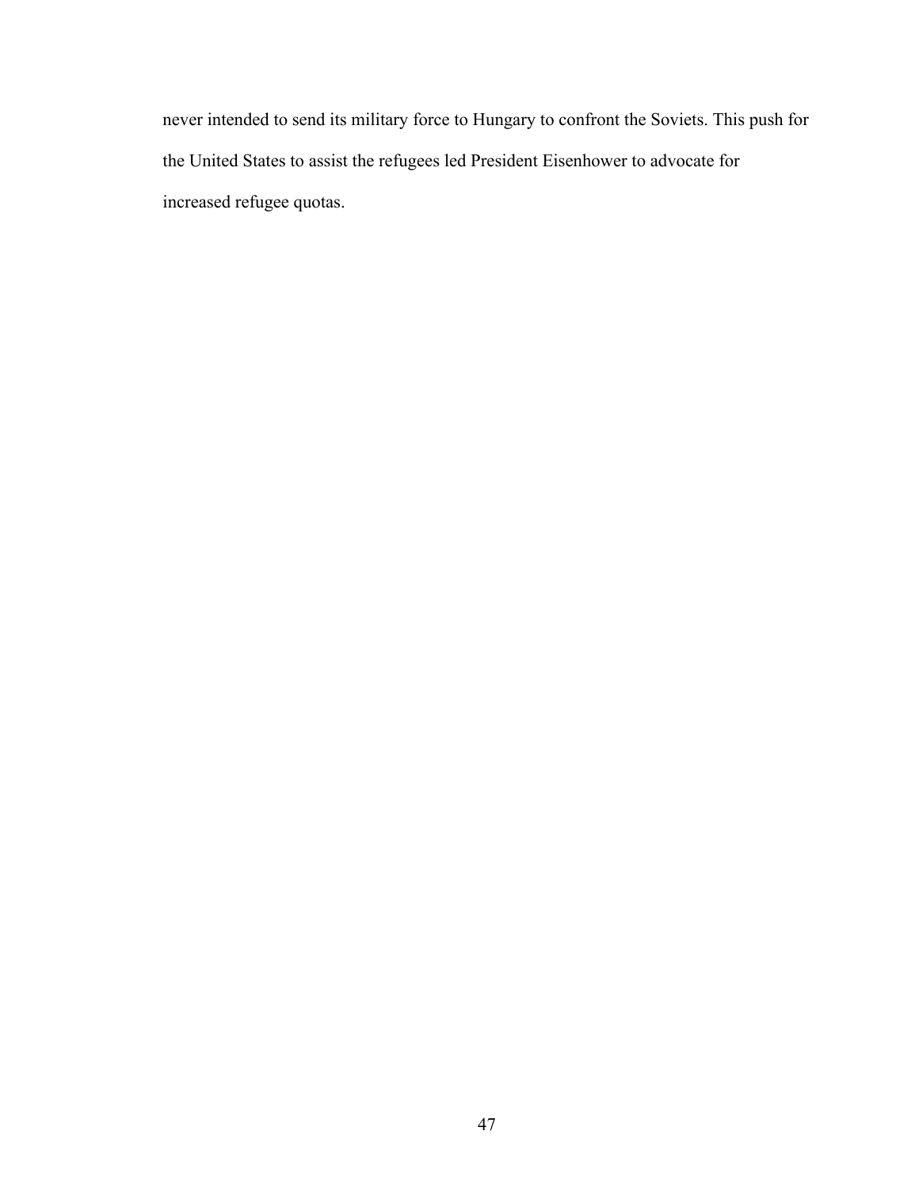never intended to send its military force to Hungary to confront the Soviets. This push for the United States to assist the refugees led President Eisenhower to advocate for increased refugee quotas.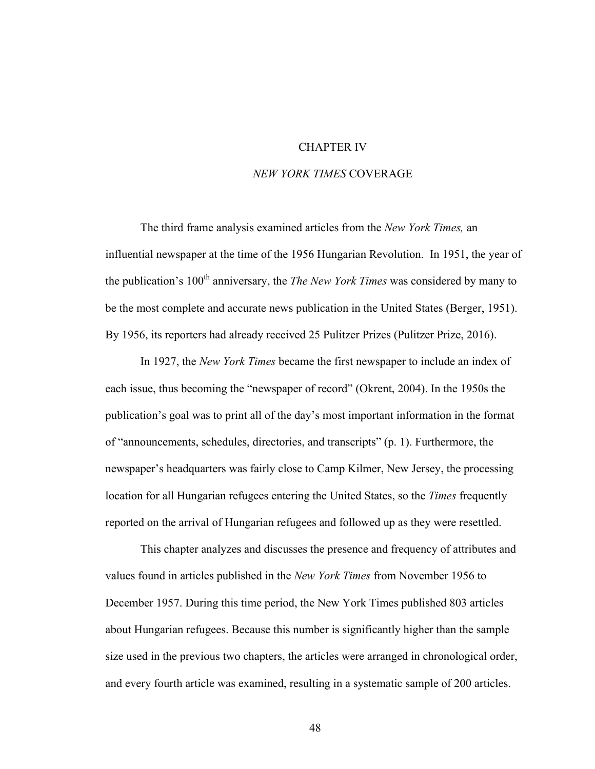# CHAPTER IV

## *NEW YORK TIMES* COVERAGE

The third frame analysis examined articles from the *New York Times,* an influential newspaper at the time of the 1956 Hungarian Revolution. In 1951, the year of the publication's 100th anniversary, the *The New York Times* was considered by many to be the most complete and accurate news publication in the United States (Berger, 1951). By 1956, its reporters had already received 25 Pulitzer Prizes (Pulitzer Prize, 2016).

In 1927, the *New York Times* became the first newspaper to include an index of each issue, thus becoming the "newspaper of record" (Okrent, 2004). In the 1950s the publication's goal was to print all of the day's most important information in the format of "announcements, schedules, directories, and transcripts" (p. 1). Furthermore, the newspaper's headquarters was fairly close to Camp Kilmer, New Jersey, the processing location for all Hungarian refugees entering the United States, so the *Times* frequently reported on the arrival of Hungarian refugees and followed up as they were resettled.

This chapter analyzes and discusses the presence and frequency of attributes and values found in articles published in the *New York Times* from November 1956 to December 1957. During this time period, the New York Times published 803 articles about Hungarian refugees. Because this number is significantly higher than the sample size used in the previous two chapters, the articles were arranged in chronological order, and every fourth article was examined, resulting in a systematic sample of 200 articles.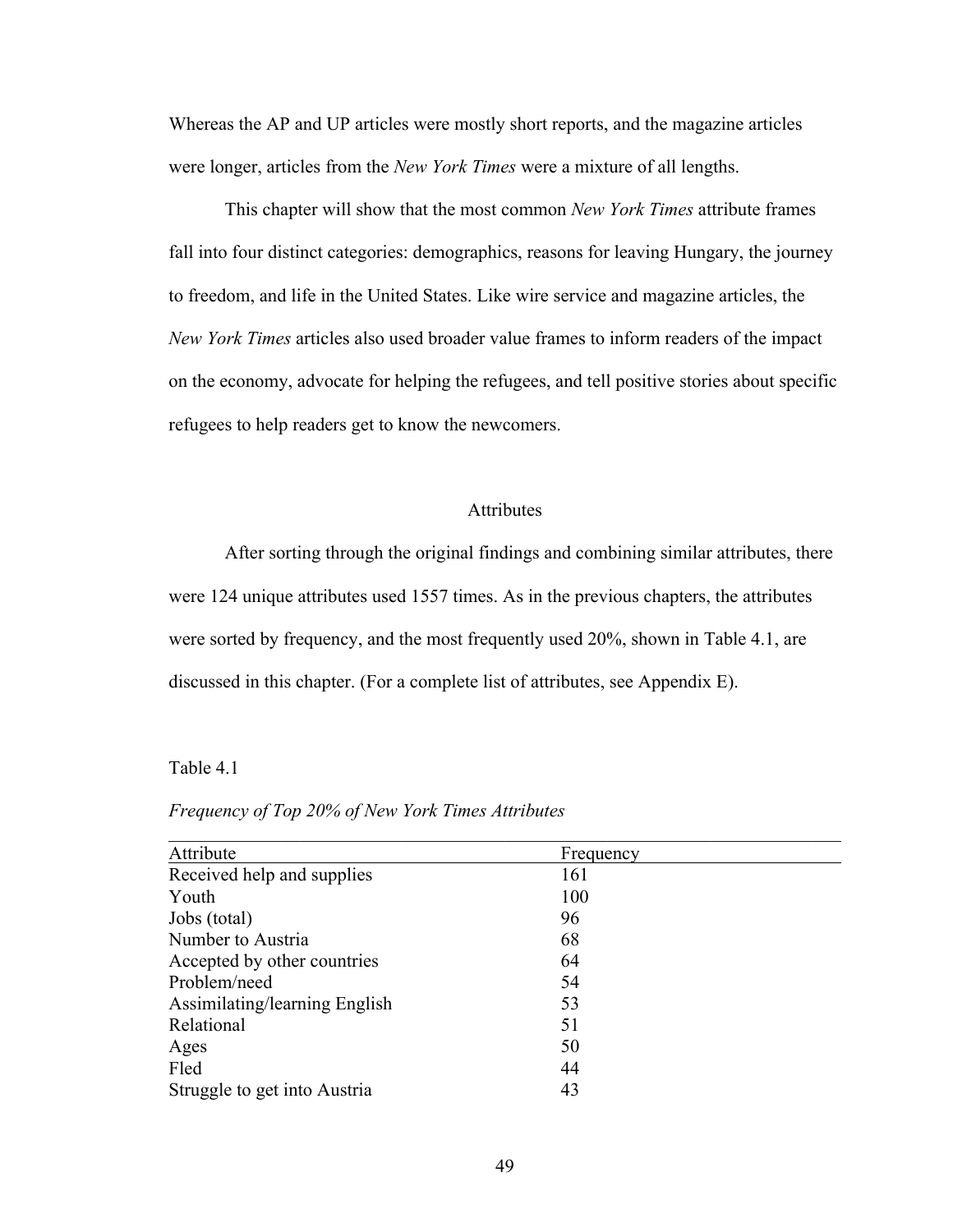Whereas the AP and UP articles were mostly short reports, and the magazine articles were longer, articles from the *New York Times* were a mixture of all lengths.

This chapter will show that the most common *New York Times* attribute frames fall into four distinct categories: demographics, reasons for leaving Hungary, the journey to freedom, and life in the United States. Like wire service and magazine articles, the *New York Times* articles also used broader value frames to inform readers of the impact on the economy, advocate for helping the refugees, and tell positive stories about specific refugees to help readers get to know the newcomers.

## Attributes

After sorting through the original findings and combining similar attributes, there were 124 unique attributes used 1557 times. As in the previous chapters, the attributes were sorted by frequency, and the most frequently used 20%, shown in Table 4.1, are discussed in this chapter. (For a complete list of attributes, see Appendix E).

Table 4.1

*Frequency of Top 20% of New York Times Attributes*

| Attribute | Frequency |
|---|---|
| Received help and supplies | 161 |
| Youth | 100 |
| Jobs (total) | 96 |
| Number to Austria | 68 |
| Accepted by other countries | 64 |
| Problem/need | 54 |
| Assimilating/learning English | 53 |
| Relational | 51 |
| Ages | 50 |
| Fled | 44 |
| Struggle to get into Austria | 43 |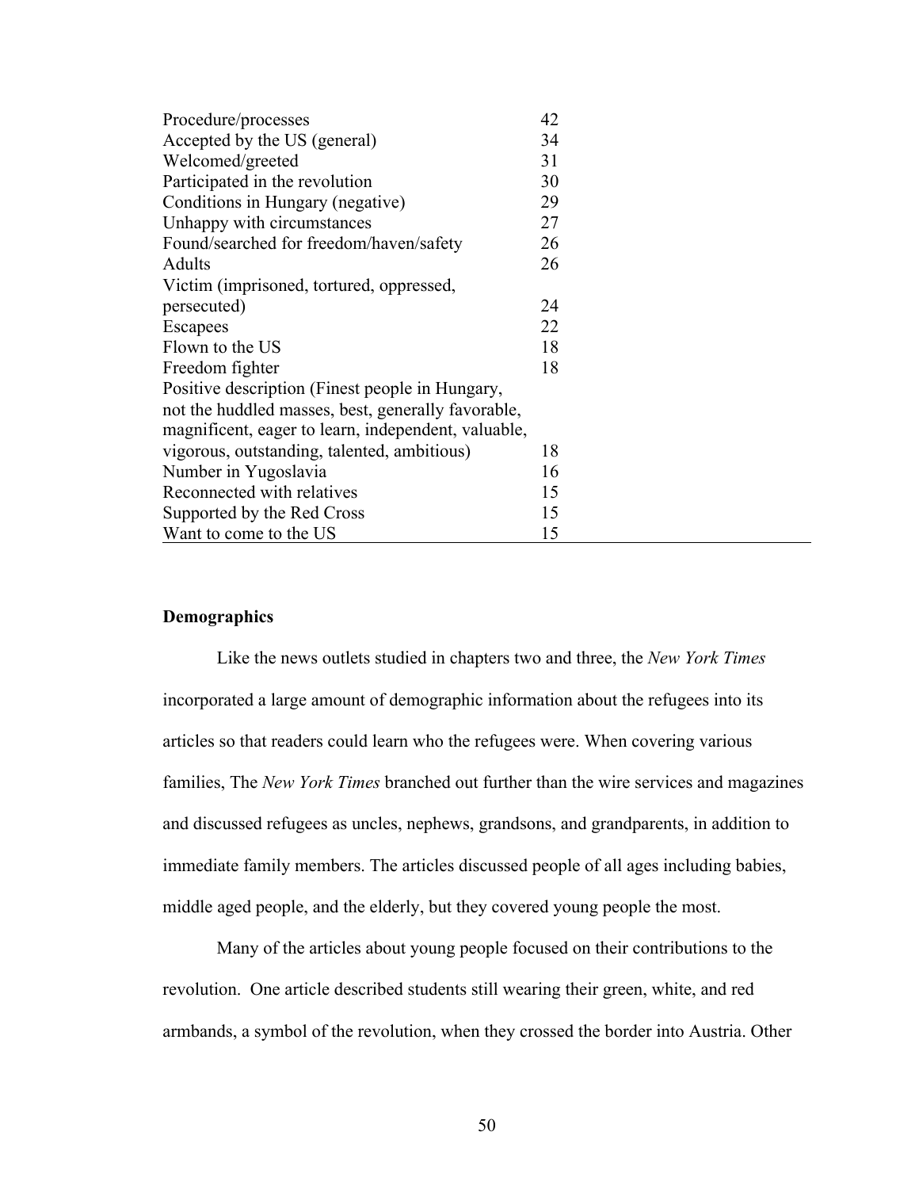| | |
|---|---|
| Procedure/processes | 42 |
| Accepted by the US (general) | 34 |
| Welcomed/greeted | 31 |
| Participated in the revolution | 30 |
| Conditions in Hungary (negative) | 29 |
| Unhappy with circumstances | 27 |
| Found/searched for freedom/haven/safety | 26 |
| Adults | 26 |
| Victim (imprisoned, tortured, oppressed, persecuted) | 24 |
| Escapees | 22 |
| Flown to the US | 18 |
| Freedom fighter | 18 |
| Positive description (Finest people in Hungary, not the huddled masses, best, generally favorable, magnificent, eager to learn, independent, valuable, vigorous, outstanding, talented, ambitious) | 18 |
| Number in Yugoslavia | 16 |
| Reconnected with relatives | 15 |
| Supported by the Red Cross | 15 |
| Want to come to the US | 15 |

**Demographics**

Like the news outlets studied in chapters two and three, the *New York Times* incorporated a large amount of demographic information about the refugees into its articles so that readers could learn who the refugees were. When covering various families, The *New York Times* branched out further than the wire services and magazines and discussed refugees as uncles, nephews, grandsons, and grandparents, in addition to immediate family members. The articles discussed people of all ages including babies, middle aged people, and the elderly, but they covered young people the most.

Many of the articles about young people focused on their contributions to the revolution. One article described students still wearing their green, white, and red armbands, a symbol of the revolution, when they crossed the border into Austria. Other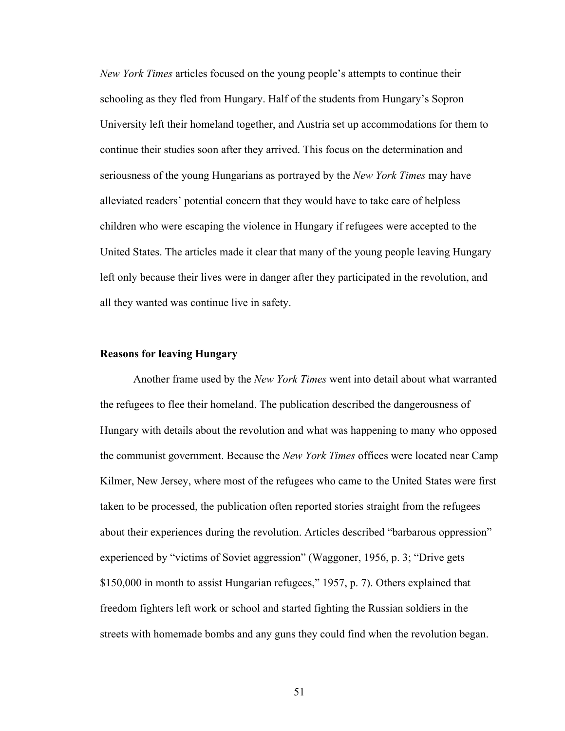*New York Times* articles focused on the young people's attempts to continue their schooling as they fled from Hungary. Half of the students from Hungary's Sopron University left their homeland together, and Austria set up accommodations for them to continue their studies soon after they arrived. This focus on the determination and seriousness of the young Hungarians as portrayed by the *New York Times* may have alleviated readers' potential concern that they would have to take care of helpless children who were escaping the violence in Hungary if refugees were accepted to the United States. The articles made it clear that many of the young people leaving Hungary left only because their lives were in danger after they participated in the revolution, and all they wanted was continue live in safety.

### Reasons for leaving Hungary

Another frame used by the *New York Times* went into detail about what warranted the refugees to flee their homeland. The publication described the dangerousness of Hungary with details about the revolution and what was happening to many who opposed the communist government. Because the *New York Times* offices were located near Camp Kilmer, New Jersey, where most of the refugees who came to the United States were first taken to be processed, the publication often reported stories straight from the refugees about their experiences during the revolution. Articles described "barbarous oppression" experienced by "victims of Soviet aggression" (Waggoner, 1956, p. 3; "Drive gets $150,000 in month to assist Hungarian refugees," 1957, p. 7). Others explained that freedom fighters left work or school and started fighting the Russian soldiers in the streets with homemade bombs and any guns they could find when the revolution began.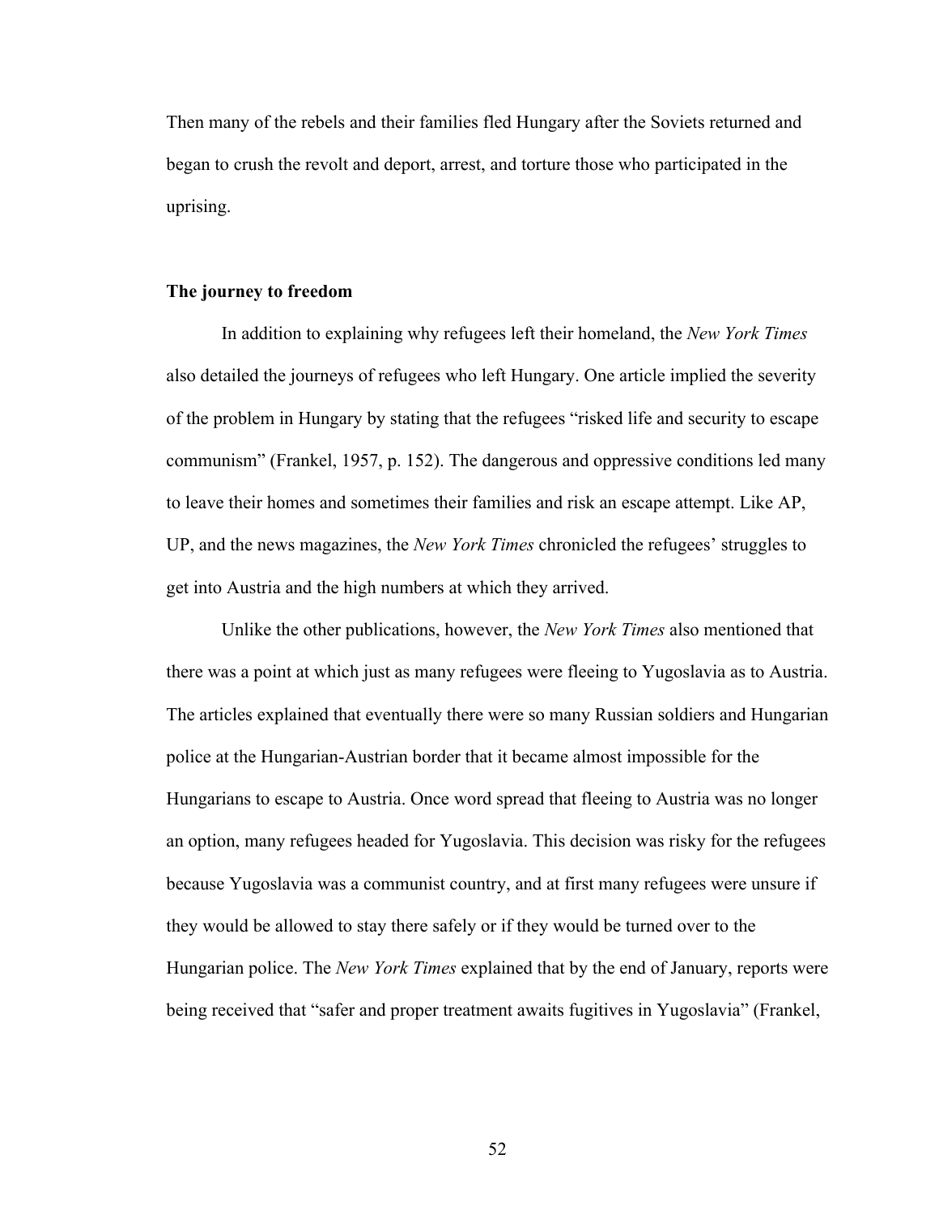Then many of the rebels and their families fled Hungary after the Soviets returned and began to crush the revolt and deport, arrest, and torture those who participated in the uprising.

### The journey to freedom

In addition to explaining why refugees left their homeland, the *New York Times* also detailed the journeys of refugees who left Hungary. One article implied the severity of the problem in Hungary by stating that the refugees "risked life and security to escape communism" (Frankel, 1957, p. 152). The dangerous and oppressive conditions led many to leave their homes and sometimes their families and risk an escape attempt. Like AP, UP, and the news magazines, the *New York Times* chronicled the refugees' struggles to get into Austria and the high numbers at which they arrived.

Unlike the other publications, however, the *New York Times* also mentioned that there was a point at which just as many refugees were fleeing to Yugoslavia as to Austria. The articles explained that eventually there were so many Russian soldiers and Hungarian police at the Hungarian-Austrian border that it became almost impossible for the Hungarians to escape to Austria. Once word spread that fleeing to Austria was no longer an option, many refugees headed for Yugoslavia. This decision was risky for the refugees because Yugoslavia was a communist country, and at first many refugees were unsure if they would be allowed to stay there safely or if they would be turned over to the Hungarian police. The *New York Times* explained that by the end of January, reports were being received that "safer and proper treatment awaits fugitives in Yugoslavia" (Frankel,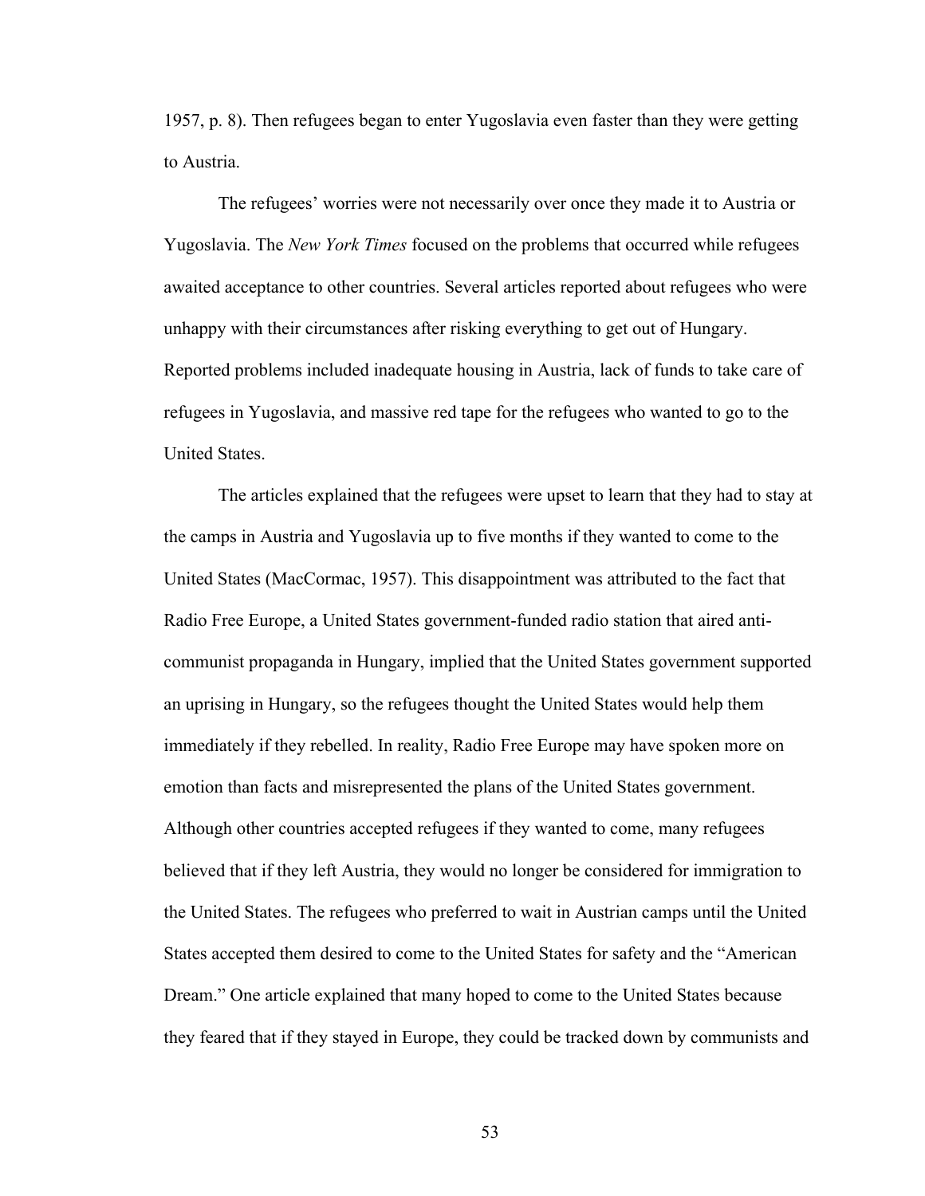1957, p. 8). Then refugees began to enter Yugoslavia even faster than they were getting to Austria.

The refugees' worries were not necessarily over once they made it to Austria or Yugoslavia. The *New York Times* focused on the problems that occurred while refugees awaited acceptance to other countries. Several articles reported about refugees who were unhappy with their circumstances after risking everything to get out of Hungary. Reported problems included inadequate housing in Austria, lack of funds to take care of refugees in Yugoslavia, and massive red tape for the refugees who wanted to go to the United States.

The articles explained that the refugees were upset to learn that they had to stay at the camps in Austria and Yugoslavia up to five months if they wanted to come to the United States (MacCormac, 1957). This disappointment was attributed to the fact that Radio Free Europe, a United States government-funded radio station that aired anti-communist propaganda in Hungary, implied that the United States government supported an uprising in Hungary, so the refugees thought the United States would help them immediately if they rebelled. In reality, Radio Free Europe may have spoken more on emotion than facts and misrepresented the plans of the United States government. Although other countries accepted refugees if they wanted to come, many refugees believed that if they left Austria, they would no longer be considered for immigration to the United States. The refugees who preferred to wait in Austrian camps until the United States accepted them desired to come to the United States for safety and the "American Dream." One article explained that many hoped to come to the United States because they feared that if they stayed in Europe, they could be tracked down by communists and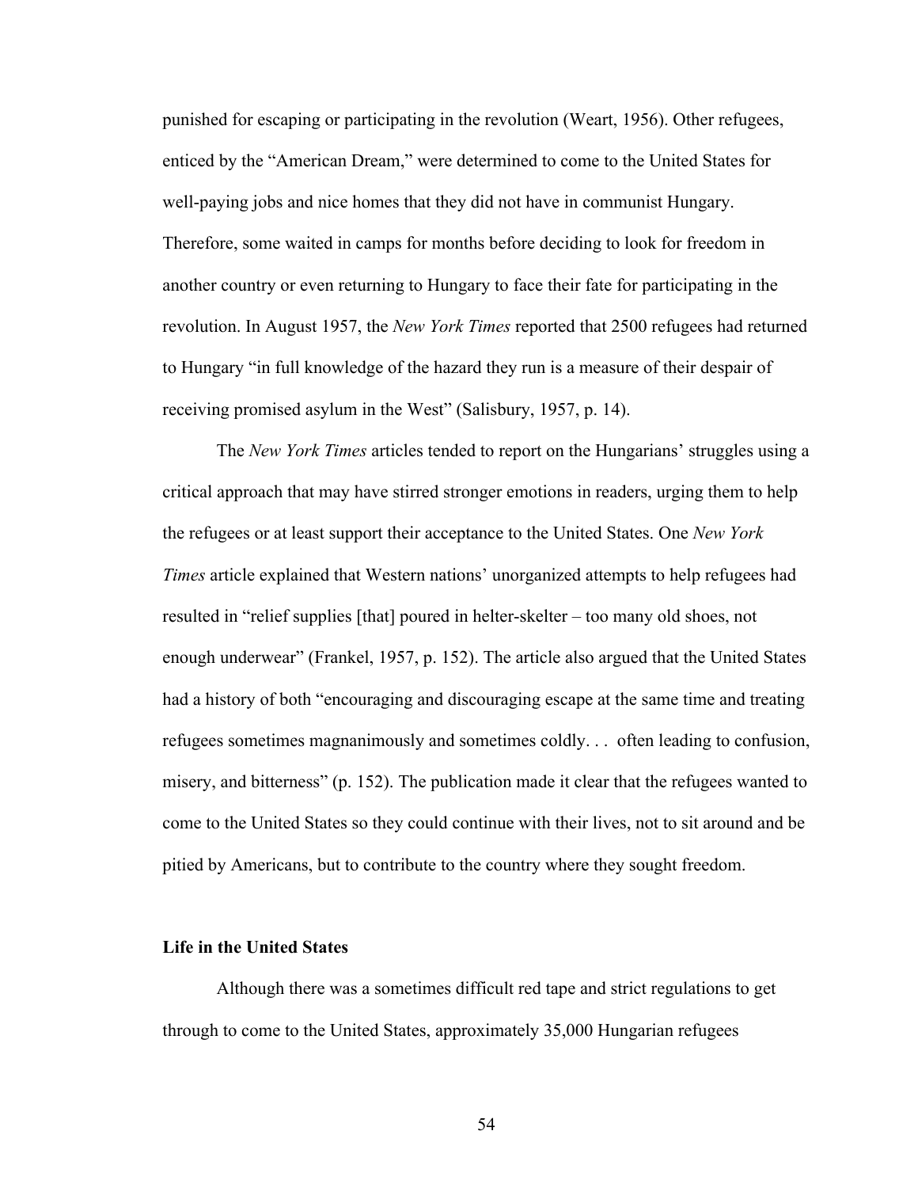punished for escaping or participating in the revolution (Weart, 1956). Other refugees, enticed by the "American Dream," were determined to come to the United States for well-paying jobs and nice homes that they did not have in communist Hungary. Therefore, some waited in camps for months before deciding to look for freedom in another country or even returning to Hungary to face their fate for participating in the revolution. In August 1957, the *New York Times* reported that 2500 refugees had returned to Hungary "in full knowledge of the hazard they run is a measure of their despair of receiving promised asylum in the West" (Salisbury, 1957, p. 14).

The *New York Times* articles tended to report on the Hungarians' struggles using a critical approach that may have stirred stronger emotions in readers, urging them to help the refugees or at least support their acceptance to the United States. One *New York Times* article explained that Western nations' unorganized attempts to help refugees had resulted in "relief supplies [that] poured in helter-skelter – too many old shoes, not enough underwear" (Frankel, 1957, p. 152). The article also argued that the United States had a history of both "encouraging and discouraging escape at the same time and treating refugees sometimes magnanimously and sometimes coldly. . . often leading to confusion, misery, and bitterness" (p. 152). The publication made it clear that the refugees wanted to come to the United States so they could continue with their lives, not to sit around and be pitied by Americans, but to contribute to the country where they sought freedom.

**Life in the United States**

Although there was a sometimes difficult red tape and strict regulations to get through to come to the United States, approximately 35,000 Hungarian refugees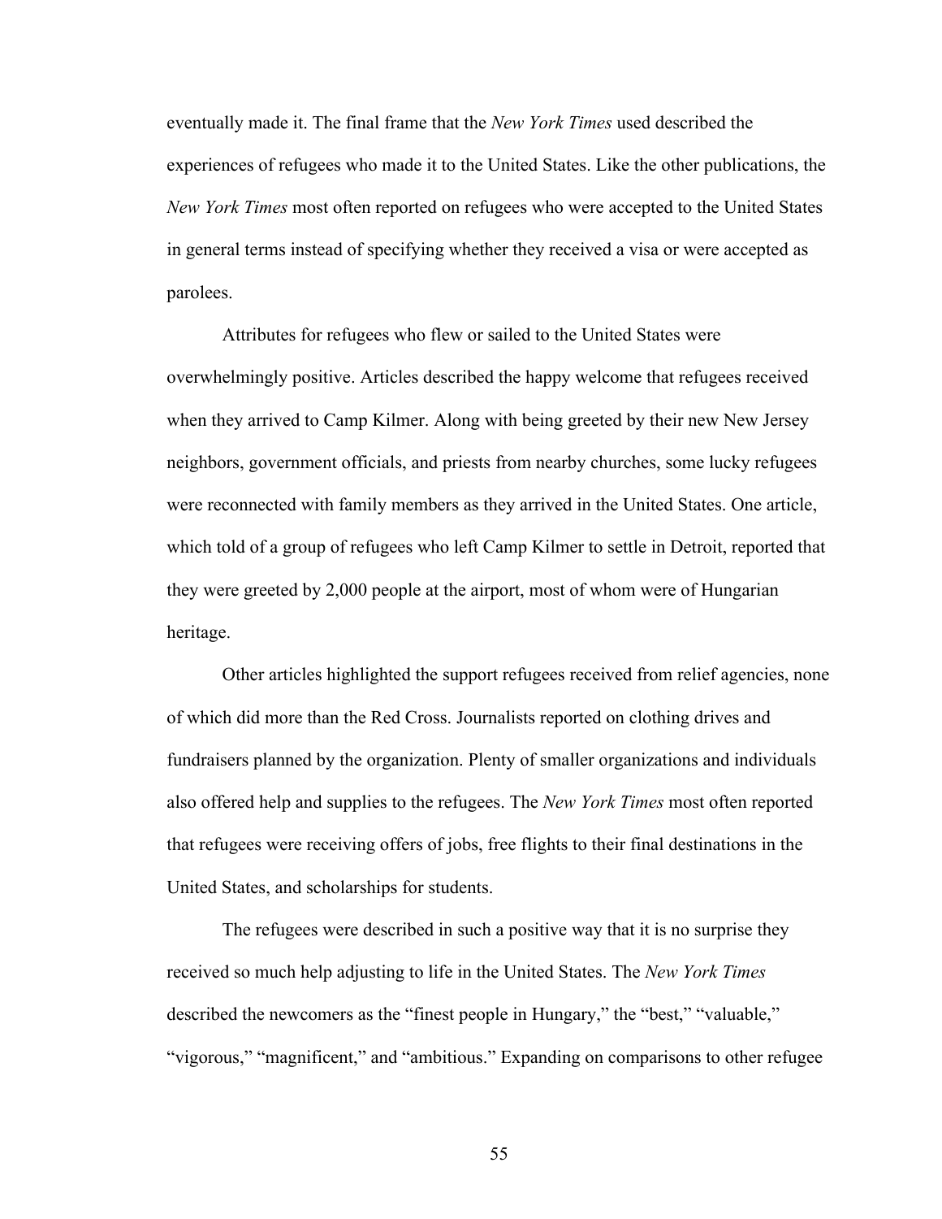eventually made it. The final frame that the *New York Times* used described the experiences of refugees who made it to the United States. Like the other publications, the *New York Times* most often reported on refugees who were accepted to the United States in general terms instead of specifying whether they received a visa or were accepted as parolees.

Attributes for refugees who flew or sailed to the United States were overwhelmingly positive. Articles described the happy welcome that refugees received when they arrived to Camp Kilmer. Along with being greeted by their new New Jersey neighbors, government officials, and priests from nearby churches, some lucky refugees were reconnected with family members as they arrived in the United States. One article, which told of a group of refugees who left Camp Kilmer to settle in Detroit, reported that they were greeted by 2,000 people at the airport, most of whom were of Hungarian heritage.

Other articles highlighted the support refugees received from relief agencies, none of which did more than the Red Cross. Journalists reported on clothing drives and fundraisers planned by the organization. Plenty of smaller organizations and individuals also offered help and supplies to the refugees. The *New York Times* most often reported that refugees were receiving offers of jobs, free flights to their final destinations in the United States, and scholarships for students.

The refugees were described in such a positive way that it is no surprise they received so much help adjusting to life in the United States. The *New York Times* described the newcomers as the "finest people in Hungary," the "best," "valuable," "vigorous," "magnificent," and "ambitious." Expanding on comparisons to other refugee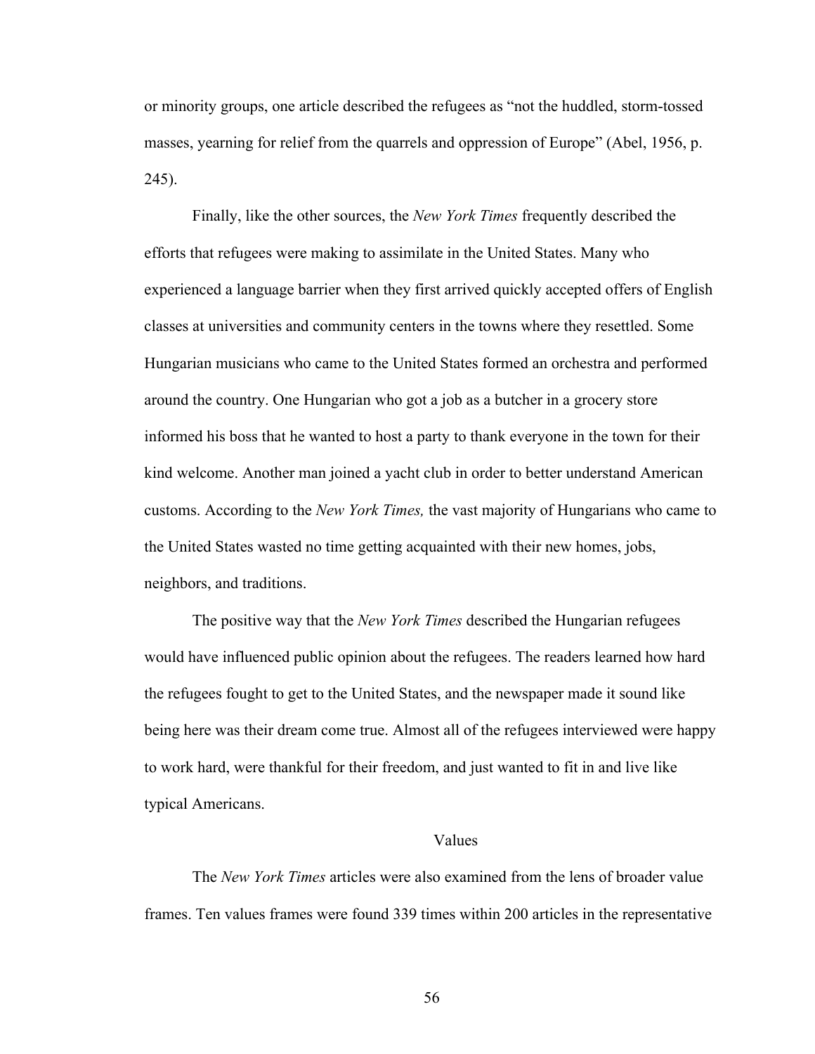or minority groups, one article described the refugees as "not the huddled, storm-tossed masses, yearning for relief from the quarrels and oppression of Europe" (Abel, 1956, p. 245).

Finally, like the other sources, the *New York Times* frequently described the efforts that refugees were making to assimilate in the United States. Many who experienced a language barrier when they first arrived quickly accepted offers of English classes at universities and community centers in the towns where they resettled. Some Hungarian musicians who came to the United States formed an orchestra and performed around the country. One Hungarian who got a job as a butcher in a grocery store informed his boss that he wanted to host a party to thank everyone in the town for their kind welcome. Another man joined a yacht club in order to better understand American customs. According to the *New York Times,* the vast majority of Hungarians who came to the United States wasted no time getting acquainted with their new homes, jobs, neighbors, and traditions.

The positive way that the *New York Times* described the Hungarian refugees would have influenced public opinion about the refugees. The readers learned how hard the refugees fought to get to the United States, and the newspaper made it sound like being here was their dream come true. Almost all of the refugees interviewed were happy to work hard, were thankful for their freedom, and just wanted to fit in and live like typical Americans.

## Values

The *New York Times* articles were also examined from the lens of broader value frames. Ten values frames were found 339 times within 200 articles in the representative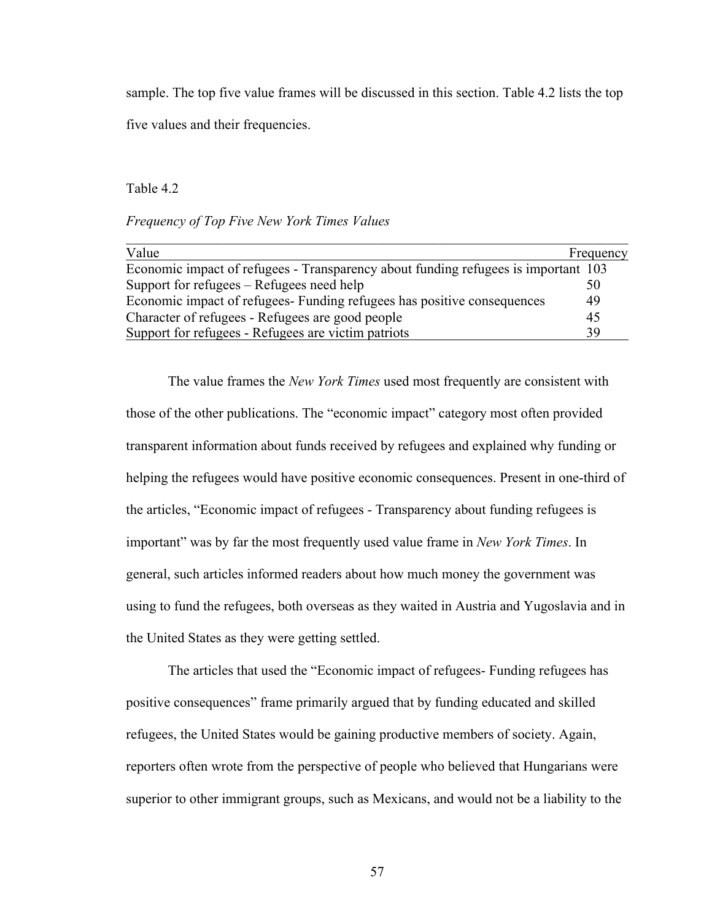sample. The top five value frames will be discussed in this section. Table 4.2 lists the top five values and their frequencies.

Table 4.2

*Frequency of Top Five New York Times Values*

| Value | Frequency |
|---|---|
| Economic impact of refugees - Transparency about funding refugees is important | 103 |
| Support for refugees – Refugees need help | 50 |
| Economic impact of refugees- Funding refugees has positive consequences | 49 |
| Character of refugees - Refugees are good people | 45 |
| Support for refugees - Refugees are victim patriots | 39 |

The value frames the *New York Times* used most frequently are consistent with those of the other publications. The "economic impact" category most often provided transparent information about funds received by refugees and explained why funding or helping the refugees would have positive economic consequences. Present in one-third of the articles, "Economic impact of refugees - Transparency about funding refugees is important" was by far the most frequently used value frame in *New York Times*. In general, such articles informed readers about how much money the government was using to fund the refugees, both overseas as they waited in Austria and Yugoslavia and in the United States as they were getting settled.

The articles that used the "Economic impact of refugees- Funding refugees has positive consequences" frame primarily argued that by funding educated and skilled refugees, the United States would be gaining productive members of society. Again, reporters often wrote from the perspective of people who believed that Hungarians were superior to other immigrant groups, such as Mexicans, and would not be a liability to the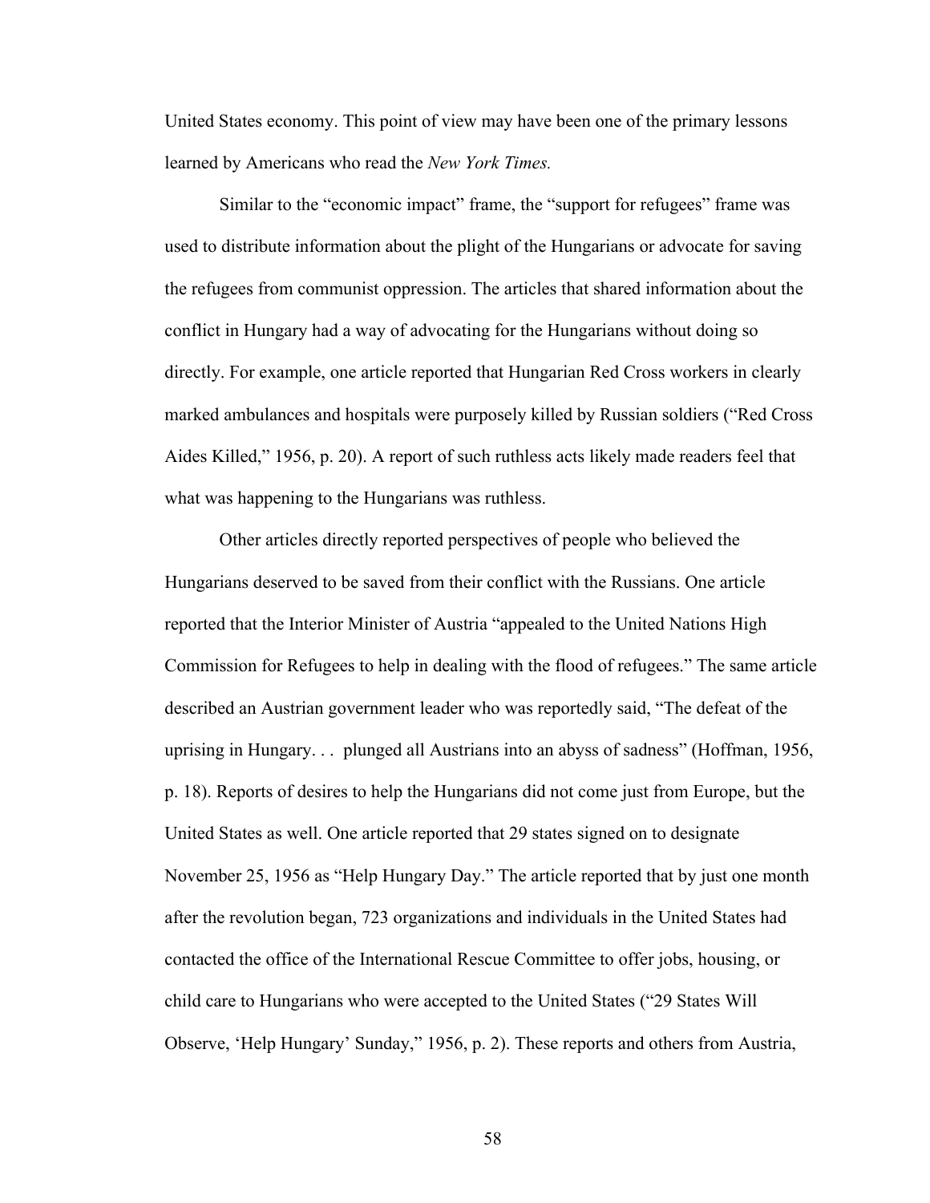United States economy. This point of view may have been one of the primary lessons learned by Americans who read the *New York Times.*

Similar to the "economic impact" frame, the "support for refugees" frame was used to distribute information about the plight of the Hungarians or advocate for saving the refugees from communist oppression. The articles that shared information about the conflict in Hungary had a way of advocating for the Hungarians without doing so directly. For example, one article reported that Hungarian Red Cross workers in clearly marked ambulances and hospitals were purposely killed by Russian soldiers ("Red Cross Aides Killed," 1956, p. 20). A report of such ruthless acts likely made readers feel that what was happening to the Hungarians was ruthless.

Other articles directly reported perspectives of people who believed the Hungarians deserved to be saved from their conflict with the Russians. One article reported that the Interior Minister of Austria "appealed to the United Nations High Commission for Refugees to help in dealing with the flood of refugees." The same article described an Austrian government leader who was reportedly said, "The defeat of the uprising in Hungary. . . plunged all Austrians into an abyss of sadness" (Hoffman, 1956, p. 18). Reports of desires to help the Hungarians did not come just from Europe, but the United States as well. One article reported that 29 states signed on to designate November 25, 1956 as "Help Hungary Day." The article reported that by just one month after the revolution began, 723 organizations and individuals in the United States had contacted the office of the International Rescue Committee to offer jobs, housing, or child care to Hungarians who were accepted to the United States ("29 States Will Observe, 'Help Hungary' Sunday," 1956, p. 2). These reports and others from Austria,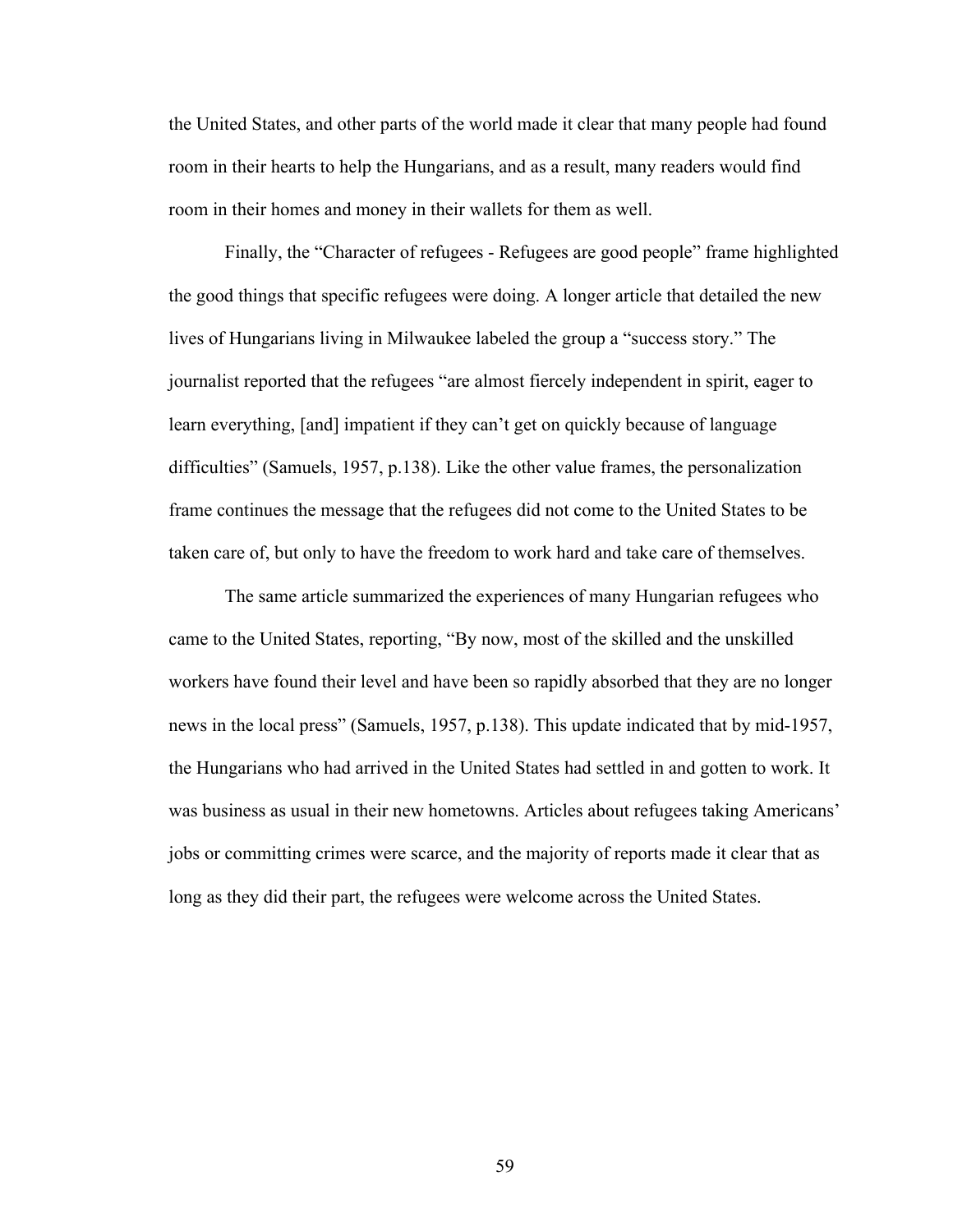the United States, and other parts of the world made it clear that many people had found room in their hearts to help the Hungarians, and as a result, many readers would find room in their homes and money in their wallets for them as well.

Finally, the "Character of refugees - Refugees are good people" frame highlighted the good things that specific refugees were doing. A longer article that detailed the new lives of Hungarians living in Milwaukee labeled the group a "success story." The journalist reported that the refugees "are almost fiercely independent in spirit, eager to learn everything, [and] impatient if they can't get on quickly because of language difficulties" (Samuels, 1957, p.138). Like the other value frames, the personalization frame continues the message that the refugees did not come to the United States to be taken care of, but only to have the freedom to work hard and take care of themselves.

The same article summarized the experiences of many Hungarian refugees who came to the United States, reporting, "By now, most of the skilled and the unskilled workers have found their level and have been so rapidly absorbed that they are no longer news in the local press" (Samuels, 1957, p.138). This update indicated that by mid-1957, the Hungarians who had arrived in the United States had settled in and gotten to work. It was business as usual in their new hometowns. Articles about refugees taking Americans' jobs or committing crimes were scarce, and the majority of reports made it clear that as long as they did their part, the refugees were welcome across the United States.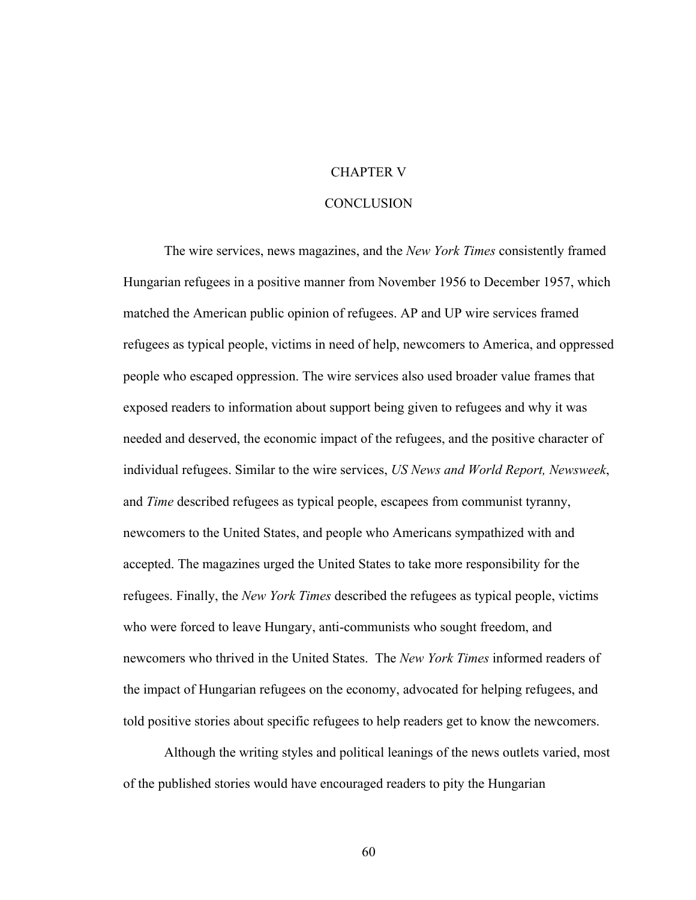# CHAPTER V

# CONCLUSION

The wire services, news magazines, and the *New York Times* consistently framed Hungarian refugees in a positive manner from November 1956 to December 1957, which matched the American public opinion of refugees. AP and UP wire services framed refugees as typical people, victims in need of help, newcomers to America, and oppressed people who escaped oppression. The wire services also used broader value frames that exposed readers to information about support being given to refugees and why it was needed and deserved, the economic impact of the refugees, and the positive character of individual refugees. Similar to the wire services, *US News and World Report, Newsweek*, and *Time* described refugees as typical people, escapees from communist tyranny, newcomers to the United States, and people who Americans sympathized with and accepted. The magazines urged the United States to take more responsibility for the refugees. Finally, the *New York Times* described the refugees as typical people, victims who were forced to leave Hungary, anti-communists who sought freedom, and newcomers who thrived in the United States. The *New York Times* informed readers of the impact of Hungarian refugees on the economy, advocated for helping refugees, and told positive stories about specific refugees to help readers get to know the newcomers.

Although the writing styles and political leanings of the news outlets varied, most of the published stories would have encouraged readers to pity the Hungarian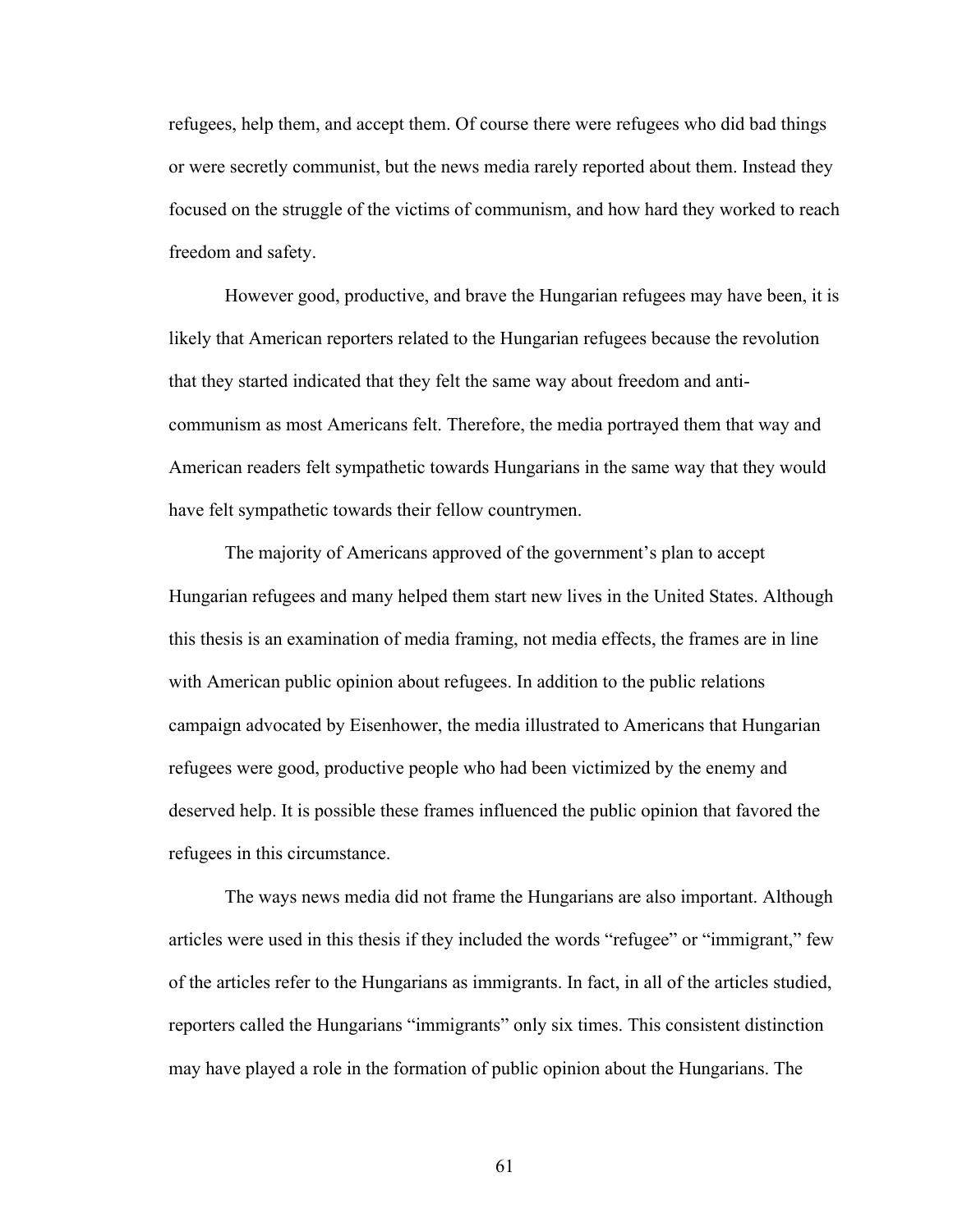refugees, help them, and accept them. Of course there were refugees who did bad things or were secretly communist, but the news media rarely reported about them. Instead they focused on the struggle of the victims of communism, and how hard they worked to reach freedom and safety.

However good, productive, and brave the Hungarian refugees may have been, it is likely that American reporters related to the Hungarian refugees because the revolution that they started indicated that they felt the same way about freedom and anti-communism as most Americans felt. Therefore, the media portrayed them that way and American readers felt sympathetic towards Hungarians in the same way that they would have felt sympathetic towards their fellow countrymen.

The majority of Americans approved of the government's plan to accept Hungarian refugees and many helped them start new lives in the United States. Although this thesis is an examination of media framing, not media effects, the frames are in line with American public opinion about refugees. In addition to the public relations campaign advocated by Eisenhower, the media illustrated to Americans that Hungarian refugees were good, productive people who had been victimized by the enemy and deserved help. It is possible these frames influenced the public opinion that favored the refugees in this circumstance.

The ways news media did not frame the Hungarians are also important. Although articles were used in this thesis if they included the words "refugee" or "immigrant," few of the articles refer to the Hungarians as immigrants. In fact, in all of the articles studied, reporters called the Hungarians "immigrants" only six times. This consistent distinction may have played a role in the formation of public opinion about the Hungarians. The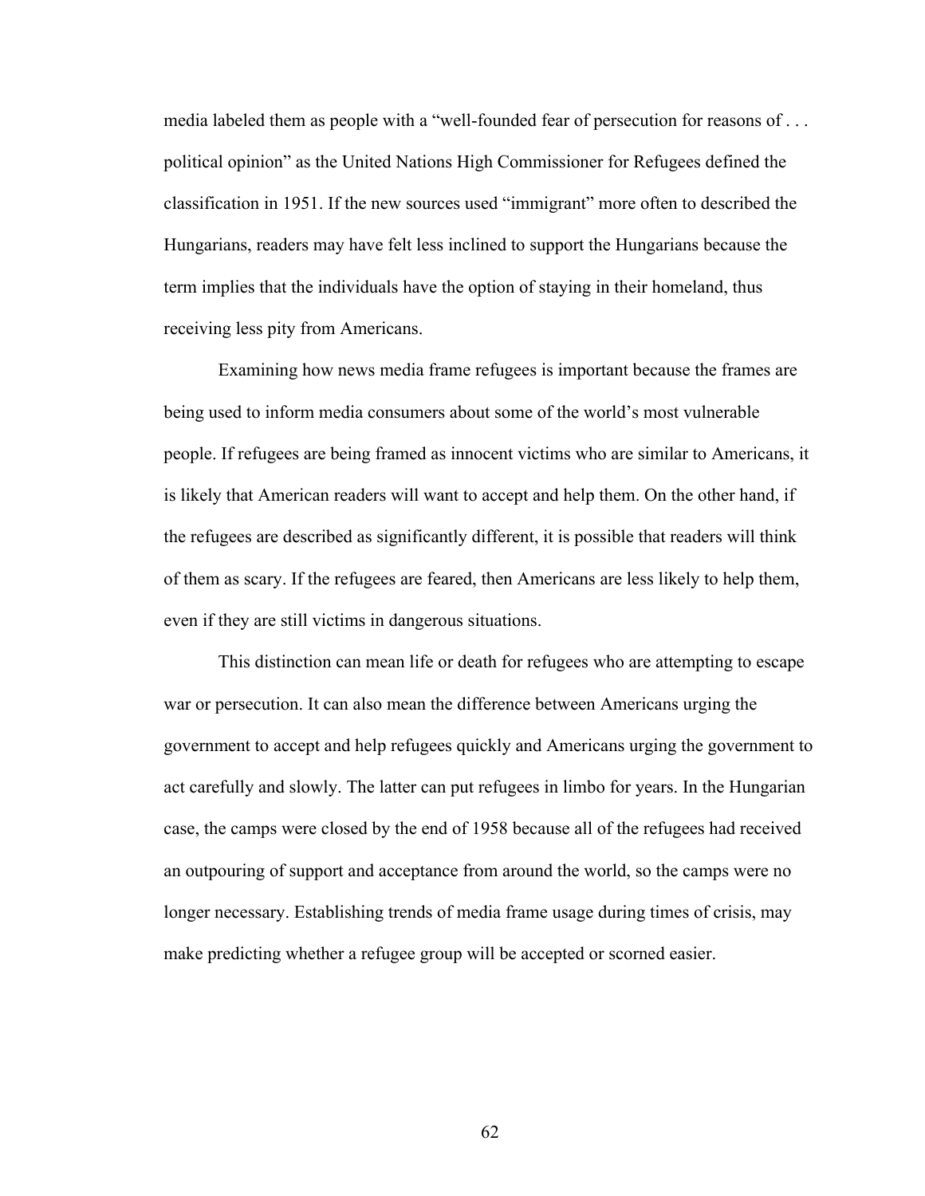media labeled them as people with a "well-founded fear of persecution for reasons of . . . political opinion" as the United Nations High Commissioner for Refugees defined the classification in 1951. If the new sources used "immigrant" more often to described the Hungarians, readers may have felt less inclined to support the Hungarians because the term implies that the individuals have the option of staying in their homeland, thus receiving less pity from Americans.

Examining how news media frame refugees is important because the frames are being used to inform media consumers about some of the world's most vulnerable people. If refugees are being framed as innocent victims who are similar to Americans, it is likely that American readers will want to accept and help them. On the other hand, if the refugees are described as significantly different, it is possible that readers will think of them as scary. If the refugees are feared, then Americans are less likely to help them, even if they are still victims in dangerous situations.

This distinction can mean life or death for refugees who are attempting to escape war or persecution. It can also mean the difference between Americans urging the government to accept and help refugees quickly and Americans urging the government to act carefully and slowly. The latter can put refugees in limbo for years. In the Hungarian case, the camps were closed by the end of 1958 because all of the refugees had received an outpouring of support and acceptance from around the world, so the camps were no longer necessary. Establishing trends of media frame usage during times of crisis, may make predicting whether a refugee group will be accepted or scorned easier.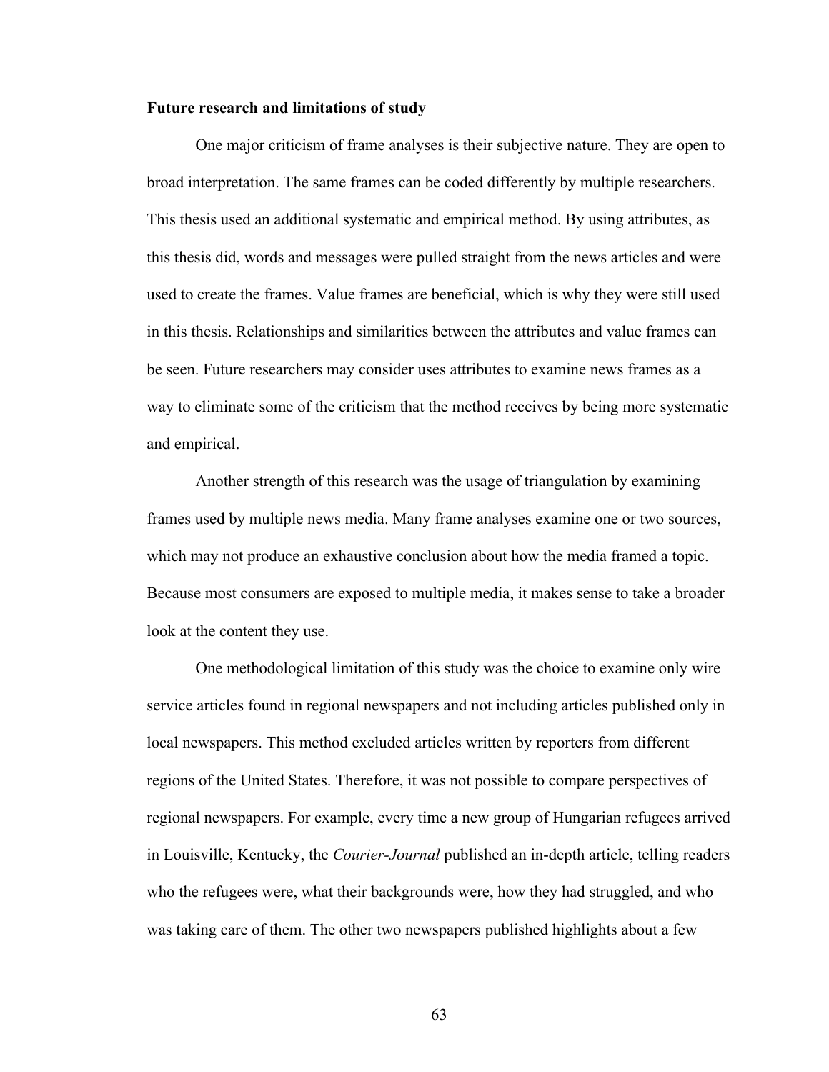**Future research and limitations of study**

One major criticism of frame analyses is their subjective nature. They are open to broad interpretation. The same frames can be coded differently by multiple researchers. This thesis used an additional systematic and empirical method. By using attributes, as this thesis did, words and messages were pulled straight from the news articles and were used to create the frames. Value frames are beneficial, which is why they were still used in this thesis. Relationships and similarities between the attributes and value frames can be seen. Future researchers may consider uses attributes to examine news frames as a way to eliminate some of the criticism that the method receives by being more systematic and empirical.

Another strength of this research was the usage of triangulation by examining frames used by multiple news media. Many frame analyses examine one or two sources, which may not produce an exhaustive conclusion about how the media framed a topic. Because most consumers are exposed to multiple media, it makes sense to take a broader look at the content they use.

One methodological limitation of this study was the choice to examine only wire service articles found in regional newspapers and not including articles published only in local newspapers. This method excluded articles written by reporters from different regions of the United States. Therefore, it was not possible to compare perspectives of regional newspapers. For example, every time a new group of Hungarian refugees arrived in Louisville, Kentucky, the *Courier-Journal* published an in-depth article, telling readers who the refugees were, what their backgrounds were, how they had struggled, and who was taking care of them. The other two newspapers published highlights about a few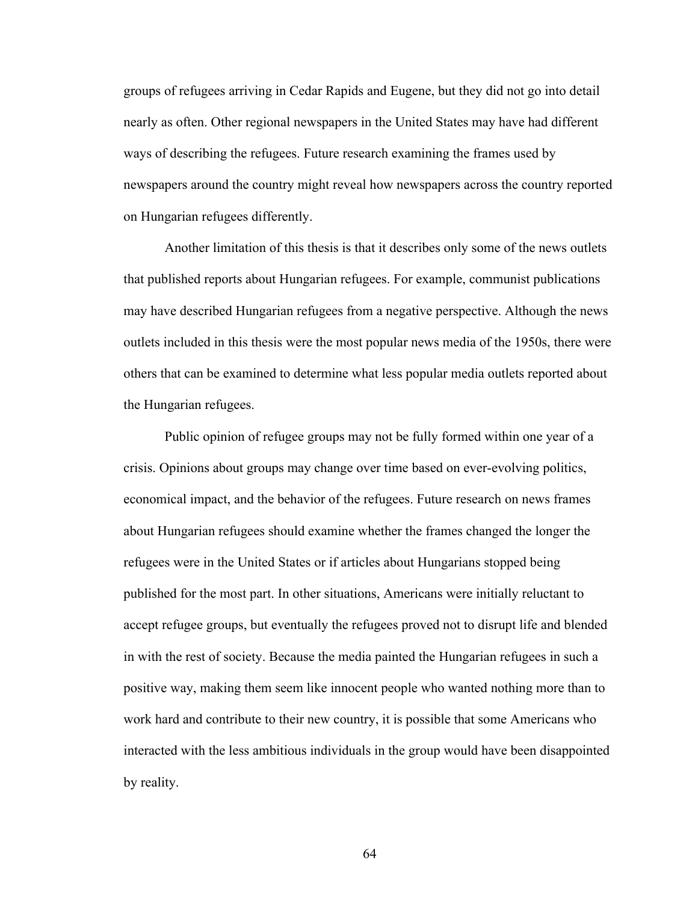groups of refugees arriving in Cedar Rapids and Eugene, but they did not go into detail nearly as often. Other regional newspapers in the United States may have had different ways of describing the refugees. Future research examining the frames used by newspapers around the country might reveal how newspapers across the country reported on Hungarian refugees differently.

Another limitation of this thesis is that it describes only some of the news outlets that published reports about Hungarian refugees. For example, communist publications may have described Hungarian refugees from a negative perspective. Although the news outlets included in this thesis were the most popular news media of the 1950s, there were others that can be examined to determine what less popular media outlets reported about the Hungarian refugees.

Public opinion of refugee groups may not be fully formed within one year of a crisis. Opinions about groups may change over time based on ever-evolving politics, economical impact, and the behavior of the refugees. Future research on news frames about Hungarian refugees should examine whether the frames changed the longer the refugees were in the United States or if articles about Hungarians stopped being published for the most part. In other situations, Americans were initially reluctant to accept refugee groups, but eventually the refugees proved not to disrupt life and blended in with the rest of society. Because the media painted the Hungarian refugees in such a positive way, making them seem like innocent people who wanted nothing more than to work hard and contribute to their new country, it is possible that some Americans who interacted with the less ambitious individuals in the group would have been disappointed by reality.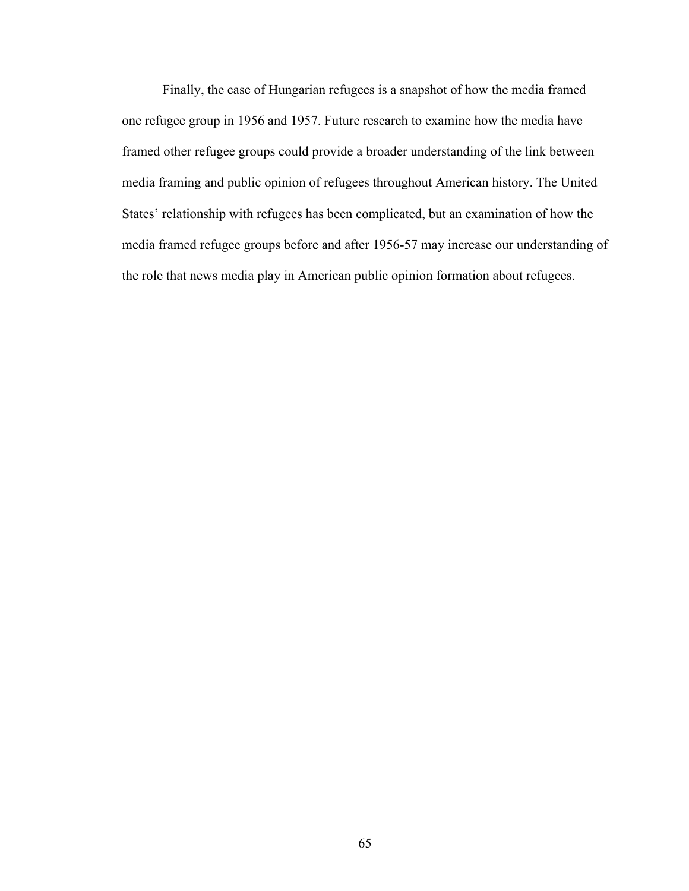Finally, the case of Hungarian refugees is a snapshot of how the media framed one refugee group in 1956 and 1957. Future research to examine how the media have framed other refugee groups could provide a broader understanding of the link between media framing and public opinion of refugees throughout American history. The United States' relationship with refugees has been complicated, but an examination of how the media framed refugee groups before and after 1956-57 may increase our understanding of the role that news media play in American public opinion formation about refugees.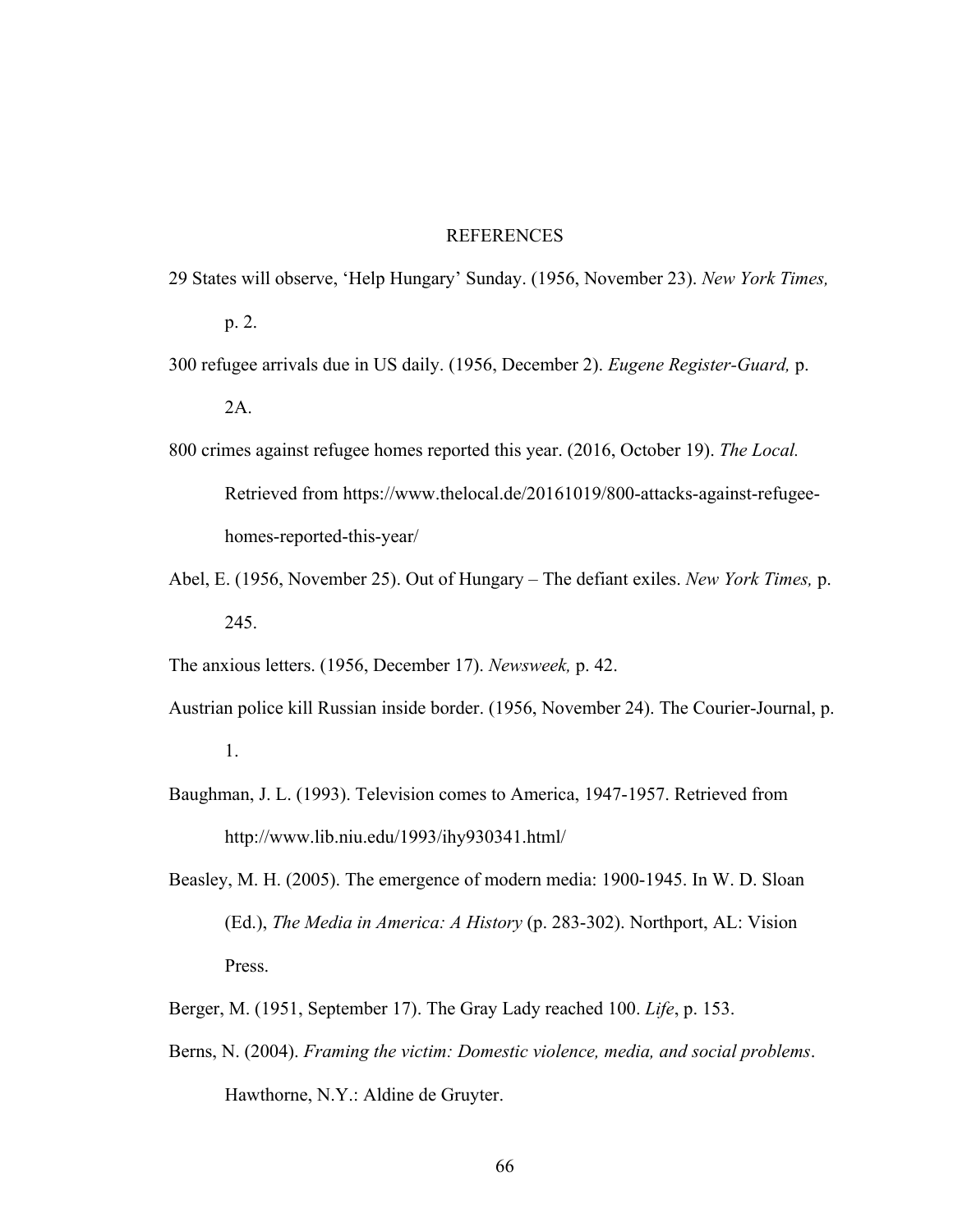# REFERENCES

29 States will observe, 'Help Hungary' Sunday. (1956, November 23). *New York Times,* p. 2.

300 refugee arrivals due in US daily. (1956, December 2). *Eugene Register-Guard,* p. 2A.

800 crimes against refugee homes reported this year. (2016, October 19). *The Local.* Retrieved from https://www.thelocal.de/20161019/800-attacks-against-refugee-homes-reported-this-year/

Abel, E. (1956, November 25). Out of Hungary – The defiant exiles. *New York Times,* p. 245.

The anxious letters. (1956, December 17). *Newsweek,* p. 42.

Austrian police kill Russian inside border. (1956, November 24). The Courier-Journal, p. 1.

Baughman, J. L. (1993). Television comes to America, 1947-1957. Retrieved from http://www.lib.niu.edu/1993/ihy930341.html/

Beasley, M. H. (2005). The emergence of modern media: 1900-1945. In W. D. Sloan (Ed.), *The Media in America: A History* (p. 283-302). Northport, AL: Vision Press.

Berger, M. (1951, September 17). The Gray Lady reached 100. *Life*, p. 153.

Berns, N. (2004). *Framing the victim: Domestic violence, media, and social problems*. Hawthorne, N.Y.: Aldine de Gruyter.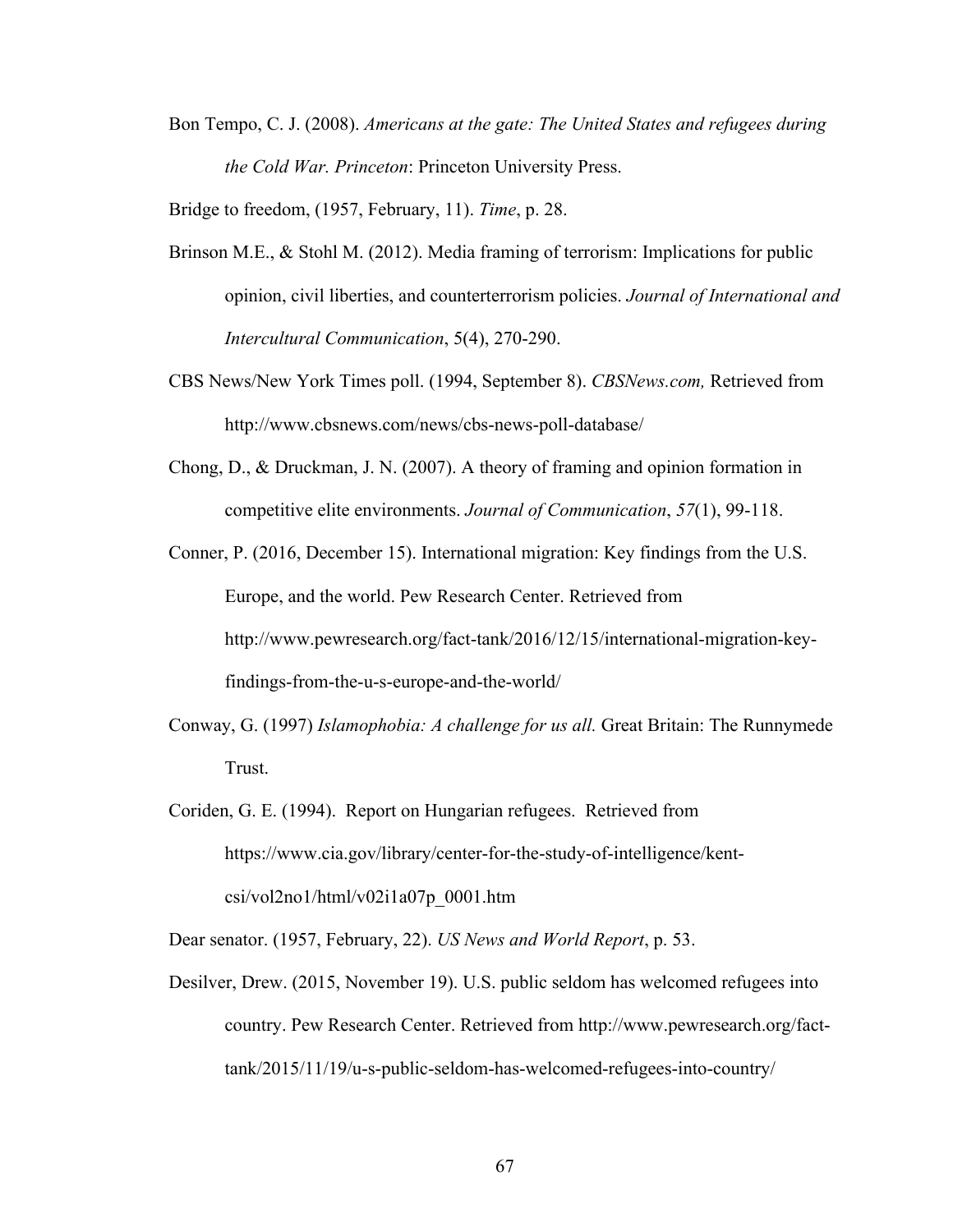Bon Tempo, C. J. (2008). *Americans at the gate: The United States and refugees during the Cold War. Princeton*: Princeton University Press.

Bridge to freedom, (1957, February, 11). *Time*, p. 28.

Brinson M.E., & Stohl M. (2012). Media framing of terrorism: Implications for public opinion, civil liberties, and counterterrorism policies. *Journal of International and Intercultural Communication*, 5(4), 270-290.

CBS News/New York Times poll. (1994, September 8). *CBSNews.com,* Retrieved from http://www.cbsnews.com/news/cbs-news-poll-database/

Chong, D., & Druckman, J. N. (2007). A theory of framing and opinion formation in competitive elite environments. *Journal of Communication*, *57*(1), 99-118.

Conner, P. (2016, December 15). International migration: Key findings from the U.S. Europe, and the world. Pew Research Center. Retrieved from http://www.pewresearch.org/fact-tank/2016/12/15/international-migration-key-findings-from-the-u-s-europe-and-the-world/

Conway, G. (1997) *Islamophobia: A challenge for us all.* Great Britain: The Runnymede Trust.

Coriden, G. E. (1994). Report on Hungarian refugees. Retrieved from https://www.cia.gov/library/center-for-the-study-of-intelligence/kent-csi/vol2no1/html/v02i1a07p_0001.htm

Dear senator. (1957, February, 22). *US News and World Report*, p. 53.

Desilver, Drew. (2015, November 19). U.S. public seldom has welcomed refugees into country. Pew Research Center. Retrieved from http://www.pewresearch.org/fact-tank/2015/11/19/u-s-public-seldom-has-welcomed-refugees-into-country/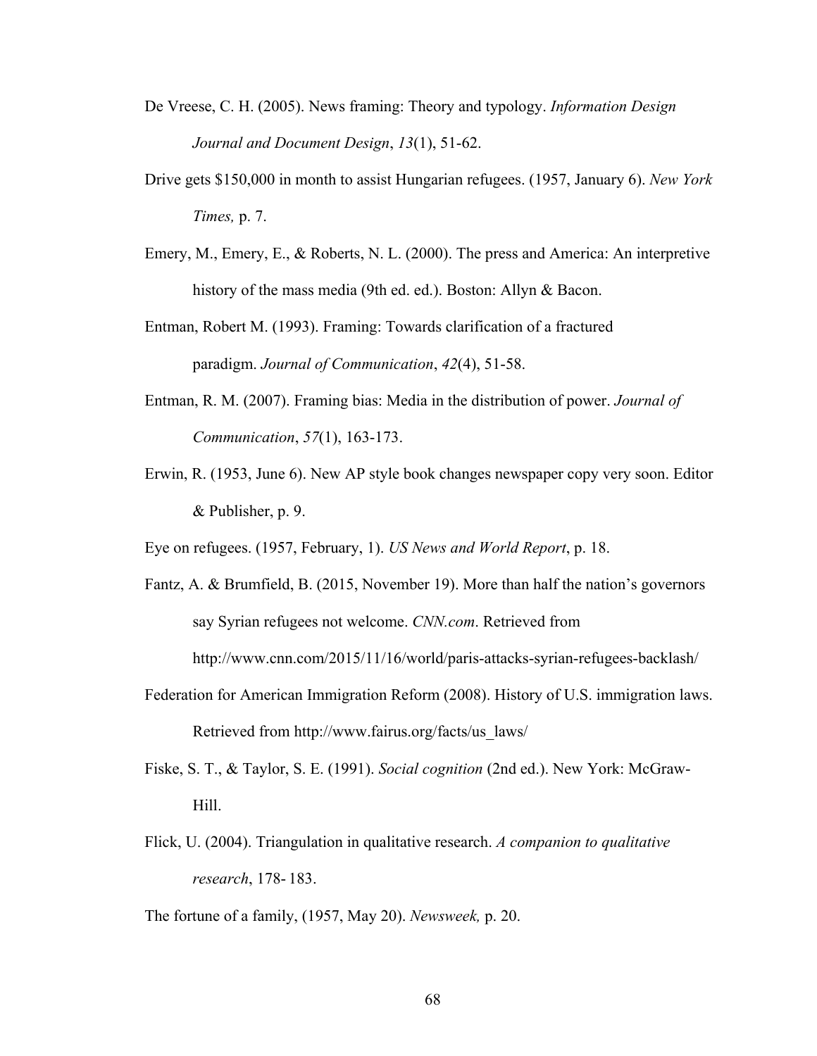De Vreese, C. H. (2005). News framing: Theory and typology. *Information Design Journal and Document Design*, *13*(1), 51-62.

Drive gets $150,000 in month to assist Hungarian refugees. (1957, January 6). *New York Times,* p. 7.

Emery, M., Emery, E., & Roberts, N. L. (2000). The press and America: An interpretive history of the mass media (9th ed. ed.). Boston: Allyn & Bacon.

Entman, Robert M. (1993). Framing: Towards clarification of a fractured paradigm. *Journal of Communication*, *42*(4), 51-58.

Entman, R. M. (2007). Framing bias: Media in the distribution of power. *Journal of Communication*, *57*(1), 163-173.

Erwin, R. (1953, June 6). New AP style book changes newspaper copy very soon. Editor & Publisher, p. 9.

Eye on refugees. (1957, February, 1). *US News and World Report*, p. 18.

Fantz, A. & Brumfield, B. (2015, November 19). More than half the nation's governors say Syrian refugees not welcome. *CNN.com*. Retrieved from http://www.cnn.com/2015/11/16/world/paris-attacks-syrian-refugees-backlash/

Federation for American Immigration Reform (2008). History of U.S. immigration laws. Retrieved from http://www.fairus.org/facts/us_laws/

Fiske, S. T., & Taylor, S. E. (1991). *Social cognition* (2nd ed.). New York: McGraw-Hill.

Flick, U. (2004). Triangulation in qualitative research. *A companion to qualitative research*, 178- 183.

The fortune of a family, (1957, May 20). *Newsweek,* p. 20.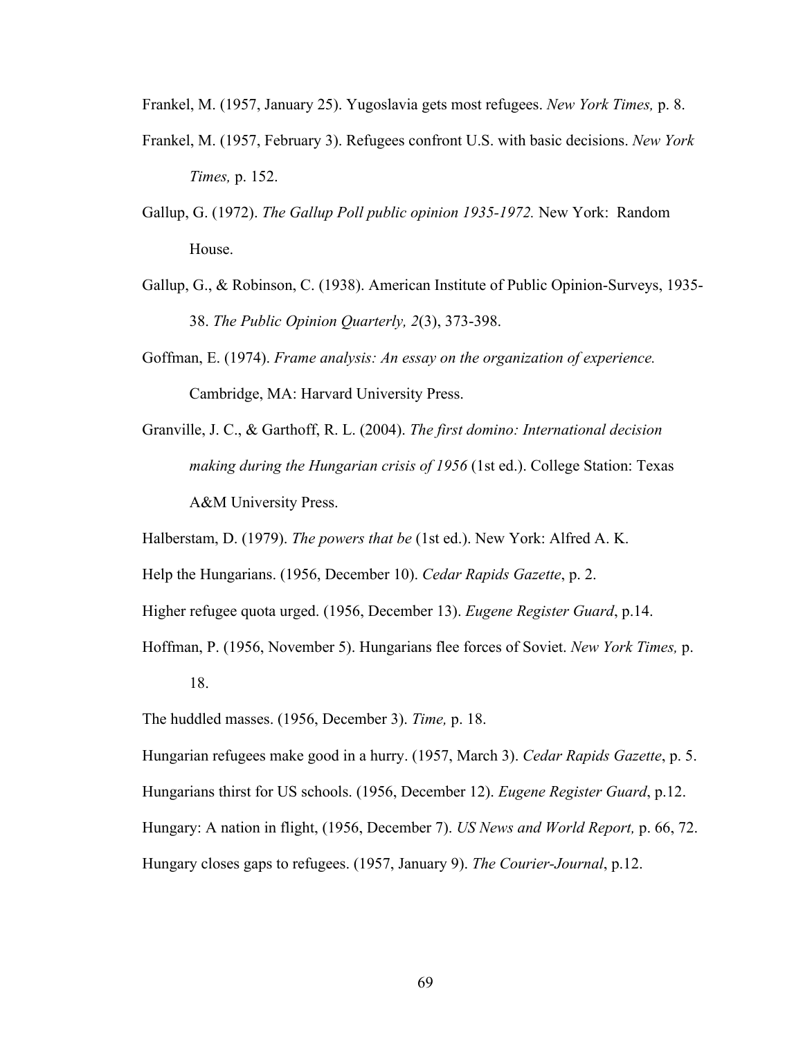Frankel, M. (1957, January 25). Yugoslavia gets most refugees. *New York Times,* p. 8.

Frankel, M. (1957, February 3). Refugees confront U.S. with basic decisions. *New York Times,* p. 152.

Gallup, G. (1972). *The Gallup Poll public opinion 1935-1972.* New York: Random House.

Gallup, G., & Robinson, C. (1938). American Institute of Public Opinion-Surveys, 1935-38. *The Public Opinion Quarterly, 2*(3), 373-398.

Goffman, E. (1974). *Frame analysis: An essay on the organization of experience.* Cambridge, MA: Harvard University Press.

Granville, J. C., & Garthoff, R. L. (2004). *The first domino: International decision making during the Hungarian crisis of 1956* (1st ed.). College Station: Texas A&M University Press.

Halberstam, D. (1979). *The powers that be* (1st ed.). New York: Alfred A. K.

Help the Hungarians. (1956, December 10). *Cedar Rapids Gazette*, p. 2.

Higher refugee quota urged. (1956, December 13). *Eugene Register Guard*, p.14.

Hoffman, P. (1956, November 5). Hungarians flee forces of Soviet. *New York Times,* p. 18.

The huddled masses. (1956, December 3). *Time,* p. 18.

Hungarian refugees make good in a hurry. (1957, March 3). *Cedar Rapids Gazette*, p. 5.

Hungarians thirst for US schools. (1956, December 12). *Eugene Register Guard*, p.12.

Hungary: A nation in flight, (1956, December 7). *US News and World Report,* p. 66, 72.

Hungary closes gaps to refugees. (1957, January 9). *The Courier-Journal*, p.12.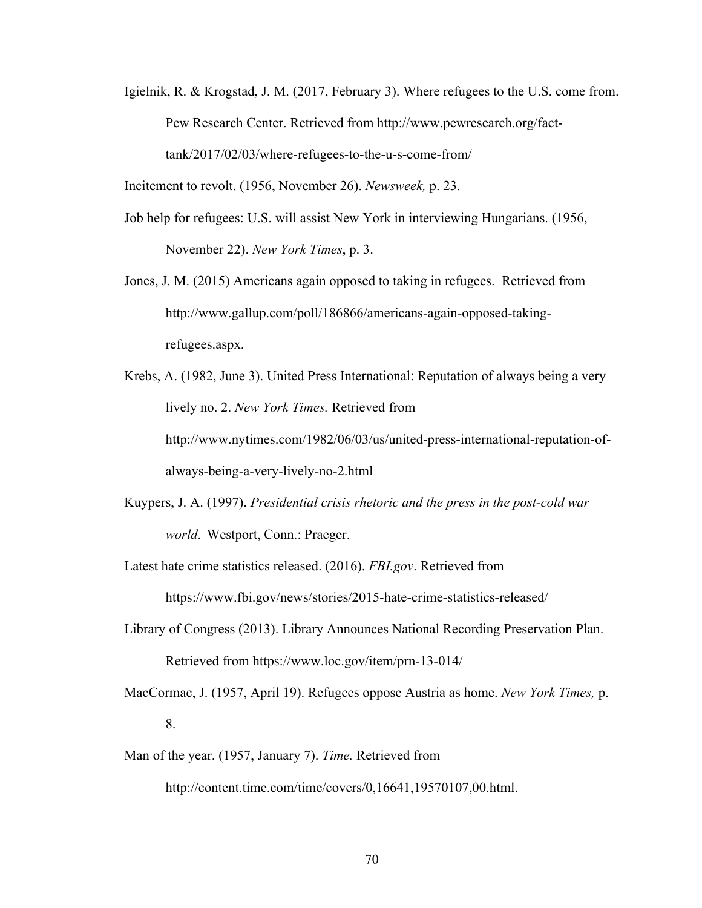Igielnik, R. & Krogstad, J. M. (2017, February 3). Where refugees to the U.S. come from. Pew Research Center. Retrieved from http://www.pewresearch.org/fact-tank/2017/02/03/where-refugees-to-the-u-s-come-from/

Incitement to revolt. (1956, November 26). *Newsweek,* p. 23.

Job help for refugees: U.S. will assist New York in interviewing Hungarians. (1956, November 22). *New York Times*, p. 3.

Jones, J. M. (2015) Americans again opposed to taking in refugees. Retrieved from http://www.gallup.com/poll/186866/americans-again-opposed-taking-refugees.aspx.

Krebs, A. (1982, June 3). United Press International: Reputation of always being a very lively no. 2. *New York Times.* Retrieved from http://www.nytimes.com/1982/06/03/us/united-press-international-reputation-of-always-being-a-very-lively-no-2.html

Kuypers, J. A. (1997). *Presidential crisis rhetoric and the press in the post-cold war world*. Westport, Conn.: Praeger.

Latest hate crime statistics released. (2016). *FBI.gov*. Retrieved from https://www.fbi.gov/news/stories/2015-hate-crime-statistics-released/

Library of Congress (2013). Library Announces National Recording Preservation Plan. Retrieved from https://www.loc.gov/item/prn-13-014/

MacCormac, J. (1957, April 19). Refugees oppose Austria as home. *New York Times,* p. 8.

Man of the year. (1957, January 7). *Time.* Retrieved from http://content.time.com/time/covers/0,16641,19570107,00.html.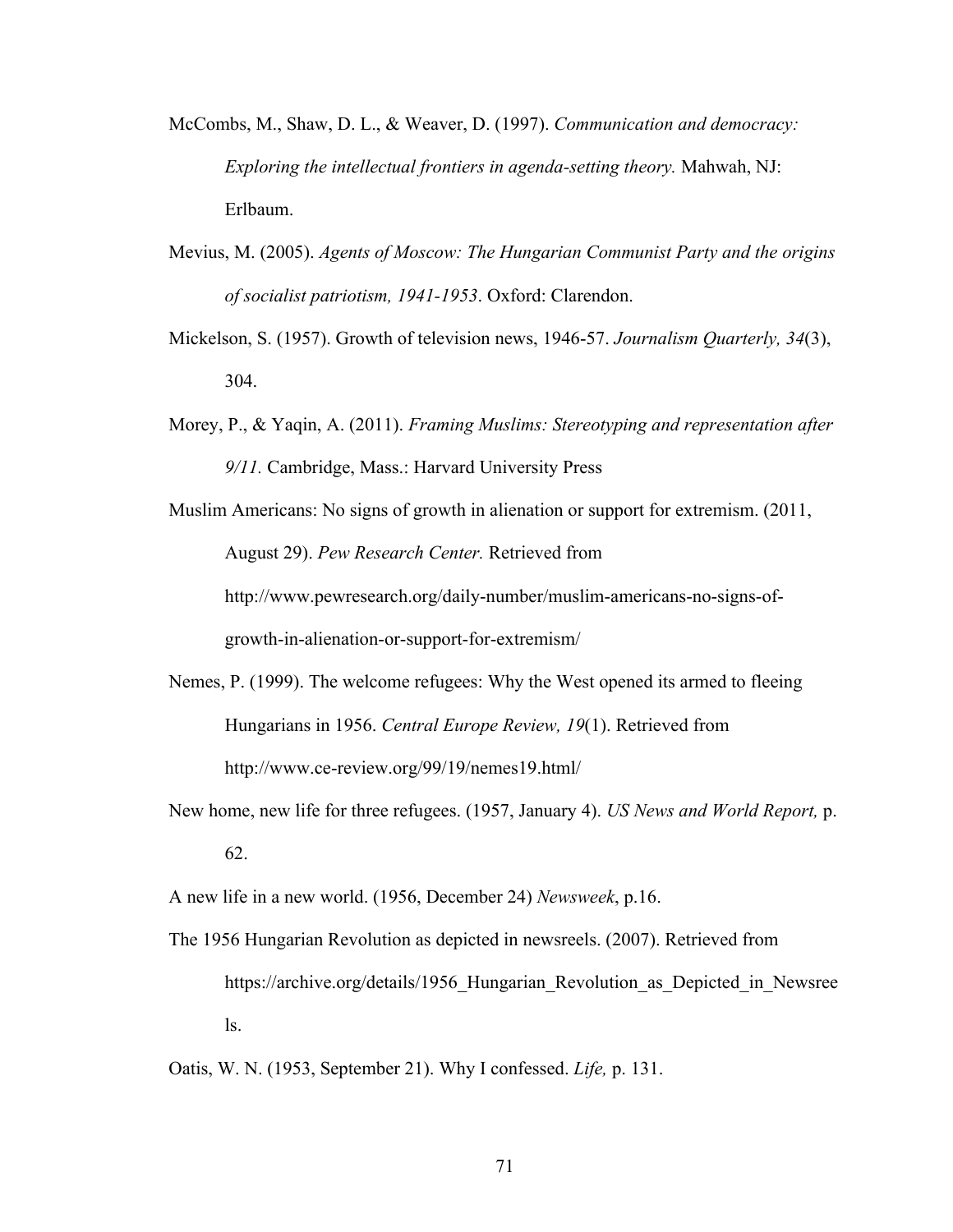McCombs, M., Shaw, D. L., & Weaver, D. (1997). *Communication and democracy: Exploring the intellectual frontiers in agenda-setting theory.* Mahwah, NJ: Erlbaum.

Mevius, M. (2005). *Agents of Moscow: The Hungarian Communist Party and the origins of socialist patriotism, 1941-1953*. Oxford: Clarendon.

Mickelson, S. (1957). Growth of television news, 1946-57. *Journalism Quarterly, 34*(3), 304.

Morey, P., & Yaqin, A. (2011). *Framing Muslims: Stereotyping and representation after 9/11.* Cambridge, Mass.: Harvard University Press

Muslim Americans: No signs of growth in alienation or support for extremism. (2011, August 29). *Pew Research Center.* Retrieved from http://www.pewresearch.org/daily-number/muslim-americans-no-signs-of-growth-in-alienation-or-support-for-extremism/

Nemes, P. (1999). The welcome refugees: Why the West opened its armed to fleeing Hungarians in 1956. *Central Europe Review, 19*(1). Retrieved from http://www.ce-review.org/99/19/nemes19.html/

New home, new life for three refugees. (1957, January 4). *US News and World Report,* p. 62.

A new life in a new world. (1956, December 24) *Newsweek*, p.16.

The 1956 Hungarian Revolution as depicted in newsreels. (2007). Retrieved from https://archive.org/details/1956_Hungarian_Revolution_as_Depicted_in_Newsreels.

Oatis, W. N. (1953, September 21). Why I confessed. *Life,* p. 131.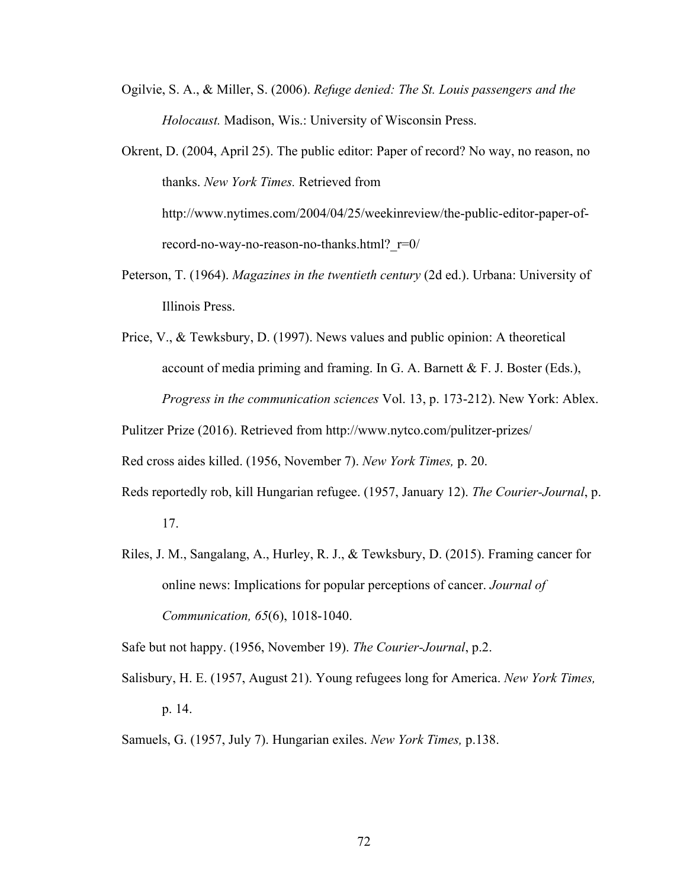Ogilvie, S. A., & Miller, S. (2006). *Refuge denied: The St. Louis passengers and the Holocaust.* Madison, Wis.: University of Wisconsin Press.

Okrent, D. (2004, April 25). The public editor: Paper of record? No way, no reason, no thanks. *New York Times.* Retrieved from http://www.nytimes.com/2004/04/25/weekinreview/the-public-editor-paper-of-record-no-way-no-reason-no-thanks.html?_r=0/

Peterson, T. (1964). *Magazines in the twentieth century* (2d ed.). Urbana: University of Illinois Press.

Price, V., & Tewksbury, D. (1997). News values and public opinion: A theoretical account of media priming and framing. In G. A. Barnett & F. J. Boster (Eds.), *Progress in the communication sciences* Vol. 13, p. 173-212). New York: Ablex.

Pulitzer Prize (2016). Retrieved from http://www.nytco.com/pulitzer-prizes/

Red cross aides killed. (1956, November 7). *New York Times,* p. 20.

Reds reportedly rob, kill Hungarian refugee. (1957, January 12). *The Courier-Journal*, p. 17.

Riles, J. M., Sangalang, A., Hurley, R. J., & Tewksbury, D. (2015). Framing cancer for online news: Implications for popular perceptions of cancer. *Journal of Communication, 65*(6), 1018-1040.

Safe but not happy. (1956, November 19). *The Courier-Journal*, p.2.

Salisbury, H. E. (1957, August 21). Young refugees long for America. *New York Times,* p. 14.

Samuels, G. (1957, July 7). Hungarian exiles. *New York Times,* p.138.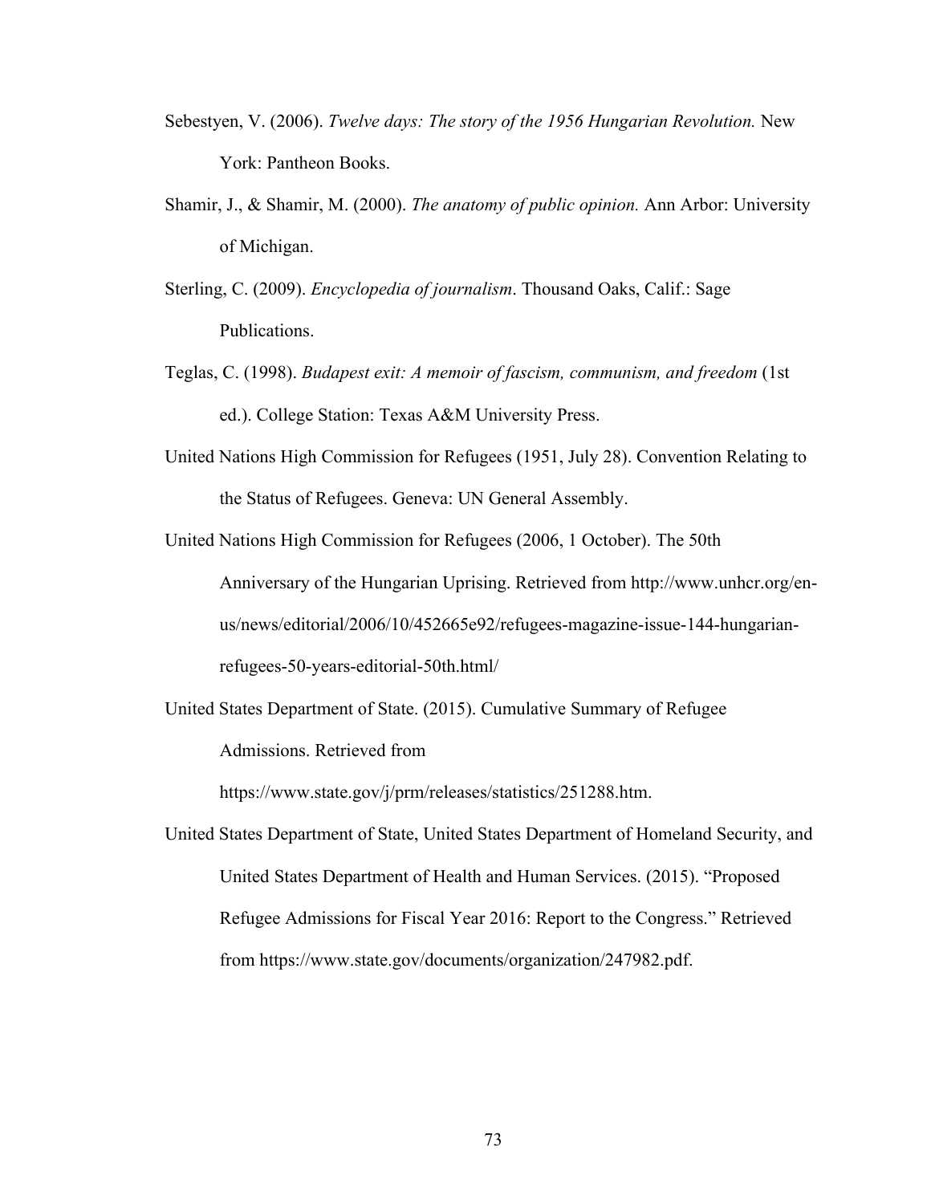Sebestyen, V. (2006). *Twelve days: The story of the 1956 Hungarian Revolution.* New York: Pantheon Books.

Shamir, J., & Shamir, M. (2000). *The anatomy of public opinion.* Ann Arbor: University of Michigan.

Sterling, C. (2009). *Encyclopedia of journalism*. Thousand Oaks, Calif.: Sage Publications.

Teglas, C. (1998). *Budapest exit: A memoir of fascism, communism, and freedom* (1st ed.). College Station: Texas A&M University Press.

United Nations High Commission for Refugees (1951, July 28). Convention Relating to the Status of Refugees. Geneva: UN General Assembly.

United Nations High Commission for Refugees (2006, 1 October). The 50th Anniversary of the Hungarian Uprising. Retrieved from http://www.unhcr.org/en-us/news/editorial/2006/10/452665e92/refugees-magazine-issue-144-hungarian-refugees-50-years-editorial-50th.html/

United States Department of State. (2015). Cumulative Summary of Refugee Admissions. Retrieved from https://www.state.gov/j/prm/releases/statistics/251288.htm.

United States Department of State, United States Department of Homeland Security, and United States Department of Health and Human Services. (2015). "Proposed Refugee Admissions for Fiscal Year 2016: Report to the Congress." Retrieved from https://www.state.gov/documents/organization/247982.pdf.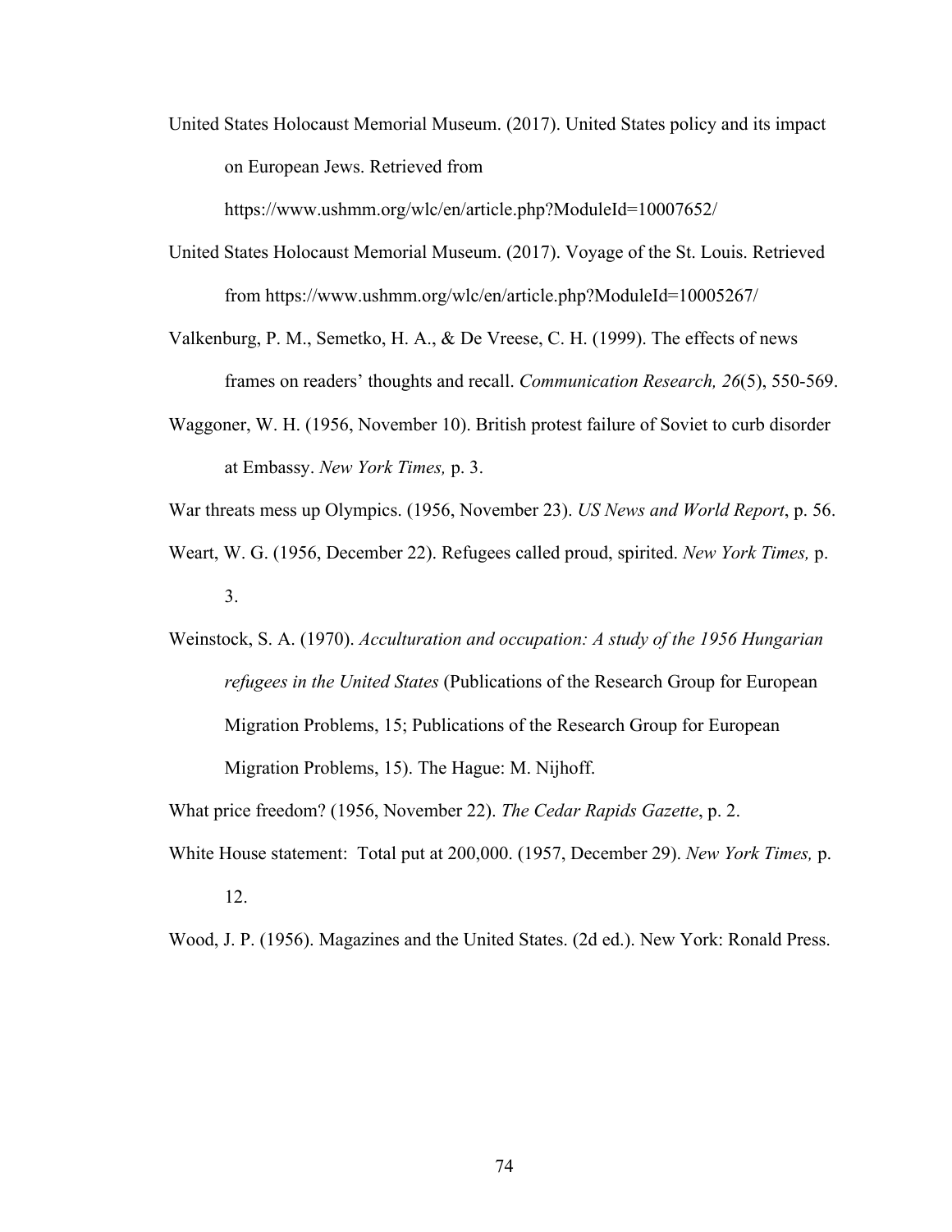United States Holocaust Memorial Museum. (2017). United States policy and its impact on European Jews. Retrieved from https://www.ushmm.org/wlc/en/article.php?ModuleId=10007652/

United States Holocaust Memorial Museum. (2017). Voyage of the St. Louis. Retrieved from https://www.ushmm.org/wlc/en/article.php?ModuleId=10005267/

Valkenburg, P. M., Semetko, H. A., & De Vreese, C. H. (1999). The effects of news frames on readers' thoughts and recall. *Communication Research, 26*(5), 550-569.

Waggoner, W. H. (1956, November 10). British protest failure of Soviet to curb disorder at Embassy. *New York Times,* p. 3.

War threats mess up Olympics. (1956, November 23). *US News and World Report*, p. 56.

Weart, W. G. (1956, December 22). Refugees called proud, spirited. *New York Times,* p. 3.

Weinstock, S. A. (1970). *Acculturation and occupation: A study of the 1956 Hungarian refugees in the United States* (Publications of the Research Group for European Migration Problems, 15; Publications of the Research Group for European Migration Problems, 15). The Hague: M. Nijhoff.

What price freedom? (1956, November 22). *The Cedar Rapids Gazette*, p. 2.

White House statement: Total put at 200,000. (1957, December 29). *New York Times,* p. 12.

Wood, J. P. (1956). Magazines and the United States. (2d ed.). New York: Ronald Press.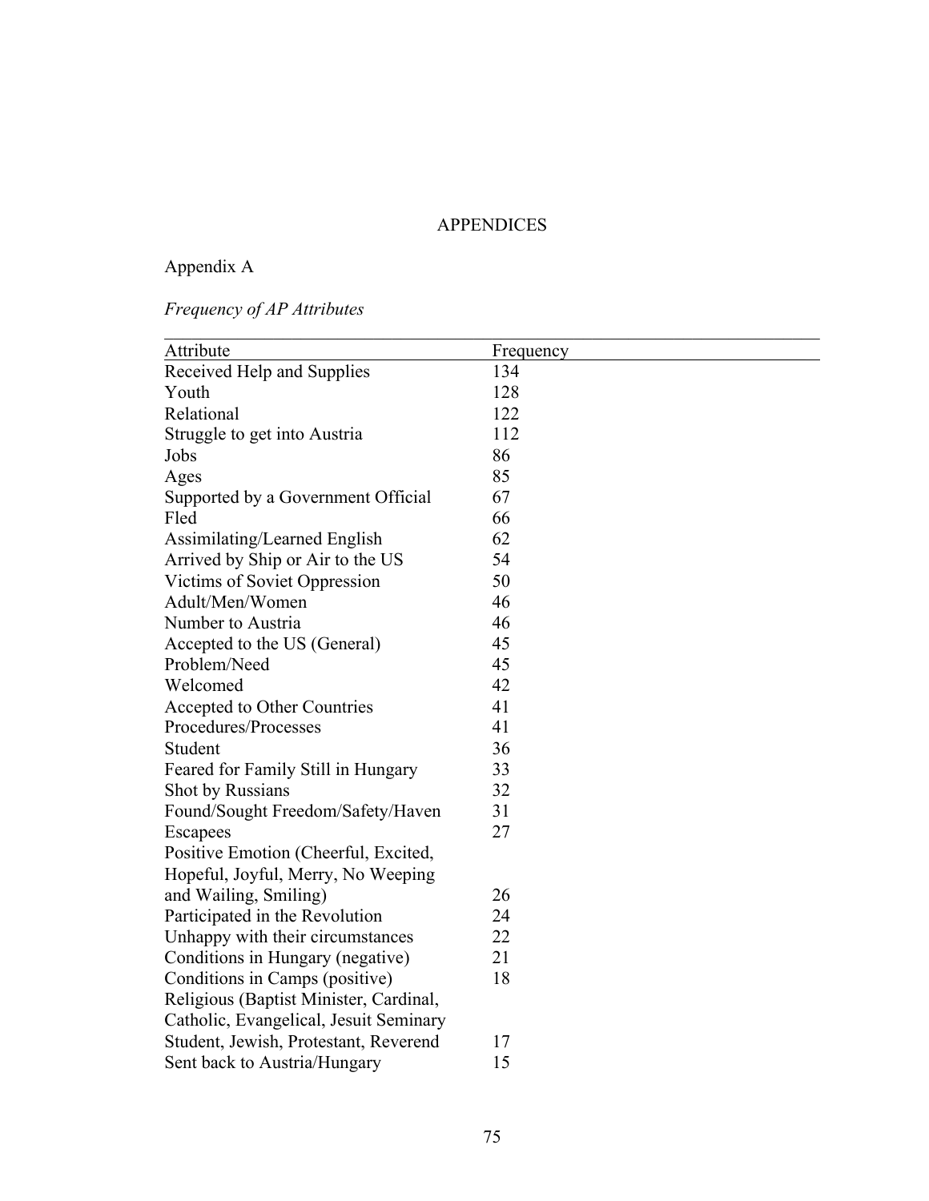# APPENDICES

## Appendix A

*Frequency of AP Attributes*

| Attribute | Frequency |
|---|---|
| Received Help and Supplies | 134 |
| Youth | 128 |
| Relational | 122 |
| Struggle to get into Austria | 112 |
| Jobs | 86 |
| Ages | 85 |
| Supported by a Government Official | 67 |
| Fled | 66 |
| Assimilating/Learned English | 62 |
| Arrived by Ship or Air to the US | 54 |
| Victims of Soviet Oppression | 50 |
| Adult/Men/Women | 46 |
| Number to Austria | 46 |
| Accepted to the US (General) | 45 |
| Problem/Need | 45 |
| Welcomed | 42 |
| Accepted to Other Countries | 41 |
| Procedures/Processes | 41 |
| Student | 36 |
| Feared for Family Still in Hungary | 33 |
| Shot by Russians | 32 |
| Found/Sought Freedom/Safety/Haven | 31 |
| Escapees | 27 |
| Positive Emotion (Cheerful, Excited, Hopeful, Joyful, Merry, No Weeping and Wailing, Smiling) | 26 |
| Participated in the Revolution | 24 |
| Unhappy with their circumstances | 22 |
| Conditions in Hungary (negative) | 21 |
| Conditions in Camps (positive) | 18 |
| Religious (Baptist Minister, Cardinal, Catholic, Evangelical, Jesuit Seminary Student, Jewish, Protestant, Reverend | 17 |
| Sent back to Austria/Hungary | 15 |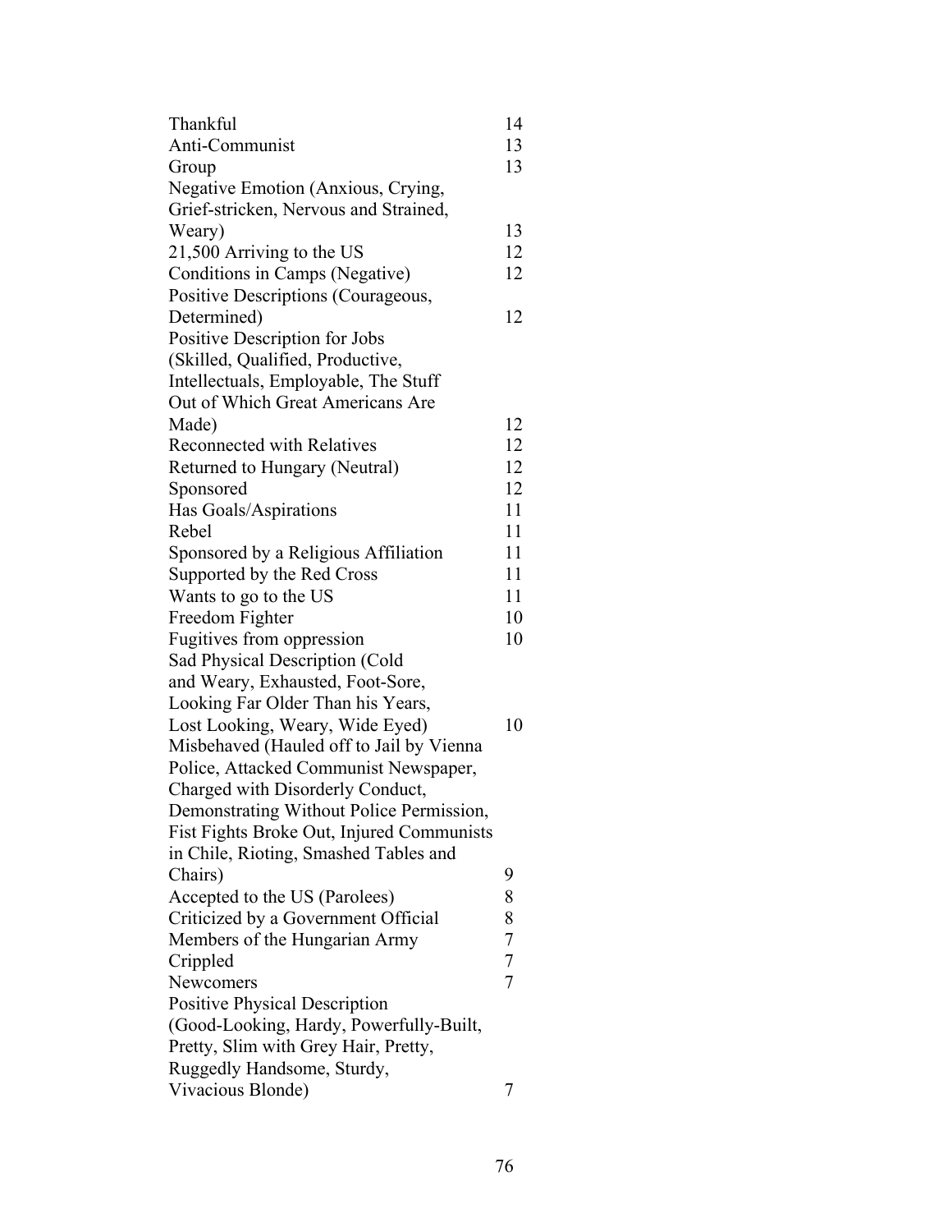| | |
|---|---|
| Thankful | 14 |
| Anti-Communist | 13 |
| Group | 13 |
| Negative Emotion (Anxious, Crying, Grief-stricken, Nervous and Strained, Weary) | 13 |
| 21,500 Arriving to the US | 12 |
| Conditions in Camps (Negative) | 12 |
| Positive Descriptions (Courageous, Determined) | 12 |
| Positive Description for Jobs (Skilled, Qualified, Productive, Intellectuals, Employable, The Stuff Out of Which Great Americans Are Made) | 12 |
| Reconnected with Relatives | 12 |
| Returned to Hungary (Neutral) | 12 |
| Sponsored | 12 |
| Has Goals/Aspirations | 11 |
| Rebel | 11 |
| Sponsored by a Religious Affiliation | 11 |
| Supported by the Red Cross | 11 |
| Wants to go to the US | 11 |
| Freedom Fighter | 10 |
| Fugitives from oppression | 10 |
| Sad Physical Description (Cold and Weary, Exhausted, Foot-Sore, Looking Far Older Than his Years, Lost Looking, Weary, Wide Eyed) | 10 |
| Misbehaved (Hauled off to Jail by Vienna Police, Attacked Communist Newspaper, Charged with Disorderly Conduct, Demonstrating Without Police Permission, Fist Fights Broke Out, Injured Communists in Chile, Rioting, Smashed Tables and Chairs) | 9 |
| Accepted to the US (Parolees) | 8 |
| Criticized by a Government Official | 8 |
| Members of the Hungarian Army | 7 |
| Crippled | 7 |
| Newcomers | 7 |
| Positive Physical Description (Good-Looking, Hardy, Powerfully-Built, Pretty, Slim with Grey Hair, Pretty, Ruggedly Handsome, Sturdy, Vivacious Blonde) | 7 |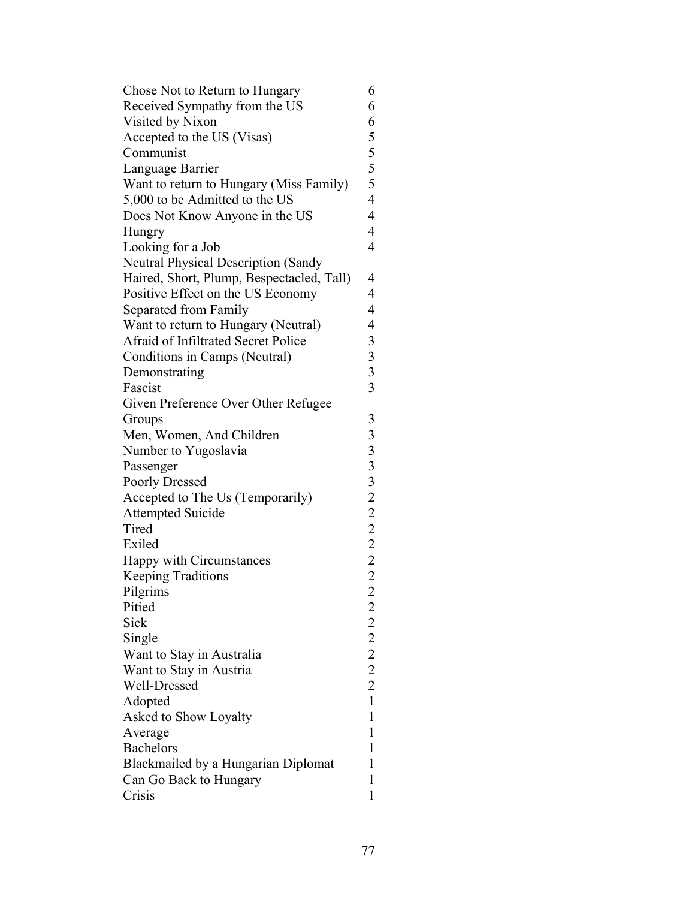| | |
|---|---|
| Chose Not to Return to Hungary | 6 |
| Received Sympathy from the US | 6 |
| Visited by Nixon | 6 |
| Accepted to the US (Visas) | 5 |
| Communist | 5 |
| Language Barrier | 5 |
| Want to return to Hungary (Miss Family) | 5 |
| 5,000 to be Admitted to the US | 4 |
| Does Not Know Anyone in the US | 4 |
| Hungry | 4 |
| Looking for a Job | 4 |
| Neutral Physical Description (Sandy Haired, Short, Plump, Bespectacled, Tall) | 4 |
| Positive Effect on the US Economy | 4 |
| Separated from Family | 4 |
| Want to return to Hungary (Neutral) | 4 |
| Afraid of Infiltrated Secret Police | 3 |
| Conditions in Camps (Neutral) | 3 |
| Demonstrating | 3 |
| Fascist | 3 |
| Given Preference Over Other Refugee Groups | 3 |
| Men, Women, And Children | 3 |
| Number to Yugoslavia | 3 |
| Passenger | 3 |
| Poorly Dressed | 3 |
| Accepted to The Us (Temporarily) | 2 |
| Attempted Suicide | 2 |
| Tired | 2 |
| Exiled | 2 |
| Happy with Circumstances | 2 |
| Keeping Traditions | 2 |
| Pilgrims | 2 |
| Pitied | 2 |
| Sick | 2 |
| Single | 2 |
| Want to Stay in Australia | 2 |
| Want to Stay in Austria | 2 |
| Well-Dressed | 2 |
| Adopted | 1 |
| Asked to Show Loyalty | 1 |
| Average | 1 |
| Bachelors | 1 |
| Blackmailed by a Hungarian Diplomat | 1 |
| Can Go Back to Hungary | 1 |
| Crisis | 1 |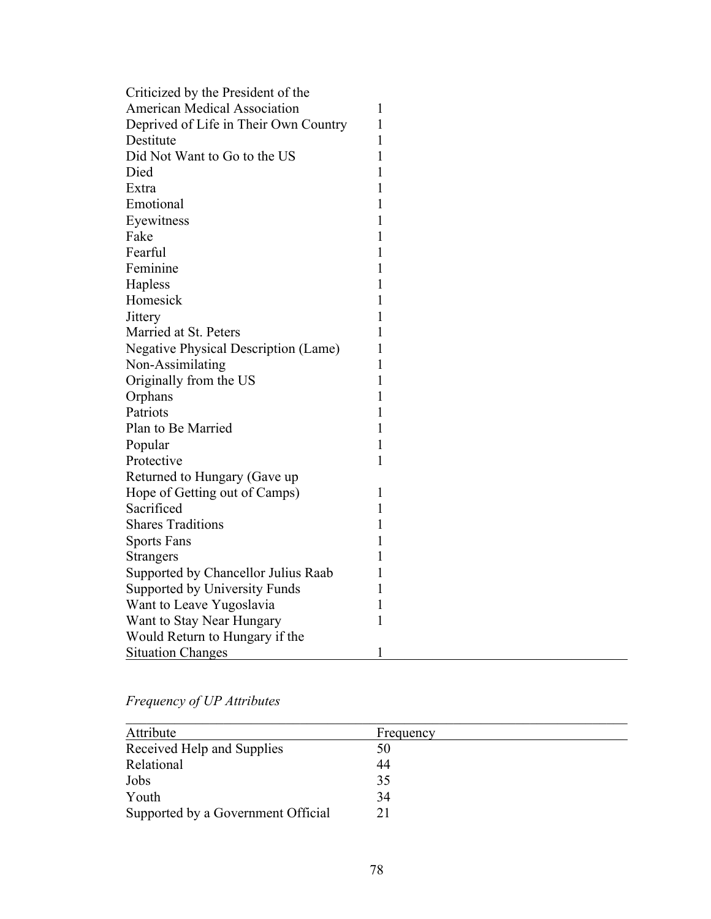| Attribute | Frequency |
|---|---|
| Criticized by the President of the American Medical Association | 1 |
| Deprived of Life in Their Own Country | 1 |
| Destitute | 1 |
| Did Not Want to Go to the US | 1 |
| Died | 1 |
| Extra | 1 |
| Emotional | 1 |
| Eyewitness | 1 |
| Fake | 1 |
| Fearful | 1 |
| Feminine | 1 |
| Hapless | 1 |
| Homesick | 1 |
| Jittery | 1 |
| Married at St. Peters | 1 |
| Negative Physical Description (Lame) | 1 |
| Non-Assimilating | 1 |
| Originally from the US | 1 |
| Orphans | 1 |
| Patriots | 1 |
| Plan to Be Married | 1 |
| Popular | 1 |
| Protective | 1 |
| Returned to Hungary (Gave up Hope of Getting out of Camps) | 1 |
| Sacrificed | 1 |
| Shares Traditions | 1 |
| Sports Fans | 1 |
| Strangers | 1 |
| Supported by Chancellor Julius Raab | 1 |
| Supported by University Funds | 1 |
| Want to Leave Yugoslavia | 1 |
| Want to Stay Near Hungary | 1 |
| Would Return to Hungary if the Situation Changes | 1 |

*Frequency of UP Attributes*

| Attribute | Frequency |
|---|---|
| Received Help and Supplies | 50 |
| Relational | 44 |
| Jobs | 35 |
| Youth | 34 |
| Supported by a Government Official | 21 |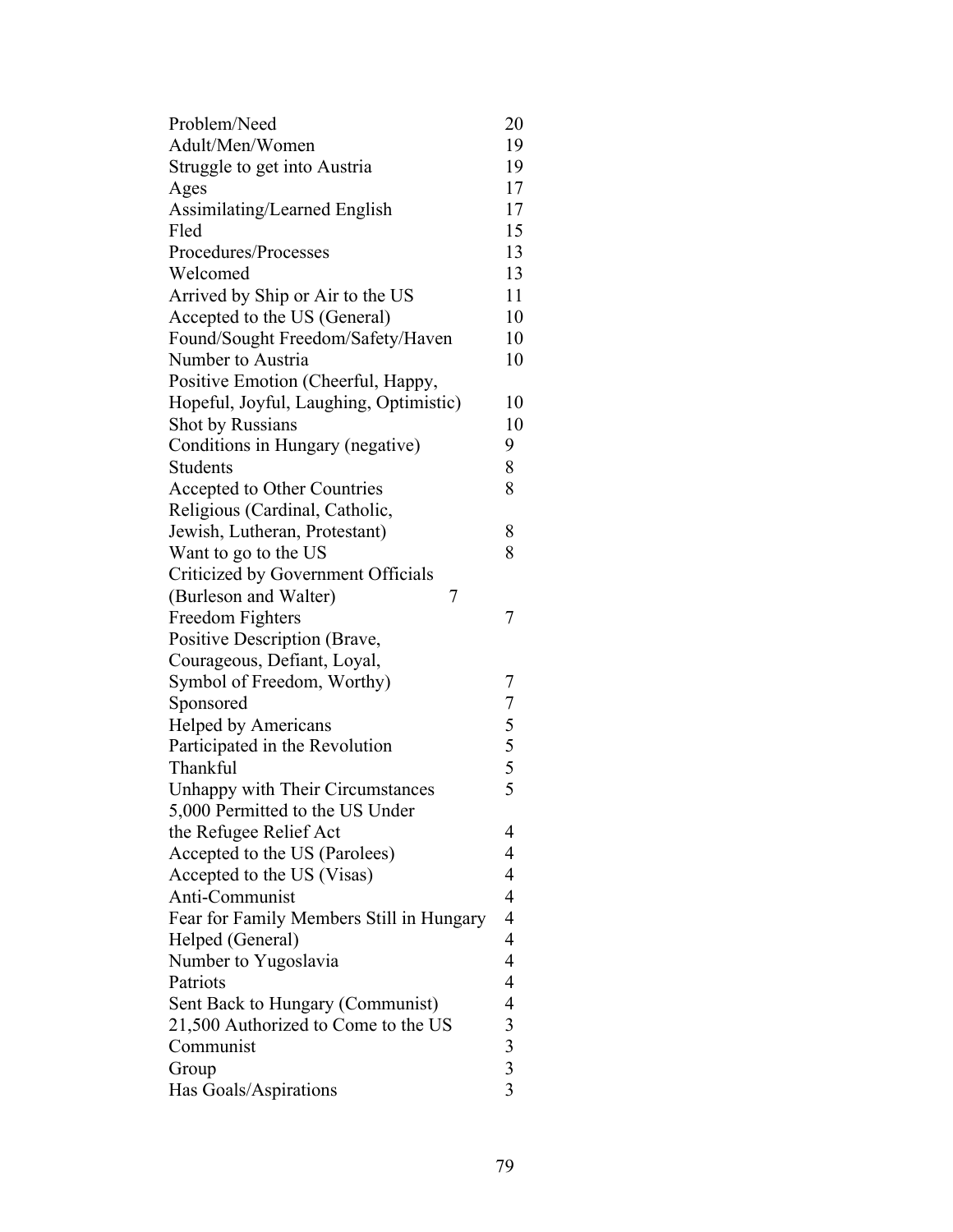| | |
|---|---|
| Problem/Need | 20 |
| Adult/Men/Women | 19 |
| Struggle to get into Austria | 19 |
| Ages | 17 |
| Assimilating/Learned English | 17 |
| Fled | 15 |
| Procedures/Processes | 13 |
| Welcomed | 13 |
| Arrived by Ship or Air to the US | 11 |
| Accepted to the US (General) | 10 |
| Found/Sought Freedom/Safety/Haven | 10 |
| Number to Austria | 10 |
| Positive Emotion (Cheerful, Happy, Hopeful, Joyful, Laughing, Optimistic) | 10 |
| Shot by Russians | 10 |
| Conditions in Hungary (negative) | 9 |
| Students | 8 |
| Accepted to Other Countries | 8 |
| Religious (Cardinal, Catholic, Jewish, Lutheran, Protestant) | 8 |
| Want to go to the US | 8 |
| Criticized by Government Officials (Burleson and Walter) | 7 |
| Freedom Fighters | 7 |
| Positive Description (Brave, Courageous, Defiant, Loyal, Symbol of Freedom, Worthy) | 7 |
| Sponsored | 7 |
| Helped by Americans | 5 |
| Participated in the Revolution | 5 |
| Thankful | 5 |
| Unhappy with Their Circumstances | 5 |
| 5,000 Permitted to the US Under the Refugee Relief Act | 4 |
| Accepted to the US (Parolees) | 4 |
| Accepted to the US (Visas) | 4 |
| Anti-Communist | 4 |
| Fear for Family Members Still in Hungary | 4 |
| Helped (General) | 4 |
| Number to Yugoslavia | 4 |
| Patriots | 4 |
| Sent Back to Hungary (Communist) | 4 |
| 21,500 Authorized to Come to the US | 3 |
| Communist | 3 |
| Group | 3 |
| Has Goals/Aspirations | 3 |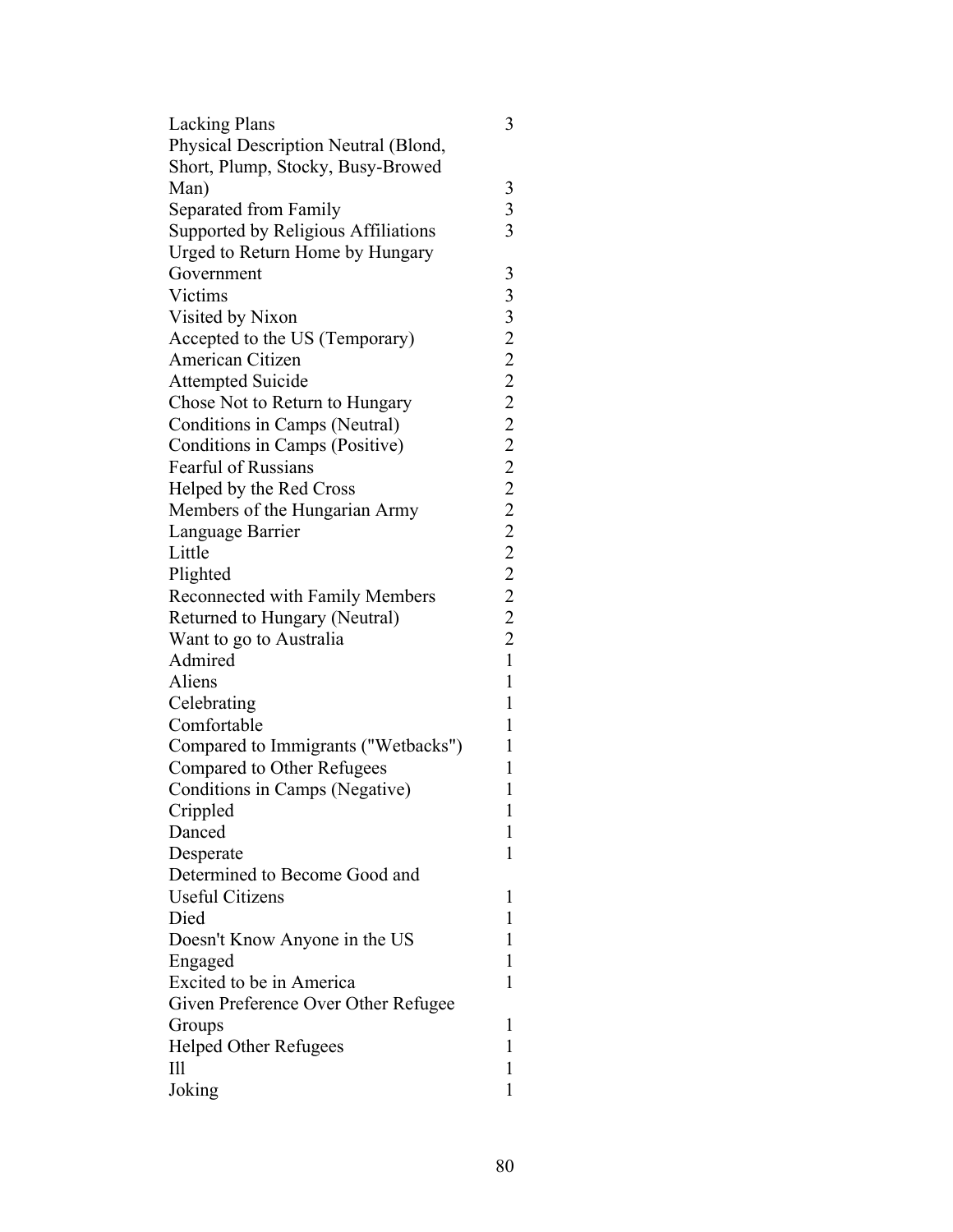| | |
|---|---|
| Lacking Plans | 3 |
| Physical Description Neutral (Blond, Short, Plump, Stocky, Busy-Browed Man) | 3 |
| Separated from Family | 3 |
| Supported by Religious Affiliations | 3 |
| Urged to Return Home by Hungary Government | 3 |
| Victims | 3 |
| Visited by Nixon | 3 |
| Accepted to the US (Temporary) | 2 |
| American Citizen | 2 |
| Attempted Suicide | 2 |
| Chose Not to Return to Hungary | 2 |
| Conditions in Camps (Neutral) | 2 |
| Conditions in Camps (Positive) | 2 |
| Fearful of Russians | 2 |
| Helped by the Red Cross | 2 |
| Members of the Hungarian Army | 2 |
| Language Barrier | 2 |
| Little | 2 |
| Plighted | 2 |
| Reconnected with Family Members | 2 |
| Returned to Hungary (Neutral) | 2 |
| Want to go to Australia | 2 |
| Admired | 1 |
| Aliens | 1 |
| Celebrating | 1 |
| Comfortable | 1 |
| Compared to Immigrants ("Wetbacks") | 1 |
| Compared to Other Refugees | 1 |
| Conditions in Camps (Negative) | 1 |
| Crippled | 1 |
| Danced | 1 |
| Desperate | 1 |
| Determined to Become Good and Useful Citizens | 1 |
| Died | 1 |
| Doesn't Know Anyone in the US | 1 |
| Engaged | 1 |
| Excited to be in America | 1 |
| Given Preference Over Other Refugee Groups | 1 |
| Helped Other Refugees | 1 |
| Ill | 1 |
| Joking | 1 |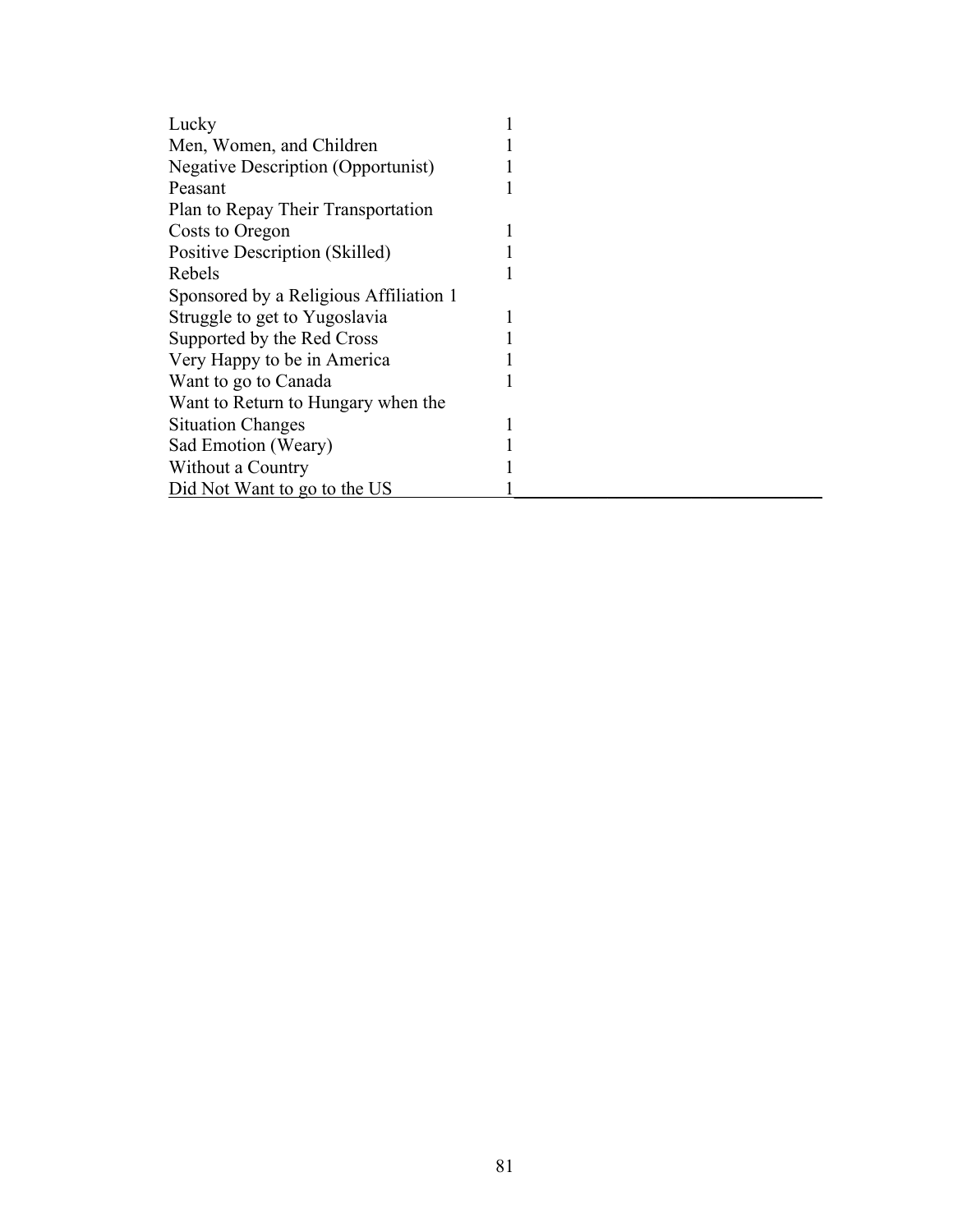| | |
|---|---|
| Lucky | 1 |
| Men, Women, and Children | 1 |
| Negative Description (Opportunist) | 1 |
| Peasant | 1 |
| Plan to Repay Their Transportation Costs to Oregon | 1 |
| Positive Description (Skilled) | 1 |
| Rebels | 1 |
| Sponsored by a Religious Affiliation | 1 |
| Struggle to get to Yugoslavia | 1 |
| Supported by the Red Cross | 1 |
| Very Happy to be in America | 1 |
| Want to go to Canada | 1 |
| Want to Return to Hungary when the Situation Changes | 1 |
| Sad Emotion (Weary) | 1 |
| Without a Country | 1 |
| Did Not Want to go to the US | 1 |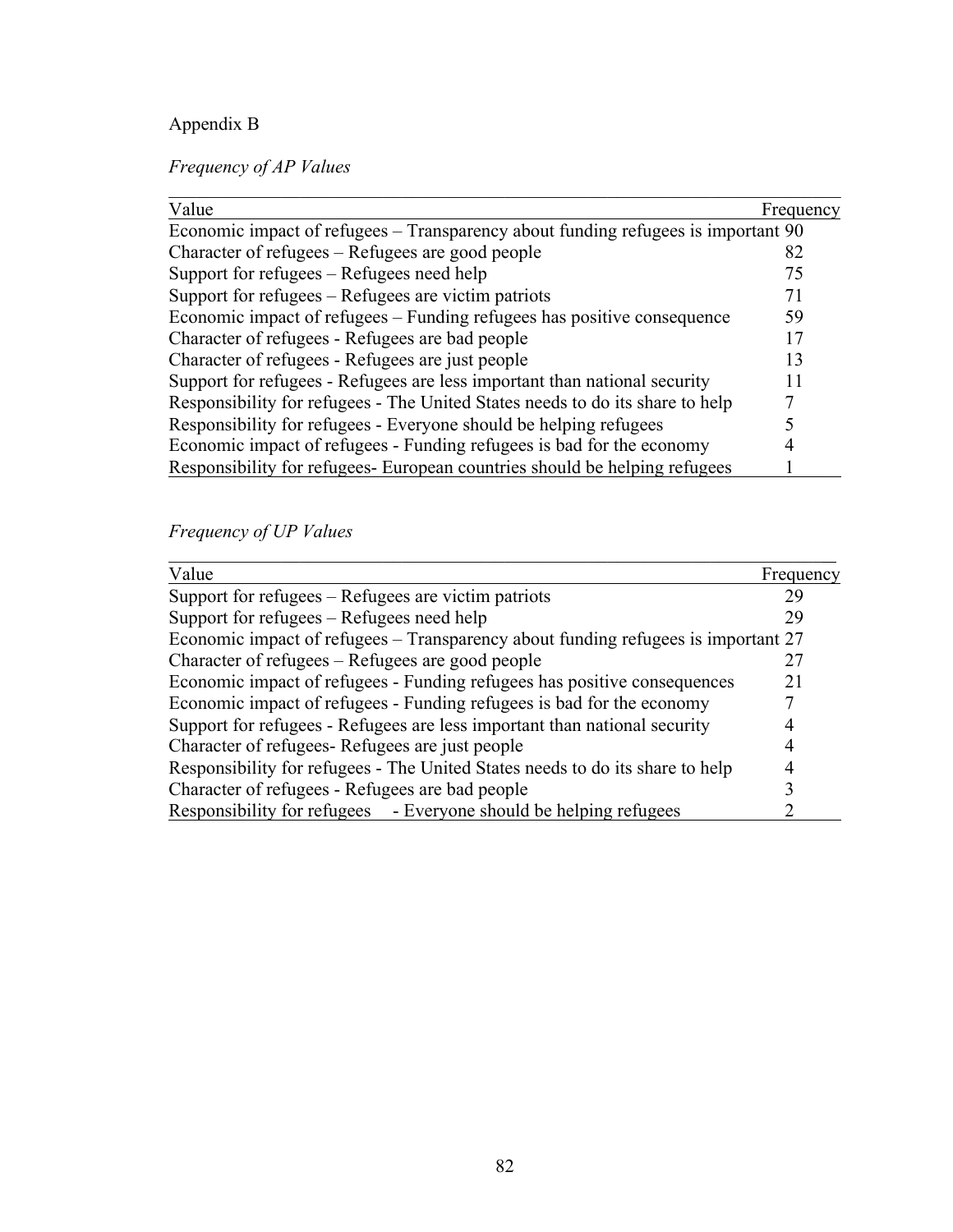Appendix B

*Frequency of AP Values*

| Value | Frequency |
|---|---|
| Economic impact of refugees – Transparency about funding refugees is important | 90 |
| Character of refugees – Refugees are good people | 82 |
| Support for refugees – Refugees need help | 75 |
| Support for refugees – Refugees are victim patriots | 71 |
| Economic impact of refugees – Funding refugees has positive consequence | 59 |
| Character of refugees - Refugees are bad people | 17 |
| Character of refugees - Refugees are just people | 13 |
| Support for refugees - Refugees are less important than national security | 11 |
| Responsibility for refugees - The United States needs to do its share to help | 7 |
| Responsibility for refugees - Everyone should be helping refugees | 5 |
| Economic impact of refugees - Funding refugees is bad for the economy | 4 |
| Responsibility for refugees- European countries should be helping refugees | 1 |

*Frequency of UP Values*

| Value | Frequency |
|---|---|
| Support for refugees – Refugees are victim patriots | 29 |
| Support for refugees – Refugees need help | 29 |
| Economic impact of refugees – Transparency about funding refugees is important | 27 |
| Character of refugees – Refugees are good people | 27 |
| Economic impact of refugees - Funding refugees has positive consequences | 21 |
| Economic impact of refugees - Funding refugees is bad for the economy | 7 |
| Support for refugees - Refugees are less important than national security | 4 |
| Character of refugees- Refugees are just people | 4 |
| Responsibility for refugees - The United States needs to do its share to help | 4 |
| Character of refugees - Refugees are bad people | 3 |
| Responsibility for refugees - Everyone should be helping refugees | 2 |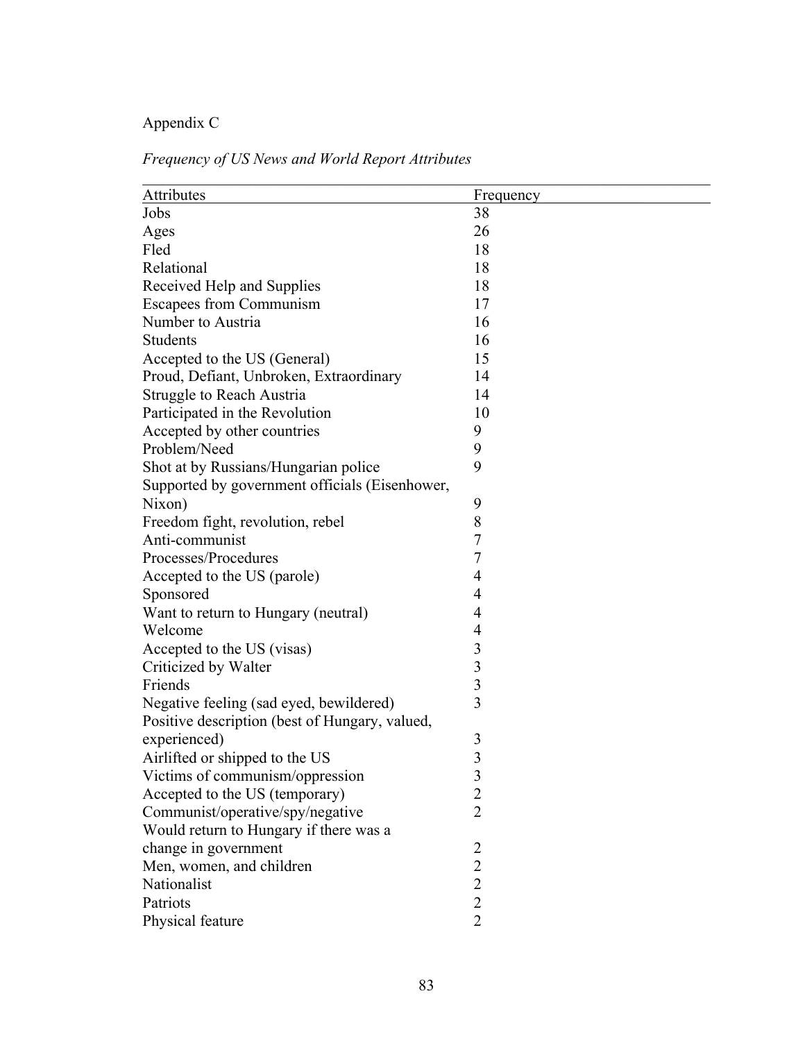Appendix C

*Frequency of US News and World Report Attributes*

| Attributes | Frequency |
|---|---|
| Jobs | 38 |
| Ages | 26 |
| Fled | 18 |
| Relational | 18 |
| Received Help and Supplies | 18 |
| Escapees from Communism | 17 |
| Number to Austria | 16 |
| Students | 16 |
| Accepted to the US (General) | 15 |
| Proud, Defiant, Unbroken, Extraordinary | 14 |
| Struggle to Reach Austria | 14 |
| Participated in the Revolution | 10 |
| Accepted by other countries | 9 |
| Problem/Need | 9 |
| Shot at by Russians/Hungarian police | 9 |
| Supported by government officials (Eisenhower, Nixon) | 9 |
| Freedom fight, revolution, rebel | 8 |
| Anti-communist | 7 |
| Processes/Procedures | 7 |
| Accepted to the US (parole) | 4 |
| Sponsored | 4 |
| Want to return to Hungary (neutral) | 4 |
| Welcome | 4 |
| Accepted to the US (visas) | 3 |
| Criticized by Walter | 3 |
| Friends | 3 |
| Negative feeling (sad eyed, bewildered) | 3 |
| Positive description (best of Hungary, valued, experienced) | 3 |
| Airlifted or shipped to the US | 3 |
| Victims of communism/oppression | 3 |
| Accepted to the US (temporary) | 2 |
| Communist/operative/spy/negative | 2 |
| Would return to Hungary if there was a change in government | 2 |
| Men, women, and children | 2 |
| Nationalist | 2 |
| Patriots | 2 |
| Physical feature | 2 |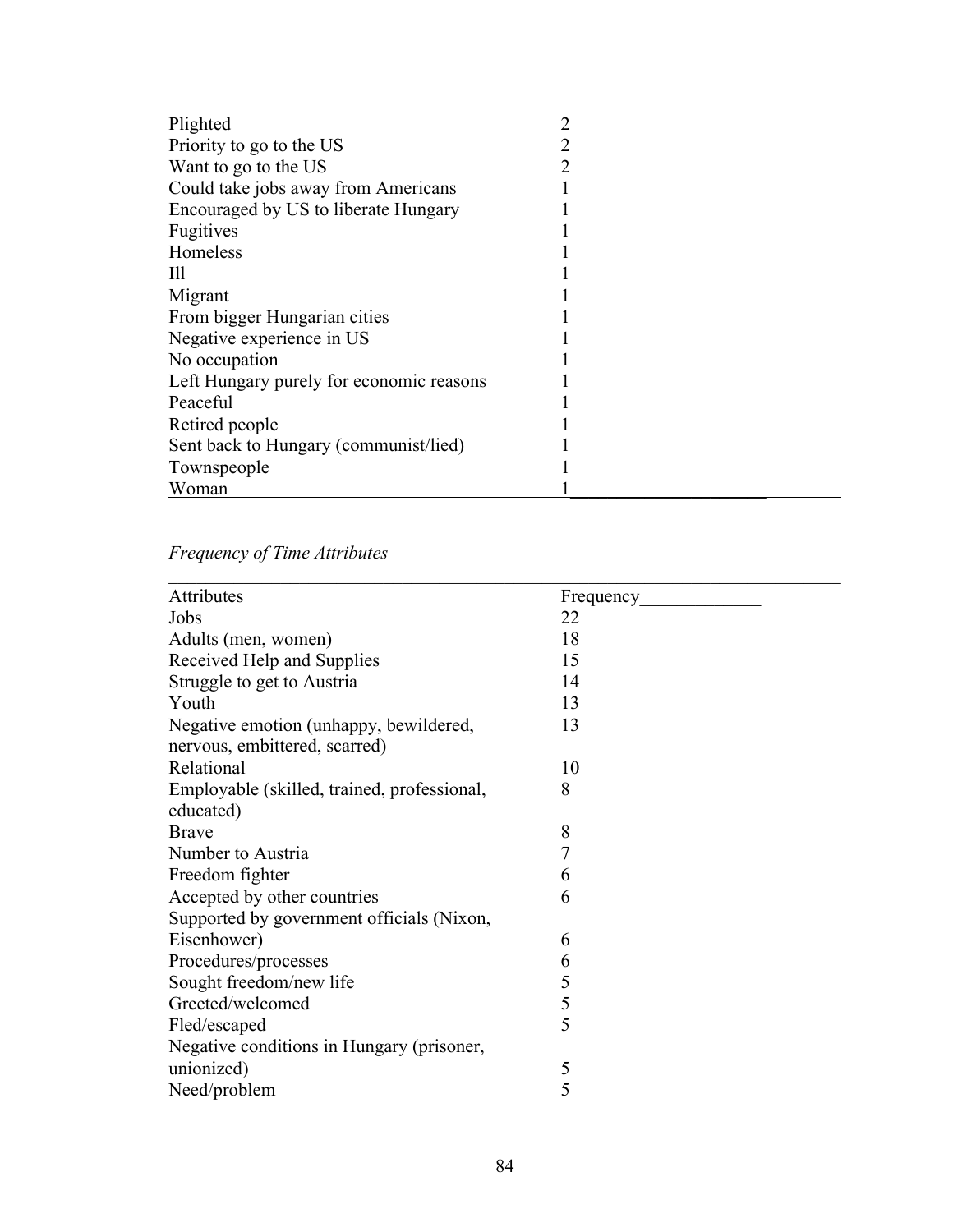| | |
|---|---|
| Plighted | 2 |
| Priority to go to the US | 2 |
| Want to go to the US | 2 |
| Could take jobs away from Americans | 1 |
| Encouraged by US to liberate Hungary | 1 |
| Fugitives | 1 |
| Homeless | 1 |
| Ill | 1 |
| Migrant | 1 |
| From bigger Hungarian cities | 1 |
| Negative experience in US | 1 |
| No occupation | 1 |
| Left Hungary purely for economic reasons | 1 |
| Peaceful | 1 |
| Retired people | 1 |
| Sent back to Hungary (communist/lied) | 1 |
| Townspeople | 1 |
| Woman | 1 |

*Frequency of Time Attributes*

| Attributes | Frequency |
|---|---|
| Jobs | 22 |
| Adults (men, women) | 18 |
| Received Help and Supplies | 15 |
| Struggle to get to Austria | 14 |
| Youth | 13 |
| Negative emotion (unhappy, bewildered, nervous, embittered, scarred) | 13 |
| Relational | 10 |
| Employable (skilled, trained, professional, educated) | 8 |
| Brave | 8 |
| Number to Austria | 7 |
| Freedom fighter | 6 |
| Accepted by other countries | 6 |
| Supported by government officials (Nixon, Eisenhower) | 6 |
| Procedures/processes | 6 |
| Sought freedom/new life | 5 |
| Greeted/welcomed | 5 |
| Fled/escaped | 5 |
| Negative conditions in Hungary (prisoner, unionized) | 5 |
| Need/problem | 5 |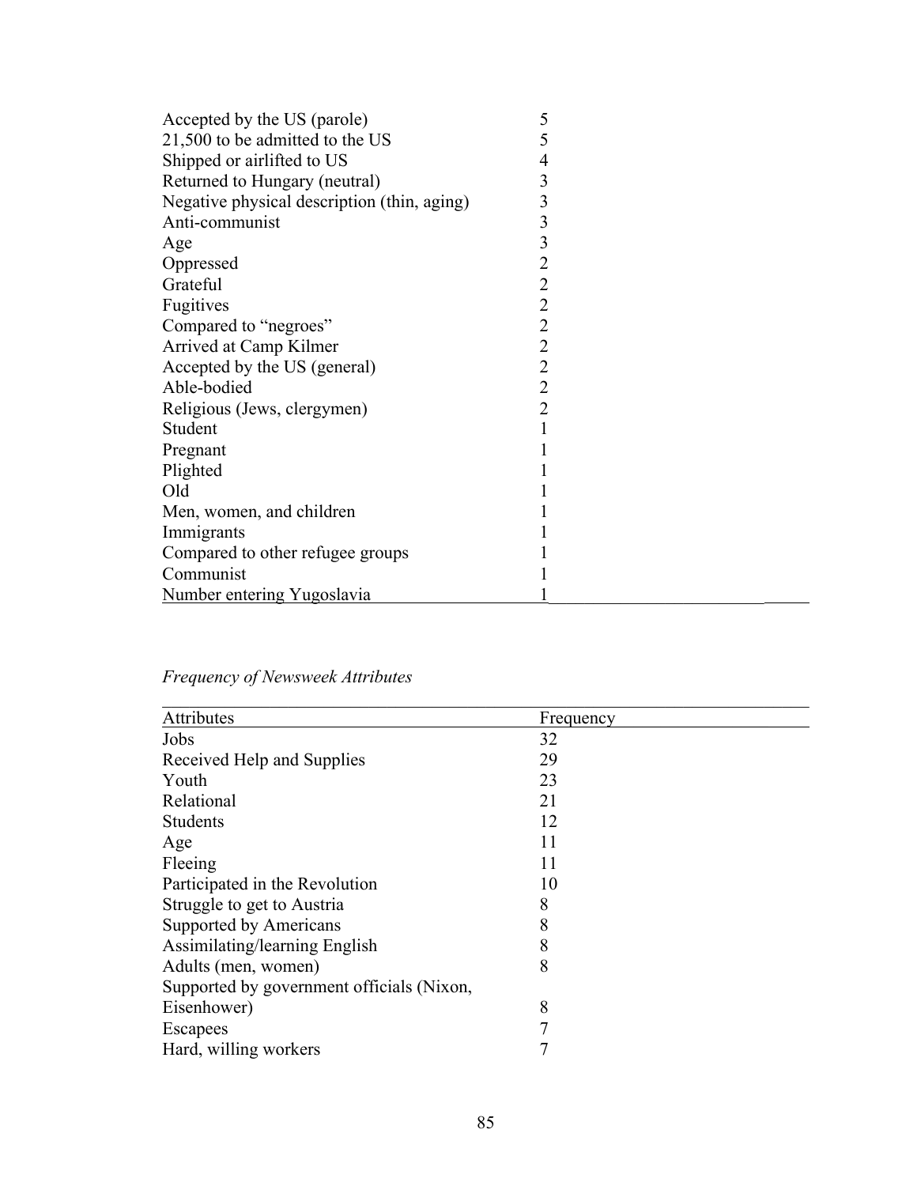| | |
|---|---|
| Accepted by the US (parole) | 5 |
| 21,500 to be admitted to the US | 5 |
| Shipped or airlifted to US | 4 |
| Returned to Hungary (neutral) | 3 |
| Negative physical description (thin, aging) | 3 |
| Anti-communist | 3 |
| Age | 3 |
| Oppressed | 2 |
| Grateful | 2 |
| Fugitives | 2 |
| Compared to "negroes" | 2 |
| Arrived at Camp Kilmer | 2 |
| Accepted by the US (general) | 2 |
| Able-bodied | 2 |
| Religious (Jews, clergymen) | 2 |
| Student | 1 |
| Pregnant | 1 |
| Plighted | 1 |
| Old | 1 |
| Men, women, and children | 1 |
| Immigrants | 1 |
| Compared to other refugee groups | 1 |
| Communist | 1 |
| Number entering Yugoslavia | 1 |

*Frequency of Newsweek Attributes*

| Attributes | Frequency |
|---|---|
| Jobs | 32 |
| Received Help and Supplies | 29 |
| Youth | 23 |
| Relational | 21 |
| Students | 12 |
| Age | 11 |
| Fleeing | 11 |
| Participated in the Revolution | 10 |
| Struggle to get to Austria | 8 |
| Supported by Americans | 8 |
| Assimilating/learning English | 8 |
| Adults (men, women) | 8 |
| Supported by government officials (Nixon, Eisenhower) | 8 |
| Escapees | 7 |
| Hard, willing workers | 7 |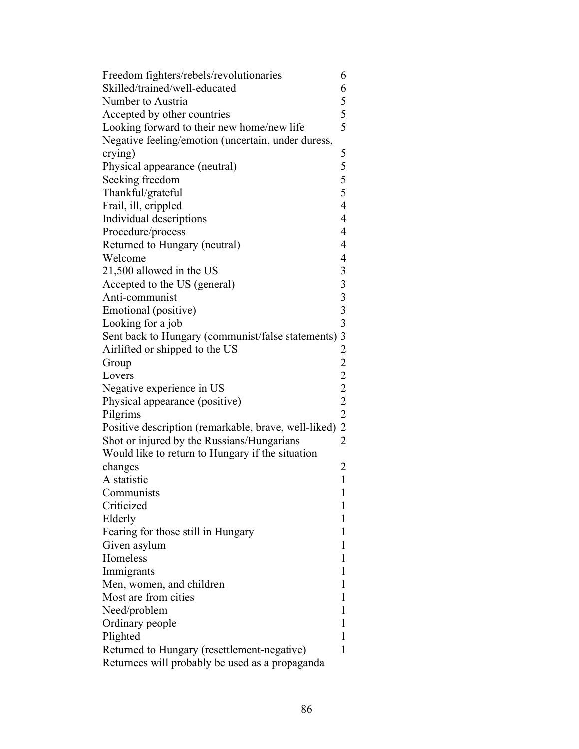| | |
|---|---|
| Freedom fighters/rebels/revolutionaries | 6 |
| Skilled/trained/well-educated | 6 |
| Number to Austria | 5 |
| Accepted by other countries | 5 |
| Looking forward to their new home/new life | 5 |
| Negative feeling/emotion (uncertain, under duress, crying) | 5 |
| Physical appearance (neutral) | 5 |
| Seeking freedom | 5 |
| Thankful/grateful | 5 |
| Frail, ill, crippled | 4 |
| Individual descriptions | 4 |
| Procedure/process | 4 |
| Returned to Hungary (neutral) | 4 |
| Welcome | 4 |
| 21,500 allowed in the US | 3 |
| Accepted to the US (general) | 3 |
| Anti-communist | 3 |
| Emotional (positive) | 3 |
| Looking for a job | 3 |
| Sent back to Hungary (communist/false statements) | 3 |
| Airlifted or shipped to the US | 2 |
| Group | 2 |
| Lovers | 2 |
| Negative experience in US | 2 |
| Physical appearance (positive) | 2 |
| Pilgrims | 2 |
| Positive description (remarkable, brave, well-liked) | 2 |
| Shot or injured by the Russians/Hungarians | 2 |
| Would like to return to Hungary if the situation changes | 2 |
| A statistic | 1 |
| Communists | 1 |
| Criticized | 1 |
| Elderly | 1 |
| Fearing for those still in Hungary | 1 |
| Given asylum | 1 |
| Homeless | 1 |
| Immigrants | 1 |
| Men, women, and children | 1 |
| Most are from cities | 1 |
| Need/problem | 1 |
| Ordinary people | 1 |
| Plighted | 1 |
| Returned to Hungary (resettlement-negative) | 1 |
| Returnees will probably be used as a propaganda | |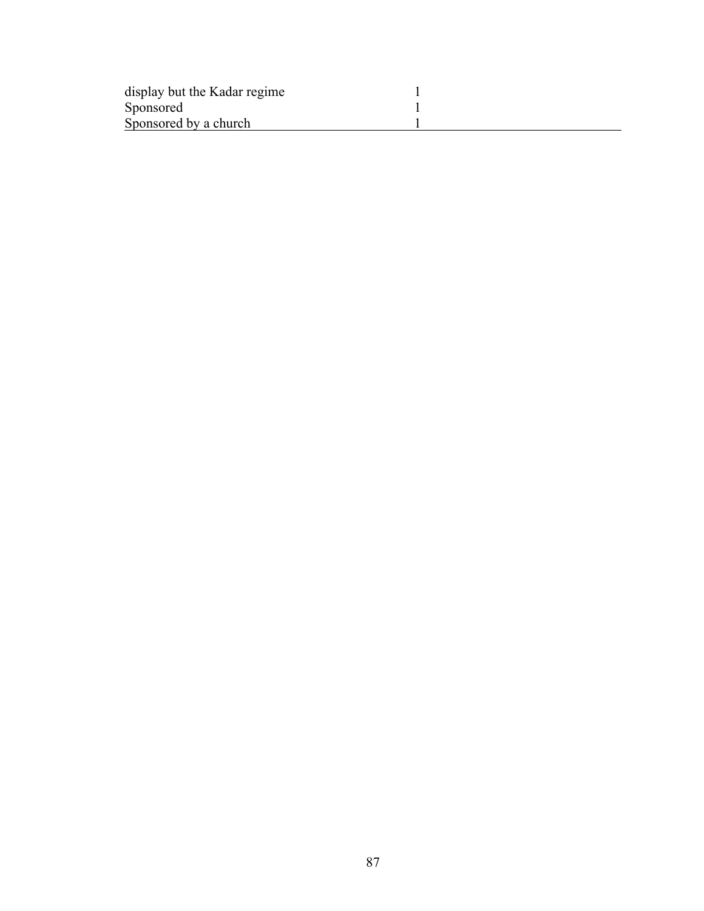| | |
|---|---|
| display but the Kadar regime | 1 |
| Sponsored | 1 |
| Sponsored by a church | 1 |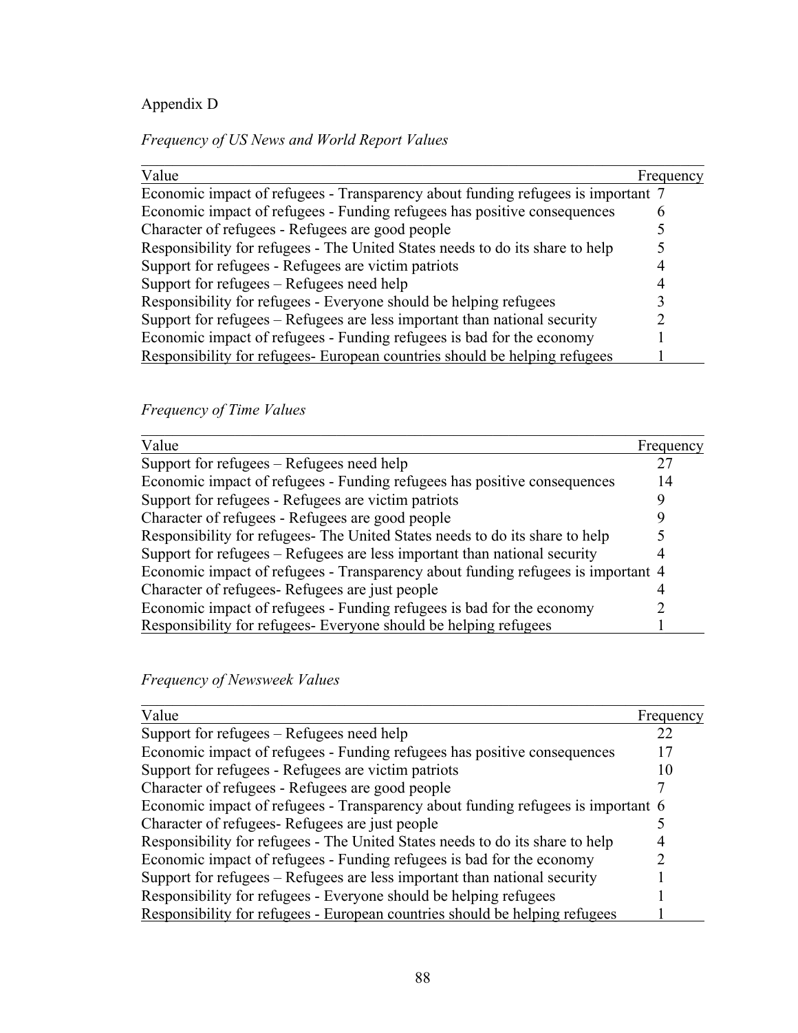Appendix D

*Frequency of US News and World Report Values*

| Value | Frequency |
|---|---|
| Economic impact of refugees - Transparency about funding refugees is important | 7 |
| Economic impact of refugees - Funding refugees has positive consequences | 6 |
| Character of refugees - Refugees are good people | 5 |
| Responsibility for refugees - The United States needs to do its share to help | 5 |
| Support for refugees - Refugees are victim patriots | 4 |
| Support for refugees – Refugees need help | 4 |
| Responsibility for refugees - Everyone should be helping refugees | 3 |
| Support for refugees – Refugees are less important than national security | 2 |
| Economic impact of refugees - Funding refugees is bad for the economy | 1 |
| Responsibility for refugees- European countries should be helping refugees | 1 |

*Frequency of Time Values*

| Value | Frequency |
|---|---|
| Support for refugees – Refugees need help | 27 |
| Economic impact of refugees - Funding refugees has positive consequences | 14 |
| Support for refugees - Refugees are victim patriots | 9 |
| Character of refugees - Refugees are good people | 9 |
| Responsibility for refugees- The United States needs to do its share to help | 5 |
| Support for refugees – Refugees are less important than national security | 4 |
| Economic impact of refugees - Transparency about funding refugees is important | 4 |
| Character of refugees- Refugees are just people | 4 |
| Economic impact of refugees - Funding refugees is bad for the economy | 2 |
| Responsibility for refugees- Everyone should be helping refugees | 1 |

*Frequency of Newsweek Values*

| Value | Frequency |
|---|---|
| Support for refugees – Refugees need help | 22 |
| Economic impact of refugees - Funding refugees has positive consequences | 17 |
| Support for refugees - Refugees are victim patriots | 10 |
| Character of refugees - Refugees are good people | 7 |
| Economic impact of refugees - Transparency about funding refugees is important | 6 |
| Character of refugees- Refugees are just people | 5 |
| Responsibility for refugees - The United States needs to do its share to help | 4 |
| Economic impact of refugees - Funding refugees is bad for the economy | 2 |
| Support for refugees – Refugees are less important than national security | 1 |
| Responsibility for refugees - Everyone should be helping refugees | 1 |
| Responsibility for refugees - European countries should be helping refugees | 1 |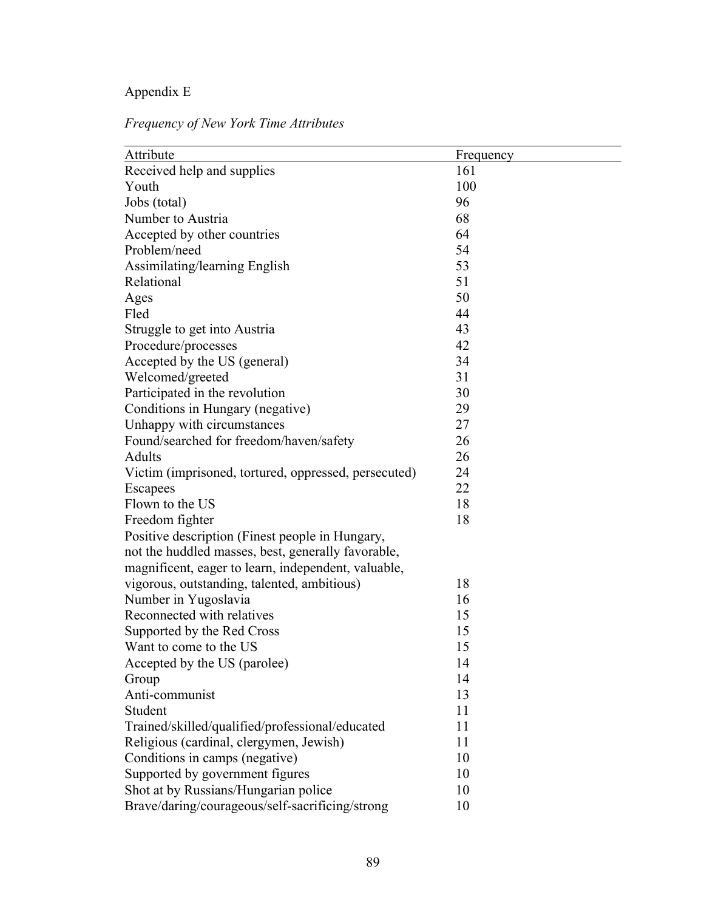Appendix E

*Frequency of New York Time Attributes*

| Attribute | Frequency |
|---|---|
| Received help and supplies | 161 |
| Youth | 100 |
| Jobs (total) | 96 |
| Number to Austria | 68 |
| Accepted by other countries | 64 |
| Problem/need | 54 |
| Assimilating/learning English | 53 |
| Relational | 51 |
| Ages | 50 |
| Fled | 44 |
| Struggle to get into Austria | 43 |
| Procedure/processes | 42 |
| Accepted by the US (general) | 34 |
| Welcomed/greeted | 31 |
| Participated in the revolution | 30 |
| Conditions in Hungary (negative) | 29 |
| Unhappy with circumstances | 27 |
| Found/searched for freedom/haven/safety | 26 |
| Adults | 26 |
| Victim (imprisoned, tortured, oppressed, persecuted) | 24 |
| Escapees | 22 |
| Flown to the US | 18 |
| Freedom fighter | 18 |
| Positive description (Finest people in Hungary, not the huddled masses, best, generally favorable, magnificent, eager to learn, independent, valuable, vigorous, outstanding, talented, ambitious) | 18 |
| Number in Yugoslavia | 16 |
| Reconnected with relatives | 15 |
| Supported by the Red Cross | 15 |
| Want to come to the US | 15 |
| Accepted by the US (parolee) | 14 |
| Group | 14 |
| Anti-communist | 13 |
| Student | 11 |
| Trained/skilled/qualified/professional/educated | 11 |
| Religious (cardinal, clergymen, Jewish) | 11 |
| Conditions in camps (negative) | 10 |
| Supported by government figures | 10 |
| Shot at by Russians/Hungarian police | 10 |
| Brave/daring/courageous/self-sacrificing/strong | 10 |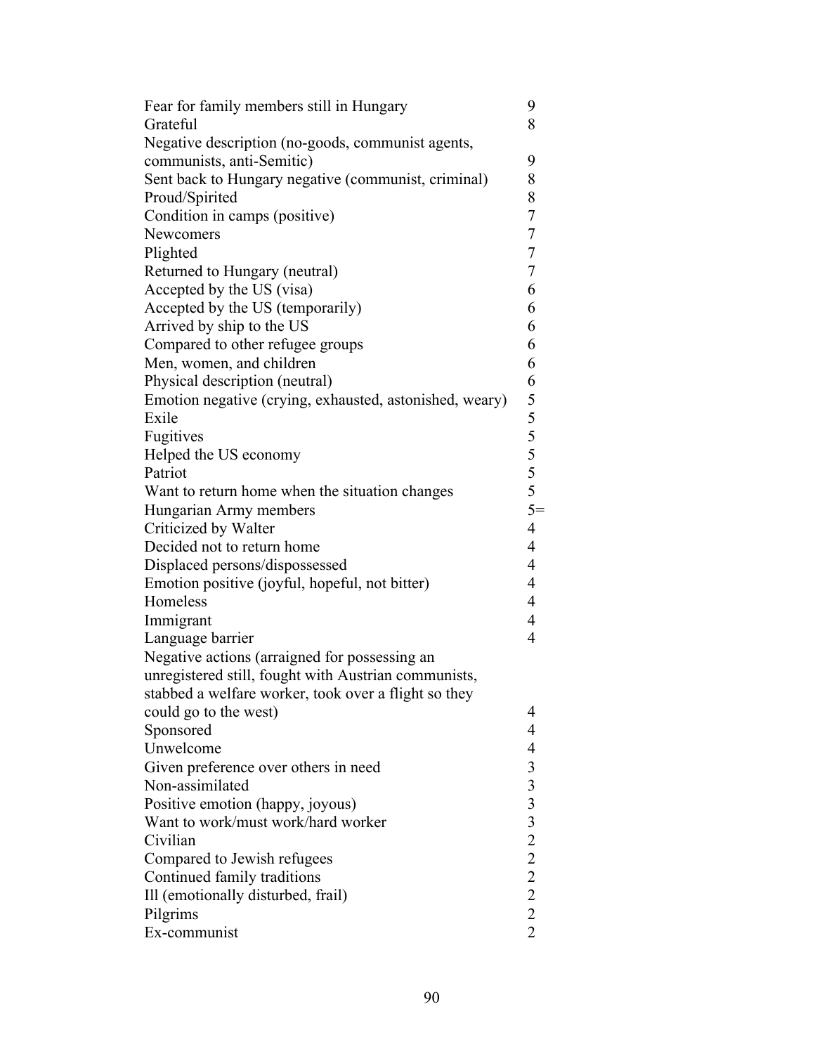| | |
|---|---|
| Fear for family members still in Hungary | 9 |
| Grateful | 8 |
| Negative description (no-goods, communist agents, communists, anti-Semitic) | 9 |
| Sent back to Hungary negative (communist, criminal) | 8 |
| Proud/Spirited | 8 |
| Condition in camps (positive) | 7 |
| Newcomers | 7 |
| Plighted | 7 |
| Returned to Hungary (neutral) | 7 |
| Accepted by the US (visa) | 6 |
| Accepted by the US (temporarily) | 6 |
| Arrived by ship to the US | 6 |
| Compared to other refugee groups | 6 |
| Men, women, and children | 6 |
| Physical description (neutral) | 6 |
| Emotion negative (crying, exhausted, astonished, weary) | 5 |
| Exile | 5 |
| Fugitives | 5 |
| Helped the US economy | 5 |
| Patriot | 5 |
| Want to return home when the situation changes | 5 |
| Hungarian Army members | 5= |
| Criticized by Walter | 4 |
| Decided not to return home | 4 |
| Displaced persons/dispossessed | 4 |
| Emotion positive (joyful, hopeful, not bitter) | 4 |
| Homeless | 4 |
| Immigrant | 4 |
| Language barrier | 4 |
| Negative actions (arraigned for possessing an unregistered still, fought with Austrian communists, stabbed a welfare worker, took over a flight so they could go to the west) | 4 |
| Sponsored | 4 |
| Unwelcome | 4 |
| Given preference over others in need | 3 |
| Non-assimilated | 3 |
| Positive emotion (happy, joyous) | 3 |
| Want to work/must work/hard worker | 3 |
| Civilian | 2 |
| Compared to Jewish refugees | 2 |
| Continued family traditions | 2 |
| Ill (emotionally disturbed, frail) | 2 |
| Pilgrims | 2 |
| Ex-communist | 2 |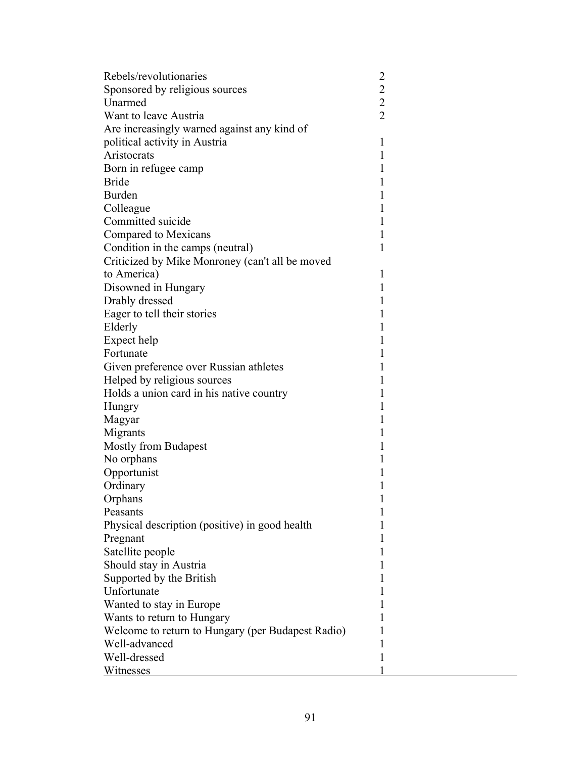| | |
|---|---|
| Rebels/revolutionaries | 2 |
| Sponsored by religious sources | 2 |
| Unarmed | 2 |
| Want to leave Austria | 2 |
| Are increasingly warned against any kind of political activity in Austria | 1 |
| Aristocrats | 1 |
| Born in refugee camp | 1 |
| Bride | 1 |
| Burden | 1 |
| Colleague | 1 |
| Committed suicide | 1 |
| Compared to Mexicans | 1 |
| Condition in the camps (neutral) | 1 |
| Criticized by Mike Monroney (can't all be moved to America) | 1 |
| Disowned in Hungary | 1 |
| Drably dressed | 1 |
| Eager to tell their stories | 1 |
| Elderly | 1 |
| Expect help | 1 |
| Fortunate | 1 |
| Given preference over Russian athletes | 1 |
| Helped by religious sources | 1 |
| Holds a union card in his native country | 1 |
| Hungry | 1 |
| Magyar | 1 |
| Migrants | 1 |
| Mostly from Budapest | 1 |
| No orphans | 1 |
| Opportunist | 1 |
| Ordinary | 1 |
| Orphans | 1 |
| Peasants | 1 |
| Physical description (positive) in good health | 1 |
| Pregnant | 1 |
| Satellite people | 1 |
| Should stay in Austria | 1 |
| Supported by the British | 1 |
| Unfortunate | 1 |
| Wanted to stay in Europe | 1 |
| Wants to return to Hungary | 1 |
| Welcome to return to Hungary (per Budapest Radio) | 1 |
| Well-advanced | 1 |
| Well-dressed | 1 |
| Witnesses | 1 |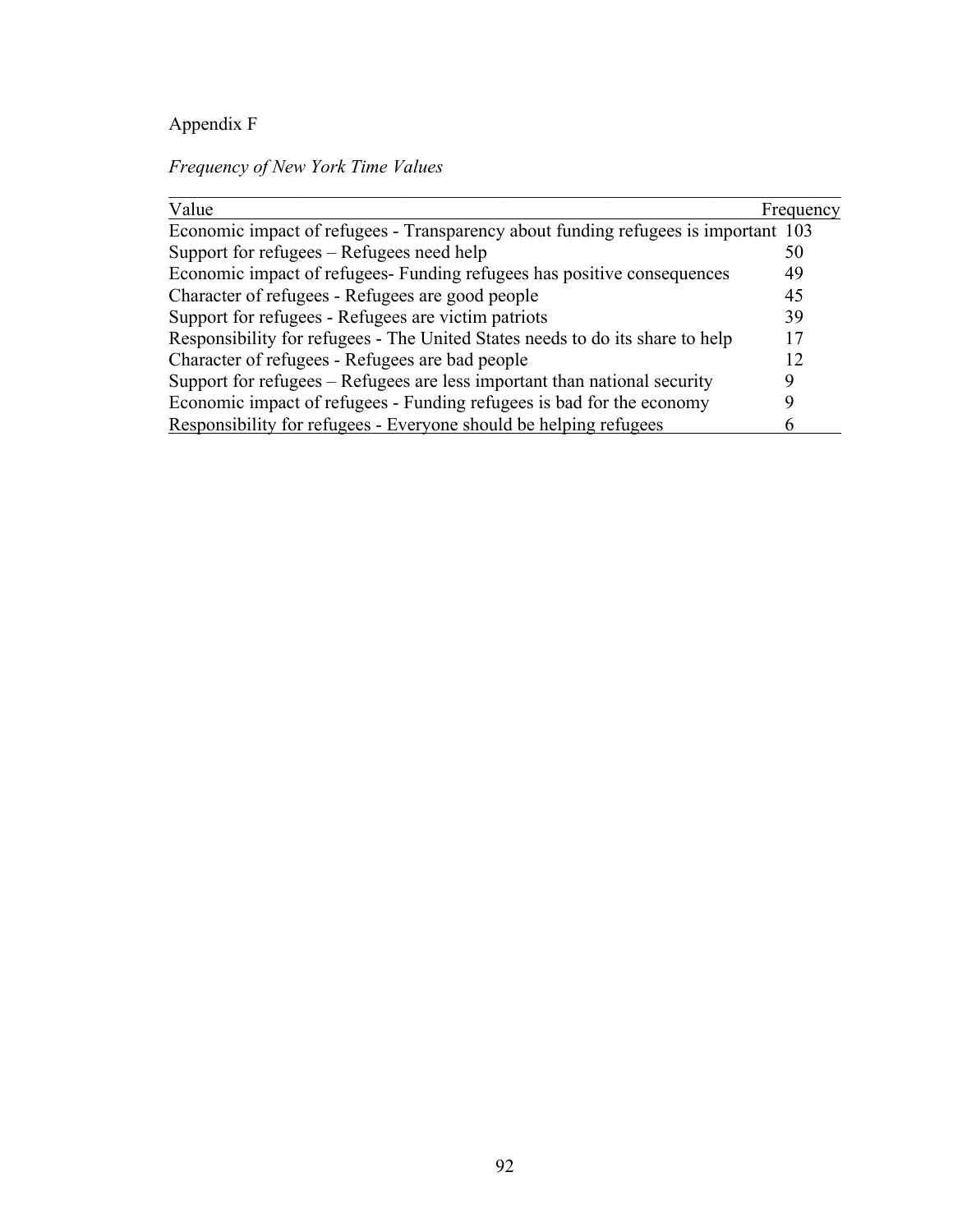Appendix F

*Frequency of New York Time Values*

| Value | Frequency |
|---|---|
| Economic impact of refugees - Transparency about funding refugees is important | 103 |
| Support for refugees – Refugees need help | 50 |
| Economic impact of refugees- Funding refugees has positive consequences | 49 |
| Character of refugees - Refugees are good people | 45 |
| Support for refugees - Refugees are victim patriots | 39 |
| Responsibility for refugees - The United States needs to do its share to help | 17 |
| Character of refugees - Refugees are bad people | 12 |
| Support for refugees – Refugees are less important than national security | 9 |
| Economic impact of refugees - Funding refugees is bad for the economy | 9 |
| Responsibility for refugees - Everyone should be helping refugees | 6 |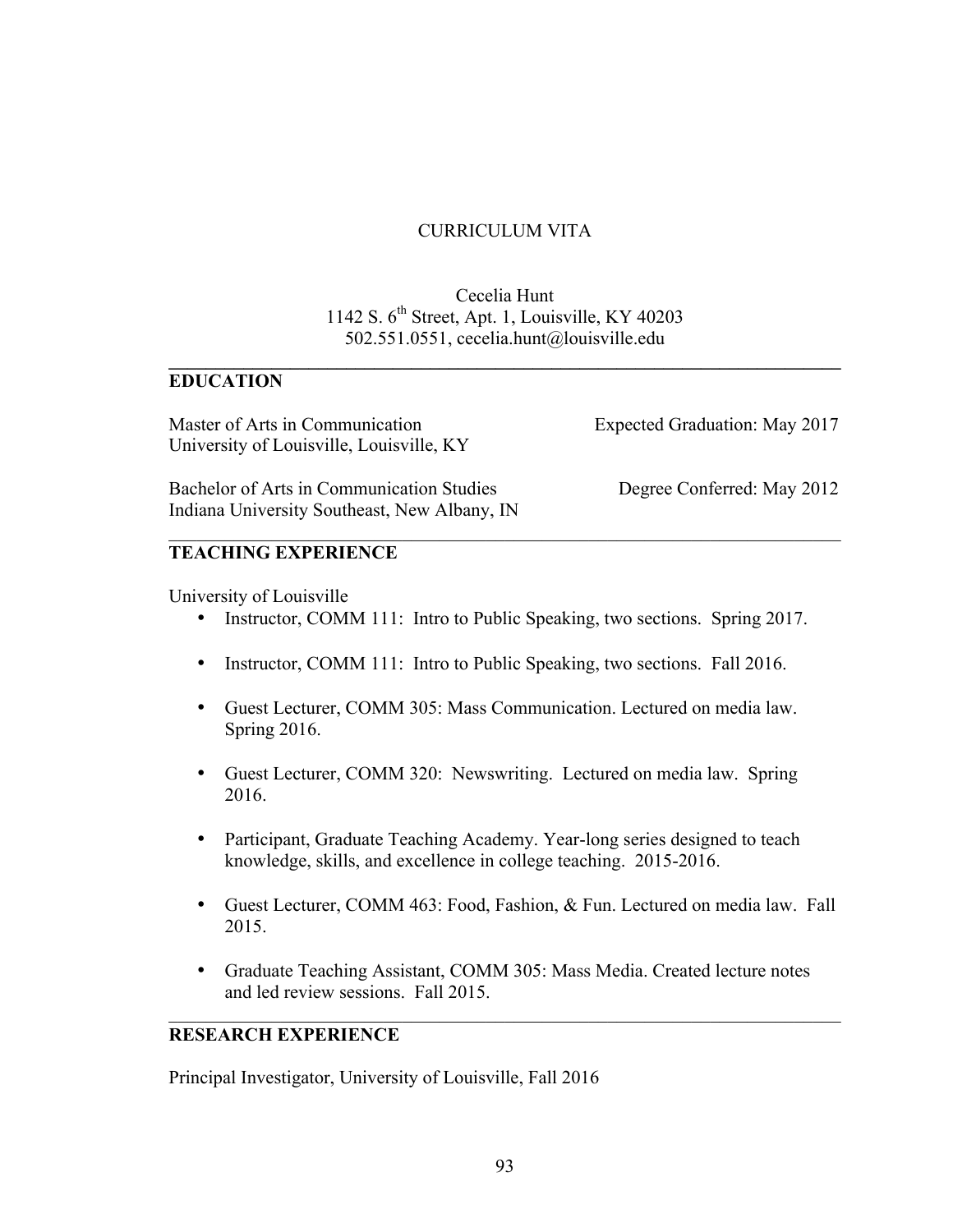# CURRICULUM VITA

Cecelia Hunt
1142 S. 6th Street, Apt. 1, Louisville, KY 40203
502.551.0551, cecelia.hunt@louisville.edu

## EDUCATION

Master of Arts in Communication — Expected Graduation: May 2017
University of Louisville, Louisville, KY

Bachelor of Arts in Communication Studies — Degree Conferred: May 2012
Indiana University Southeast, New Albany, IN

## TEACHING EXPERIENCE

University of Louisville

- Instructor, COMM 111: Intro to Public Speaking, two sections. Spring 2017.
- Instructor, COMM 111: Intro to Public Speaking, two sections. Fall 2016.
- Guest Lecturer, COMM 305: Mass Communication. Lectured on media law. Spring 2016.
- Guest Lecturer, COMM 320: Newswriting. Lectured on media law. Spring 2016.
- Participant, Graduate Teaching Academy. Year-long series designed to teach knowledge, skills, and excellence in college teaching. 2015-2016.
- Guest Lecturer, COMM 463: Food, Fashion, & Fun. Lectured on media law. Fall 2015.
- Graduate Teaching Assistant, COMM 305: Mass Media. Created lecture notes and led review sessions. Fall 2015.

## RESEARCH EXPERIENCE

Principal Investigator, University of Louisville, Fall 2016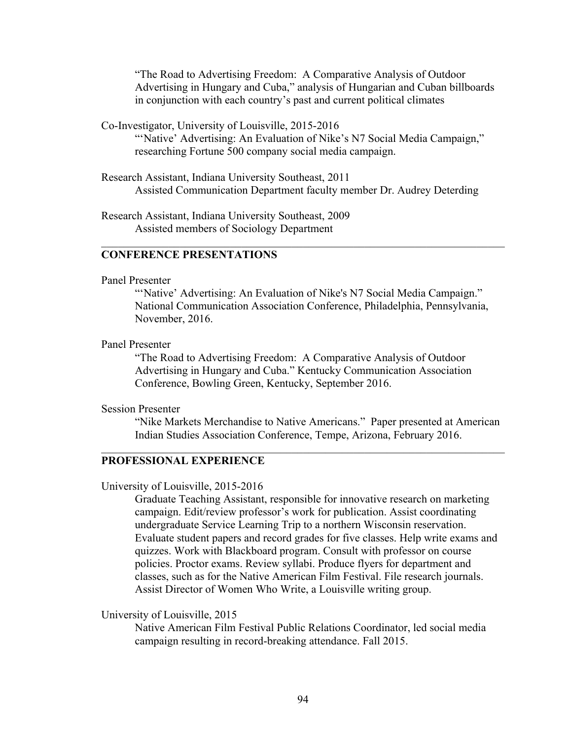"The Road to Advertising Freedom: A Comparative Analysis of Outdoor Advertising in Hungary and Cuba," analysis of Hungarian and Cuban billboards in conjunction with each country's past and current political climates

Co-Investigator, University of Louisville, 2015-2016

"'Native' Advertising: An Evaluation of Nike's N7 Social Media Campaign," researching Fortune 500 company social media campaign.

Research Assistant, Indiana University Southeast, 2011

Assisted Communication Department faculty member Dr. Audrey Deterding

Research Assistant, Indiana University Southeast, 2009

Assisted members of Sociology Department

## CONFERENCE PRESENTATIONS

Panel Presenter

"'Native' Advertising: An Evaluation of Nike's N7 Social Media Campaign." National Communication Association Conference, Philadelphia, Pennsylvania, November, 2016.

Panel Presenter

"The Road to Advertising Freedom: A Comparative Analysis of Outdoor Advertising in Hungary and Cuba." Kentucky Communication Association Conference, Bowling Green, Kentucky, September 2016.

Session Presenter

"Nike Markets Merchandise to Native Americans." Paper presented at American Indian Studies Association Conference, Tempe, Arizona, February 2016.

## PROFESSIONAL EXPERIENCE

University of Louisville, 2015-2016

Graduate Teaching Assistant, responsible for innovative research on marketing campaign. Edit/review professor's work for publication. Assist coordinating undergraduate Service Learning Trip to a northern Wisconsin reservation. Evaluate student papers and record grades for five classes. Help write exams and quizzes. Work with Blackboard program. Consult with professor on course policies. Proctor exams. Review syllabi. Produce flyers for department and classes, such as for the Native American Film Festival. File research journals. Assist Director of Women Who Write, a Louisville writing group.

University of Louisville, 2015

Native American Film Festival Public Relations Coordinator, led social media campaign resulting in record-breaking attendance. Fall 2015.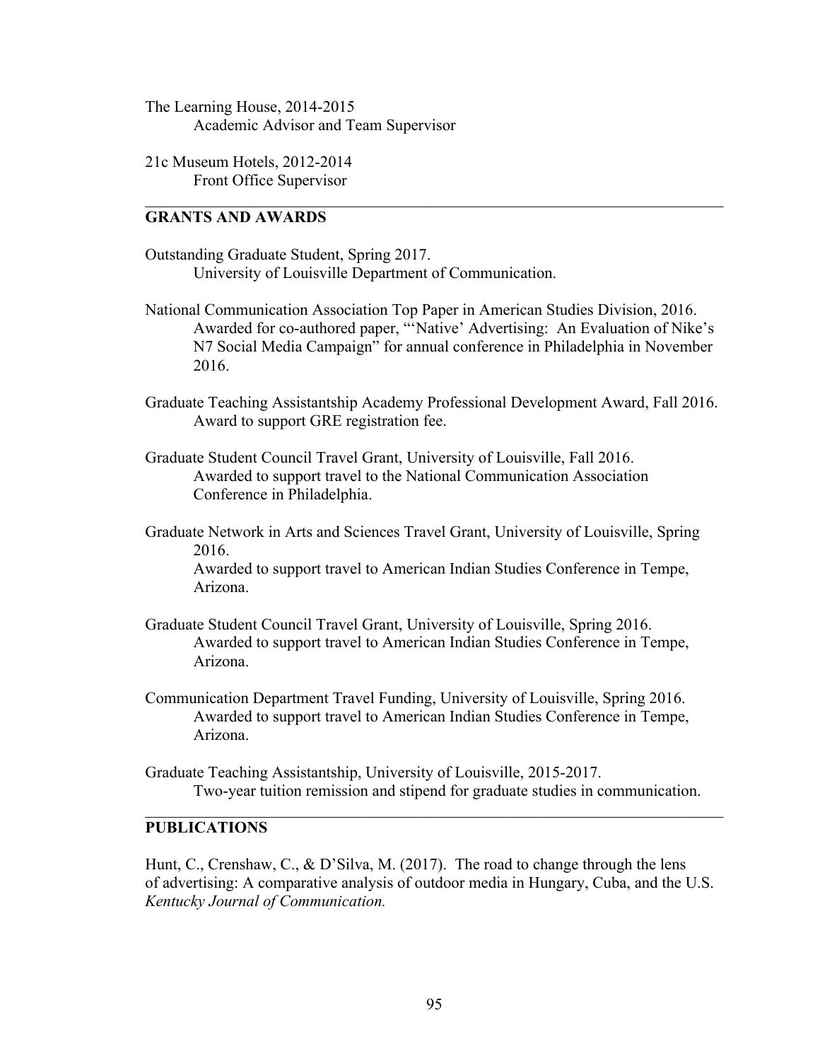The Learning House, 2014-2015
Academic Advisor and Team Supervisor

21c Museum Hotels, 2012-2014
Front Office Supervisor

---

## GRANTS AND AWARDS

Outstanding Graduate Student, Spring 2017.
University of Louisville Department of Communication.

National Communication Association Top Paper in American Studies Division, 2016.
Awarded for co-authored paper, "'Native' Advertising: An Evaluation of Nike's N7 Social Media Campaign" for annual conference in Philadelphia in November 2016.

Graduate Teaching Assistantship Academy Professional Development Award, Fall 2016.
Award to support GRE registration fee.

Graduate Student Council Travel Grant, University of Louisville, Fall 2016.
Awarded to support travel to the National Communication Association Conference in Philadelphia.

Graduate Network in Arts and Sciences Travel Grant, University of Louisville, Spring 2016.
Awarded to support travel to American Indian Studies Conference in Tempe, Arizona.

Graduate Student Council Travel Grant, University of Louisville, Spring 2016.
Awarded to support travel to American Indian Studies Conference in Tempe, Arizona.

Communication Department Travel Funding, University of Louisville, Spring 2016.
Awarded to support travel to American Indian Studies Conference in Tempe, Arizona.

Graduate Teaching Assistantship, University of Louisville, 2015-2017.
Two-year tuition remission and stipend for graduate studies in communication.

---

## PUBLICATIONS

Hunt, C., Crenshaw, C., & D'Silva, M. (2017). The road to change through the lens of advertising: A comparative analysis of outdoor media in Hungary, Cuba, and the U.S. *Kentucky Journal of Communication.*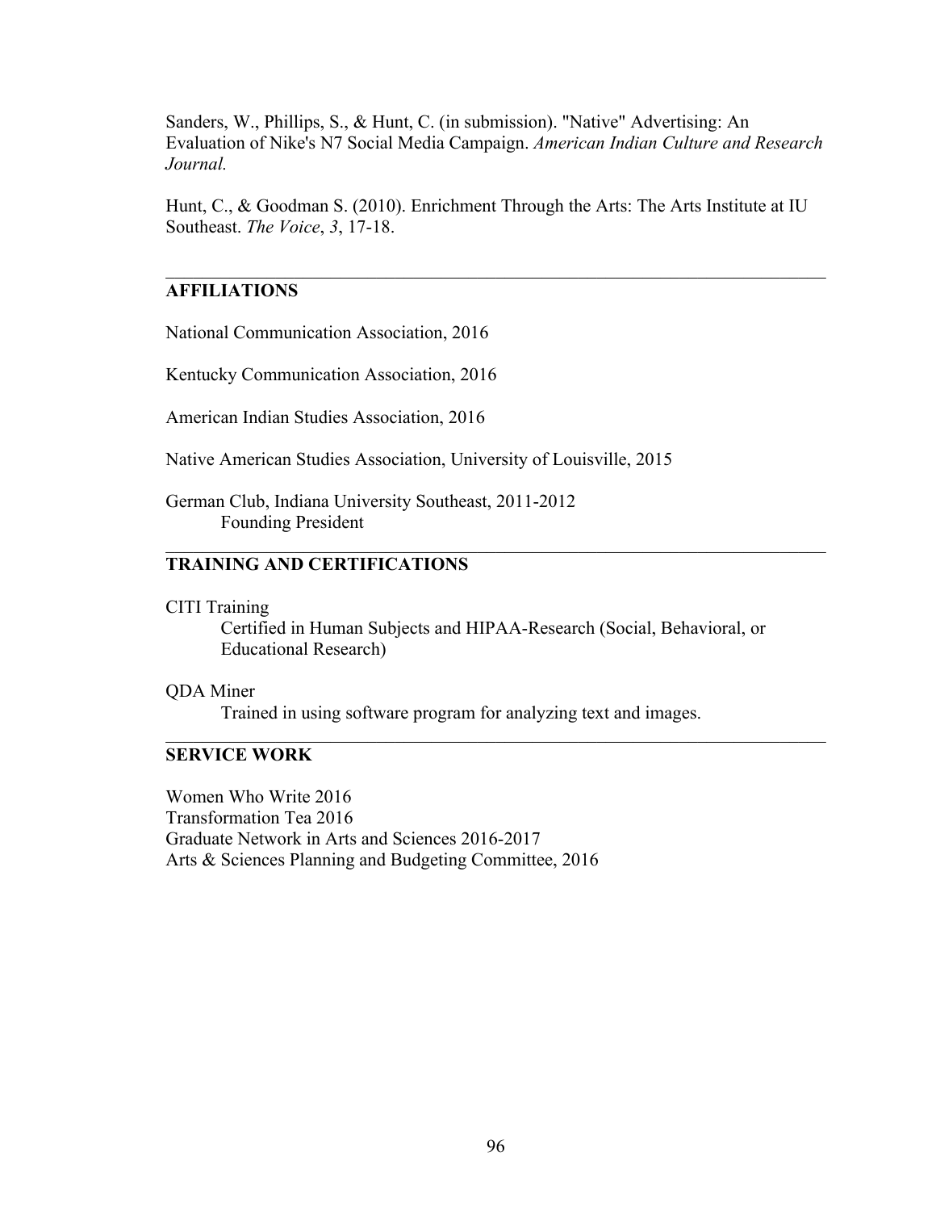Sanders, W., Phillips, S., & Hunt, C. (in submission). "Native" Advertising: An Evaluation of Nike's N7 Social Media Campaign. *American Indian Culture and Research Journal.*

Hunt, C., & Goodman S. (2010). Enrichment Through the Arts: The Arts Institute at IU Southeast. *The Voice*, *3*, 17-18.

---

## AFFILIATIONS

National Communication Association, 2016

Kentucky Communication Association, 2016

American Indian Studies Association, 2016

Native American Studies Association, University of Louisville, 2015

German Club, Indiana University Southeast, 2011-2012
    Founding President

---

## TRAINING AND CERTIFICATIONS

CITI Training
    Certified in Human Subjects and HIPAA-Research (Social, Behavioral, or Educational Research)

QDA Miner
    Trained in using software program for analyzing text and images.

---

## SERVICE WORK

Women Who Write 2016
Transformation Tea 2016
Graduate Network in Arts and Sciences 2016-2017
Arts & Sciences Planning and Budgeting Committee, 2016